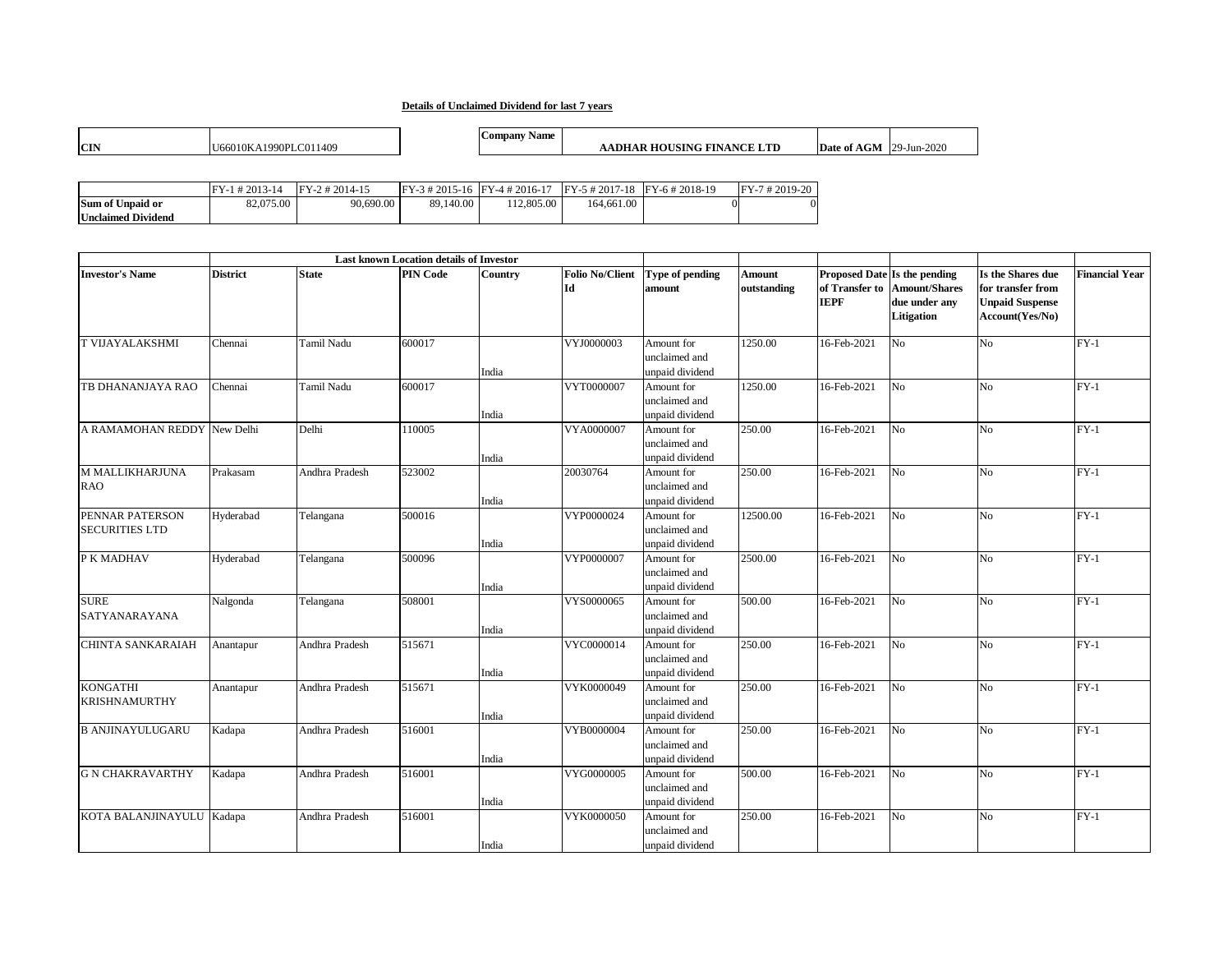**Details of Unclaimed Dividend for last 7 years**

| CIN | U66010KA1990PLC011409 | Company Name | AADHAR HOUSING FINANCE LTD | Date of AGM | 29-Jun-2020 |
|---|---|---|---|---|---|

| | FY-1 # 2013-14 | FY-2 # 2014-15 | FY-3 # 2015-16 | FY-4 # 2016-17 | FY-5 # 2017-18 | FY-6 # 2018-19 | FY-7 # 2019-20 |
|---|---|---|---|---|---|---|---|
| **Sum of Unpaid or Unclaimed Dividend** | 82,075.00 | 90,690.00 | 89,140.00 | 112,805.00 | 164,661.00 | 0 | 0 |

| | Last known Location details of Investor | | | | | | | | | | |
|---|---|---|---|---|---|---|---|---|---|---|---|
| **Investor's Name** | **District** | **State** | **PIN Code** | **Country** | **Folio No/Client Id** | **Type of pending amount** | **Amount outstanding** | **Proposed Date of Transfer to IEPF** | **Is the pending Amount/Shares due under any Litigation** | **Is the Shares due for transfer from Unpaid Suspense Account(Yes/No)** | **Financial Year** |
| T VIJAYALAKSHMI | Chennai | Tamil Nadu | 600017 | India | VYJ0000003 | Amount for unclaimed and unpaid dividend | 1250.00 | 16-Feb-2021 | No | No | FY-1 |
| TB DHANANJAYA RAO | Chennai | Tamil Nadu | 600017 | India | VYT0000007 | Amount for unclaimed and unpaid dividend | 1250.00 | 16-Feb-2021 | No | No | FY-1 |
| A RAMAMOHAN REDDY | New Delhi | Delhi | 110005 | India | VYA0000007 | Amount for unclaimed and unpaid dividend | 250.00 | 16-Feb-2021 | No | No | FY-1 |
| M MALLIKHARJUNA RAO | Prakasam | Andhra Pradesh | 523002 | India | 20030764 | Amount for unclaimed and unpaid dividend | 250.00 | 16-Feb-2021 | No | No | FY-1 |
| PENNAR PATERSON SECURITIES LTD | Hyderabad | Telangana | 500016 | India | VYP0000024 | Amount for unclaimed and unpaid dividend | 12500.00 | 16-Feb-2021 | No | No | FY-1 |
| P K MADHAV | Hyderabad | Telangana | 500096 | India | VYP0000007 | Amount for unclaimed and unpaid dividend | 2500.00 | 16-Feb-2021 | No | No | FY-1 |
| SURE SATYANARAYANA | Nalgonda | Telangana | 508001 | India | VYS0000065 | Amount for unclaimed and unpaid dividend | 500.00 | 16-Feb-2021 | No | No | FY-1 |
| CHINTA SANKARAIAH | Anantapur | Andhra Pradesh | 515671 | India | VYC0000014 | Amount for unclaimed and unpaid dividend | 250.00 | 16-Feb-2021 | No | No | FY-1 |
| KONGATHI KRISHNAMURTHY | Anantapur | Andhra Pradesh | 515671 | India | VYK0000049 | Amount for unclaimed and unpaid dividend | 250.00 | 16-Feb-2021 | No | No | FY-1 |
| B ANJINAYULUGARU | Kadapa | Andhra Pradesh | 516001 | India | VYB0000004 | Amount for unclaimed and unpaid dividend | 250.00 | 16-Feb-2021 | No | No | FY-1 |
| G N CHAKRAVARTHY | Kadapa | Andhra Pradesh | 516001 | India | VYG0000005 | Amount for unclaimed and unpaid dividend | 500.00 | 16-Feb-2021 | No | No | FY-1 |
| KOTA BALANJINAYULU | Kadapa | Andhra Pradesh | 516001 | India | VYK0000050 | Amount for unclaimed and unpaid dividend | 250.00 | 16-Feb-2021 | No | No | FY-1 |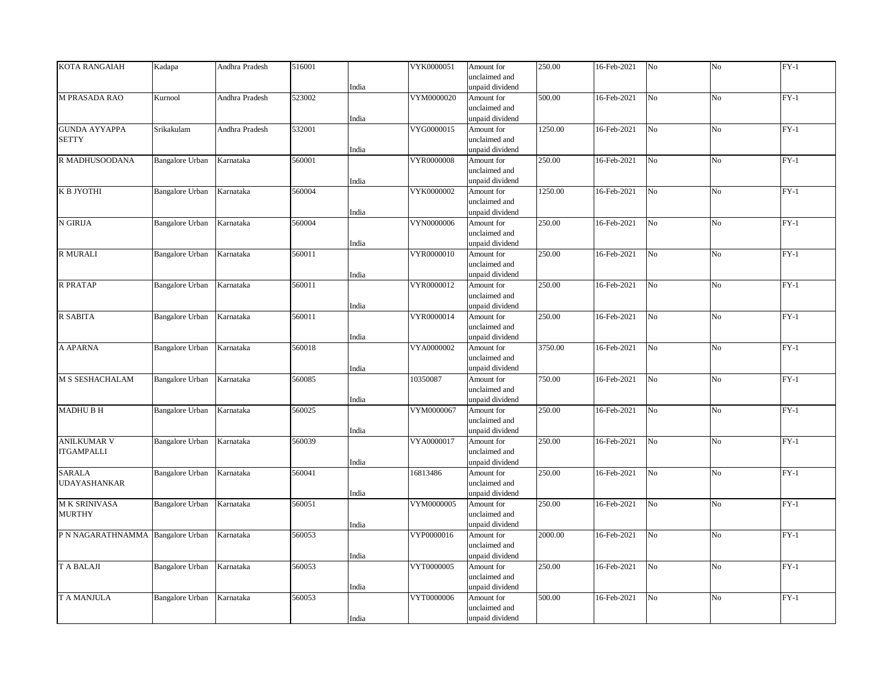| | | | | | | | | | | | |
|---|---|---|---|---|---|---|---|---|---|---|---|
| KOTA RANGAIAH | Kadapa | Andhra Pradesh | 516001 | India | VYK0000051 | Amount for unclaimed and unpaid dividend | 250.00 | 16-Feb-2021 | No | No | FY-1 |
| M PRASADA RAO | Kurnool | Andhra Pradesh | 523002 | India | VYM0000020 | Amount for unclaimed and unpaid dividend | 500.00 | 16-Feb-2021 | No | No | FY-1 |
| GUNDA AYYAPPA SETTY | Srikakulam | Andhra Pradesh | 532001 | India | VYG0000015 | Amount for unclaimed and unpaid dividend | 1250.00 | 16-Feb-2021 | No | No | FY-1 |
| R MADHUSOODANA | Bangalore Urban | Karnataka | 560001 | India | VYR0000008 | Amount for unclaimed and unpaid dividend | 250.00 | 16-Feb-2021 | No | No | FY-1 |
| K B JYOTHI | Bangalore Urban | Karnataka | 560004 | India | VYK0000002 | Amount for unclaimed and unpaid dividend | 1250.00 | 16-Feb-2021 | No | No | FY-1 |
| N GIRIJA | Bangalore Urban | Karnataka | 560004 | India | VYN0000006 | Amount for unclaimed and unpaid dividend | 250.00 | 16-Feb-2021 | No | No | FY-1 |
| R MURALI | Bangalore Urban | Karnataka | 560011 | India | VYR0000010 | Amount for unclaimed and unpaid dividend | 250.00 | 16-Feb-2021 | No | No | FY-1 |
| R PRATAP | Bangalore Urban | Karnataka | 560011 | India | VYR0000012 | Amount for unclaimed and unpaid dividend | 250.00 | 16-Feb-2021 | No | No | FY-1 |
| R SABITA | Bangalore Urban | Karnataka | 560011 | India | VYR0000014 | Amount for unclaimed and unpaid dividend | 250.00 | 16-Feb-2021 | No | No | FY-1 |
| A APARNA | Bangalore Urban | Karnataka | 560018 | India | VYA0000002 | Amount for unclaimed and unpaid dividend | 3750.00 | 16-Feb-2021 | No | No | FY-1 |
| M S SESHACHALAM | Bangalore Urban | Karnataka | 560085 | India | 10350087 | Amount for unclaimed and unpaid dividend | 750.00 | 16-Feb-2021 | No | No | FY-1 |
| MADHU B H | Bangalore Urban | Karnataka | 560025 | India | VYM0000067 | Amount for unclaimed and unpaid dividend | 250.00 | 16-Feb-2021 | No | No | FY-1 |
| ANILKUMAR V ITGAMPALLI | Bangalore Urban | Karnataka | 560039 | India | VYA0000017 | Amount for unclaimed and unpaid dividend | 250.00 | 16-Feb-2021 | No | No | FY-1 |
| SARALA UDAYASHANKAR | Bangalore Urban | Karnataka | 560041 | India | 16813486 | Amount for unclaimed and unpaid dividend | 250.00 | 16-Feb-2021 | No | No | FY-1 |
| M K SRINIVASA MURTHY | Bangalore Urban | Karnataka | 560051 | India | VYM0000005 | Amount for unclaimed and unpaid dividend | 250.00 | 16-Feb-2021 | No | No | FY-1 |
| P N NAGARATHNAMMA | Bangalore Urban | Karnataka | 560053 | India | VYP0000016 | Amount for unclaimed and unpaid dividend | 2000.00 | 16-Feb-2021 | No | No | FY-1 |
| T A BALAJI | Bangalore Urban | Karnataka | 560053 | India | VYT0000005 | Amount for unclaimed and unpaid dividend | 250.00 | 16-Feb-2021 | No | No | FY-1 |
| T A MANJULA | Bangalore Urban | Karnataka | 560053 | India | VYT0000006 | Amount for unclaimed and unpaid dividend | 500.00 | 16-Feb-2021 | No | No | FY-1 |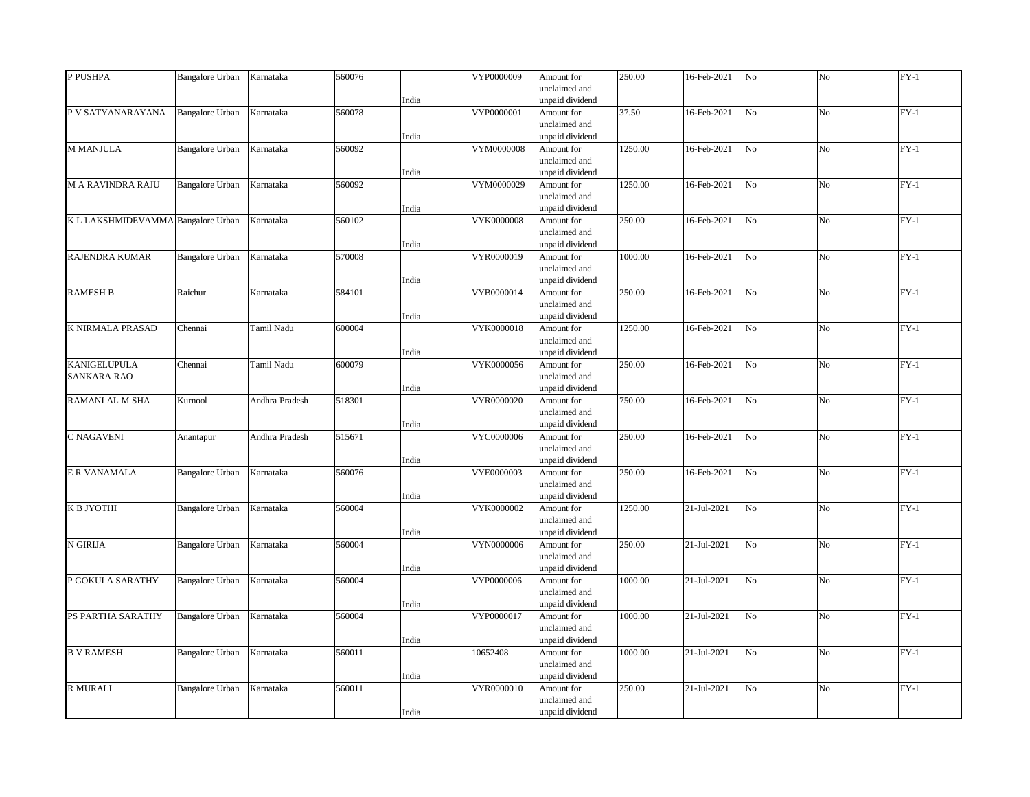| P PUSHPA | Bangalore Urban | Karnataka | 560076 | India | VYP0000009 | Amount for unclaimed and unpaid dividend | 250.00 | 16-Feb-2021 | No | No | FY-1 |
|---|---|---|---|---|---|---|---|---|---|---|---|
| P V SATYANARAYANA | Bangalore Urban | Karnataka | 560078 | India | VYP0000001 | Amount for unclaimed and unpaid dividend | 37.50 | 16-Feb-2021 | No | No | FY-1 |
| M MANJULA | Bangalore Urban | Karnataka | 560092 | India | VYM0000008 | Amount for unclaimed and unpaid dividend | 1250.00 | 16-Feb-2021 | No | No | FY-1 |
| M A RAVINDRA RAJU | Bangalore Urban | Karnataka | 560092 | India | VYM0000029 | Amount for unclaimed and unpaid dividend | 1250.00 | 16-Feb-2021 | No | No | FY-1 |
| K L LAKSHMIDEVAMMA | Bangalore Urban | Karnataka | 560102 | India | VYK0000008 | Amount for unclaimed and unpaid dividend | 250.00 | 16-Feb-2021 | No | No | FY-1 |
| RAJENDRA KUMAR | Bangalore Urban | Karnataka | 570008 | India | VYR0000019 | Amount for unclaimed and unpaid dividend | 1000.00 | 16-Feb-2021 | No | No | FY-1 |
| RAMESH B | Raichur | Karnataka | 584101 | India | VYB0000014 | Amount for unclaimed and unpaid dividend | 250.00 | 16-Feb-2021 | No | No | FY-1 |
| K NIRMALA PRASAD | Chennai | Tamil Nadu | 600004 | India | VYK0000018 | Amount for unclaimed and unpaid dividend | 1250.00 | 16-Feb-2021 | No | No | FY-1 |
| KANIGELUPULA SANKARA RAO | Chennai | Tamil Nadu | 600079 | India | VYK0000056 | Amount for unclaimed and unpaid dividend | 250.00 | 16-Feb-2021 | No | No | FY-1 |
| RAMANLAL M SHA | Kurnool | Andhra Pradesh | 518301 | India | VYR0000020 | Amount for unclaimed and unpaid dividend | 750.00 | 16-Feb-2021 | No | No | FY-1 |
| C NAGAVENI | Anantapur | Andhra Pradesh | 515671 | India | VYC0000006 | Amount for unclaimed and unpaid dividend | 250.00 | 16-Feb-2021 | No | No | FY-1 |
| E R VANAMALA | Bangalore Urban | Karnataka | 560076 | India | VYE0000003 | Amount for unclaimed and unpaid dividend | 250.00 | 16-Feb-2021 | No | No | FY-1 |
| K B JYOTHI | Bangalore Urban | Karnataka | 560004 | India | VYK0000002 | Amount for unclaimed and unpaid dividend | 1250.00 | 21-Jul-2021 | No | No | FY-1 |
| N GIRIJA | Bangalore Urban | Karnataka | 560004 | India | VYN0000006 | Amount for unclaimed and unpaid dividend | 250.00 | 21-Jul-2021 | No | No | FY-1 |
| P GOKULA SARATHY | Bangalore Urban | Karnataka | 560004 | India | VYP0000006 | Amount for unclaimed and unpaid dividend | 1000.00 | 21-Jul-2021 | No | No | FY-1 |
| PS PARTHA SARATHY | Bangalore Urban | Karnataka | 560004 | India | VYP0000017 | Amount for unclaimed and unpaid dividend | 1000.00 | 21-Jul-2021 | No | No | FY-1 |
| B V RAMESH | Bangalore Urban | Karnataka | 560011 | India | 10652408 | Amount for unclaimed and unpaid dividend | 1000.00 | 21-Jul-2021 | No | No | FY-1 |
| R MURALI | Bangalore Urban | Karnataka | 560011 | India | VYR0000010 | Amount for unclaimed and unpaid dividend | 250.00 | 21-Jul-2021 | No | No | FY-1 |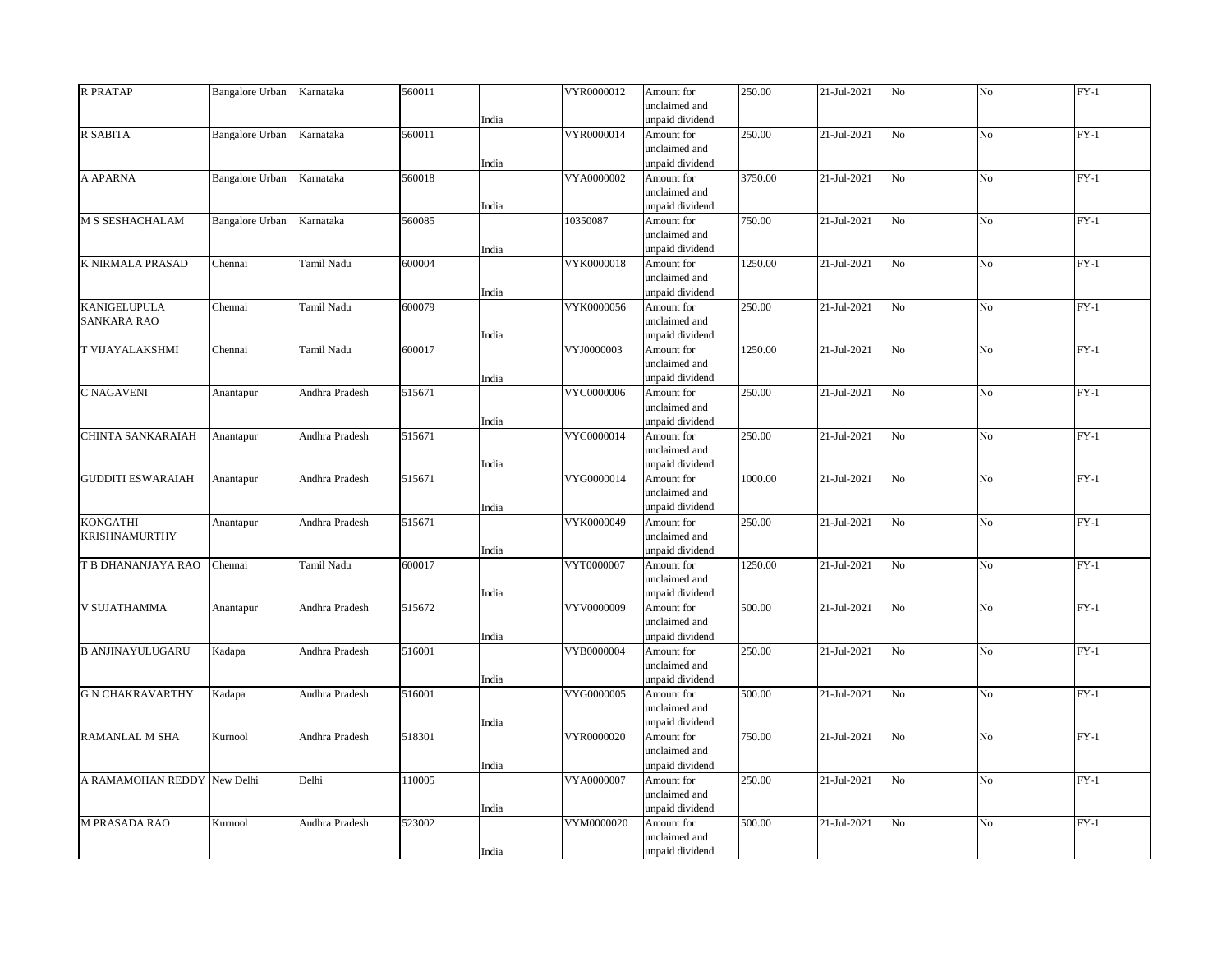| R PRATAP | Bangalore Urban | Karnataka | 560011 | India | VYR0000012 | Amount for unclaimed and unpaid dividend | 250.00 | 21-Jul-2021 | No | No | FY-1 |
|---|---|---|---|---|---|---|---|---|---|---|---|
| R SABITA | Bangalore Urban | Karnataka | 560011 | India | VYR0000014 | Amount for unclaimed and unpaid dividend | 250.00 | 21-Jul-2021 | No | No | FY-1 |
| A APARNA | Bangalore Urban | Karnataka | 560018 | India | VYA0000002 | Amount for unclaimed and unpaid dividend | 3750.00 | 21-Jul-2021 | No | No | FY-1 |
| M S SESHACHALAM | Bangalore Urban | Karnataka | 560085 | India | 10350087 | Amount for unclaimed and unpaid dividend | 750.00 | 21-Jul-2021 | No | No | FY-1 |
| K NIRMALA PRASAD | Chennai | Tamil Nadu | 600004 | India | VYK0000018 | Amount for unclaimed and unpaid dividend | 1250.00 | 21-Jul-2021 | No | No | FY-1 |
| KANIGELUPULA SANKARA RAO | Chennai | Tamil Nadu | 600079 | India | VYK0000056 | Amount for unclaimed and unpaid dividend | 250.00 | 21-Jul-2021 | No | No | FY-1 |
| T VIJAYALAKSHMI | Chennai | Tamil Nadu | 600017 | India | VYJ0000003 | Amount for unclaimed and unpaid dividend | 1250.00 | 21-Jul-2021 | No | No | FY-1 |
| C NAGAVENI | Anantapur | Andhra Pradesh | 515671 | India | VYC0000006 | Amount for unclaimed and unpaid dividend | 250.00 | 21-Jul-2021 | No | No | FY-1 |
| CHINTA SANKARAIAH | Anantapur | Andhra Pradesh | 515671 | India | VYC0000014 | Amount for unclaimed and unpaid dividend | 250.00 | 21-Jul-2021 | No | No | FY-1 |
| GUDDITI ESWARAIAH | Anantapur | Andhra Pradesh | 515671 | India | VYG0000014 | Amount for unclaimed and unpaid dividend | 1000.00 | 21-Jul-2021 | No | No | FY-1 |
| KONGATHI KRISHNAMURTHY | Anantapur | Andhra Pradesh | 515671 | India | VYK0000049 | Amount for unclaimed and unpaid dividend | 250.00 | 21-Jul-2021 | No | No | FY-1 |
| T B DHANANJAYA RAO | Chennai | Tamil Nadu | 600017 | India | VYT0000007 | Amount for unclaimed and unpaid dividend | 1250.00 | 21-Jul-2021 | No | No | FY-1 |
| V SUJATHAMMA | Anantapur | Andhra Pradesh | 515672 | India | VYV0000009 | Amount for unclaimed and unpaid dividend | 500.00 | 21-Jul-2021 | No | No | FY-1 |
| B ANJINAYULUGARU | Kadapa | Andhra Pradesh | 516001 | India | VYB0000004 | Amount for unclaimed and unpaid dividend | 250.00 | 21-Jul-2021 | No | No | FY-1 |
| G N CHAKRAVARTHY | Kadapa | Andhra Pradesh | 516001 | India | VYG0000005 | Amount for unclaimed and unpaid dividend | 500.00 | 21-Jul-2021 | No | No | FY-1 |
| RAMANLAL M SHA | Kurnool | Andhra Pradesh | 518301 | India | VYR0000020 | Amount for unclaimed and unpaid dividend | 750.00 | 21-Jul-2021 | No | No | FY-1 |
| A RAMAMOHAN REDDY | New Delhi | Delhi | 110005 | India | VYA0000007 | Amount for unclaimed and unpaid dividend | 250.00 | 21-Jul-2021 | No | No | FY-1 |
| M PRASADA RAO | Kurnool | Andhra Pradesh | 523002 | India | VYM0000020 | Amount for unclaimed and unpaid dividend | 500.00 | 21-Jul-2021 | No | No | FY-1 |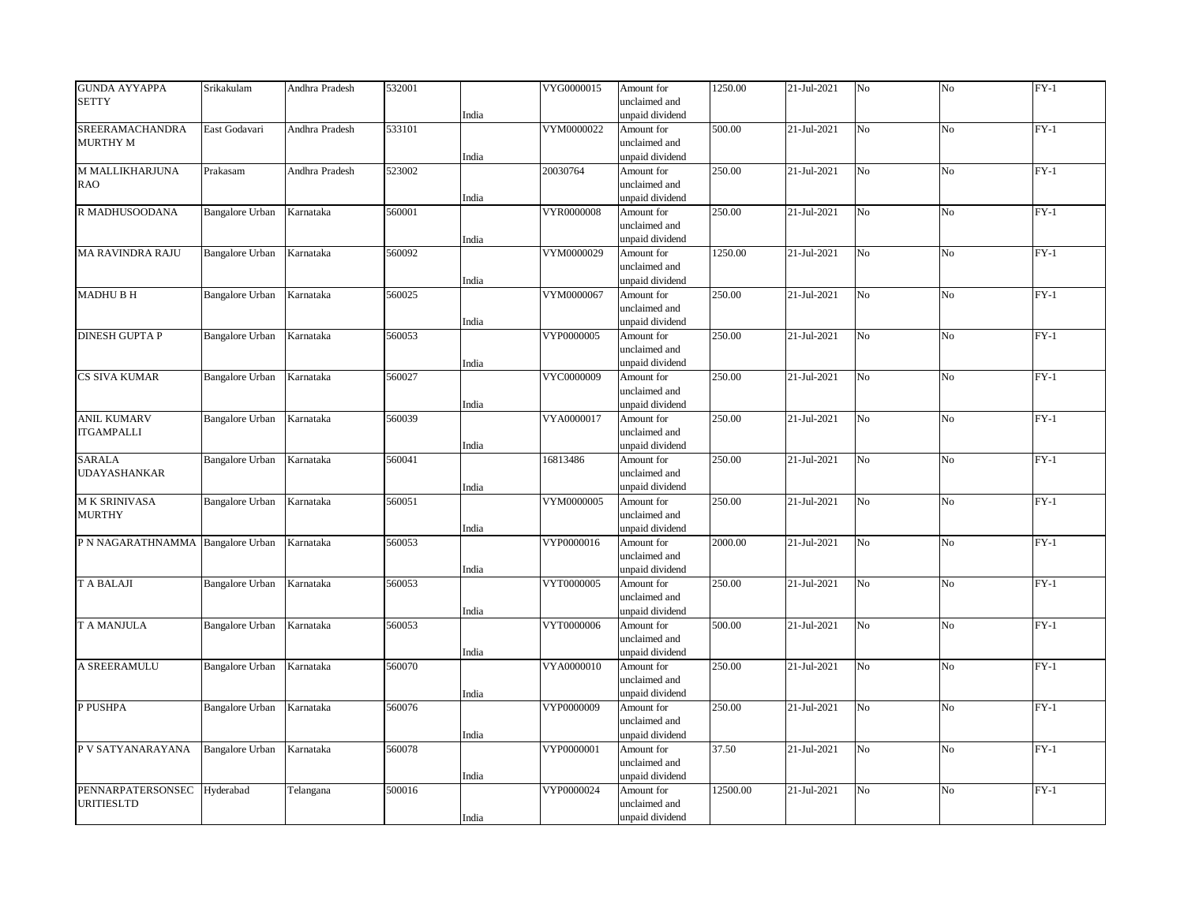| | | | | | | | | | | | |
|---|---|---|---|---|---|---|---|---|---|---|---|
| GUNDA AYYAPPA SETTY | Srikakulam | Andhra Pradesh | 532001 | India | VYG0000015 | Amount for unclaimed and unpaid dividend | 1250.00 | 21-Jul-2021 | No | No | FY-1 |
| SREERAMACHANDRA MURTHY M | East Godavari | Andhra Pradesh | 533101 | India | VYM0000022 | Amount for unclaimed and unpaid dividend | 500.00 | 21-Jul-2021 | No | No | FY-1 |
| M MALLIKHARJUNA RAO | Prakasam | Andhra Pradesh | 523002 | India | 20030764 | Amount for unclaimed and unpaid dividend | 250.00 | 21-Jul-2021 | No | No | FY-1 |
| R MADHUSOODANA | Bangalore Urban | Karnataka | 560001 | India | VYR0000008 | Amount for unclaimed and unpaid dividend | 250.00 | 21-Jul-2021 | No | No | FY-1 |
| MA RAVINDRA RAJU | Bangalore Urban | Karnataka | 560092 | India | VYM0000029 | Amount for unclaimed and unpaid dividend | 1250.00 | 21-Jul-2021 | No | No | FY-1 |
| MADHU B H | Bangalore Urban | Karnataka | 560025 | India | VYM0000067 | Amount for unclaimed and unpaid dividend | 250.00 | 21-Jul-2021 | No | No | FY-1 |
| DINESH GUPTA P | Bangalore Urban | Karnataka | 560053 | India | VYP0000005 | Amount for unclaimed and unpaid dividend | 250.00 | 21-Jul-2021 | No | No | FY-1 |
| CS SIVA KUMAR | Bangalore Urban | Karnataka | 560027 | India | VYC0000009 | Amount for unclaimed and unpaid dividend | 250.00 | 21-Jul-2021 | No | No | FY-1 |
| ANIL KUMARV ITGAMPALLI | Bangalore Urban | Karnataka | 560039 | India | VYA0000017 | Amount for unclaimed and unpaid dividend | 250.00 | 21-Jul-2021 | No | No | FY-1 |
| SARALA UDAYASHANKAR | Bangalore Urban | Karnataka | 560041 | India | 16813486 | Amount for unclaimed and unpaid dividend | 250.00 | 21-Jul-2021 | No | No | FY-1 |
| M K SRINIVASA MURTHY | Bangalore Urban | Karnataka | 560051 | India | VYM0000005 | Amount for unclaimed and unpaid dividend | 250.00 | 21-Jul-2021 | No | No | FY-1 |
| P N NAGARATHNAMMA | Bangalore Urban | Karnataka | 560053 | India | VYP0000016 | Amount for unclaimed and unpaid dividend | 2000.00 | 21-Jul-2021 | No | No | FY-1 |
| T A BALAJI | Bangalore Urban | Karnataka | 560053 | India | VYT0000005 | Amount for unclaimed and unpaid dividend | 250.00 | 21-Jul-2021 | No | No | FY-1 |
| T A MANJULA | Bangalore Urban | Karnataka | 560053 | India | VYT0000006 | Amount for unclaimed and unpaid dividend | 500.00 | 21-Jul-2021 | No | No | FY-1 |
| A SREERAMULU | Bangalore Urban | Karnataka | 560070 | India | VYA0000010 | Amount for unclaimed and unpaid dividend | 250.00 | 21-Jul-2021 | No | No | FY-1 |
| P PUSHPA | Bangalore Urban | Karnataka | 560076 | India | VYP0000009 | Amount for unclaimed and unpaid dividend | 250.00 | 21-Jul-2021 | No | No | FY-1 |
| P V SATYANARAYANA | Bangalore Urban | Karnataka | 560078 | India | VYP0000001 | Amount for unclaimed and unpaid dividend | 37.50 | 21-Jul-2021 | No | No | FY-1 |
| PENNARPATERSONSEC URITIESLTD | Hyderabad | Telangana | 500016 | India | VYP0000024 | Amount for unclaimed and unpaid dividend | 12500.00 | 21-Jul-2021 | No | No | FY-1 |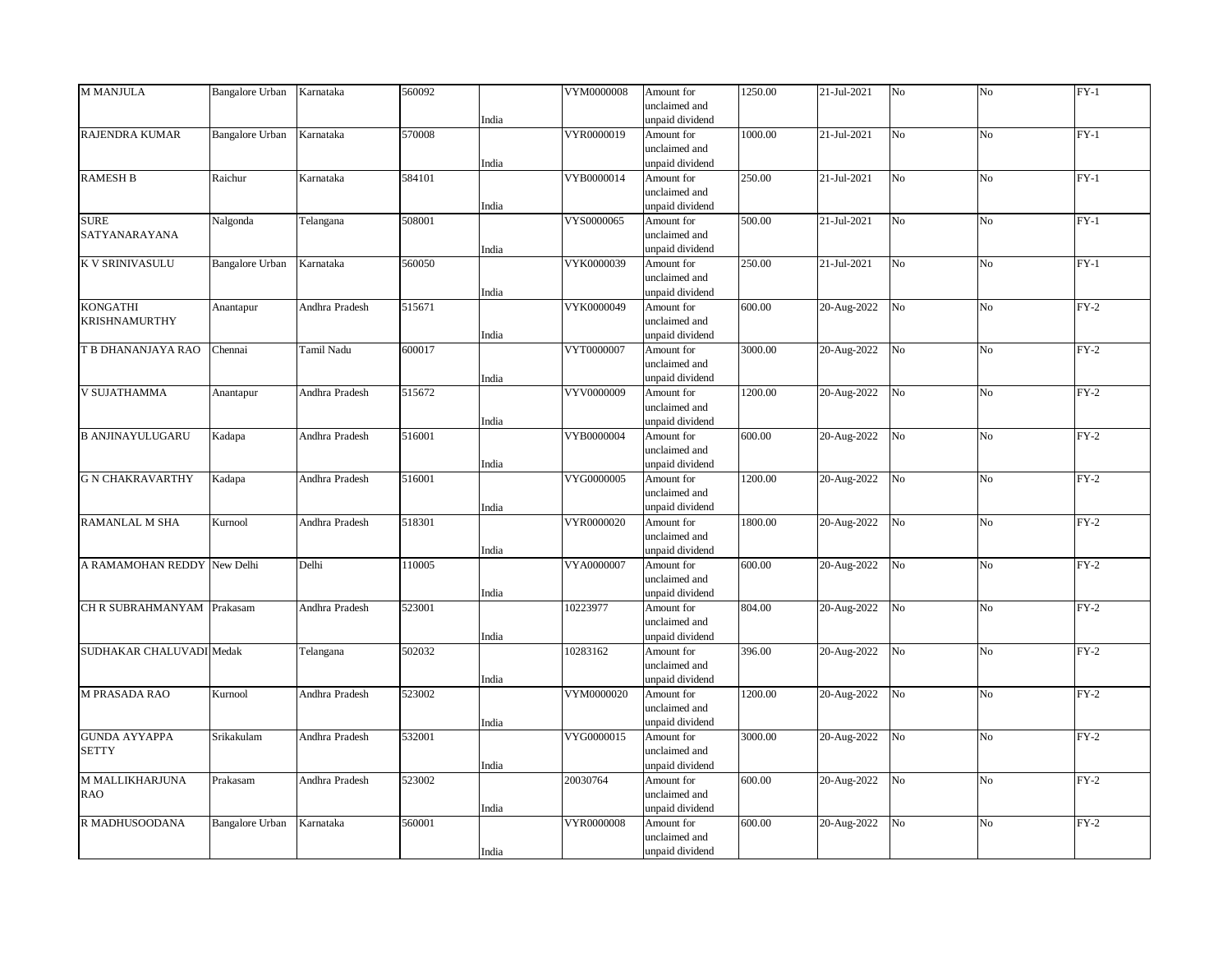| | | | | | | | | | | | |
|---|---|---|---|---|---|---|---|---|---|---|---|
| M MANJULA | Bangalore Urban | Karnataka | 560092 | India | VYM0000008 | Amount for unclaimed and unpaid dividend | 1250.00 | 21-Jul-2021 | No | No | FY-1 |
| RAJENDRA KUMAR | Bangalore Urban | Karnataka | 570008 | India | VYR0000019 | Amount for unclaimed and unpaid dividend | 1000.00 | 21-Jul-2021 | No | No | FY-1 |
| RAMESH B | Raichur | Karnataka | 584101 | India | VYB0000014 | Amount for unclaimed and unpaid dividend | 250.00 | 21-Jul-2021 | No | No | FY-1 |
| SURE SATYANARAYANA | Nalgonda | Telangana | 508001 | India | VYS0000065 | Amount for unclaimed and unpaid dividend | 500.00 | 21-Jul-2021 | No | No | FY-1 |
| K V SRINIVASULU | Bangalore Urban | Karnataka | 560050 | India | VYK0000039 | Amount for unclaimed and unpaid dividend | 250.00 | 21-Jul-2021 | No | No | FY-1 |
| KONGATHI KRISHNAMURTHY | Anantapur | Andhra Pradesh | 515671 | India | VYK0000049 | Amount for unclaimed and unpaid dividend | 600.00 | 20-Aug-2022 | No | No | FY-2 |
| T B DHANANJAYA RAO | Chennai | Tamil Nadu | 600017 | India | VYT0000007 | Amount for unclaimed and unpaid dividend | 3000.00 | 20-Aug-2022 | No | No | FY-2 |
| V SUJATHAMMA | Anantapur | Andhra Pradesh | 515672 | India | VYV0000009 | Amount for unclaimed and unpaid dividend | 1200.00 | 20-Aug-2022 | No | No | FY-2 |
| B ANJINAYULUGARU | Kadapa | Andhra Pradesh | 516001 | India | VYB0000004 | Amount for unclaimed and unpaid dividend | 600.00 | 20-Aug-2022 | No | No | FY-2 |
| G N CHAKRAVARTHY | Kadapa | Andhra Pradesh | 516001 | India | VYG0000005 | Amount for unclaimed and unpaid dividend | 1200.00 | 20-Aug-2022 | No | No | FY-2 |
| RAMANLAL M SHA | Kurnool | Andhra Pradesh | 518301 | India | VYR0000020 | Amount for unclaimed and unpaid dividend | 1800.00 | 20-Aug-2022 | No | No | FY-2 |
| A RAMAMOHAN REDDY | New Delhi | Delhi | 110005 | India | VYA0000007 | Amount for unclaimed and unpaid dividend | 600.00 | 20-Aug-2022 | No | No | FY-2 |
| CH R SUBRAHMANYAM | Prakasam | Andhra Pradesh | 523001 | India | 10223977 | Amount for unclaimed and unpaid dividend | 804.00 | 20-Aug-2022 | No | No | FY-2 |
| SUDHAKAR CHALUVADI | Medak | Telangana | 502032 | India | 10283162 | Amount for unclaimed and unpaid dividend | 396.00 | 20-Aug-2022 | No | No | FY-2 |
| M PRASADA RAO | Kurnool | Andhra Pradesh | 523002 | India | VYM0000020 | Amount for unclaimed and unpaid dividend | 1200.00 | 20-Aug-2022 | No | No | FY-2 |
| GUNDA AYYAPPA SETTY | Srikakulam | Andhra Pradesh | 532001 | India | VYG0000015 | Amount for unclaimed and unpaid dividend | 3000.00 | 20-Aug-2022 | No | No | FY-2 |
| M MALLIKHARJUNA RAO | Prakasam | Andhra Pradesh | 523002 | India | 20030764 | Amount for unclaimed and unpaid dividend | 600.00 | 20-Aug-2022 | No | No | FY-2 |
| R MADHUSOODANA | Bangalore Urban | Karnataka | 560001 | India | VYR0000008 | Amount for unclaimed and unpaid dividend | 600.00 | 20-Aug-2022 | No | No | FY-2 |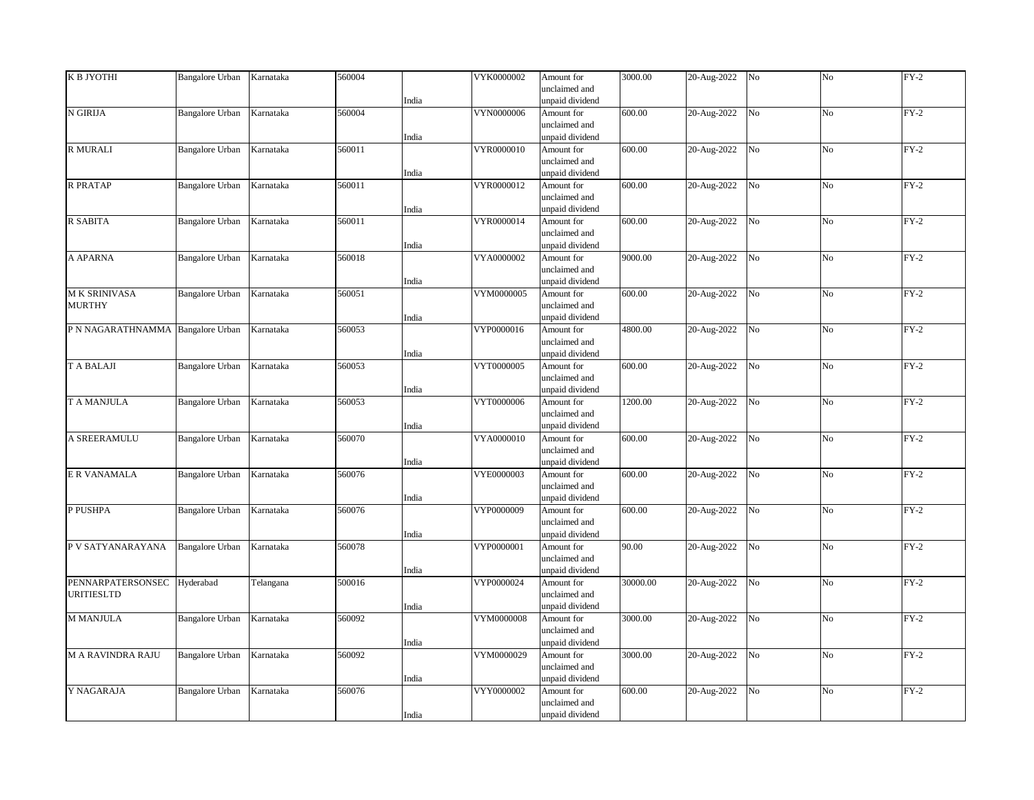| K B JYOTHI | Bangalore Urban | Karnataka | 560004 | India | VYK0000002 | Amount for unclaimed and unpaid dividend | 3000.00 | 20-Aug-2022 | No | No | FY-2 |
|---|---|---|---|---|---|---|---|---|---|---|---|
| N GIRIJA | Bangalore Urban | Karnataka | 560004 | India | VYN0000006 | Amount for unclaimed and unpaid dividend | 600.00 | 20-Aug-2022 | No | No | FY-2 |
| R MURALI | Bangalore Urban | Karnataka | 560011 | India | VYR0000010 | Amount for unclaimed and unpaid dividend | 600.00 | 20-Aug-2022 | No | No | FY-2 |
| R PRATAP | Bangalore Urban | Karnataka | 560011 | India | VYR0000012 | Amount for unclaimed and unpaid dividend | 600.00 | 20-Aug-2022 | No | No | FY-2 |
| R SABITA | Bangalore Urban | Karnataka | 560011 | India | VYR0000014 | Amount for unclaimed and unpaid dividend | 600.00 | 20-Aug-2022 | No | No | FY-2 |
| A APARNA | Bangalore Urban | Karnataka | 560018 | India | VYA0000002 | Amount for unclaimed and unpaid dividend | 9000.00 | 20-Aug-2022 | No | No | FY-2 |
| M K SRINIVASA MURTHY | Bangalore Urban | Karnataka | 560051 | India | VYM0000005 | Amount for unclaimed and unpaid dividend | 600.00 | 20-Aug-2022 | No | No | FY-2 |
| P N NAGARATHNAMMA | Bangalore Urban | Karnataka | 560053 | India | VYP0000016 | Amount for unclaimed and unpaid dividend | 4800.00 | 20-Aug-2022 | No | No | FY-2 |
| T A BALAJI | Bangalore Urban | Karnataka | 560053 | India | VYT0000005 | Amount for unclaimed and unpaid dividend | 600.00 | 20-Aug-2022 | No | No | FY-2 |
| T A MANJULA | Bangalore Urban | Karnataka | 560053 | India | VYT0000006 | Amount for unclaimed and unpaid dividend | 1200.00 | 20-Aug-2022 | No | No | FY-2 |
| A SREERAMULU | Bangalore Urban | Karnataka | 560070 | India | VYA0000010 | Amount for unclaimed and unpaid dividend | 600.00 | 20-Aug-2022 | No | No | FY-2 |
| E R VANAMALA | Bangalore Urban | Karnataka | 560076 | India | VYE0000003 | Amount for unclaimed and unpaid dividend | 600.00 | 20-Aug-2022 | No | No | FY-2 |
| P PUSHPA | Bangalore Urban | Karnataka | 560076 | India | VYP0000009 | Amount for unclaimed and unpaid dividend | 600.00 | 20-Aug-2022 | No | No | FY-2 |
| P V SATYANARAYANA | Bangalore Urban | Karnataka | 560078 | India | VYP0000001 | Amount for unclaimed and unpaid dividend | 90.00 | 20-Aug-2022 | No | No | FY-2 |
| PENNARPATERSONSEC URITIESLTD | Hyderabad | Telangana | 500016 | India | VYP0000024 | Amount for unclaimed and unpaid dividend | 30000.00 | 20-Aug-2022 | No | No | FY-2 |
| M MANJULA | Bangalore Urban | Karnataka | 560092 | India | VYM0000008 | Amount for unclaimed and unpaid dividend | 3000.00 | 20-Aug-2022 | No | No | FY-2 |
| M A RAVINDRA RAJU | Bangalore Urban | Karnataka | 560092 | India | VYM0000029 | Amount for unclaimed and unpaid dividend | 3000.00 | 20-Aug-2022 | No | No | FY-2 |
| Y NAGARAJA | Bangalore Urban | Karnataka | 560076 | India | VYY0000002 | Amount for unclaimed and unpaid dividend | 600.00 | 20-Aug-2022 | No | No | FY-2 |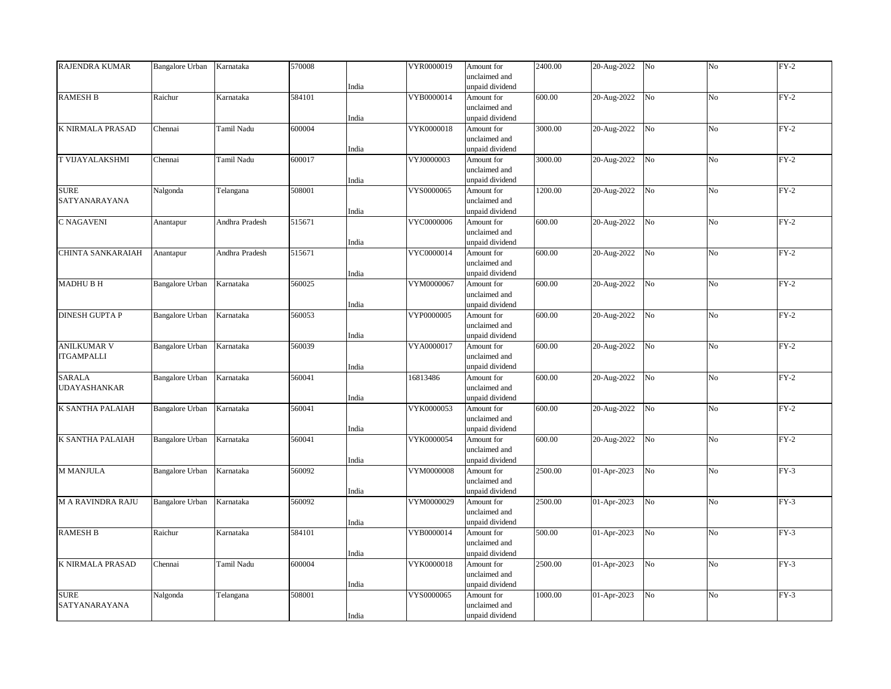| | | | | | | | | | | | |
|---|---|---|---|---|---|---|---|---|---|---|---|
| RAJENDRA KUMAR | Bangalore Urban | Karnataka | 570008 | India | VYR0000019 | Amount for unclaimed and unpaid dividend | 2400.00 | 20-Aug-2022 | No | No | FY-2 |
| RAMESH B | Raichur | Karnataka | 584101 | India | VYB0000014 | Amount for unclaimed and unpaid dividend | 600.00 | 20-Aug-2022 | No | No | FY-2 |
| K NIRMALA PRASAD | Chennai | Tamil Nadu | 600004 | India | VYK0000018 | Amount for unclaimed and unpaid dividend | 3000.00 | 20-Aug-2022 | No | No | FY-2 |
| T VIJAYALAKSHMI | Chennai | Tamil Nadu | 600017 | India | VYJ0000003 | Amount for unclaimed and unpaid dividend | 3000.00 | 20-Aug-2022 | No | No | FY-2 |
| SURE SATYANARAYANA | Nalgonda | Telangana | 508001 | India | VYS0000065 | Amount for unclaimed and unpaid dividend | 1200.00 | 20-Aug-2022 | No | No | FY-2 |
| C NAGAVENI | Anantapur | Andhra Pradesh | 515671 | India | VYC0000006 | Amount for unclaimed and unpaid dividend | 600.00 | 20-Aug-2022 | No | No | FY-2 |
| CHINTA SANKARAIAH | Anantapur | Andhra Pradesh | 515671 | India | VYC0000014 | Amount for unclaimed and unpaid dividend | 600.00 | 20-Aug-2022 | No | No | FY-2 |
| MADHU B H | Bangalore Urban | Karnataka | 560025 | India | VYM0000067 | Amount for unclaimed and unpaid dividend | 600.00 | 20-Aug-2022 | No | No | FY-2 |
| DINESH GUPTA P | Bangalore Urban | Karnataka | 560053 | India | VYP0000005 | Amount for unclaimed and unpaid dividend | 600.00 | 20-Aug-2022 | No | No | FY-2 |
| ANILKUMAR V ITGAMPALLI | Bangalore Urban | Karnataka | 560039 | India | VYA0000017 | Amount for unclaimed and unpaid dividend | 600.00 | 20-Aug-2022 | No | No | FY-2 |
| SARALA UDAYASHANKAR | Bangalore Urban | Karnataka | 560041 | India | 16813486 | Amount for unclaimed and unpaid dividend | 600.00 | 20-Aug-2022 | No | No | FY-2 |
| K SANTHA PALAIAH | Bangalore Urban | Karnataka | 560041 | India | VYK0000053 | Amount for unclaimed and unpaid dividend | 600.00 | 20-Aug-2022 | No | No | FY-2 |
| K SANTHA PALAIAH | Bangalore Urban | Karnataka | 560041 | India | VYK0000054 | Amount for unclaimed and unpaid dividend | 600.00 | 20-Aug-2022 | No | No | FY-2 |
| M MANJULA | Bangalore Urban | Karnataka | 560092 | India | VYM0000008 | Amount for unclaimed and unpaid dividend | 2500.00 | 01-Apr-2023 | No | No | FY-3 |
| M A RAVINDRA RAJU | Bangalore Urban | Karnataka | 560092 | India | VYM0000029 | Amount for unclaimed and unpaid dividend | 2500.00 | 01-Apr-2023 | No | No | FY-3 |
| RAMESH B | Raichur | Karnataka | 584101 | India | VYB0000014 | Amount for unclaimed and unpaid dividend | 500.00 | 01-Apr-2023 | No | No | FY-3 |
| K NIRMALA PRASAD | Chennai | Tamil Nadu | 600004 | India | VYK0000018 | Amount for unclaimed and unpaid dividend | 2500.00 | 01-Apr-2023 | No | No | FY-3 |
| SURE SATYANARAYANA | Nalgonda | Telangana | 508001 | India | VYS0000065 | Amount for unclaimed and unpaid dividend | 1000.00 | 01-Apr-2023 | No | No | FY-3 |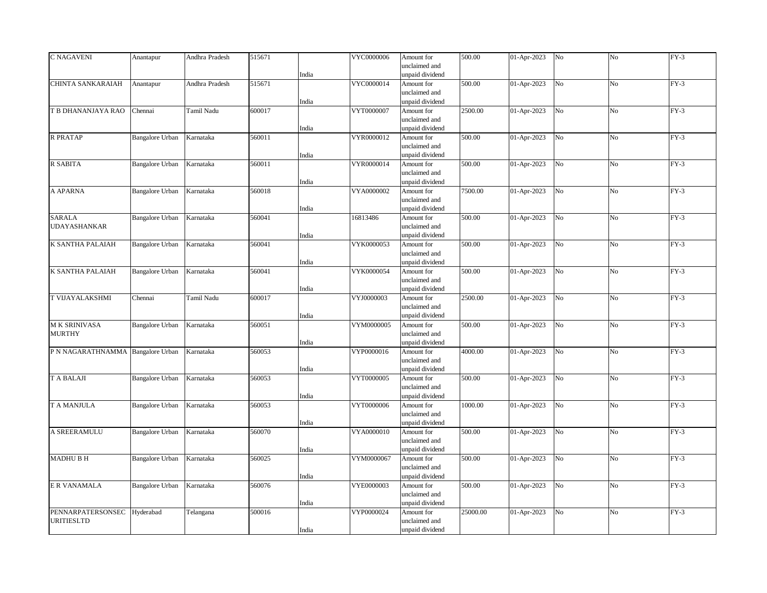| | | | | | | | | | | | |
|---|---|---|---|---|---|---|---|---|---|---|---|
| C NAGAVENI | Anantapur | Andhra Pradesh | 515671 | India | VYC0000006 | Amount for unclaimed and unpaid dividend | 500.00 | 01-Apr-2023 | No | No | FY-3 |
| CHINTA SANKARAIAH | Anantapur | Andhra Pradesh | 515671 | India | VYC0000014 | Amount for unclaimed and unpaid dividend | 500.00 | 01-Apr-2023 | No | No | FY-3 |
| T B DHANANJAYA RAO | Chennai | Tamil Nadu | 600017 | India | VYT0000007 | Amount for unclaimed and unpaid dividend | 2500.00 | 01-Apr-2023 | No | No | FY-3 |
| R PRATAP | Bangalore Urban | Karnataka | 560011 | India | VYR0000012 | Amount for unclaimed and unpaid dividend | 500.00 | 01-Apr-2023 | No | No | FY-3 |
| R SABITA | Bangalore Urban | Karnataka | 560011 | India | VYR0000014 | Amount for unclaimed and unpaid dividend | 500.00 | 01-Apr-2023 | No | No | FY-3 |
| A APARNA | Bangalore Urban | Karnataka | 560018 | India | VYA0000002 | Amount for unclaimed and unpaid dividend | 7500.00 | 01-Apr-2023 | No | No | FY-3 |
| SARALA UDAYASHANKAR | Bangalore Urban | Karnataka | 560041 | India | 16813486 | Amount for unclaimed and unpaid dividend | 500.00 | 01-Apr-2023 | No | No | FY-3 |
| K SANTHA PALAIAH | Bangalore Urban | Karnataka | 560041 | India | VYK0000053 | Amount for unclaimed and unpaid dividend | 500.00 | 01-Apr-2023 | No | No | FY-3 |
| K SANTHA PALAIAH | Bangalore Urban | Karnataka | 560041 | India | VYK0000054 | Amount for unclaimed and unpaid dividend | 500.00 | 01-Apr-2023 | No | No | FY-3 |
| T VIJAYALAKSHMI | Chennai | Tamil Nadu | 600017 | India | VYJ0000003 | Amount for unclaimed and unpaid dividend | 2500.00 | 01-Apr-2023 | No | No | FY-3 |
| M K SRINIVASA MURTHY | Bangalore Urban | Karnataka | 560051 | India | VYM0000005 | Amount for unclaimed and unpaid dividend | 500.00 | 01-Apr-2023 | No | No | FY-3 |
| P N NAGARATHNAMMA | Bangalore Urban | Karnataka | 560053 | India | VYP0000016 | Amount for unclaimed and unpaid dividend | 4000.00 | 01-Apr-2023 | No | No | FY-3 |
| T A BALAJI | Bangalore Urban | Karnataka | 560053 | India | VYT0000005 | Amount for unclaimed and unpaid dividend | 500.00 | 01-Apr-2023 | No | No | FY-3 |
| T A MANJULA | Bangalore Urban | Karnataka | 560053 | India | VYT0000006 | Amount for unclaimed and unpaid dividend | 1000.00 | 01-Apr-2023 | No | No | FY-3 |
| A SREERAMULU | Bangalore Urban | Karnataka | 560070 | India | VYA0000010 | Amount for unclaimed and unpaid dividend | 500.00 | 01-Apr-2023 | No | No | FY-3 |
| MADHU B H | Bangalore Urban | Karnataka | 560025 | India | VYM0000067 | Amount for unclaimed and unpaid dividend | 500.00 | 01-Apr-2023 | No | No | FY-3 |
| E R VANAMALA | Bangalore Urban | Karnataka | 560076 | India | VYE0000003 | Amount for unclaimed and unpaid dividend | 500.00 | 01-Apr-2023 | No | No | FY-3 |
| PENNARPATERSONSEC URITIESLTD | Hyderabad | Telangana | 500016 | India | VYP0000024 | Amount for unclaimed and unpaid dividend | 25000.00 | 01-Apr-2023 | No | No | FY-3 |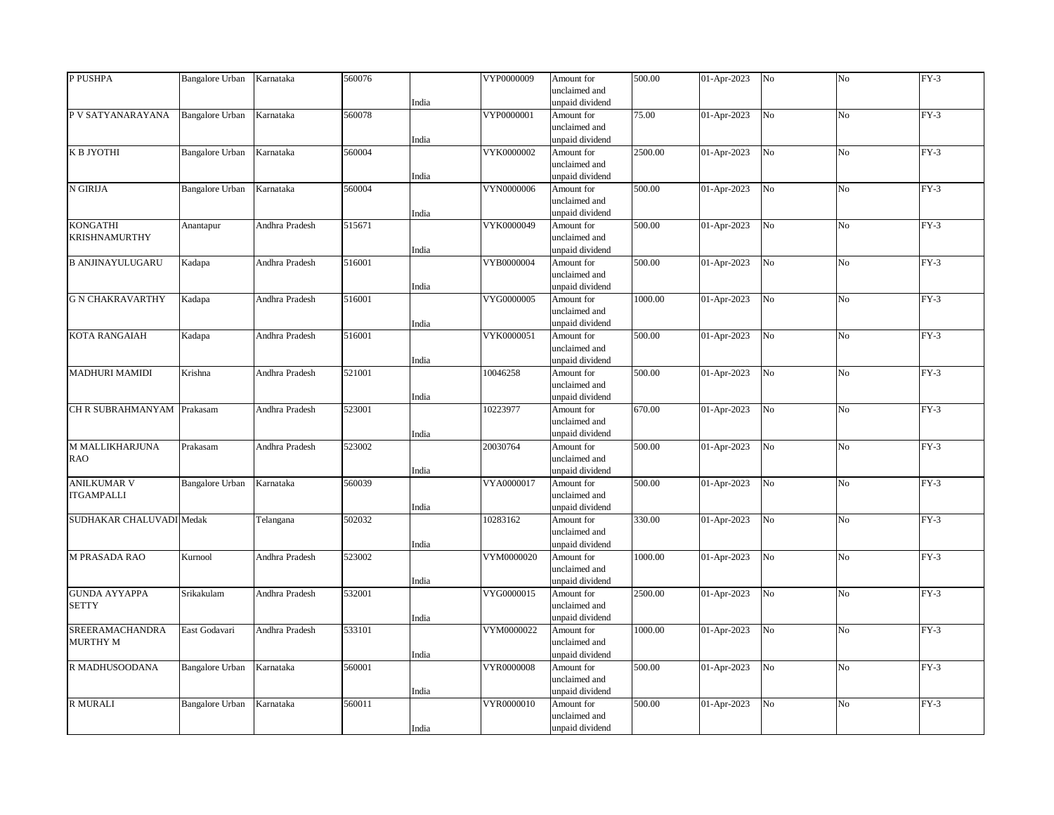| P PUSHPA | Bangalore Urban | Karnataka | 560076 | India | VYP0000009 | Amount for unclaimed and unpaid dividend | 500.00 | 01-Apr-2023 | No | No | FY-3 |
|---|---|---|---|---|---|---|---|---|---|---|---|
| P V SATYANARAYANA | Bangalore Urban | Karnataka | 560078 | India | VYP0000001 | Amount for unclaimed and unpaid dividend | 75.00 | 01-Apr-2023 | No | No | FY-3 |
| K B JYOTHI | Bangalore Urban | Karnataka | 560004 | India | VYK0000002 | Amount for unclaimed and unpaid dividend | 2500.00 | 01-Apr-2023 | No | No | FY-3 |
| N GIRIJA | Bangalore Urban | Karnataka | 560004 | India | VYN0000006 | Amount for unclaimed and unpaid dividend | 500.00 | 01-Apr-2023 | No | No | FY-3 |
| KONGATHI KRISHNAMURTHY | Anantapur | Andhra Pradesh | 515671 | India | VYK0000049 | Amount for unclaimed and unpaid dividend | 500.00 | 01-Apr-2023 | No | No | FY-3 |
| B ANJINAYULUGARU | Kadapa | Andhra Pradesh | 516001 | India | VYB0000004 | Amount for unclaimed and unpaid dividend | 500.00 | 01-Apr-2023 | No | No | FY-3 |
| G N CHAKRAVARTHY | Kadapa | Andhra Pradesh | 516001 | India | VYG0000005 | Amount for unclaimed and unpaid dividend | 1000.00 | 01-Apr-2023 | No | No | FY-3 |
| KOTA RANGAIAH | Kadapa | Andhra Pradesh | 516001 | India | VYK0000051 | Amount for unclaimed and unpaid dividend | 500.00 | 01-Apr-2023 | No | No | FY-3 |
| MADHURI MAMIDI | Krishna | Andhra Pradesh | 521001 | India | 10046258 | Amount for unclaimed and unpaid dividend | 500.00 | 01-Apr-2023 | No | No | FY-3 |
| CH R SUBRAHMANYAM | Prakasam | Andhra Pradesh | 523001 | India | 10223977 | Amount for unclaimed and unpaid dividend | 670.00 | 01-Apr-2023 | No | No | FY-3 |
| M MALLIKHARJUNA RAO | Prakasam | Andhra Pradesh | 523002 | India | 20030764 | Amount for unclaimed and unpaid dividend | 500.00 | 01-Apr-2023 | No | No | FY-3 |
| ANILKUMAR V ITGAMPALLI | Bangalore Urban | Karnataka | 560039 | India | VYA0000017 | Amount for unclaimed and unpaid dividend | 500.00 | 01-Apr-2023 | No | No | FY-3 |
| SUDHAKAR CHALUVADI | Medak | Telangana | 502032 | India | 10283162 | Amount for unclaimed and unpaid dividend | 330.00 | 01-Apr-2023 | No | No | FY-3 |
| M PRASADA RAO | Kurnool | Andhra Pradesh | 523002 | India | VYM0000020 | Amount for unclaimed and unpaid dividend | 1000.00 | 01-Apr-2023 | No | No | FY-3 |
| GUNDA AYYAPPA SETTY | Srikakulam | Andhra Pradesh | 532001 | India | VYG0000015 | Amount for unclaimed and unpaid dividend | 2500.00 | 01-Apr-2023 | No | No | FY-3 |
| SREERAMACHANDRA MURTHY M | East Godavari | Andhra Pradesh | 533101 | India | VYM0000022 | Amount for unclaimed and unpaid dividend | 1000.00 | 01-Apr-2023 | No | No | FY-3 |
| R MADHUSOODANA | Bangalore Urban | Karnataka | 560001 | India | VYR0000008 | Amount for unclaimed and unpaid dividend | 500.00 | 01-Apr-2023 | No | No | FY-3 |
| R MURALI | Bangalore Urban | Karnataka | 560011 | India | VYR0000010 | Amount for unclaimed and unpaid dividend | 500.00 | 01-Apr-2023 | No | No | FY-3 |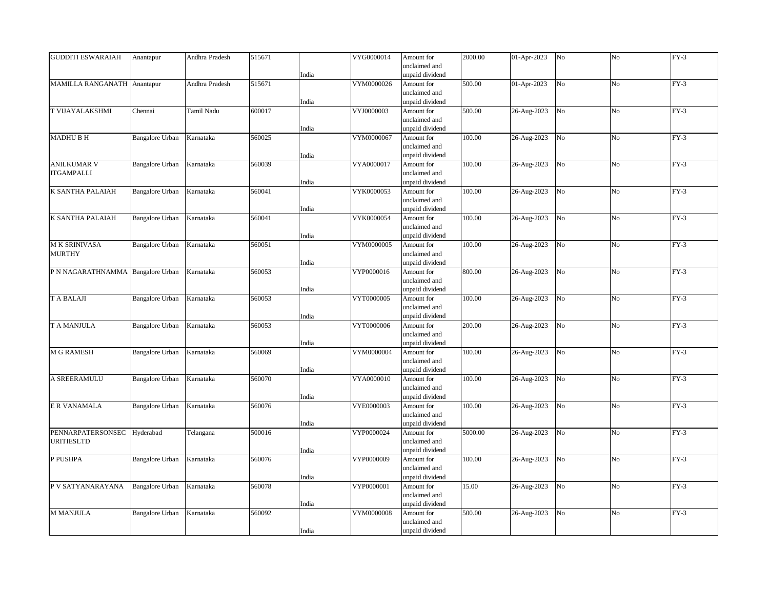| GUDDITI ESWARAIAH | Anantapur | Andhra Pradesh | 515671 | India | VYG0000014 | Amount for unclaimed and unpaid dividend | 2000.00 | 01-Apr-2023 | No | No | FY-3 |
|---|---|---|---|---|---|---|---|---|---|---|---|
| MAMILLA RANGANATH | Anantapur | Andhra Pradesh | 515671 | India | VYM0000026 | Amount for unclaimed and unpaid dividend | 500.00 | 01-Apr-2023 | No | No | FY-3 |
| T VIJAYALAKSHMI | Chennai | Tamil Nadu | 600017 | India | VYJ0000003 | Amount for unclaimed and unpaid dividend | 500.00 | 26-Aug-2023 | No | No | FY-3 |
| MADHU B H | Bangalore Urban | Karnataka | 560025 | India | VYM0000067 | Amount for unclaimed and unpaid dividend | 100.00 | 26-Aug-2023 | No | No | FY-3 |
| ANILKUMAR V ITGAMPALLI | Bangalore Urban | Karnataka | 560039 | India | VYA0000017 | Amount for unclaimed and unpaid dividend | 100.00 | 26-Aug-2023 | No | No | FY-3 |
| K SANTHA PALAIAH | Bangalore Urban | Karnataka | 560041 | India | VYK0000053 | Amount for unclaimed and unpaid dividend | 100.00 | 26-Aug-2023 | No | No | FY-3 |
| K SANTHA PALAIAH | Bangalore Urban | Karnataka | 560041 | India | VYK0000054 | Amount for unclaimed and unpaid dividend | 100.00 | 26-Aug-2023 | No | No | FY-3 |
| M K SRINIVASA MURTHY | Bangalore Urban | Karnataka | 560051 | India | VYM0000005 | Amount for unclaimed and unpaid dividend | 100.00 | 26-Aug-2023 | No | No | FY-3 |
| P N NAGARATHNAMMA | Bangalore Urban | Karnataka | 560053 | India | VYP0000016 | Amount for unclaimed and unpaid dividend | 800.00 | 26-Aug-2023 | No | No | FY-3 |
| T A BALAJI | Bangalore Urban | Karnataka | 560053 | India | VYT0000005 | Amount for unclaimed and unpaid dividend | 100.00 | 26-Aug-2023 | No | No | FY-3 |
| T A MANJULA | Bangalore Urban | Karnataka | 560053 | India | VYT0000006 | Amount for unclaimed and unpaid dividend | 200.00 | 26-Aug-2023 | No | No | FY-3 |
| M G RAMESH | Bangalore Urban | Karnataka | 560069 | India | VYM0000004 | Amount for unclaimed and unpaid dividend | 100.00 | 26-Aug-2023 | No | No | FY-3 |
| A SREERAMULU | Bangalore Urban | Karnataka | 560070 | India | VYA0000010 | Amount for unclaimed and unpaid dividend | 100.00 | 26-Aug-2023 | No | No | FY-3 |
| E R VANAMALA | Bangalore Urban | Karnataka | 560076 | India | VYE0000003 | Amount for unclaimed and unpaid dividend | 100.00 | 26-Aug-2023 | No | No | FY-3 |
| PENNARPATERSONSEC URITIESLTD | Hyderabad | Telangana | 500016 | India | VYP0000024 | Amount for unclaimed and unpaid dividend | 5000.00 | 26-Aug-2023 | No | No | FY-3 |
| P PUSHPA | Bangalore Urban | Karnataka | 560076 | India | VYP0000009 | Amount for unclaimed and unpaid dividend | 100.00 | 26-Aug-2023 | No | No | FY-3 |
| P V SATYANARAYANA | Bangalore Urban | Karnataka | 560078 | India | VYP0000001 | Amount for unclaimed and unpaid dividend | 15.00 | 26-Aug-2023 | No | No | FY-3 |
| M MANJULA | Bangalore Urban | Karnataka | 560092 | India | VYM0000008 | Amount for unclaimed and unpaid dividend | 500.00 | 26-Aug-2023 | No | No | FY-3 |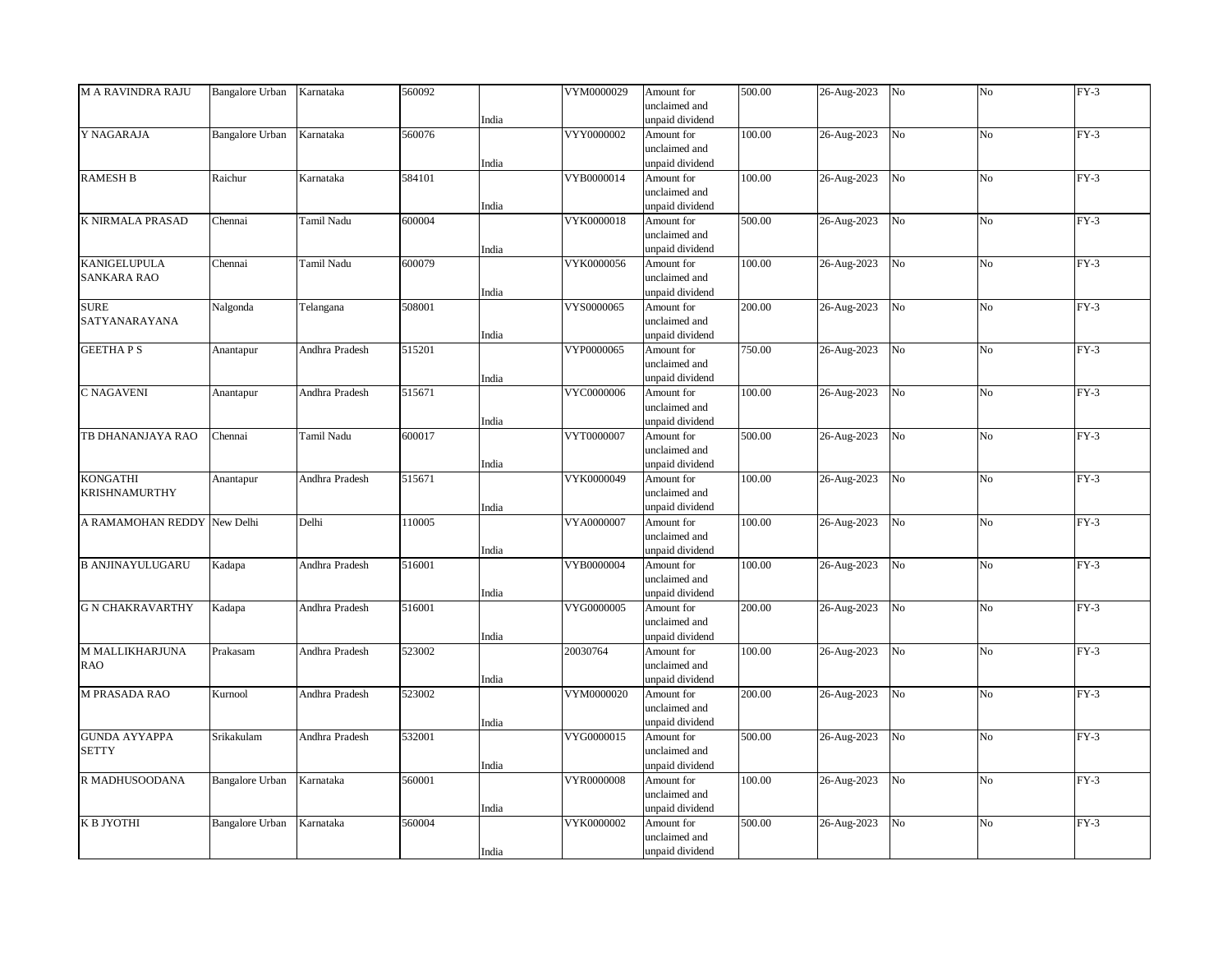| | | | | | | | | | | | |
|---|---|---|---|---|---|---|---|---|---|---|---|
| M A RAVINDRA RAJU | Bangalore Urban | Karnataka | 560092 | India | VYM0000029 | Amount for unclaimed and unpaid dividend | 500.00 | 26-Aug-2023 | No | No | FY-3 |
| Y NAGARAJA | Bangalore Urban | Karnataka | 560076 | India | VYY0000002 | Amount for unclaimed and unpaid dividend | 100.00 | 26-Aug-2023 | No | No | FY-3 |
| RAMESH B | Raichur | Karnataka | 584101 | India | VYB0000014 | Amount for unclaimed and unpaid dividend | 100.00 | 26-Aug-2023 | No | No | FY-3 |
| K NIRMALA PRASAD | Chennai | Tamil Nadu | 600004 | India | VYK0000018 | Amount for unclaimed and unpaid dividend | 500.00 | 26-Aug-2023 | No | No | FY-3 |
| KANIGELUPULA SANKARA RAO | Chennai | Tamil Nadu | 600079 | India | VYK0000056 | Amount for unclaimed and unpaid dividend | 100.00 | 26-Aug-2023 | No | No | FY-3 |
| SURE SATYANARAYANA | Nalgonda | Telangana | 508001 | India | VYS0000065 | Amount for unclaimed and unpaid dividend | 200.00 | 26-Aug-2023 | No | No | FY-3 |
| GEETHA P S | Anantapur | Andhra Pradesh | 515201 | India | VYP0000065 | Amount for unclaimed and unpaid dividend | 750.00 | 26-Aug-2023 | No | No | FY-3 |
| C NAGAVENI | Anantapur | Andhra Pradesh | 515671 | India | VYC0000006 | Amount for unclaimed and unpaid dividend | 100.00 | 26-Aug-2023 | No | No | FY-3 |
| TB DHANANJAYA RAO | Chennai | Tamil Nadu | 600017 | India | VYT0000007 | Amount for unclaimed and unpaid dividend | 500.00 | 26-Aug-2023 | No | No | FY-3 |
| KONGATHI KRISHNAMURTHY | Anantapur | Andhra Pradesh | 515671 | India | VYK0000049 | Amount for unclaimed and unpaid dividend | 100.00 | 26-Aug-2023 | No | No | FY-3 |
| A RAMAMOHAN REDDY | New Delhi | Delhi | 110005 | India | VYA0000007 | Amount for unclaimed and unpaid dividend | 100.00 | 26-Aug-2023 | No | No | FY-3 |
| B ANJINAYULUGARU | Kadapa | Andhra Pradesh | 516001 | India | VYB0000004 | Amount for unclaimed and unpaid dividend | 100.00 | 26-Aug-2023 | No | No | FY-3 |
| G N CHAKRAVARTHY | Kadapa | Andhra Pradesh | 516001 | India | VYG0000005 | Amount for unclaimed and unpaid dividend | 200.00 | 26-Aug-2023 | No | No | FY-3 |
| M MALLIKHARJUNA RAO | Prakasam | Andhra Pradesh | 523002 | India | 20030764 | Amount for unclaimed and unpaid dividend | 100.00 | 26-Aug-2023 | No | No | FY-3 |
| M PRASADA RAO | Kurnool | Andhra Pradesh | 523002 | India | VYM0000020 | Amount for unclaimed and unpaid dividend | 200.00 | 26-Aug-2023 | No | No | FY-3 |
| GUNDA AYYAPPA SETTY | Srikakulam | Andhra Pradesh | 532001 | India | VYG0000015 | Amount for unclaimed and unpaid dividend | 500.00 | 26-Aug-2023 | No | No | FY-3 |
| R MADHUSOODANA | Bangalore Urban | Karnataka | 560001 | India | VYR0000008 | Amount for unclaimed and unpaid dividend | 100.00 | 26-Aug-2023 | No | No | FY-3 |
| K B JYOTHI | Bangalore Urban | Karnataka | 560004 | India | VYK0000002 | Amount for unclaimed and unpaid dividend | 500.00 | 26-Aug-2023 | No | No | FY-3 |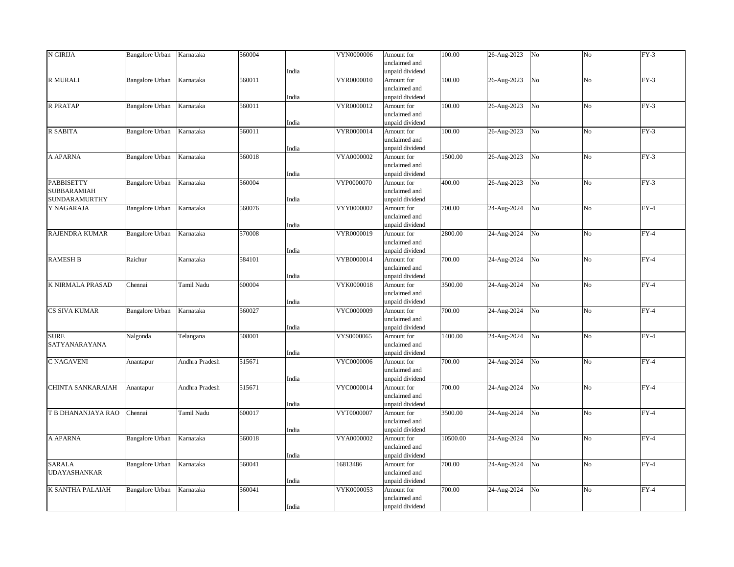| | | | | | | | | | | | |
|---|---|---|---|---|---|---|---|---|---|---|---|
| N GIRIJA | Bangalore Urban | Karnataka | 560004 | India | VYN0000006 | Amount for unclaimed and unpaid dividend | 100.00 | 26-Aug-2023 | No | No | FY-3 |
| R MURALI | Bangalore Urban | Karnataka | 560011 | India | VYR0000010 | Amount for unclaimed and unpaid dividend | 100.00 | 26-Aug-2023 | No | No | FY-3 |
| R PRATAP | Bangalore Urban | Karnataka | 560011 | India | VYR0000012 | Amount for unclaimed and unpaid dividend | 100.00 | 26-Aug-2023 | No | No | FY-3 |
| R SABITA | Bangalore Urban | Karnataka | 560011 | India | VYR0000014 | Amount for unclaimed and unpaid dividend | 100.00 | 26-Aug-2023 | No | No | FY-3 |
| A APARNA | Bangalore Urban | Karnataka | 560018 | India | VYA0000002 | Amount for unclaimed and unpaid dividend | 1500.00 | 26-Aug-2023 | No | No | FY-3 |
| PABBISETTY SUBBARAMIAH SUNDARAMURTHY | Bangalore Urban | Karnataka | 560004 | India | VYP0000070 | Amount for unclaimed and unpaid dividend | 400.00 | 26-Aug-2023 | No | No | FY-3 |
| Y NAGARAJA | Bangalore Urban | Karnataka | 560076 | India | VYY0000002 | Amount for unclaimed and unpaid dividend | 700.00 | 24-Aug-2024 | No | No | FY-4 |
| RAJENDRA KUMAR | Bangalore Urban | Karnataka | 570008 | India | VYR0000019 | Amount for unclaimed and unpaid dividend | 2800.00 | 24-Aug-2024 | No | No | FY-4 |
| RAMESH B | Raichur | Karnataka | 584101 | India | VYB0000014 | Amount for unclaimed and unpaid dividend | 700.00 | 24-Aug-2024 | No | No | FY-4 |
| K NIRMALA PRASAD | Chennai | Tamil Nadu | 600004 | India | VYK0000018 | Amount for unclaimed and unpaid dividend | 3500.00 | 24-Aug-2024 | No | No | FY-4 |
| CS SIVA KUMAR | Bangalore Urban | Karnataka | 560027 | India | VYC0000009 | Amount for unclaimed and unpaid dividend | 700.00 | 24-Aug-2024 | No | No | FY-4 |
| SURE SATYANARAYANA | Nalgonda | Telangana | 508001 | India | VYS0000065 | Amount for unclaimed and unpaid dividend | 1400.00 | 24-Aug-2024 | No | No | FY-4 |
| C NAGAVENI | Anantapur | Andhra Pradesh | 515671 | India | VYC0000006 | Amount for unclaimed and unpaid dividend | 700.00 | 24-Aug-2024 | No | No | FY-4 |
| CHINTA SANKARAIAH | Anantapur | Andhra Pradesh | 515671 | India | VYC0000014 | Amount for unclaimed and unpaid dividend | 700.00 | 24-Aug-2024 | No | No | FY-4 |
| T B DHANANJAYA RAO | Chennai | Tamil Nadu | 600017 | India | VYT0000007 | Amount for unclaimed and unpaid dividend | 3500.00 | 24-Aug-2024 | No | No | FY-4 |
| A APARNA | Bangalore Urban | Karnataka | 560018 | India | VYA0000002 | Amount for unclaimed and unpaid dividend | 10500.00 | 24-Aug-2024 | No | No | FY-4 |
| SARALA UDAYASHANKAR | Bangalore Urban | Karnataka | 560041 | India | 16813486 | Amount for unclaimed and unpaid dividend | 700.00 | 24-Aug-2024 | No | No | FY-4 |
| K SANTHA PALAIAH | Bangalore Urban | Karnataka | 560041 | India | VYK0000053 | Amount for unclaimed and unpaid dividend | 700.00 | 24-Aug-2024 | No | No | FY-4 |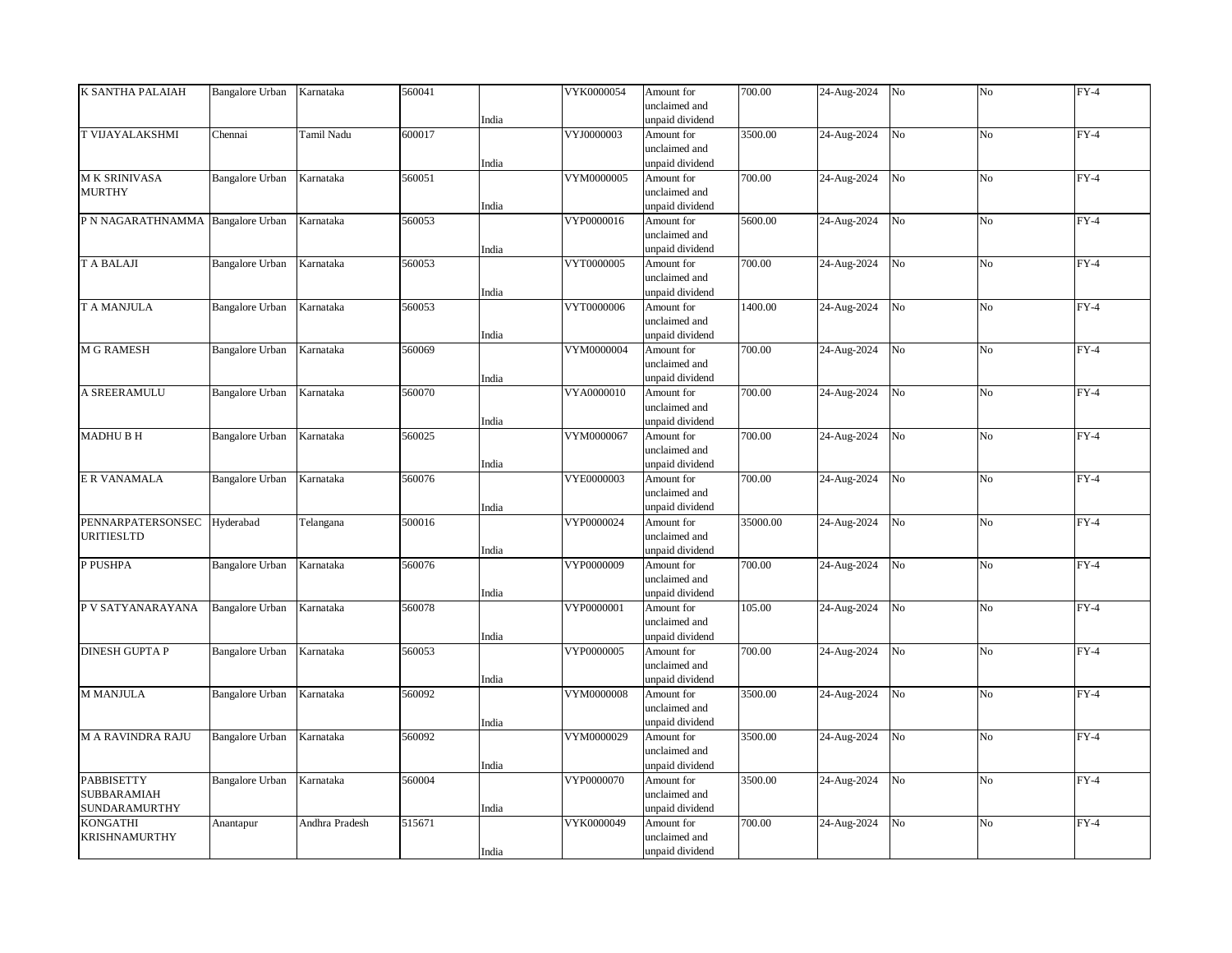| | | | | | | | | | | | |
|---|---|---|---|---|---|---|---|---|---|---|---|
| K SANTHA PALAIAH | Bangalore Urban | Karnataka | 560041 | India | VYK0000054 | Amount for unclaimed and unpaid dividend | 700.00 | 24-Aug-2024 | No | No | FY-4 |
| T VIJAYALAKSHMI | Chennai | Tamil Nadu | 600017 | India | VYJ0000003 | Amount for unclaimed and unpaid dividend | 3500.00 | 24-Aug-2024 | No | No | FY-4 |
| M K SRINIVASA MURTHY | Bangalore Urban | Karnataka | 560051 | India | VYM0000005 | Amount for unclaimed and unpaid dividend | 700.00 | 24-Aug-2024 | No | No | FY-4 |
| P N NAGARATHNAMMA | Bangalore Urban | Karnataka | 560053 | India | VYP0000016 | Amount for unclaimed and unpaid dividend | 5600.00 | 24-Aug-2024 | No | No | FY-4 |
| T A BALAJI | Bangalore Urban | Karnataka | 560053 | India | VYT0000005 | Amount for unclaimed and unpaid dividend | 700.00 | 24-Aug-2024 | No | No | FY-4 |
| T A MANJULA | Bangalore Urban | Karnataka | 560053 | India | VYT0000006 | Amount for unclaimed and unpaid dividend | 1400.00 | 24-Aug-2024 | No | No | FY-4 |
| M G RAMESH | Bangalore Urban | Karnataka | 560069 | India | VYM0000004 | Amount for unclaimed and unpaid dividend | 700.00 | 24-Aug-2024 | No | No | FY-4 |
| A SREERAMULU | Bangalore Urban | Karnataka | 560070 | India | VYA0000010 | Amount for unclaimed and unpaid dividend | 700.00 | 24-Aug-2024 | No | No | FY-4 |
| MADHU B H | Bangalore Urban | Karnataka | 560025 | India | VYM0000067 | Amount for unclaimed and unpaid dividend | 700.00 | 24-Aug-2024 | No | No | FY-4 |
| E R VANAMALA | Bangalore Urban | Karnataka | 560076 | India | VYE0000003 | Amount for unclaimed and unpaid dividend | 700.00 | 24-Aug-2024 | No | No | FY-4 |
| PENNARPATERSONSEC URITIESLTD | Hyderabad | Telangana | 500016 | India | VYP0000024 | Amount for unclaimed and unpaid dividend | 35000.00 | 24-Aug-2024 | No | No | FY-4 |
| P PUSHPA | Bangalore Urban | Karnataka | 560076 | India | VYP0000009 | Amount for unclaimed and unpaid dividend | 700.00 | 24-Aug-2024 | No | No | FY-4 |
| P V SATYANARAYANA | Bangalore Urban | Karnataka | 560078 | India | VYP0000001 | Amount for unclaimed and unpaid dividend | 105.00 | 24-Aug-2024 | No | No | FY-4 |
| DINESH GUPTA P | Bangalore Urban | Karnataka | 560053 | India | VYP0000005 | Amount for unclaimed and unpaid dividend | 700.00 | 24-Aug-2024 | No | No | FY-4 |
| M MANJULA | Bangalore Urban | Karnataka | 560092 | India | VYM0000008 | Amount for unclaimed and unpaid dividend | 3500.00 | 24-Aug-2024 | No | No | FY-4 |
| M A RAVINDRA RAJU | Bangalore Urban | Karnataka | 560092 | India | VYM0000029 | Amount for unclaimed and unpaid dividend | 3500.00 | 24-Aug-2024 | No | No | FY-4 |
| PABBISETTY SUBBARAMIAH SUNDARAMURTHY | Bangalore Urban | Karnataka | 560004 | India | VYP0000070 | Amount for unclaimed and unpaid dividend | 3500.00 | 24-Aug-2024 | No | No | FY-4 |
| KONGATHI KRISHNAMURTHY | Anantapur | Andhra Pradesh | 515671 | India | VYK0000049 | Amount for unclaimed and unpaid dividend | 700.00 | 24-Aug-2024 | No | No | FY-4 |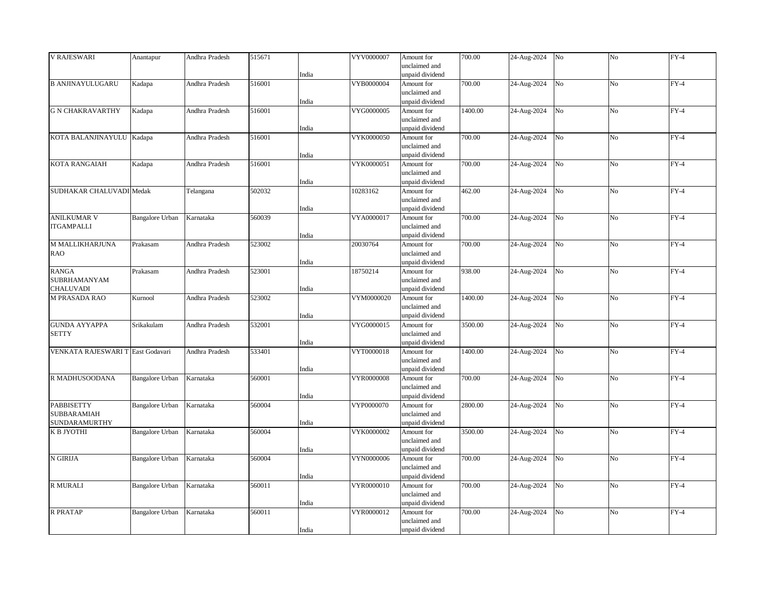| | | | | | | | | | | | |
|---|---|---|---|---|---|---|---|---|---|---|---|
| V RAJESWARI | Anantapur | Andhra Pradesh | 515671 | India | VYV0000007 | Amount for unclaimed and unpaid dividend | 700.00 | 24-Aug-2024 | No | No | FY-4 |
| B ANJINAYULUGARU | Kadapa | Andhra Pradesh | 516001 | India | VYB0000004 | Amount for unclaimed and unpaid dividend | 700.00 | 24-Aug-2024 | No | No | FY-4 |
| G N CHAKRAVARTHY | Kadapa | Andhra Pradesh | 516001 | India | VYG0000005 | Amount for unclaimed and unpaid dividend | 1400.00 | 24-Aug-2024 | No | No | FY-4 |
| KOTA BALANJINAYULU | Kadapa | Andhra Pradesh | 516001 | India | VYK0000050 | Amount for unclaimed and unpaid dividend | 700.00 | 24-Aug-2024 | No | No | FY-4 |
| KOTA RANGAIAH | Kadapa | Andhra Pradesh | 516001 | India | VYK0000051 | Amount for unclaimed and unpaid dividend | 700.00 | 24-Aug-2024 | No | No | FY-4 |
| SUDHAKAR CHALUVADI | Medak | Telangana | 502032 | India | 10283162 | Amount for unclaimed and unpaid dividend | 462.00 | 24-Aug-2024 | No | No | FY-4 |
| ANILKUMAR V ITGAMPALLI | Bangalore Urban | Karnataka | 560039 | India | VYA0000017 | Amount for unclaimed and unpaid dividend | 700.00 | 24-Aug-2024 | No | No | FY-4 |
| M MALLIKHARJUNA RAO | Prakasam | Andhra Pradesh | 523002 | India | 20030764 | Amount for unclaimed and unpaid dividend | 700.00 | 24-Aug-2024 | No | No | FY-4 |
| RANGA SUBRHAMANYAM CHALUVADI | Prakasam | Andhra Pradesh | 523001 | India | 18750214 | Amount for unclaimed and unpaid dividend | 938.00 | 24-Aug-2024 | No | No | FY-4 |
| M PRASADA RAO | Kurnool | Andhra Pradesh | 523002 | India | VYM0000020 | Amount for unclaimed and unpaid dividend | 1400.00 | 24-Aug-2024 | No | No | FY-4 |
| GUNDA AYYAPPA SETTY | Srikakulam | Andhra Pradesh | 532001 | India | VYG0000015 | Amount for unclaimed and unpaid dividend | 3500.00 | 24-Aug-2024 | No | No | FY-4 |
| VENKATA RAJESWARI T | East Godavari | Andhra Pradesh | 533401 | India | VYT0000018 | Amount for unclaimed and unpaid dividend | 1400.00 | 24-Aug-2024 | No | No | FY-4 |
| R MADHUSOODANA | Bangalore Urban | Karnataka | 560001 | India | VYR0000008 | Amount for unclaimed and unpaid dividend | 700.00 | 24-Aug-2024 | No | No | FY-4 |
| PABBISETTY SUBBARAMIAH SUNDARAMURTHY | Bangalore Urban | Karnataka | 560004 | India | VYP0000070 | Amount for unclaimed and unpaid dividend | 2800.00 | 24-Aug-2024 | No | No | FY-4 |
| K B JYOTHI | Bangalore Urban | Karnataka | 560004 | India | VYK0000002 | Amount for unclaimed and unpaid dividend | 3500.00 | 24-Aug-2024 | No | No | FY-4 |
| N GIRIJA | Bangalore Urban | Karnataka | 560004 | India | VYN0000006 | Amount for unclaimed and unpaid dividend | 700.00 | 24-Aug-2024 | No | No | FY-4 |
| R MURALI | Bangalore Urban | Karnataka | 560011 | India | VYR0000010 | Amount for unclaimed and unpaid dividend | 700.00 | 24-Aug-2024 | No | No | FY-4 |
| R PRATAP | Bangalore Urban | Karnataka | 560011 | India | VYR0000012 | Amount for unclaimed and unpaid dividend | 700.00 | 24-Aug-2024 | No | No | FY-4 |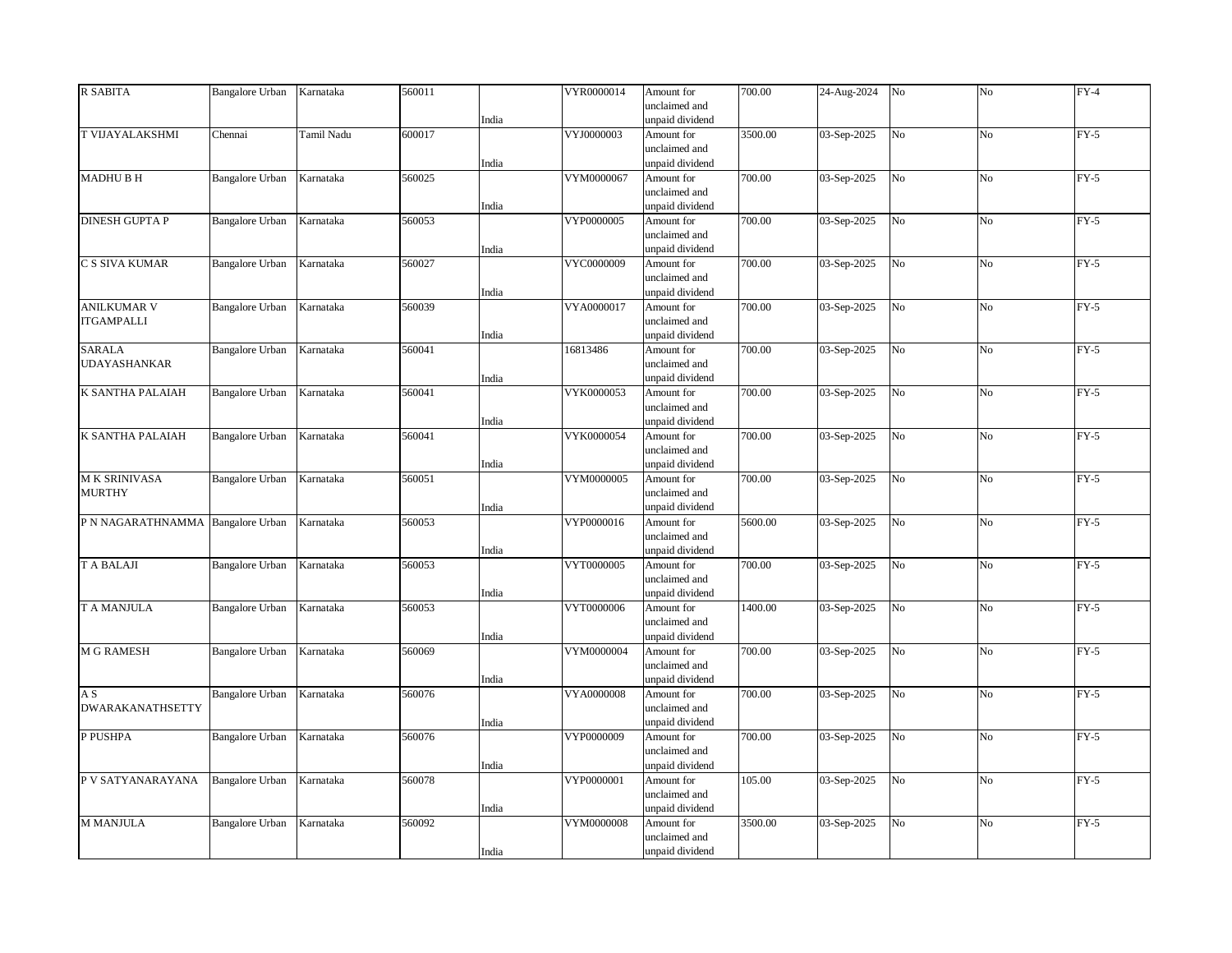| | | | | | | | | | | | |
|---|---|---|---|---|---|---|---|---|---|---|---|
| R SABITA | Bangalore Urban | Karnataka | 560011 | India | VYR0000014 | Amount for unclaimed and unpaid dividend | 700.00 | 24-Aug-2024 | No | No | FY-4 |
| T VIJAYALAKSHMI | Chennai | Tamil Nadu | 600017 | India | VYJ0000003 | Amount for unclaimed and unpaid dividend | 3500.00 | 03-Sep-2025 | No | No | FY-5 |
| MADHU B H | Bangalore Urban | Karnataka | 560025 | India | VYM0000067 | Amount for unclaimed and unpaid dividend | 700.00 | 03-Sep-2025 | No | No | FY-5 |
| DINESH GUPTA P | Bangalore Urban | Karnataka | 560053 | India | VYP0000005 | Amount for unclaimed and unpaid dividend | 700.00 | 03-Sep-2025 | No | No | FY-5 |
| C S SIVA KUMAR | Bangalore Urban | Karnataka | 560027 | India | VYC0000009 | Amount for unclaimed and unpaid dividend | 700.00 | 03-Sep-2025 | No | No | FY-5 |
| ANILKUMAR V ITGAMPALLI | Bangalore Urban | Karnataka | 560039 | India | VYA0000017 | Amount for unclaimed and unpaid dividend | 700.00 | 03-Sep-2025 | No | No | FY-5 |
| SARALA UDAYASHANKAR | Bangalore Urban | Karnataka | 560041 | India | 16813486 | Amount for unclaimed and unpaid dividend | 700.00 | 03-Sep-2025 | No | No | FY-5 |
| K SANTHA PALAIAH | Bangalore Urban | Karnataka | 560041 | India | VYK0000053 | Amount for unclaimed and unpaid dividend | 700.00 | 03-Sep-2025 | No | No | FY-5 |
| K SANTHA PALAIAH | Bangalore Urban | Karnataka | 560041 | India | VYK0000054 | Amount for unclaimed and unpaid dividend | 700.00 | 03-Sep-2025 | No | No | FY-5 |
| M K SRINIVASA MURTHY | Bangalore Urban | Karnataka | 560051 | India | VYM0000005 | Amount for unclaimed and unpaid dividend | 700.00 | 03-Sep-2025 | No | No | FY-5 |
| P N NAGARATHNAMMA | Bangalore Urban | Karnataka | 560053 | India | VYP0000016 | Amount for unclaimed and unpaid dividend | 5600.00 | 03-Sep-2025 | No | No | FY-5 |
| T A BALAJI | Bangalore Urban | Karnataka | 560053 | India | VYT0000005 | Amount for unclaimed and unpaid dividend | 700.00 | 03-Sep-2025 | No | No | FY-5 |
| T A MANJULA | Bangalore Urban | Karnataka | 560053 | India | VYT0000006 | Amount for unclaimed and unpaid dividend | 1400.00 | 03-Sep-2025 | No | No | FY-5 |
| M G RAMESH | Bangalore Urban | Karnataka | 560069 | India | VYM0000004 | Amount for unclaimed and unpaid dividend | 700.00 | 03-Sep-2025 | No | No | FY-5 |
| A S DWARAKANATHSETTY | Bangalore Urban | Karnataka | 560076 | India | VYA0000008 | Amount for unclaimed and unpaid dividend | 700.00 | 03-Sep-2025 | No | No | FY-5 |
| P PUSHPA | Bangalore Urban | Karnataka | 560076 | India | VYP0000009 | Amount for unclaimed and unpaid dividend | 700.00 | 03-Sep-2025 | No | No | FY-5 |
| P V SATYANARAYANA | Bangalore Urban | Karnataka | 560078 | India | VYP0000001 | Amount for unclaimed and unpaid dividend | 105.00 | 03-Sep-2025 | No | No | FY-5 |
| M MANJULA | Bangalore Urban | Karnataka | 560092 | India | VYM0000008 | Amount for unclaimed and unpaid dividend | 3500.00 | 03-Sep-2025 | No | No | FY-5 |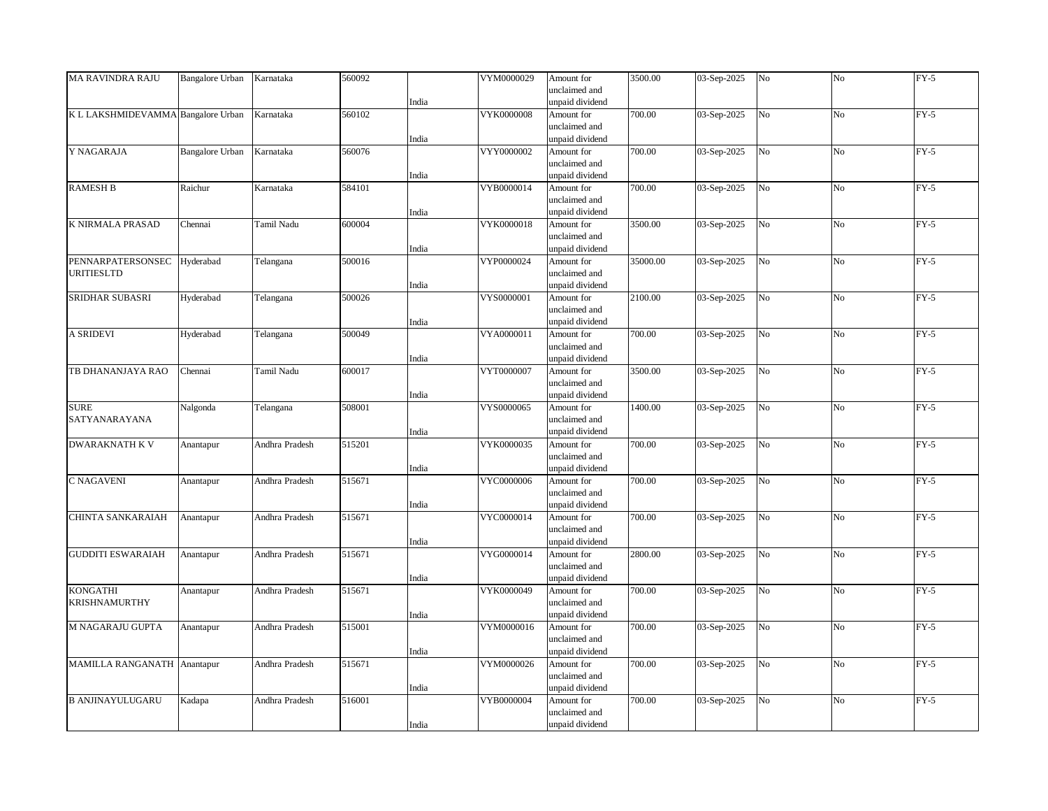| | | | | | | | | | | | |
|---|---|---|---|---|---|---|---|---|---|---|---|
| MA RAVINDRA RAJU | Bangalore Urban | Karnataka | 560092 | India | VYM0000029 | Amount for unclaimed and unpaid dividend | 3500.00 | 03-Sep-2025 | No | No | FY-5 |
| K L LAKSHMIDEVAMMA | Bangalore Urban | Karnataka | 560102 | India | VYK0000008 | Amount for unclaimed and unpaid dividend | 700.00 | 03-Sep-2025 | No | No | FY-5 |
| Y NAGARAJA | Bangalore Urban | Karnataka | 560076 | India | VYY0000002 | Amount for unclaimed and unpaid dividend | 700.00 | 03-Sep-2025 | No | No | FY-5 |
| RAMESH B | Raichur | Karnataka | 584101 | India | VYB0000014 | Amount for unclaimed and unpaid dividend | 700.00 | 03-Sep-2025 | No | No | FY-5 |
| K NIRMALA PRASAD | Chennai | Tamil Nadu | 600004 | India | VYK0000018 | Amount for unclaimed and unpaid dividend | 3500.00 | 03-Sep-2025 | No | No | FY-5 |
| PENNARPATERSONSEC URITIESLTD | Hyderabad | Telangana | 500016 | India | VYP0000024 | Amount for unclaimed and unpaid dividend | 35000.00 | 03-Sep-2025 | No | No | FY-5 |
| SRIDHAR SUBASRI | Hyderabad | Telangana | 500026 | India | VYS0000001 | Amount for unclaimed and unpaid dividend | 2100.00 | 03-Sep-2025 | No | No | FY-5 |
| A SRIDEVI | Hyderabad | Telangana | 500049 | India | VYA0000011 | Amount for unclaimed and unpaid dividend | 700.00 | 03-Sep-2025 | No | No | FY-5 |
| TB DHANANJAYA RAO | Chennai | Tamil Nadu | 600017 | India | VYT0000007 | Amount for unclaimed and unpaid dividend | 3500.00 | 03-Sep-2025 | No | No | FY-5 |
| SURE SATYANARAYANA | Nalgonda | Telangana | 508001 | India | VYS0000065 | Amount for unclaimed and unpaid dividend | 1400.00 | 03-Sep-2025 | No | No | FY-5 |
| DWARAKNATH K V | Anantapur | Andhra Pradesh | 515201 | India | VYK0000035 | Amount for unclaimed and unpaid dividend | 700.00 | 03-Sep-2025 | No | No | FY-5 |
| C NAGAVENI | Anantapur | Andhra Pradesh | 515671 | India | VYC0000006 | Amount for unclaimed and unpaid dividend | 700.00 | 03-Sep-2025 | No | No | FY-5 |
| CHINTA SANKARAIAH | Anantapur | Andhra Pradesh | 515671 | India | VYC0000014 | Amount for unclaimed and unpaid dividend | 700.00 | 03-Sep-2025 | No | No | FY-5 |
| GUDDITI ESWARAIAH | Anantapur | Andhra Pradesh | 515671 | India | VYG0000014 | Amount for unclaimed and unpaid dividend | 2800.00 | 03-Sep-2025 | No | No | FY-5 |
| KONGATHI KRISHNAMURTHY | Anantapur | Andhra Pradesh | 515671 | India | VYK0000049 | Amount for unclaimed and unpaid dividend | 700.00 | 03-Sep-2025 | No | No | FY-5 |
| M NAGARAJU GUPTA | Anantapur | Andhra Pradesh | 515001 | India | VYM0000016 | Amount for unclaimed and unpaid dividend | 700.00 | 03-Sep-2025 | No | No | FY-5 |
| MAMILLA RANGANATH | Anantapur | Andhra Pradesh | 515671 | India | VYM0000026 | Amount for unclaimed and unpaid dividend | 700.00 | 03-Sep-2025 | No | No | FY-5 |
| B ANJINAYULUGARU | Kadapa | Andhra Pradesh | 516001 | India | VYB0000004 | Amount for unclaimed and unpaid dividend | 700.00 | 03-Sep-2025 | No | No | FY-5 |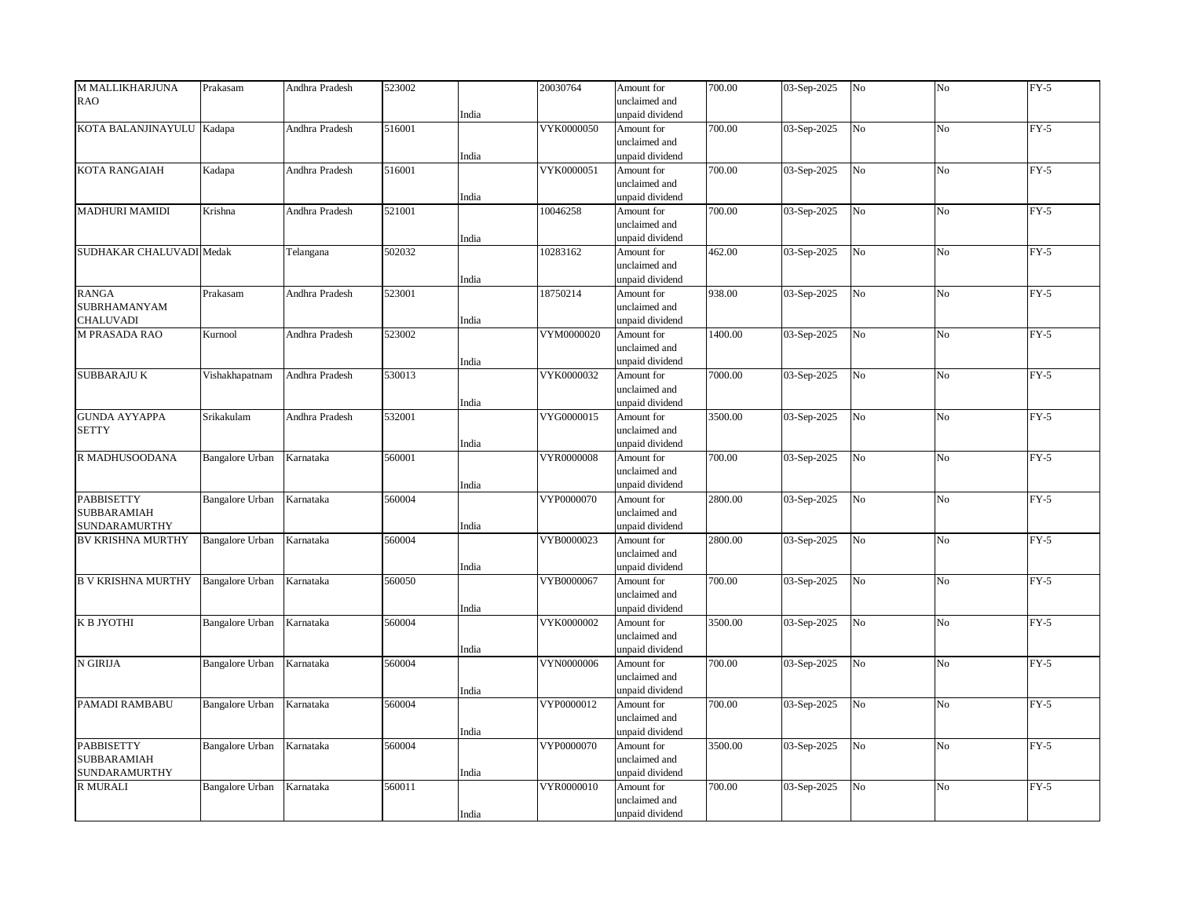| | | | | | | | | | | | |
|---|---|---|---|---|---|---|---|---|---|---|---|
| M MALLIKHARJUNA RAO | Prakasam | Andhra Pradesh | 523002 | India | 20030764 | Amount for unclaimed and unpaid dividend | 700.00 | 03-Sep-2025 | No | No | FY-5 |
| KOTA BALANJINAYULU | Kadapa | Andhra Pradesh | 516001 | India | VYK0000050 | Amount for unclaimed and unpaid dividend | 700.00 | 03-Sep-2025 | No | No | FY-5 |
| KOTA RANGAIAH | Kadapa | Andhra Pradesh | 516001 | India | VYK0000051 | Amount for unclaimed and unpaid dividend | 700.00 | 03-Sep-2025 | No | No | FY-5 |
| MADHURI MAMIDI | Krishna | Andhra Pradesh | 521001 | India | 10046258 | Amount for unclaimed and unpaid dividend | 700.00 | 03-Sep-2025 | No | No | FY-5 |
| SUDHAKAR CHALUVADI | Medak | Telangana | 502032 | India | 10283162 | Amount for unclaimed and unpaid dividend | 462.00 | 03-Sep-2025 | No | No | FY-5 |
| RANGA SUBRHAMANYAM CHALUVADI | Prakasam | Andhra Pradesh | 523001 | India | 18750214 | Amount for unclaimed and unpaid dividend | 938.00 | 03-Sep-2025 | No | No | FY-5 |
| M PRASADA RAO | Kurnool | Andhra Pradesh | 523002 | India | VYM0000020 | Amount for unclaimed and unpaid dividend | 1400.00 | 03-Sep-2025 | No | No | FY-5 |
| SUBBARAJU K | Vishakhapatnam | Andhra Pradesh | 530013 | India | VYK0000032 | Amount for unclaimed and unpaid dividend | 7000.00 | 03-Sep-2025 | No | No | FY-5 |
| GUNDA AYYAPPA SETTY | Srikakulam | Andhra Pradesh | 532001 | India | VYG0000015 | Amount for unclaimed and unpaid dividend | 3500.00 | 03-Sep-2025 | No | No | FY-5 |
| R MADHUSOODANA | Bangalore Urban | Karnataka | 560001 | India | VYR0000008 | Amount for unclaimed and unpaid dividend | 700.00 | 03-Sep-2025 | No | No | FY-5 |
| PABBISETTY SUBBARAMIAH SUNDARAMURTHY | Bangalore Urban | Karnataka | 560004 | India | VYP0000070 | Amount for unclaimed and unpaid dividend | 2800.00 | 03-Sep-2025 | No | No | FY-5 |
| BV KRISHNA MURTHY | Bangalore Urban | Karnataka | 560004 | India | VYB0000023 | Amount for unclaimed and unpaid dividend | 2800.00 | 03-Sep-2025 | No | No | FY-5 |
| B V KRISHNA MURTHY | Bangalore Urban | Karnataka | 560050 | India | VYB0000067 | Amount for unclaimed and unpaid dividend | 700.00 | 03-Sep-2025 | No | No | FY-5 |
| K B JYOTHI | Bangalore Urban | Karnataka | 560004 | India | VYK0000002 | Amount for unclaimed and unpaid dividend | 3500.00 | 03-Sep-2025 | No | No | FY-5 |
| N GIRIJA | Bangalore Urban | Karnataka | 560004 | India | VYN0000006 | Amount for unclaimed and unpaid dividend | 700.00 | 03-Sep-2025 | No | No | FY-5 |
| PAMADI RAMBABU | Bangalore Urban | Karnataka | 560004 | India | VYP0000012 | Amount for unclaimed and unpaid dividend | 700.00 | 03-Sep-2025 | No | No | FY-5 |
| PABBISETTY SUBBARAMIAH SUNDARAMURTHY | Bangalore Urban | Karnataka | 560004 | India | VYP0000070 | Amount for unclaimed and unpaid dividend | 3500.00 | 03-Sep-2025 | No | No | FY-5 |
| R MURALI | Bangalore Urban | Karnataka | 560011 | India | VYR0000010 | Amount for unclaimed and unpaid dividend | 700.00 | 03-Sep-2025 | No | No | FY-5 |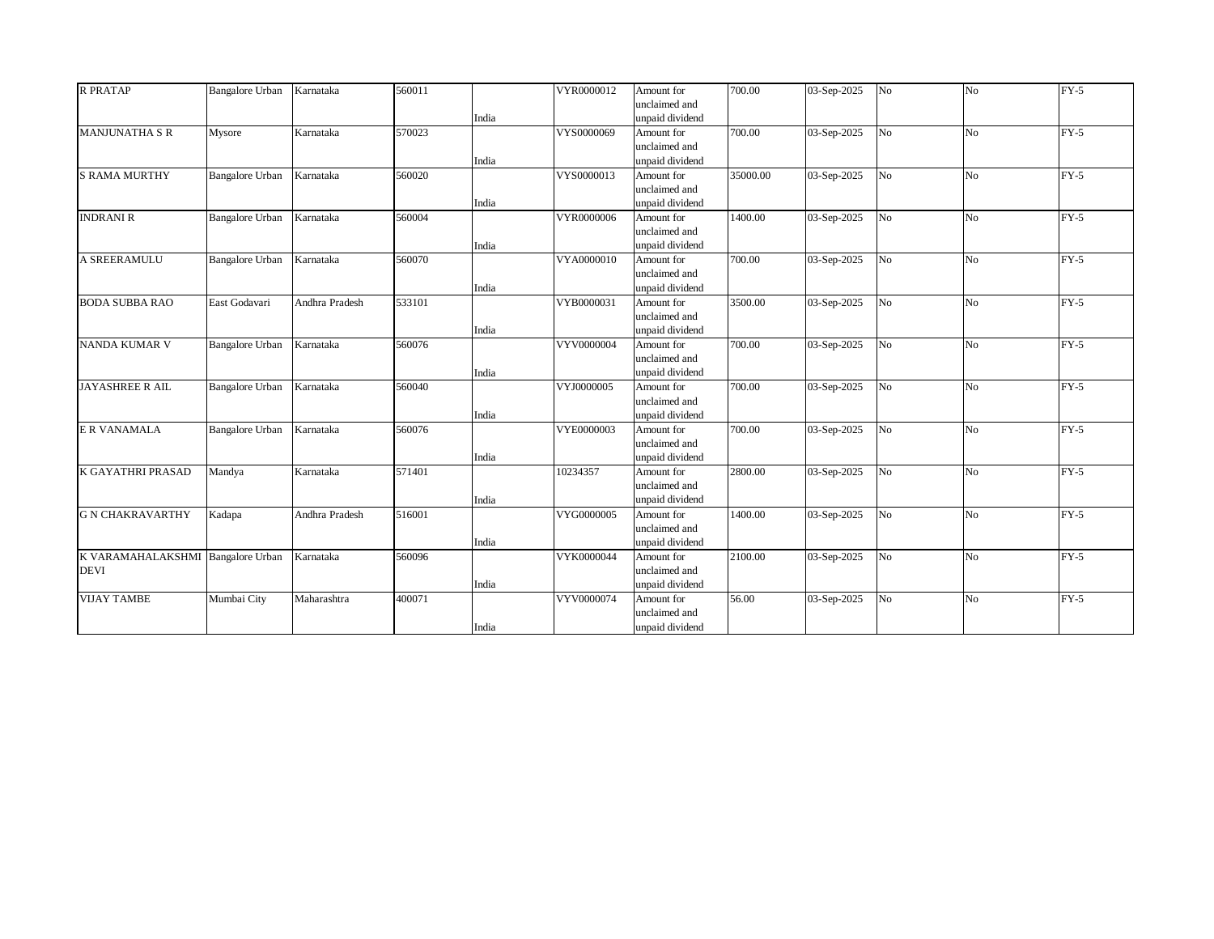| R PRATAP | Bangalore Urban | Karnataka | 560011 | India | VYR0000012 | Amount for unclaimed and unpaid dividend | 700.00 | 03-Sep-2025 | No | No | FY-5 |
|---|---|---|---|---|---|---|---|---|---|---|---|
| MANJUNATHA S R | Mysore | Karnataka | 570023 | India | VYS0000069 | Amount for unclaimed and unpaid dividend | 700.00 | 03-Sep-2025 | No | No | FY-5 |
| S RAMA MURTHY | Bangalore Urban | Karnataka | 560020 | India | VYS0000013 | Amount for unclaimed and unpaid dividend | 35000.00 | 03-Sep-2025 | No | No | FY-5 |
| INDRANI R | Bangalore Urban | Karnataka | 560004 | India | VYR0000006 | Amount for unclaimed and unpaid dividend | 1400.00 | 03-Sep-2025 | No | No | FY-5 |
| A SREERAMULU | Bangalore Urban | Karnataka | 560070 | India | VYA0000010 | Amount for unclaimed and unpaid dividend | 700.00 | 03-Sep-2025 | No | No | FY-5 |
| BODA SUBBA RAO | East Godavari | Andhra Pradesh | 533101 | India | VYB0000031 | Amount for unclaimed and unpaid dividend | 3500.00 | 03-Sep-2025 | No | No | FY-5 |
| NANDA KUMAR V | Bangalore Urban | Karnataka | 560076 | India | VYV0000004 | Amount for unclaimed and unpaid dividend | 700.00 | 03-Sep-2025 | No | No | FY-5 |
| JAYASHREE R AIL | Bangalore Urban | Karnataka | 560040 | India | VYJ0000005 | Amount for unclaimed and unpaid dividend | 700.00 | 03-Sep-2025 | No | No | FY-5 |
| E R VANAMALA | Bangalore Urban | Karnataka | 560076 | India | VYE0000003 | Amount for unclaimed and unpaid dividend | 700.00 | 03-Sep-2025 | No | No | FY-5 |
| K GAYATHRI PRASAD | Mandya | Karnataka | 571401 | India | 10234357 | Amount for unclaimed and unpaid dividend | 2800.00 | 03-Sep-2025 | No | No | FY-5 |
| G N CHAKRAVARTHY | Kadapa | Andhra Pradesh | 516001 | India | VYG0000005 | Amount for unclaimed and unpaid dividend | 1400.00 | 03-Sep-2025 | No | No | FY-5 |
| K VARAMAHALAKSHMI DEVI | Bangalore Urban | Karnataka | 560096 | India | VYK0000044 | Amount for unclaimed and unpaid dividend | 2100.00 | 03-Sep-2025 | No | No | FY-5 |
| VIJAY TAMBE | Mumbai City | Maharashtra | 400071 | India | VYV0000074 | Amount for unclaimed and unpaid dividend | 56.00 | 03-Sep-2025 | No | No | FY-5 |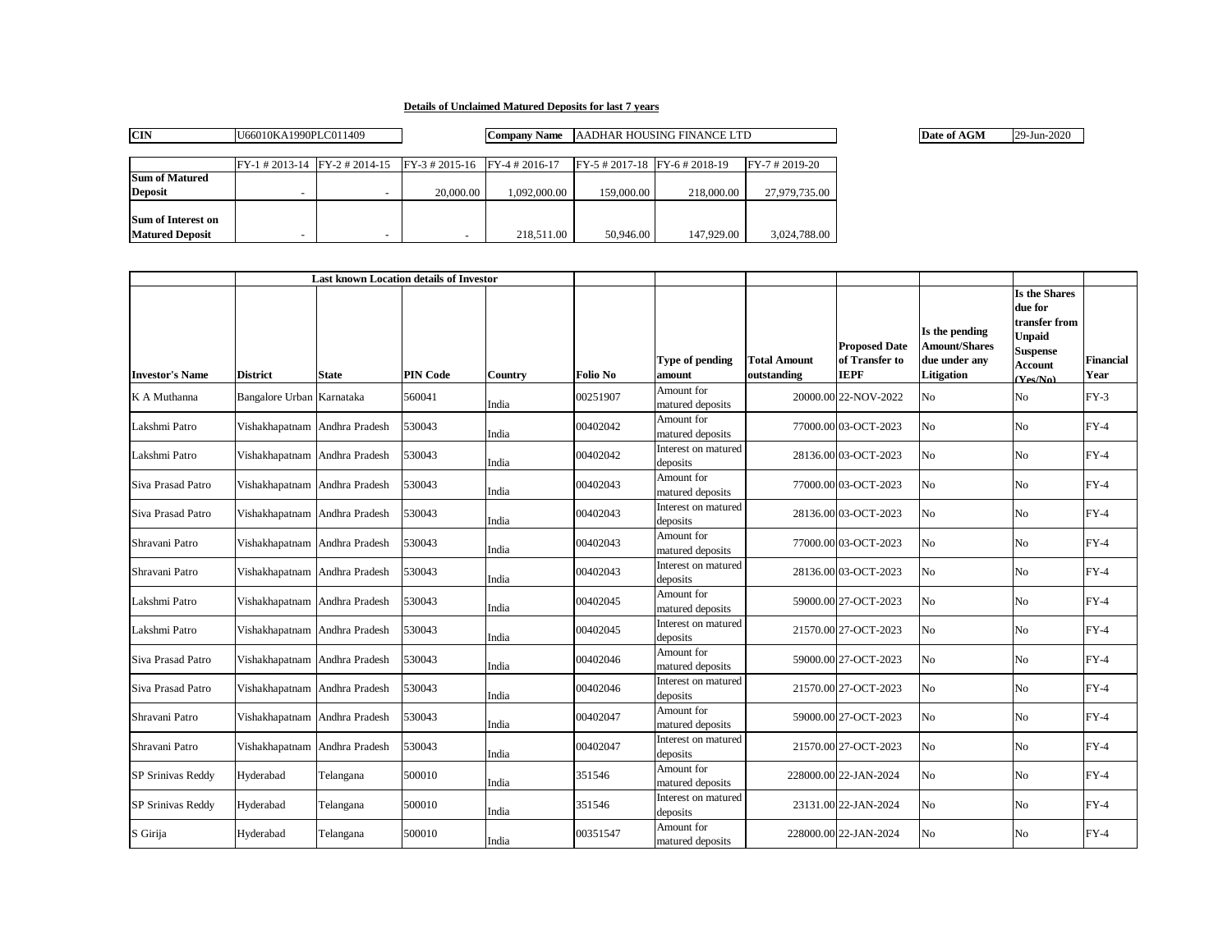**Details of Unclaimed Matured Deposits for last 7 years**

| CIN | U66010KA1990PLC011409 | Company Name | AADHAR HOUSING FINANCE LTD | Date of AGM | 29-Jun-2020 |
|---|---|---|---|---|---|

| | FY-1 # 2013-14 | FY-2 # 2014-15 | FY-3 # 2015-16 | FY-4 # 2016-17 | FY-5 # 2017-18 | FY-6 # 2018-19 | FY-7 # 2019-20 |
|---|---|---|---|---|---|---|---|
| **Sum of Matured Deposit** | - | - | 20,000.00 | 1,092,000.00 | 159,000.00 | 218,000.00 | 27,979,735.00 |
| **Sum of Interest on Matured Deposit** | - | - | - | 218,511.00 | 50,946.00 | 147,929.00 | 3,024,788.00 |

| | Last known Location details of Investor | | | | | | | | | | |
|---|---|---|---|---|---|---|---|---|---|---|---|
| **Investor's Name** | **District** | **State** | **PIN Code** | **Country** | **Folio No** | **Type of pending amount** | **Total Amount outstanding** | **Proposed Date of Transfer to IEPF** | **Is the pending Amount/Shares due under any Litigation** | **Is the Shares due for transfer from Unpaid Suspense Account (Yes/No)** | **Financial Year** |
| K A Muthanna | Bangalore Urban | Karnataka | 560041 | India | 00251907 | Amount for matured deposits | 20000.00 | 22-NOV-2022 | No | No | FY-3 |
| Lakshmi Patro | Vishakhapatnam | Andhra Pradesh | 530043 | India | 00402042 | Amount for matured deposits | 77000.00 | 03-OCT-2023 | No | No | FY-4 |
| Lakshmi Patro | Vishakhapatnam | Andhra Pradesh | 530043 | India | 00402042 | Interest on matured deposits | 28136.00 | 03-OCT-2023 | No | No | FY-4 |
| Siva Prasad Patro | Vishakhapatnam | Andhra Pradesh | 530043 | India | 00402043 | Amount for matured deposits | 77000.00 | 03-OCT-2023 | No | No | FY-4 |
| Siva Prasad Patro | Vishakhapatnam | Andhra Pradesh | 530043 | India | 00402043 | Interest on matured deposits | 28136.00 | 03-OCT-2023 | No | No | FY-4 |
| Shravani Patro | Vishakhapatnam | Andhra Pradesh | 530043 | India | 00402043 | Amount for matured deposits | 77000.00 | 03-OCT-2023 | No | No | FY-4 |
| Shravani Patro | Vishakhapatnam | Andhra Pradesh | 530043 | India | 00402043 | Interest on matured deposits | 28136.00 | 03-OCT-2023 | No | No | FY-4 |
| Lakshmi Patro | Vishakhapatnam | Andhra Pradesh | 530043 | India | 00402045 | Amount for matured deposits | 59000.00 | 27-OCT-2023 | No | No | FY-4 |
| Lakshmi Patro | Vishakhapatnam | Andhra Pradesh | 530043 | India | 00402045 | Interest on matured deposits | 21570.00 | 27-OCT-2023 | No | No | FY-4 |
| Siva Prasad Patro | Vishakhapatnam | Andhra Pradesh | 530043 | India | 00402046 | Amount for matured deposits | 59000.00 | 27-OCT-2023 | No | No | FY-4 |
| Siva Prasad Patro | Vishakhapatnam | Andhra Pradesh | 530043 | India | 00402046 | Interest on matured deposits | 21570.00 | 27-OCT-2023 | No | No | FY-4 |
| Shravani Patro | Vishakhapatnam | Andhra Pradesh | 530043 | India | 00402047 | Amount for matured deposits | 59000.00 | 27-OCT-2023 | No | No | FY-4 |
| Shravani Patro | Vishakhapatnam | Andhra Pradesh | 530043 | India | 00402047 | Interest on matured deposits | 21570.00 | 27-OCT-2023 | No | No | FY-4 |
| SP Srinivas Reddy | Hyderabad | Telangana | 500010 | India | 351546 | Amount for matured deposits | 228000.00 | 22-JAN-2024 | No | No | FY-4 |
| SP Srinivas Reddy | Hyderabad | Telangana | 500010 | India | 351546 | Interest on matured deposits | 23131.00 | 22-JAN-2024 | No | No | FY-4 |
| S Girija | Hyderabad | Telangana | 500010 | India | 00351547 | Amount for matured deposits | 228000.00 | 22-JAN-2024 | No | No | FY-4 |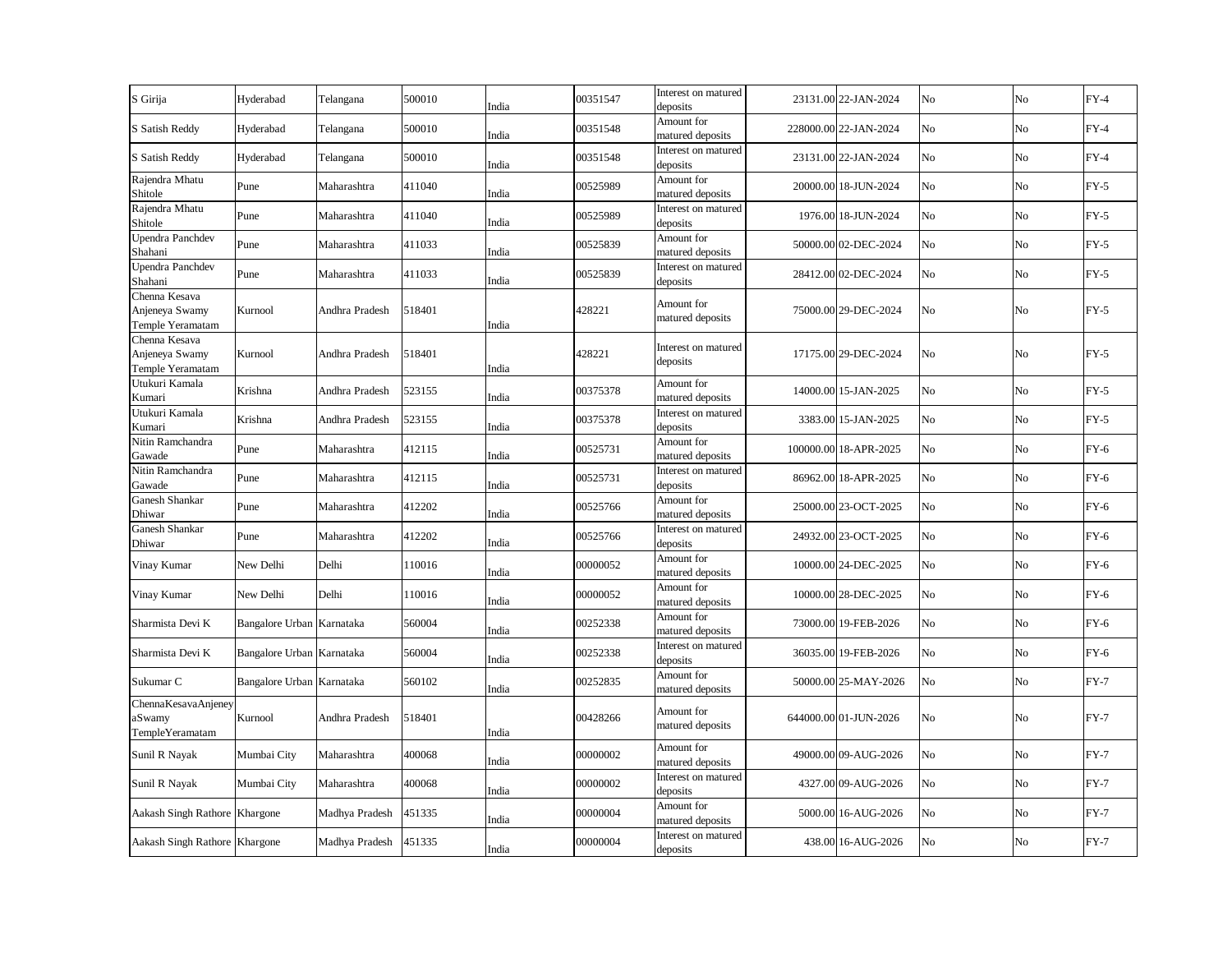| | | | | | | | | | | | |
|---|---|---|---|---|---|---|---|---|---|---|---|
| S Girija | Hyderabad | Telangana | 500010 | India | 00351547 | Interest on matured deposits | 23131.00 | 22-JAN-2024 | No | No | FY-4 |
| S Satish Reddy | Hyderabad | Telangana | 500010 | India | 00351548 | Amount for matured deposits | 228000.00 | 22-JAN-2024 | No | No | FY-4 |
| S Satish Reddy | Hyderabad | Telangana | 500010 | India | 00351548 | Interest on matured deposits | 23131.00 | 22-JAN-2024 | No | No | FY-4 |
| Rajendra Mhatu Shitole | Pune | Maharashtra | 411040 | India | 00525989 | Amount for matured deposits | 20000.00 | 18-JUN-2024 | No | No | FY-5 |
| Rajendra Mhatu Shitole | Pune | Maharashtra | 411040 | India | 00525989 | Interest on matured deposits | 1976.00 | 18-JUN-2024 | No | No | FY-5 |
| Upendra Panchdev Shahani | Pune | Maharashtra | 411033 | India | 00525839 | Amount for matured deposits | 50000.00 | 02-DEC-2024 | No | No | FY-5 |
| Upendra Panchdev Shahani | Pune | Maharashtra | 411033 | India | 00525839 | Interest on matured deposits | 28412.00 | 02-DEC-2024 | No | No | FY-5 |
| Chenna Kesava Anjeneya Swamy Temple Yeramatam | Kurnool | Andhra Pradesh | 518401 | India | 428221 | Amount for matured deposits | 75000.00 | 29-DEC-2024 | No | No | FY-5 |
| Chenna Kesava Anjeneya Swamy Temple Yeramatam | Kurnool | Andhra Pradesh | 518401 | India | 428221 | Interest on matured deposits | 17175.00 | 29-DEC-2024 | No | No | FY-5 |
| Utukuri Kamala Kumari | Krishna | Andhra Pradesh | 523155 | India | 00375378 | Amount for matured deposits | 14000.00 | 15-JAN-2025 | No | No | FY-5 |
| Utukuri Kamala Kumari | Krishna | Andhra Pradesh | 523155 | India | 00375378 | Interest on matured deposits | 3383.00 | 15-JAN-2025 | No | No | FY-5 |
| Nitin Ramchandra Gawade | Pune | Maharashtra | 412115 | India | 00525731 | Amount for matured deposits | 100000.00 | 18-APR-2025 | No | No | FY-6 |
| Nitin Ramchandra Gawade | Pune | Maharashtra | 412115 | India | 00525731 | Interest on matured deposits | 86962.00 | 18-APR-2025 | No | No | FY-6 |
| Ganesh Shankar Dhiwar | Pune | Maharashtra | 412202 | India | 00525766 | Amount for matured deposits | 25000.00 | 23-OCT-2025 | No | No | FY-6 |
| Ganesh Shankar Dhiwar | Pune | Maharashtra | 412202 | India | 00525766 | Interest on matured deposits | 24932.00 | 23-OCT-2025 | No | No | FY-6 |
| Vinay Kumar | New Delhi | Delhi | 110016 | India | 00000052 | Amount for matured deposits | 10000.00 | 24-DEC-2025 | No | No | FY-6 |
| Vinay Kumar | New Delhi | Delhi | 110016 | India | 00000052 | Amount for matured deposits | 10000.00 | 28-DEC-2025 | No | No | FY-6 |
| Sharmista Devi K | Bangalore Urban | Karnataka | 560004 | India | 00252338 | Amount for matured deposits | 73000.00 | 19-FEB-2026 | No | No | FY-6 |
| Sharmista Devi K | Bangalore Urban | Karnataka | 560004 | India | 00252338 | Interest on matured deposits | 36035.00 | 19-FEB-2026 | No | No | FY-6 |
| Sukumar C | Bangalore Urban | Karnataka | 560102 | India | 00252835 | Amount for matured deposits | 50000.00 | 25-MAY-2026 | No | No | FY-7 |
| ChennaKesavaAnjeneyaSwamy TempleYeramatam | Kurnool | Andhra Pradesh | 518401 | India | 00428266 | Amount for matured deposits | 644000.00 | 01-JUN-2026 | No | No | FY-7 |
| Sunil R Nayak | Mumbai City | Maharashtra | 400068 | India | 00000002 | Amount for matured deposits | 49000.00 | 09-AUG-2026 | No | No | FY-7 |
| Sunil R Nayak | Mumbai City | Maharashtra | 400068 | India | 00000002 | Interest on matured deposits | 4327.00 | 09-AUG-2026 | No | No | FY-7 |
| Aakash Singh Rathore | Khargone | Madhya Pradesh | 451335 | India | 00000004 | Amount for matured deposits | 5000.00 | 16-AUG-2026 | No | No | FY-7 |
| Aakash Singh Rathore | Khargone | Madhya Pradesh | 451335 | India | 00000004 | Interest on matured deposits | 438.00 | 16-AUG-2026 | No | No | FY-7 |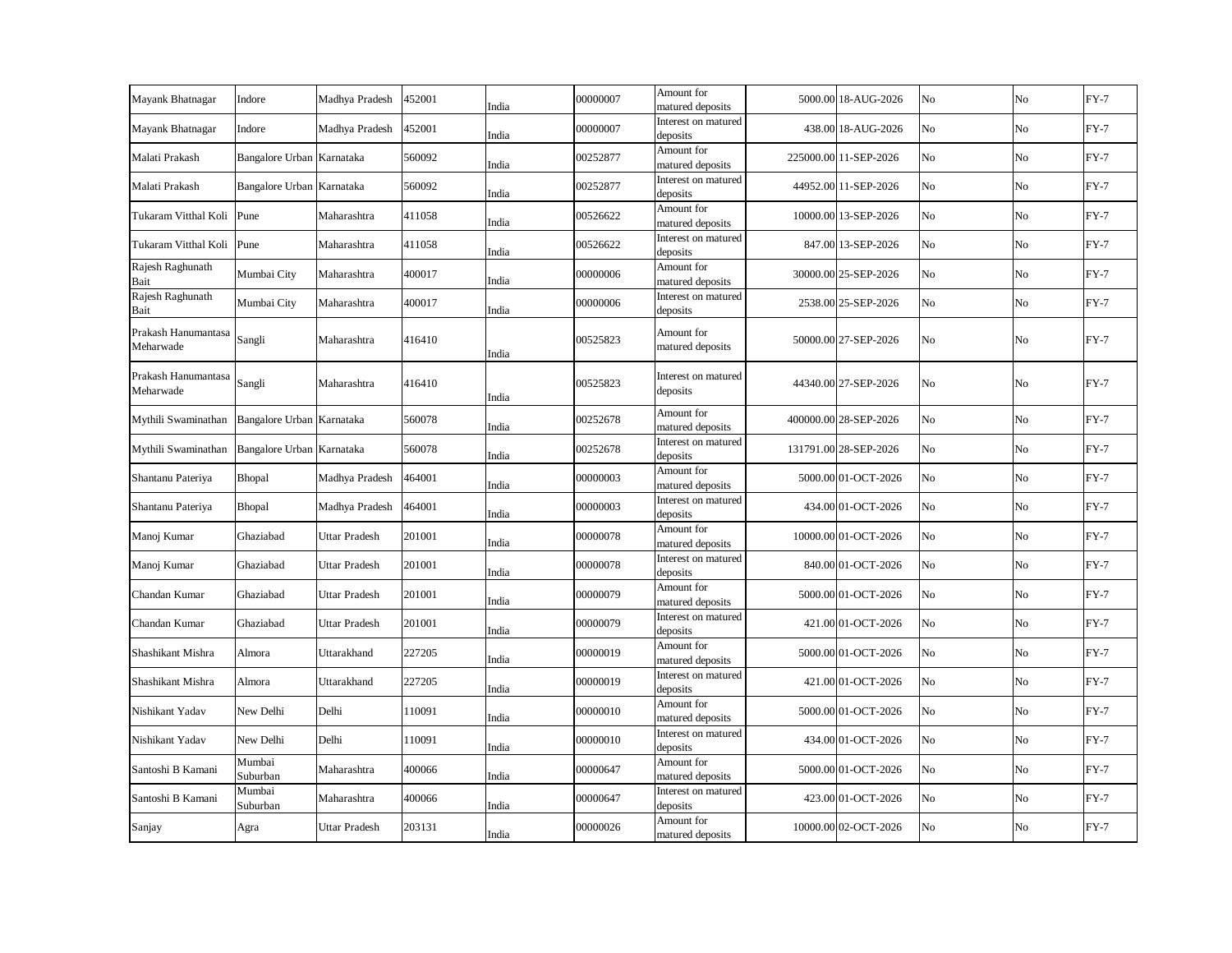| | | | | | | | | | | | |
|---|---|---|---|---|---|---|---|---|---|---|---|
| Mayank Bhatnagar | Indore | Madhya Pradesh | 452001 | India | 00000007 | Amount for matured deposits | 5000.00 | 18-AUG-2026 | No | No | FY-7 |
| Mayank Bhatnagar | Indore | Madhya Pradesh | 452001 | India | 00000007 | Interest on matured deposits | 438.00 | 18-AUG-2026 | No | No | FY-7 |
| Malati Prakash | Bangalore Urban | Karnataka | 560092 | India | 00252877 | Amount for matured deposits | 225000.00 | 11-SEP-2026 | No | No | FY-7 |
| Malati Prakash | Bangalore Urban | Karnataka | 560092 | India | 00252877 | Interest on matured deposits | 44952.00 | 11-SEP-2026 | No | No | FY-7 |
| Tukaram Vitthal Koli | Pune | Maharashtra | 411058 | India | 00526622 | Amount for matured deposits | 10000.00 | 13-SEP-2026 | No | No | FY-7 |
| Tukaram Vitthal Koli | Pune | Maharashtra | 411058 | India | 00526622 | Interest on matured deposits | 847.00 | 13-SEP-2026 | No | No | FY-7 |
| Rajesh Raghunath Bait | Mumbai City | Maharashtra | 400017 | India | 00000006 | Amount for matured deposits | 30000.00 | 25-SEP-2026 | No | No | FY-7 |
| Rajesh Raghunath Bait | Mumbai City | Maharashtra | 400017 | India | 00000006 | Interest on matured deposits | 2538.00 | 25-SEP-2026 | No | No | FY-7 |
| Prakash Hanumantasa Meharwade | Sangli | Maharashtra | 416410 | India | 00525823 | Amount for matured deposits | 50000.00 | 27-SEP-2026 | No | No | FY-7 |
| Prakash Hanumantasa Meharwade | Sangli | Maharashtra | 416410 | India | 00525823 | Interest on matured deposits | 44340.00 | 27-SEP-2026 | No | No | FY-7 |
| Mythili Swaminathan | Bangalore Urban | Karnataka | 560078 | India | 00252678 | Amount for matured deposits | 400000.00 | 28-SEP-2026 | No | No | FY-7 |
| Mythili Swaminathan | Bangalore Urban | Karnataka | 560078 | India | 00252678 | Interest on matured deposits | 131791.00 | 28-SEP-2026 | No | No | FY-7 |
| Shantanu Pateriya | Bhopal | Madhya Pradesh | 464001 | India | 00000003 | Amount for matured deposits | 5000.00 | 01-OCT-2026 | No | No | FY-7 |
| Shantanu Pateriya | Bhopal | Madhya Pradesh | 464001 | India | 00000003 | Interest on matured deposits | 434.00 | 01-OCT-2026 | No | No | FY-7 |
| Manoj Kumar | Ghaziabad | Uttar Pradesh | 201001 | India | 00000078 | Amount for matured deposits | 10000.00 | 01-OCT-2026 | No | No | FY-7 |
| Manoj Kumar | Ghaziabad | Uttar Pradesh | 201001 | India | 00000078 | Interest on matured deposits | 840.00 | 01-OCT-2026 | No | No | FY-7 |
| Chandan Kumar | Ghaziabad | Uttar Pradesh | 201001 | India | 00000079 | Amount for matured deposits | 5000.00 | 01-OCT-2026 | No | No | FY-7 |
| Chandan Kumar | Ghaziabad | Uttar Pradesh | 201001 | India | 00000079 | Interest on matured deposits | 421.00 | 01-OCT-2026 | No | No | FY-7 |
| Shashikant Mishra | Almora | Uttarakhand | 227205 | India | 00000019 | Amount for matured deposits | 5000.00 | 01-OCT-2026 | No | No | FY-7 |
| Shashikant Mishra | Almora | Uttarakhand | 227205 | India | 00000019 | Interest on matured deposits | 421.00 | 01-OCT-2026 | No | No | FY-7 |
| Nishikant Yadav | New Delhi | Delhi | 110091 | India | 00000010 | Amount for matured deposits | 5000.00 | 01-OCT-2026 | No | No | FY-7 |
| Nishikant Yadav | New Delhi | Delhi | 110091 | India | 00000010 | Interest on matured deposits | 434.00 | 01-OCT-2026 | No | No | FY-7 |
| Santoshi B Kamani | Mumbai Suburban | Maharashtra | 400066 | India | 00000647 | Amount for matured deposits | 5000.00 | 01-OCT-2026 | No | No | FY-7 |
| Santoshi B Kamani | Mumbai Suburban | Maharashtra | 400066 | India | 00000647 | Interest on matured deposits | 423.00 | 01-OCT-2026 | No | No | FY-7 |
| Sanjay | Agra | Uttar Pradesh | 203131 | India | 00000026 | Amount for matured deposits | 10000.00 | 02-OCT-2026 | No | No | FY-7 |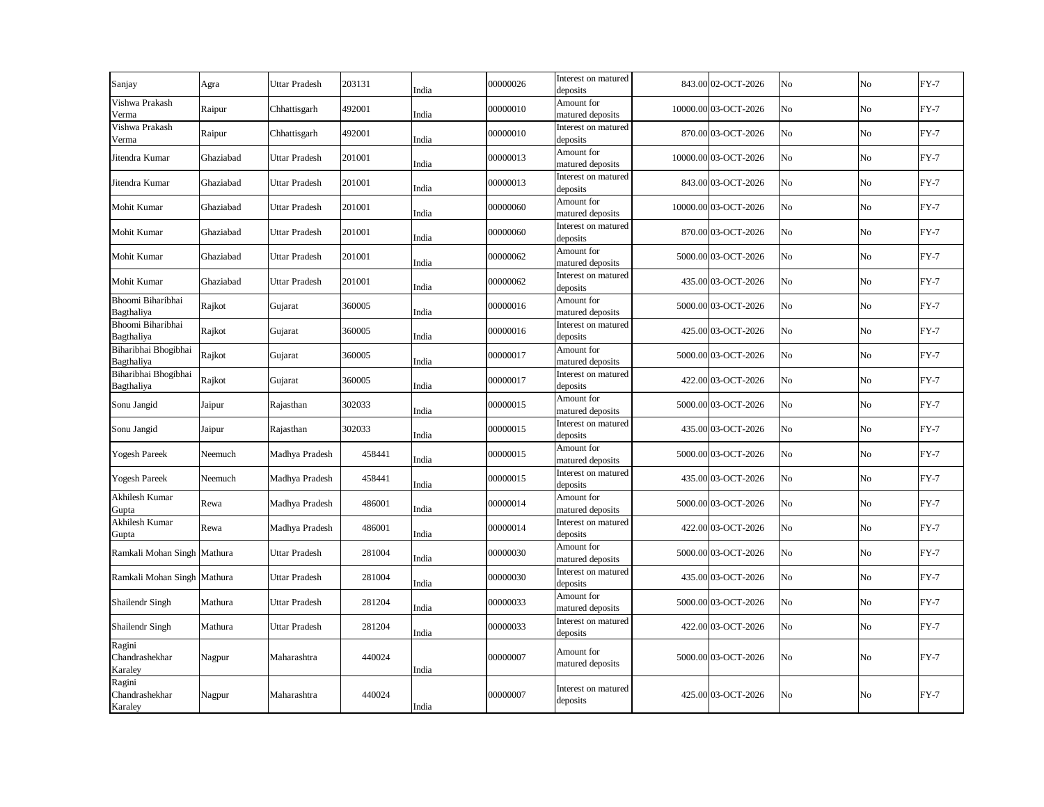| Sanjay | Agra | Uttar Pradesh | 203131 | India | 00000026 | Interest on matured deposits | 843.00 | 02-OCT-2026 | No | No | FY-7 |
|---|---|---|---|---|---|---|---|---|---|---|---|
| Vishwa Prakash Verma | Raipur | Chhattisgarh | 492001 | India | 00000010 | Amount for matured deposits | 10000.00 | 03-OCT-2026 | No | No | FY-7 |
| Vishwa Prakash Verma | Raipur | Chhattisgarh | 492001 | India | 00000010 | Interest on matured deposits | 870.00 | 03-OCT-2026 | No | No | FY-7 |
| Jitendra Kumar | Ghaziabad | Uttar Pradesh | 201001 | India | 00000013 | Amount for matured deposits | 10000.00 | 03-OCT-2026 | No | No | FY-7 |
| Jitendra Kumar | Ghaziabad | Uttar Pradesh | 201001 | India | 00000013 | Interest on matured deposits | 843.00 | 03-OCT-2026 | No | No | FY-7 |
| Mohit Kumar | Ghaziabad | Uttar Pradesh | 201001 | India | 00000060 | Amount for matured deposits | 10000.00 | 03-OCT-2026 | No | No | FY-7 |
| Mohit Kumar | Ghaziabad | Uttar Pradesh | 201001 | India | 00000060 | Interest on matured deposits | 870.00 | 03-OCT-2026 | No | No | FY-7 |
| Mohit Kumar | Ghaziabad | Uttar Pradesh | 201001 | India | 00000062 | Amount for matured deposits | 5000.00 | 03-OCT-2026 | No | No | FY-7 |
| Mohit Kumar | Ghaziabad | Uttar Pradesh | 201001 | India | 00000062 | Interest on matured deposits | 435.00 | 03-OCT-2026 | No | No | FY-7 |
| Bhoomi Biharibhai Bagthaliya | Rajkot | Gujarat | 360005 | India | 00000016 | Amount for matured deposits | 5000.00 | 03-OCT-2026 | No | No | FY-7 |
| Bhoomi Biharibhai Bagthaliya | Rajkot | Gujarat | 360005 | India | 00000016 | Interest on matured deposits | 425.00 | 03-OCT-2026 | No | No | FY-7 |
| Biharibhai Bhogibhai Bagthaliya | Rajkot | Gujarat | 360005 | India | 00000017 | Amount for matured deposits | 5000.00 | 03-OCT-2026 | No | No | FY-7 |
| Biharibhai Bhogibhai Bagthaliya | Rajkot | Gujarat | 360005 | India | 00000017 | Interest on matured deposits | 422.00 | 03-OCT-2026 | No | No | FY-7 |
| Sonu Jangid | Jaipur | Rajasthan | 302033 | India | 00000015 | Amount for matured deposits | 5000.00 | 03-OCT-2026 | No | No | FY-7 |
| Sonu Jangid | Jaipur | Rajasthan | 302033 | India | 00000015 | Interest on matured deposits | 435.00 | 03-OCT-2026 | No | No | FY-7 |
| Yogesh Pareek | Neemuch | Madhya Pradesh | 458441 | India | 00000015 | Amount for matured deposits | 5000.00 | 03-OCT-2026 | No | No | FY-7 |
| Yogesh Pareek | Neemuch | Madhya Pradesh | 458441 | India | 00000015 | Interest on matured deposits | 435.00 | 03-OCT-2026 | No | No | FY-7 |
| Akhilesh Kumar Gupta | Rewa | Madhya Pradesh | 486001 | India | 00000014 | Amount for matured deposits | 5000.00 | 03-OCT-2026 | No | No | FY-7 |
| Akhilesh Kumar Gupta | Rewa | Madhya Pradesh | 486001 | India | 00000014 | Interest on matured deposits | 422.00 | 03-OCT-2026 | No | No | FY-7 |
| Ramkali Mohan Singh | Mathura | Uttar Pradesh | 281004 | India | 00000030 | Amount for matured deposits | 5000.00 | 03-OCT-2026 | No | No | FY-7 |
| Ramkali Mohan Singh | Mathura | Uttar Pradesh | 281004 | India | 00000030 | Interest on matured deposits | 435.00 | 03-OCT-2026 | No | No | FY-7 |
| Shailendr Singh | Mathura | Uttar Pradesh | 281204 | India | 00000033 | Amount for matured deposits | 5000.00 | 03-OCT-2026 | No | No | FY-7 |
| Shailendr Singh | Mathura | Uttar Pradesh | 281204 | India | 00000033 | Interest on matured deposits | 422.00 | 03-OCT-2026 | No | No | FY-7 |
| Ragini Chandrashekhar Karaley | Nagpur | Maharashtra | 440024 | India | 00000007 | Amount for matured deposits | 5000.00 | 03-OCT-2026 | No | No | FY-7 |
| Ragini Chandrashekhar Karaley | Nagpur | Maharashtra | 440024 | India | 00000007 | Interest on matured deposits | 425.00 | 03-OCT-2026 | No | No | FY-7 |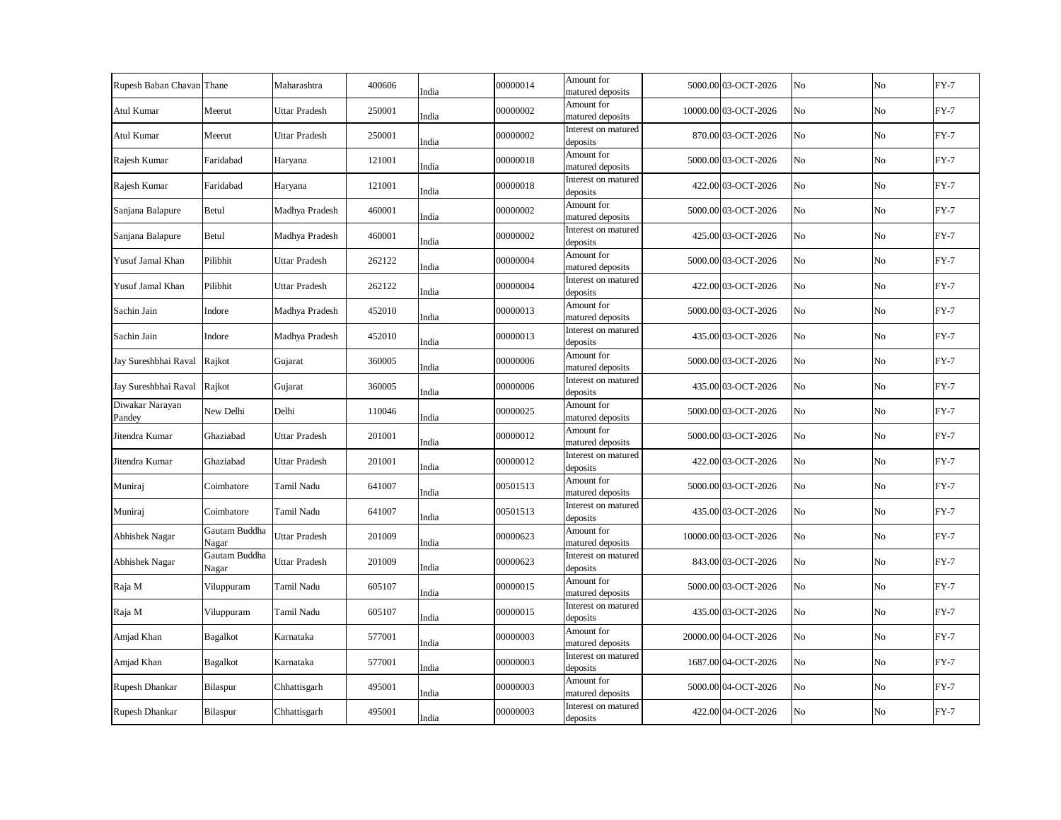| | | | | | | | | | | | |
|---|---|---|---|---|---|---|---|---|---|---|---|
| Rupesh Baban Chavan | Thane | Maharashtra | 400606 | India | 00000014 | Amount for matured deposits | 5000.00 | 03-OCT-2026 | No | No | FY-7 |
| Atul Kumar | Meerut | Uttar Pradesh | 250001 | India | 00000002 | Amount for matured deposits | 10000.00 | 03-OCT-2026 | No | No | FY-7 |
| Atul Kumar | Meerut | Uttar Pradesh | 250001 | India | 00000002 | Interest on matured deposits | 870.00 | 03-OCT-2026 | No | No | FY-7 |
| Rajesh Kumar | Faridabad | Haryana | 121001 | India | 00000018 | Amount for matured deposits | 5000.00 | 03-OCT-2026 | No | No | FY-7 |
| Rajesh Kumar | Faridabad | Haryana | 121001 | India | 00000018 | Interest on matured deposits | 422.00 | 03-OCT-2026 | No | No | FY-7 |
| Sanjana Balapure | Betul | Madhya Pradesh | 460001 | India | 00000002 | Amount for matured deposits | 5000.00 | 03-OCT-2026 | No | No | FY-7 |
| Sanjana Balapure | Betul | Madhya Pradesh | 460001 | India | 00000002 | Interest on matured deposits | 425.00 | 03-OCT-2026 | No | No | FY-7 |
| Yusuf Jamal Khan | Pilibhit | Uttar Pradesh | 262122 | India | 00000004 | Amount for matured deposits | 5000.00 | 03-OCT-2026 | No | No | FY-7 |
| Yusuf Jamal Khan | Pilibhit | Uttar Pradesh | 262122 | India | 00000004 | Interest on matured deposits | 422.00 | 03-OCT-2026 | No | No | FY-7 |
| Sachin Jain | Indore | Madhya Pradesh | 452010 | India | 00000013 | Amount for matured deposits | 5000.00 | 03-OCT-2026 | No | No | FY-7 |
| Sachin Jain | Indore | Madhya Pradesh | 452010 | India | 00000013 | Interest on matured deposits | 435.00 | 03-OCT-2026 | No | No | FY-7 |
| Jay Sureshbhai Raval | Rajkot | Gujarat | 360005 | India | 00000006 | Amount for matured deposits | 5000.00 | 03-OCT-2026 | No | No | FY-7 |
| Jay Sureshbhai Raval | Rajkot | Gujarat | 360005 | India | 00000006 | Interest on matured deposits | 435.00 | 03-OCT-2026 | No | No | FY-7 |
| Diwakar Narayan Pandey | New Delhi | Delhi | 110046 | India | 00000025 | Amount for matured deposits | 5000.00 | 03-OCT-2026 | No | No | FY-7 |
| Jitendra Kumar | Ghaziabad | Uttar Pradesh | 201001 | India | 00000012 | Amount for matured deposits | 5000.00 | 03-OCT-2026 | No | No | FY-7 |
| Jitendra Kumar | Ghaziabad | Uttar Pradesh | 201001 | India | 00000012 | Interest on matured deposits | 422.00 | 03-OCT-2026 | No | No | FY-7 |
| Muniraj | Coimbatore | Tamil Nadu | 641007 | India | 00501513 | Amount for matured deposits | 5000.00 | 03-OCT-2026 | No | No | FY-7 |
| Muniraj | Coimbatore | Tamil Nadu | 641007 | India | 00501513 | Interest on matured deposits | 435.00 | 03-OCT-2026 | No | No | FY-7 |
| Abhishek Nagar | Gautam Buddha Nagar | Uttar Pradesh | 201009 | India | 00000623 | Amount for matured deposits | 10000.00 | 03-OCT-2026 | No | No | FY-7 |
| Abhishek Nagar | Gautam Buddha Nagar | Uttar Pradesh | 201009 | India | 00000623 | Interest on matured deposits | 843.00 | 03-OCT-2026 | No | No | FY-7 |
| Raja M | Viluppuram | Tamil Nadu | 605107 | India | 00000015 | Amount for matured deposits | 5000.00 | 03-OCT-2026 | No | No | FY-7 |
| Raja M | Viluppuram | Tamil Nadu | 605107 | India | 00000015 | Interest on matured deposits | 435.00 | 03-OCT-2026 | No | No | FY-7 |
| Amjad Khan | Bagalkot | Karnataka | 577001 | India | 00000003 | Amount for matured deposits | 20000.00 | 04-OCT-2026 | No | No | FY-7 |
| Amjad Khan | Bagalkot | Karnataka | 577001 | India | 00000003 | Interest on matured deposits | 1687.00 | 04-OCT-2026 | No | No | FY-7 |
| Rupesh Dhankar | Bilaspur | Chhattisgarh | 495001 | India | 00000003 | Amount for matured deposits | 5000.00 | 04-OCT-2026 | No | No | FY-7 |
| Rupesh Dhankar | Bilaspur | Chhattisgarh | 495001 | India | 00000003 | Interest on matured deposits | 422.00 | 04-OCT-2026 | No | No | FY-7 |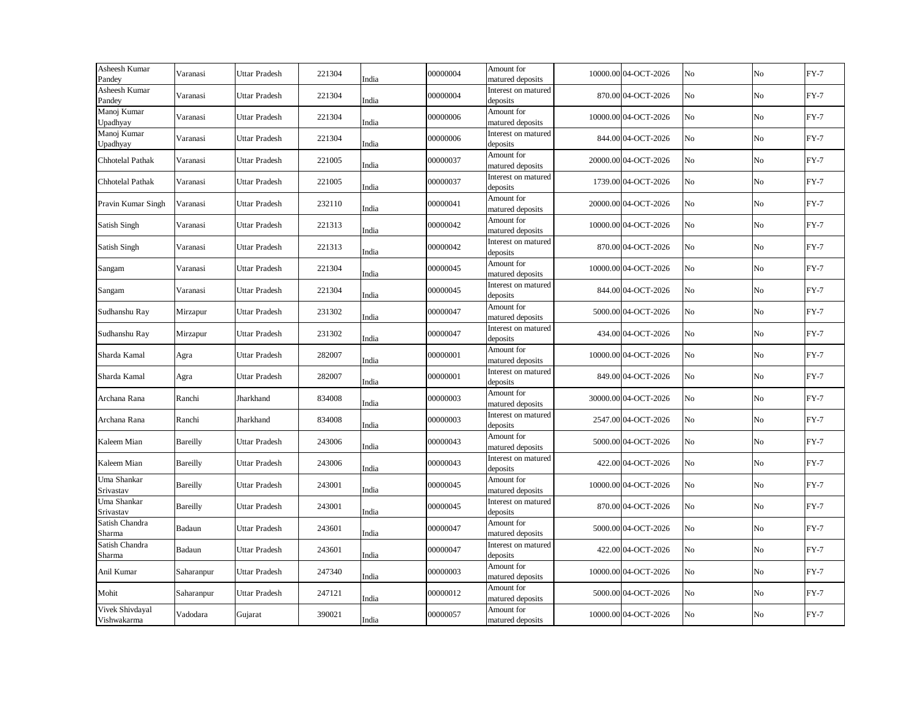| | | | | | | | | | | | |
|---|---|---|---|---|---|---|---|---|---|---|---|
| Asheesh Kumar Pandey | Varanasi | Uttar Pradesh | 221304 | India | 00000004 | Amount for matured deposits | 10000.00 | 04-OCT-2026 | No | No | FY-7 |
| Asheesh Kumar Pandey | Varanasi | Uttar Pradesh | 221304 | India | 00000004 | Interest on matured deposits | 870.00 | 04-OCT-2026 | No | No | FY-7 |
| Manoj Kumar Upadhyay | Varanasi | Uttar Pradesh | 221304 | India | 00000006 | Amount for matured deposits | 10000.00 | 04-OCT-2026 | No | No | FY-7 |
| Manoj Kumar Upadhyay | Varanasi | Uttar Pradesh | 221304 | India | 00000006 | Interest on matured deposits | 844.00 | 04-OCT-2026 | No | No | FY-7 |
| Chhotelal Pathak | Varanasi | Uttar Pradesh | 221005 | India | 00000037 | Amount for matured deposits | 20000.00 | 04-OCT-2026 | No | No | FY-7 |
| Chhotelal Pathak | Varanasi | Uttar Pradesh | 221005 | India | 00000037 | Interest on matured deposits | 1739.00 | 04-OCT-2026 | No | No | FY-7 |
| Pravin Kumar Singh | Varanasi | Uttar Pradesh | 232110 | India | 00000041 | Amount for matured deposits | 20000.00 | 04-OCT-2026 | No | No | FY-7 |
| Satish Singh | Varanasi | Uttar Pradesh | 221313 | India | 00000042 | Amount for matured deposits | 10000.00 | 04-OCT-2026 | No | No | FY-7 |
| Satish Singh | Varanasi | Uttar Pradesh | 221313 | India | 00000042 | Interest on matured deposits | 870.00 | 04-OCT-2026 | No | No | FY-7 |
| Sangam | Varanasi | Uttar Pradesh | 221304 | India | 00000045 | Amount for matured deposits | 10000.00 | 04-OCT-2026 | No | No | FY-7 |
| Sangam | Varanasi | Uttar Pradesh | 221304 | India | 00000045 | Interest on matured deposits | 844.00 | 04-OCT-2026 | No | No | FY-7 |
| Sudhanshu Ray | Mirzapur | Uttar Pradesh | 231302 | India | 00000047 | Amount for matured deposits | 5000.00 | 04-OCT-2026 | No | No | FY-7 |
| Sudhanshu Ray | Mirzapur | Uttar Pradesh | 231302 | India | 00000047 | Interest on matured deposits | 434.00 | 04-OCT-2026 | No | No | FY-7 |
| Sharda Kamal | Agra | Uttar Pradesh | 282007 | India | 00000001 | Amount for matured deposits | 10000.00 | 04-OCT-2026 | No | No | FY-7 |
| Sharda Kamal | Agra | Uttar Pradesh | 282007 | India | 00000001 | Interest on matured deposits | 849.00 | 04-OCT-2026 | No | No | FY-7 |
| Archana Rana | Ranchi | Jharkhand | 834008 | India | 00000003 | Amount for matured deposits | 30000.00 | 04-OCT-2026 | No | No | FY-7 |
| Archana Rana | Ranchi | Jharkhand | 834008 | India | 00000003 | Interest on matured deposits | 2547.00 | 04-OCT-2026 | No | No | FY-7 |
| Kaleem Mian | Bareilly | Uttar Pradesh | 243006 | India | 00000043 | Amount for matured deposits | 5000.00 | 04-OCT-2026 | No | No | FY-7 |
| Kaleem Mian | Bareilly | Uttar Pradesh | 243006 | India | 00000043 | Interest on matured deposits | 422.00 | 04-OCT-2026 | No | No | FY-7 |
| Uma Shankar Srivastav | Bareilly | Uttar Pradesh | 243001 | India | 00000045 | Amount for matured deposits | 10000.00 | 04-OCT-2026 | No | No | FY-7 |
| Uma Shankar Srivastav | Bareilly | Uttar Pradesh | 243001 | India | 00000045 | Interest on matured deposits | 870.00 | 04-OCT-2026 | No | No | FY-7 |
| Satish Chandra Sharma | Badaun | Uttar Pradesh | 243601 | India | 00000047 | Amount for matured deposits | 5000.00 | 04-OCT-2026 | No | No | FY-7 |
| Satish Chandra Sharma | Badaun | Uttar Pradesh | 243601 | India | 00000047 | Interest on matured deposits | 422.00 | 04-OCT-2026 | No | No | FY-7 |
| Anil Kumar | Saharanpur | Uttar Pradesh | 247340 | India | 00000003 | Amount for matured deposits | 10000.00 | 04-OCT-2026 | No | No | FY-7 |
| Mohit | Saharanpur | Uttar Pradesh | 247121 | India | 00000012 | Amount for matured deposits | 5000.00 | 04-OCT-2026 | No | No | FY-7 |
| Vivek Shivdayal Vishwakarma | Vadodara | Gujarat | 390021 | India | 00000057 | Amount for matured deposits | 10000.00 | 04-OCT-2026 | No | No | FY-7 |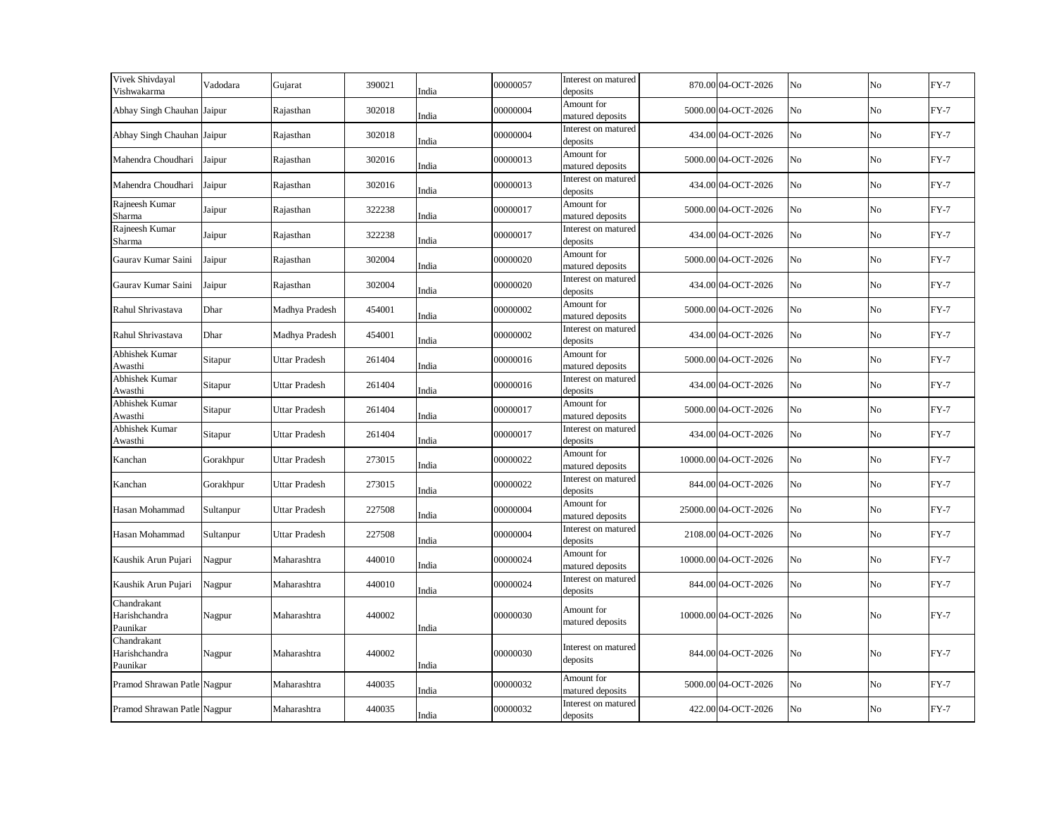| | | | | | | | | | | | |
|---|---|---|---|---|---|---|---|---|---|---|---|
| Vivek Shivdayal Vishwakarma | Vadodara | Gujarat | 390021 | India | 00000057 | Interest on matured deposits | 870.00 | 04-OCT-2026 | No | No | FY-7 |
| Abhay Singh Chauhan | Jaipur | Rajasthan | 302018 | India | 00000004 | Amount for matured deposits | 5000.00 | 04-OCT-2026 | No | No | FY-7 |
| Abhay Singh Chauhan | Jaipur | Rajasthan | 302018 | India | 00000004 | Interest on matured deposits | 434.00 | 04-OCT-2026 | No | No | FY-7 |
| Mahendra Choudhari | Jaipur | Rajasthan | 302016 | India | 00000013 | Amount for matured deposits | 5000.00 | 04-OCT-2026 | No | No | FY-7 |
| Mahendra Choudhari | Jaipur | Rajasthan | 302016 | India | 00000013 | Interest on matured deposits | 434.00 | 04-OCT-2026 | No | No | FY-7 |
| Rajneesh Kumar Sharma | Jaipur | Rajasthan | 322238 | India | 00000017 | Amount for matured deposits | 5000.00 | 04-OCT-2026 | No | No | FY-7 |
| Rajneesh Kumar Sharma | Jaipur | Rajasthan | 322238 | India | 00000017 | Interest on matured deposits | 434.00 | 04-OCT-2026 | No | No | FY-7 |
| Gaurav Kumar Saini | Jaipur | Rajasthan | 302004 | India | 00000020 | Amount for matured deposits | 5000.00 | 04-OCT-2026 | No | No | FY-7 |
| Gaurav Kumar Saini | Jaipur | Rajasthan | 302004 | India | 00000020 | Interest on matured deposits | 434.00 | 04-OCT-2026 | No | No | FY-7 |
| Rahul Shrivastava | Dhar | Madhya Pradesh | 454001 | India | 00000002 | Amount for matured deposits | 5000.00 | 04-OCT-2026 | No | No | FY-7 |
| Rahul Shrivastava | Dhar | Madhya Pradesh | 454001 | India | 00000002 | Interest on matured deposits | 434.00 | 04-OCT-2026 | No | No | FY-7 |
| Abhishek Kumar Awasthi | Sitapur | Uttar Pradesh | 261404 | India | 00000016 | Amount for matured deposits | 5000.00 | 04-OCT-2026 | No | No | FY-7 |
| Abhishek Kumar Awasthi | Sitapur | Uttar Pradesh | 261404 | India | 00000016 | Interest on matured deposits | 434.00 | 04-OCT-2026 | No | No | FY-7 |
| Abhishek Kumar Awasthi | Sitapur | Uttar Pradesh | 261404 | India | 00000017 | Amount for matured deposits | 5000.00 | 04-OCT-2026 | No | No | FY-7 |
| Abhishek Kumar Awasthi | Sitapur | Uttar Pradesh | 261404 | India | 00000017 | Interest on matured deposits | 434.00 | 04-OCT-2026 | No | No | FY-7 |
| Kanchan | Gorakhpur | Uttar Pradesh | 273015 | India | 00000022 | Amount for matured deposits | 10000.00 | 04-OCT-2026 | No | No | FY-7 |
| Kanchan | Gorakhpur | Uttar Pradesh | 273015 | India | 00000022 | Interest on matured deposits | 844.00 | 04-OCT-2026 | No | No | FY-7 |
| Hasan Mohammad | Sultanpur | Uttar Pradesh | 227508 | India | 00000004 | Amount for matured deposits | 25000.00 | 04-OCT-2026 | No | No | FY-7 |
| Hasan Mohammad | Sultanpur | Uttar Pradesh | 227508 | India | 00000004 | Interest on matured deposits | 2108.00 | 04-OCT-2026 | No | No | FY-7 |
| Kaushik Arun Pujari | Nagpur | Maharashtra | 440010 | India | 00000024 | Amount for matured deposits | 10000.00 | 04-OCT-2026 | No | No | FY-7 |
| Kaushik Arun Pujari | Nagpur | Maharashtra | 440010 | India | 00000024 | Interest on matured deposits | 844.00 | 04-OCT-2026 | No | No | FY-7 |
| Chandrakant Harishchandra Paunikar | Nagpur | Maharashtra | 440002 | India | 00000030 | Amount for matured deposits | 10000.00 | 04-OCT-2026 | No | No | FY-7 |
| Chandrakant Harishchandra Paunikar | Nagpur | Maharashtra | 440002 | India | 00000030 | Interest on matured deposits | 844.00 | 04-OCT-2026 | No | No | FY-7 |
| Pramod Shrawan Patle | Nagpur | Maharashtra | 440035 | India | 00000032 | Amount for matured deposits | 5000.00 | 04-OCT-2026 | No | No | FY-7 |
| Pramod Shrawan Patle | Nagpur | Maharashtra | 440035 | India | 00000032 | Interest on matured deposits | 422.00 | 04-OCT-2026 | No | No | FY-7 |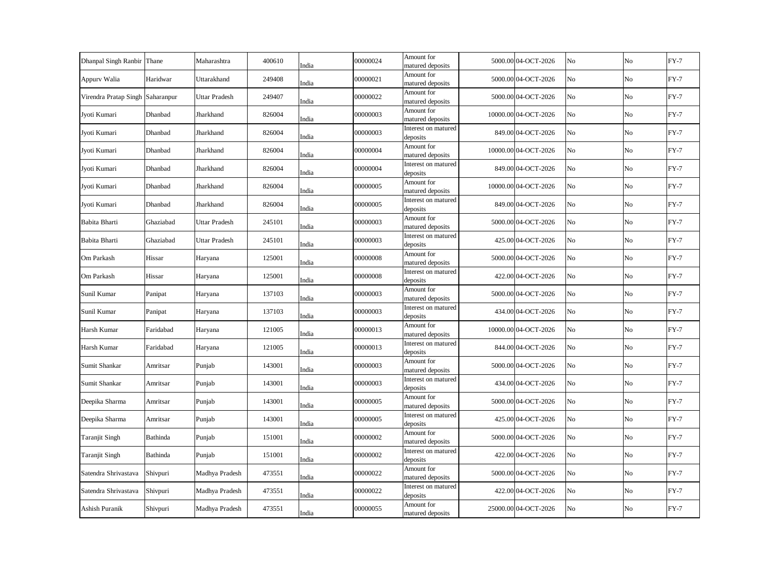| Dhanpal Singh Ranbir | Thane | Maharashtra | 400610 | India | 00000024 | Amount for matured deposits | 5000.00 | 04-OCT-2026 | No | No | FY-7 |
|---|---|---|---|---|---|---|---|---|---|---|---|
| Appurv Walia | Haridwar | Uttarakhand | 249408 | India | 00000021 | Amount for matured deposits | 5000.00 | 04-OCT-2026 | No | No | FY-7 |
| Virendra Pratap Singh | Saharanpur | Uttar Pradesh | 249407 | India | 00000022 | Amount for matured deposits | 5000.00 | 04-OCT-2026 | No | No | FY-7 |
| Jyoti Kumari | Dhanbad | Jharkhand | 826004 | India | 00000003 | Amount for matured deposits | 10000.00 | 04-OCT-2026 | No | No | FY-7 |
| Jyoti Kumari | Dhanbad | Jharkhand | 826004 | India | 00000003 | Interest on matured deposits | 849.00 | 04-OCT-2026 | No | No | FY-7 |
| Jyoti Kumari | Dhanbad | Jharkhand | 826004 | India | 00000004 | Amount for matured deposits | 10000.00 | 04-OCT-2026 | No | No | FY-7 |
| Jyoti Kumari | Dhanbad | Jharkhand | 826004 | India | 00000004 | Interest on matured deposits | 849.00 | 04-OCT-2026 | No | No | FY-7 |
| Jyoti Kumari | Dhanbad | Jharkhand | 826004 | India | 00000005 | Amount for matured deposits | 10000.00 | 04-OCT-2026 | No | No | FY-7 |
| Jyoti Kumari | Dhanbad | Jharkhand | 826004 | India | 00000005 | Interest on matured deposits | 849.00 | 04-OCT-2026 | No | No | FY-7 |
| Babita Bharti | Ghaziabad | Uttar Pradesh | 245101 | India | 00000003 | Amount for matured deposits | 5000.00 | 04-OCT-2026 | No | No | FY-7 |
| Babita Bharti | Ghaziabad | Uttar Pradesh | 245101 | India | 00000003 | Interest on matured deposits | 425.00 | 04-OCT-2026 | No | No | FY-7 |
| Om Parkash | Hissar | Haryana | 125001 | India | 00000008 | Amount for matured deposits | 5000.00 | 04-OCT-2026 | No | No | FY-7 |
| Om Parkash | Hissar | Haryana | 125001 | India | 00000008 | Interest on matured deposits | 422.00 | 04-OCT-2026 | No | No | FY-7 |
| Sunil Kumar | Panipat | Haryana | 137103 | India | 00000003 | Amount for matured deposits | 5000.00 | 04-OCT-2026 | No | No | FY-7 |
| Sunil Kumar | Panipat | Haryana | 137103 | India | 00000003 | Interest on matured deposits | 434.00 | 04-OCT-2026 | No | No | FY-7 |
| Harsh Kumar | Faridabad | Haryana | 121005 | India | 00000013 | Amount for matured deposits | 10000.00 | 04-OCT-2026 | No | No | FY-7 |
| Harsh Kumar | Faridabad | Haryana | 121005 | India | 00000013 | Interest on matured deposits | 844.00 | 04-OCT-2026 | No | No | FY-7 |
| Sumit Shankar | Amritsar | Punjab | 143001 | India | 00000003 | Amount for matured deposits | 5000.00 | 04-OCT-2026 | No | No | FY-7 |
| Sumit Shankar | Amritsar | Punjab | 143001 | India | 00000003 | Interest on matured deposits | 434.00 | 04-OCT-2026 | No | No | FY-7 |
| Deepika Sharma | Amritsar | Punjab | 143001 | India | 00000005 | Amount for matured deposits | 5000.00 | 04-OCT-2026 | No | No | FY-7 |
| Deepika Sharma | Amritsar | Punjab | 143001 | India | 00000005 | Interest on matured deposits | 425.00 | 04-OCT-2026 | No | No | FY-7 |
| Taranjit Singh | Bathinda | Punjab | 151001 | India | 00000002 | Amount for matured deposits | 5000.00 | 04-OCT-2026 | No | No | FY-7 |
| Taranjit Singh | Bathinda | Punjab | 151001 | India | 00000002 | Interest on matured deposits | 422.00 | 04-OCT-2026 | No | No | FY-7 |
| Satendra Shrivastava | Shivpuri | Madhya Pradesh | 473551 | India | 00000022 | Amount for matured deposits | 5000.00 | 04-OCT-2026 | No | No | FY-7 |
| Satendra Shrivastava | Shivpuri | Madhya Pradesh | 473551 | India | 00000022 | Interest on matured deposits | 422.00 | 04-OCT-2026 | No | No | FY-7 |
| Ashish Puranik | Shivpuri | Madhya Pradesh | 473551 | India | 00000055 | Amount for matured deposits | 25000.00 | 04-OCT-2026 | No | No | FY-7 |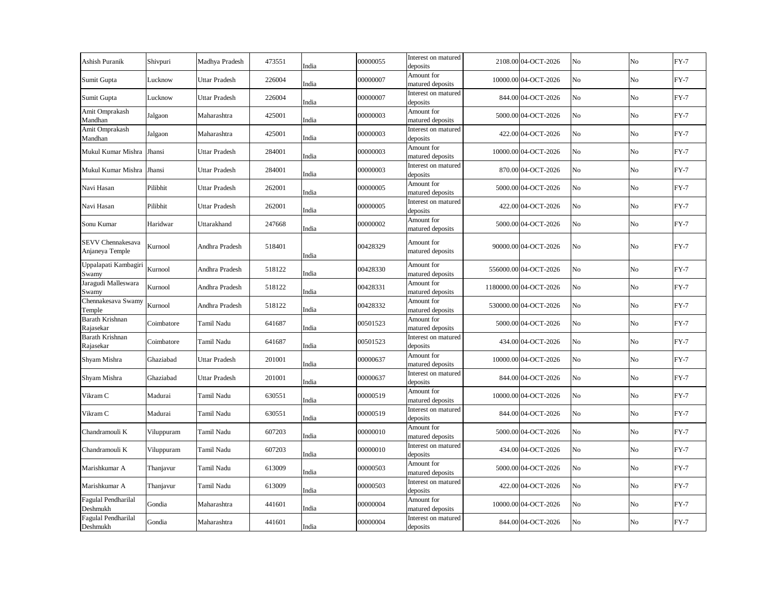| | | | | | | | | | | | |
|---|---|---|---|---|---|---|---|---|---|---|---|
| Ashish Puranik | Shivpuri | Madhya Pradesh | 473551 | India | 00000055 | Interest on matured deposits | 2108.00 | 04-OCT-2026 | No | No | FY-7 |
| Sumit Gupta | Lucknow | Uttar Pradesh | 226004 | India | 00000007 | Amount for matured deposits | 10000.00 | 04-OCT-2026 | No | No | FY-7 |
| Sumit Gupta | Lucknow | Uttar Pradesh | 226004 | India | 00000007 | Interest on matured deposits | 844.00 | 04-OCT-2026 | No | No | FY-7 |
| Amit Omprakash Mandhan | Jalgaon | Maharashtra | 425001 | India | 00000003 | Amount for matured deposits | 5000.00 | 04-OCT-2026 | No | No | FY-7 |
| Amit Omprakash Mandhan | Jalgaon | Maharashtra | 425001 | India | 00000003 | Interest on matured deposits | 422.00 | 04-OCT-2026 | No | No | FY-7 |
| Mukul Kumar Mishra | Jhansi | Uttar Pradesh | 284001 | India | 00000003 | Amount for matured deposits | 10000.00 | 04-OCT-2026 | No | No | FY-7 |
| Mukul Kumar Mishra | Jhansi | Uttar Pradesh | 284001 | India | 00000003 | Interest on matured deposits | 870.00 | 04-OCT-2026 | No | No | FY-7 |
| Navi Hasan | Pilibhit | Uttar Pradesh | 262001 | India | 00000005 | Amount for matured deposits | 5000.00 | 04-OCT-2026 | No | No | FY-7 |
| Navi Hasan | Pilibhit | Uttar Pradesh | 262001 | India | 00000005 | Interest on matured deposits | 422.00 | 04-OCT-2026 | No | No | FY-7 |
| Sonu Kumar | Haridwar | Uttarakhand | 247668 | India | 00000002 | Amount for matured deposits | 5000.00 | 04-OCT-2026 | No | No | FY-7 |
| SEVV Chennakesava Anjaneya Temple | Kurnool | Andhra Pradesh | 518401 | India | 00428329 | Amount for matured deposits | 90000.00 | 04-OCT-2026 | No | No | FY-7 |
| Uppalapati Kambagiri Swamy | Kurnool | Andhra Pradesh | 518122 | India | 00428330 | Amount for matured deposits | 556000.00 | 04-OCT-2026 | No | No | FY-7 |
| Jaragudi Malleswara Swamy | Kurnool | Andhra Pradesh | 518122 | India | 00428331 | Amount for matured deposits | 1180000.00 | 04-OCT-2026 | No | No | FY-7 |
| Chennakesava Swamy Temple | Kurnool | Andhra Pradesh | 518122 | India | 00428332 | Amount for matured deposits | 530000.00 | 04-OCT-2026 | No | No | FY-7 |
| Barath Krishnan Rajasekar | Coimbatore | Tamil Nadu | 641687 | India | 00501523 | Amount for matured deposits | 5000.00 | 04-OCT-2026 | No | No | FY-7 |
| Barath Krishnan Rajasekar | Coimbatore | Tamil Nadu | 641687 | India | 00501523 | Interest on matured deposits | 434.00 | 04-OCT-2026 | No | No | FY-7 |
| Shyam Mishra | Ghaziabad | Uttar Pradesh | 201001 | India | 00000637 | Amount for matured deposits | 10000.00 | 04-OCT-2026 | No | No | FY-7 |
| Shyam Mishra | Ghaziabad | Uttar Pradesh | 201001 | India | 00000637 | Interest on matured deposits | 844.00 | 04-OCT-2026 | No | No | FY-7 |
| Vikram C | Madurai | Tamil Nadu | 630551 | India | 00000519 | Amount for matured deposits | 10000.00 | 04-OCT-2026 | No | No | FY-7 |
| Vikram C | Madurai | Tamil Nadu | 630551 | India | 00000519 | Interest on matured deposits | 844.00 | 04-OCT-2026 | No | No | FY-7 |
| Chandramouli K | Viluppuram | Tamil Nadu | 607203 | India | 00000010 | Amount for matured deposits | 5000.00 | 04-OCT-2026 | No | No | FY-7 |
| Chandramouli K | Viluppuram | Tamil Nadu | 607203 | India | 00000010 | Interest on matured deposits | 434.00 | 04-OCT-2026 | No | No | FY-7 |
| Marishkumar A | Thanjavur | Tamil Nadu | 613009 | India | 00000503 | Amount for matured deposits | 5000.00 | 04-OCT-2026 | No | No | FY-7 |
| Marishkumar A | Thanjavur | Tamil Nadu | 613009 | India | 00000503 | Interest on matured deposits | 422.00 | 04-OCT-2026 | No | No | FY-7 |
| Fagulal Pendharilal Deshmukh | Gondia | Maharashtra | 441601 | India | 00000004 | Amount for matured deposits | 10000.00 | 04-OCT-2026 | No | No | FY-7 |
| Fagulal Pendharilal Deshmukh | Gondia | Maharashtra | 441601 | India | 00000004 | Interest on matured deposits | 844.00 | 04-OCT-2026 | No | No | FY-7 |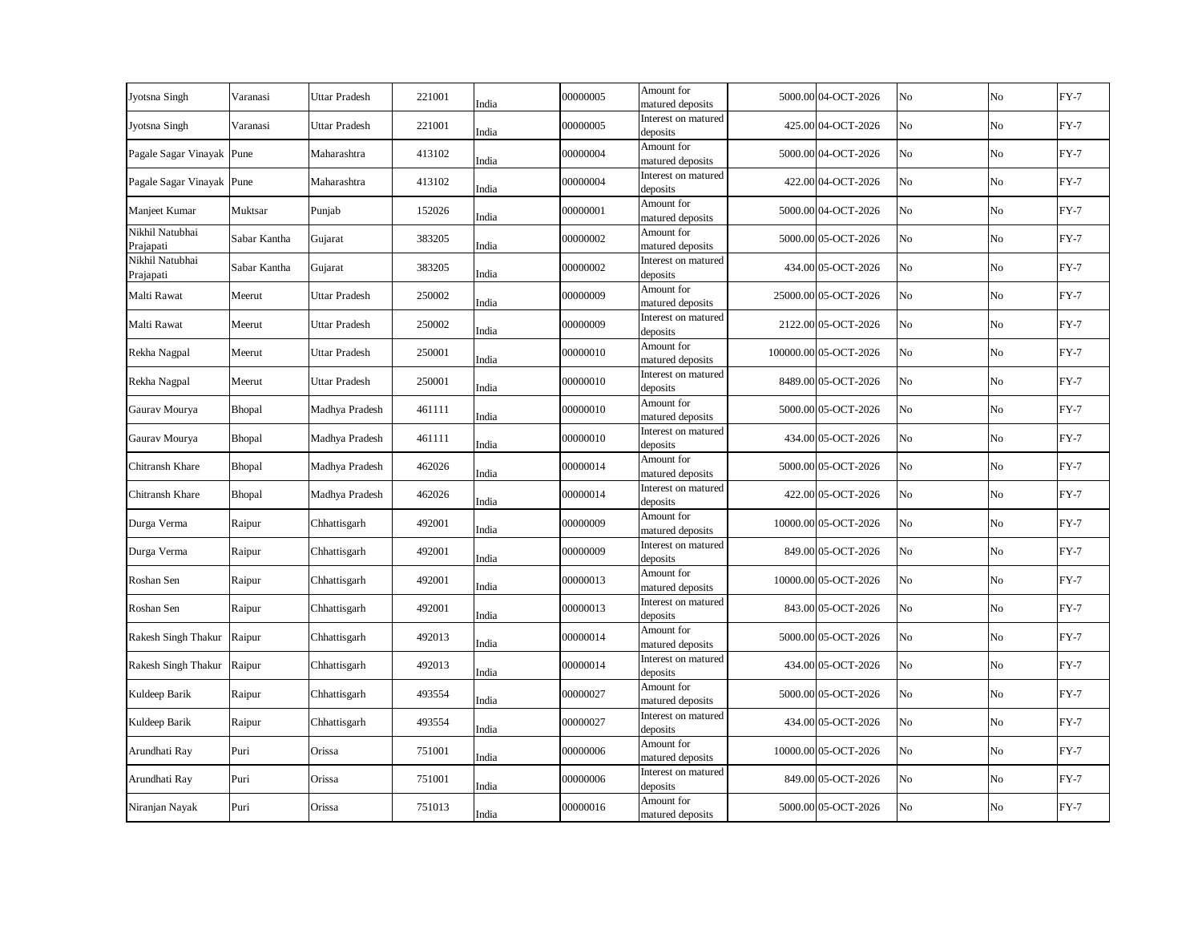| Jyotsna Singh | Varanasi | Uttar Pradesh | 221001 | India | 00000005 | Amount for matured deposits | 5000.00 | 04-OCT-2026 | No | No | FY-7 |
|---|---|---|---|---|---|---|---|---|---|---|---|
| Jyotsna Singh | Varanasi | Uttar Pradesh | 221001 | India | 00000005 | Interest on matured deposits | 425.00 | 04-OCT-2026 | No | No | FY-7 |
| Pagale Sagar Vinayak | Pune | Maharashtra | 413102 | India | 00000004 | Amount for matured deposits | 5000.00 | 04-OCT-2026 | No | No | FY-7 |
| Pagale Sagar Vinayak | Pune | Maharashtra | 413102 | India | 00000004 | Interest on matured deposits | 422.00 | 04-OCT-2026 | No | No | FY-7 |
| Manjeet Kumar | Muktsar | Punjab | 152026 | India | 00000001 | Amount for matured deposits | 5000.00 | 04-OCT-2026 | No | No | FY-7 |
| Nikhil Natubhai Prajapati | Sabar Kantha | Gujarat | 383205 | India | 00000002 | Amount for matured deposits | 5000.00 | 05-OCT-2026 | No | No | FY-7 |
| Nikhil Natubhai Prajapati | Sabar Kantha | Gujarat | 383205 | India | 00000002 | Interest on matured deposits | 434.00 | 05-OCT-2026 | No | No | FY-7 |
| Malti Rawat | Meerut | Uttar Pradesh | 250002 | India | 00000009 | Amount for matured deposits | 25000.00 | 05-OCT-2026 | No | No | FY-7 |
| Malti Rawat | Meerut | Uttar Pradesh | 250002 | India | 00000009 | Interest on matured deposits | 2122.00 | 05-OCT-2026 | No | No | FY-7 |
| Rekha Nagpal | Meerut | Uttar Pradesh | 250001 | India | 00000010 | Amount for matured deposits | 100000.00 | 05-OCT-2026 | No | No | FY-7 |
| Rekha Nagpal | Meerut | Uttar Pradesh | 250001 | India | 00000010 | Interest on matured deposits | 8489.00 | 05-OCT-2026 | No | No | FY-7 |
| Gaurav Mourya | Bhopal | Madhya Pradesh | 461111 | India | 00000010 | Amount for matured deposits | 5000.00 | 05-OCT-2026 | No | No | FY-7 |
| Gaurav Mourya | Bhopal | Madhya Pradesh | 461111 | India | 00000010 | Interest on matured deposits | 434.00 | 05-OCT-2026 | No | No | FY-7 |
| Chitransh Khare | Bhopal | Madhya Pradesh | 462026 | India | 00000014 | Amount for matured deposits | 5000.00 | 05-OCT-2026 | No | No | FY-7 |
| Chitransh Khare | Bhopal | Madhya Pradesh | 462026 | India | 00000014 | Interest on matured deposits | 422.00 | 05-OCT-2026 | No | No | FY-7 |
| Durga Verma | Raipur | Chhattisgarh | 492001 | India | 00000009 | Amount for matured deposits | 10000.00 | 05-OCT-2026 | No | No | FY-7 |
| Durga Verma | Raipur | Chhattisgarh | 492001 | India | 00000009 | Interest on matured deposits | 849.00 | 05-OCT-2026 | No | No | FY-7 |
| Roshan Sen | Raipur | Chhattisgarh | 492001 | India | 00000013 | Amount for matured deposits | 10000.00 | 05-OCT-2026 | No | No | FY-7 |
| Roshan Sen | Raipur | Chhattisgarh | 492001 | India | 00000013 | Interest on matured deposits | 843.00 | 05-OCT-2026 | No | No | FY-7 |
| Rakesh Singh Thakur | Raipur | Chhattisgarh | 492013 | India | 00000014 | Amount for matured deposits | 5000.00 | 05-OCT-2026 | No | No | FY-7 |
| Rakesh Singh Thakur | Raipur | Chhattisgarh | 492013 | India | 00000014 | Interest on matured deposits | 434.00 | 05-OCT-2026 | No | No | FY-7 |
| Kuldeep Barik | Raipur | Chhattisgarh | 493554 | India | 00000027 | Amount for matured deposits | 5000.00 | 05-OCT-2026 | No | No | FY-7 |
| Kuldeep Barik | Raipur | Chhattisgarh | 493554 | India | 00000027 | Interest on matured deposits | 434.00 | 05-OCT-2026 | No | No | FY-7 |
| Arundhati Ray | Puri | Orissa | 751001 | India | 00000006 | Amount for matured deposits | 10000.00 | 05-OCT-2026 | No | No | FY-7 |
| Arundhati Ray | Puri | Orissa | 751001 | India | 00000006 | Interest on matured deposits | 849.00 | 05-OCT-2026 | No | No | FY-7 |
| Niranjan Nayak | Puri | Orissa | 751013 | India | 00000016 | Amount for matured deposits | 5000.00 | 05-OCT-2026 | No | No | FY-7 |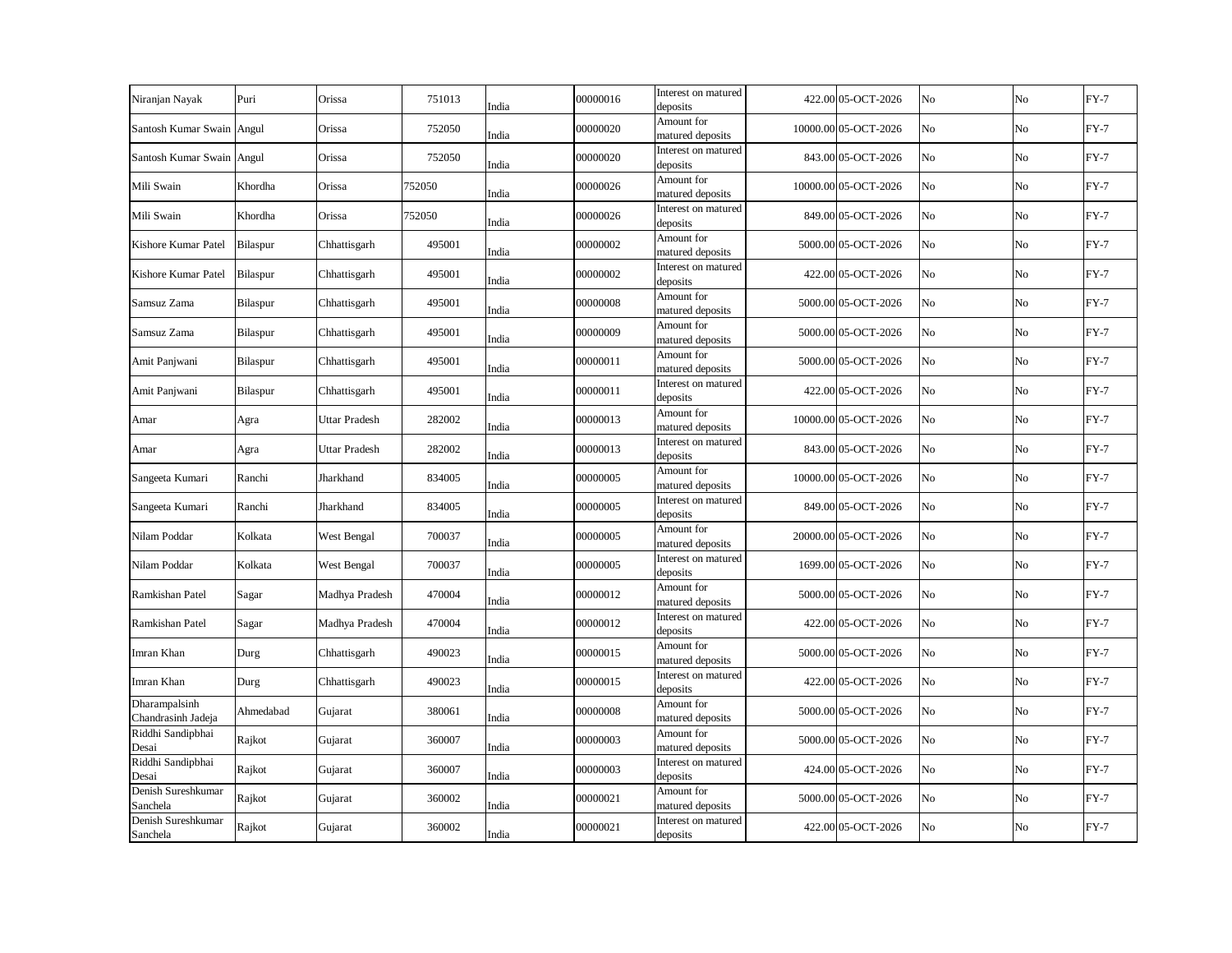| | | | | | | | | | | | |
|---|---|---|---|---|---|---|---|---|---|---|---|
| Niranjan Nayak | Puri | Orissa | 751013 | India | 00000016 | Interest on matured deposits | 422.00 | 05-OCT-2026 | No | No | FY-7 |
| Santosh Kumar Swain | Angul | Orissa | 752050 | India | 00000020 | Amount for matured deposits | 10000.00 | 05-OCT-2026 | No | No | FY-7 |
| Santosh Kumar Swain | Angul | Orissa | 752050 | India | 00000020 | Interest on matured deposits | 843.00 | 05-OCT-2026 | No | No | FY-7 |
| Mili Swain | Khordha | Orissa | 752050 | India | 00000026 | Amount for matured deposits | 10000.00 | 05-OCT-2026 | No | No | FY-7 |
| Mili Swain | Khordha | Orissa | 752050 | India | 00000026 | Interest on matured deposits | 849.00 | 05-OCT-2026 | No | No | FY-7 |
| Kishore Kumar Patel | Bilaspur | Chhattisgarh | 495001 | India | 00000002 | Amount for matured deposits | 5000.00 | 05-OCT-2026 | No | No | FY-7 |
| Kishore Kumar Patel | Bilaspur | Chhattisgarh | 495001 | India | 00000002 | Interest on matured deposits | 422.00 | 05-OCT-2026 | No | No | FY-7 |
| Samsuz Zama | Bilaspur | Chhattisgarh | 495001 | India | 00000008 | Amount for matured deposits | 5000.00 | 05-OCT-2026 | No | No | FY-7 |
| Samsuz Zama | Bilaspur | Chhattisgarh | 495001 | India | 00000009 | Amount for matured deposits | 5000.00 | 05-OCT-2026 | No | No | FY-7 |
| Amit Panjwani | Bilaspur | Chhattisgarh | 495001 | India | 00000011 | Amount for matured deposits | 5000.00 | 05-OCT-2026 | No | No | FY-7 |
| Amit Panjwani | Bilaspur | Chhattisgarh | 495001 | India | 00000011 | Interest on matured deposits | 422.00 | 05-OCT-2026 | No | No | FY-7 |
| Amar | Agra | Uttar Pradesh | 282002 | India | 00000013 | Amount for matured deposits | 10000.00 | 05-OCT-2026 | No | No | FY-7 |
| Amar | Agra | Uttar Pradesh | 282002 | India | 00000013 | Interest on matured deposits | 843.00 | 05-OCT-2026 | No | No | FY-7 |
| Sangeeta Kumari | Ranchi | Jharkhand | 834005 | India | 00000005 | Amount for matured deposits | 10000.00 | 05-OCT-2026 | No | No | FY-7 |
| Sangeeta Kumari | Ranchi | Jharkhand | 834005 | India | 00000005 | Interest on matured deposits | 849.00 | 05-OCT-2026 | No | No | FY-7 |
| Nilam Poddar | Kolkata | West Bengal | 700037 | India | 00000005 | Amount for matured deposits | 20000.00 | 05-OCT-2026 | No | No | FY-7 |
| Nilam Poddar | Kolkata | West Bengal | 700037 | India | 00000005 | Interest on matured deposits | 1699.00 | 05-OCT-2026 | No | No | FY-7 |
| Ramkishan Patel | Sagar | Madhya Pradesh | 470004 | India | 00000012 | Amount for matured deposits | 5000.00 | 05-OCT-2026 | No | No | FY-7 |
| Ramkishan Patel | Sagar | Madhya Pradesh | 470004 | India | 00000012 | Interest on matured deposits | 422.00 | 05-OCT-2026 | No | No | FY-7 |
| Imran Khan | Durg | Chhattisgarh | 490023 | India | 00000015 | Amount for matured deposits | 5000.00 | 05-OCT-2026 | No | No | FY-7 |
| Imran Khan | Durg | Chhattisgarh | 490023 | India | 00000015 | Interest on matured deposits | 422.00 | 05-OCT-2026 | No | No | FY-7 |
| Dharampalsinh Chandrasinh Jadeja | Ahmedabad | Gujarat | 380061 | India | 00000008 | Amount for matured deposits | 5000.00 | 05-OCT-2026 | No | No | FY-7 |
| Riddhi Sandipbhai Desai | Rajkot | Gujarat | 360007 | India | 00000003 | Amount for matured deposits | 5000.00 | 05-OCT-2026 | No | No | FY-7 |
| Riddhi Sandipbhai Desai | Rajkot | Gujarat | 360007 | India | 00000003 | Interest on matured deposits | 424.00 | 05-OCT-2026 | No | No | FY-7 |
| Denish Sureshkumar Sanchela | Rajkot | Gujarat | 360002 | India | 00000021 | Amount for matured deposits | 5000.00 | 05-OCT-2026 | No | No | FY-7 |
| Denish Sureshkumar Sanchela | Rajkot | Gujarat | 360002 | India | 00000021 | Interest on matured deposits | 422.00 | 05-OCT-2026 | No | No | FY-7 |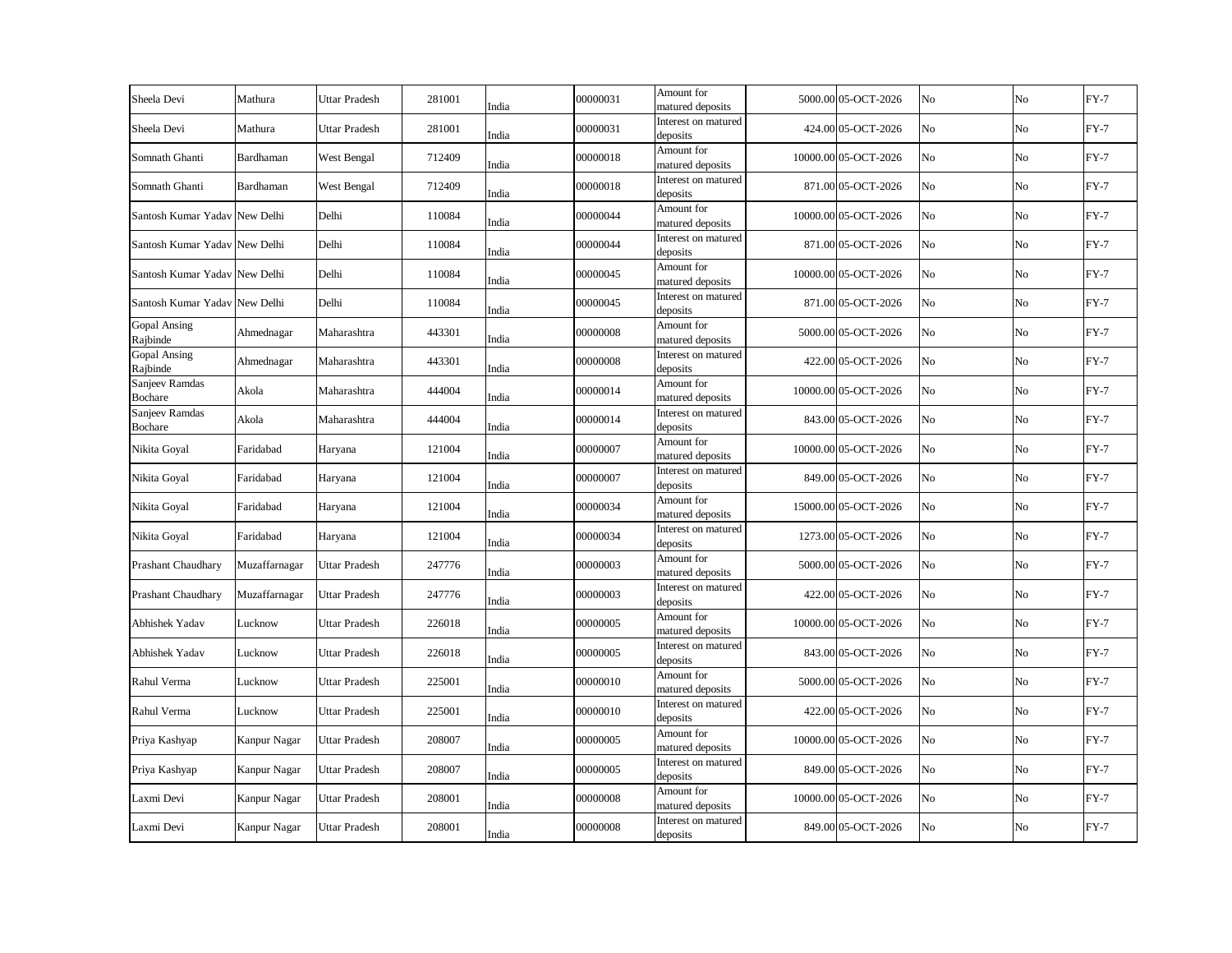| Sheela Devi | Mathura | Uttar Pradesh | 281001 | India | 00000031 | Amount for matured deposits | 5000.00 | 05-OCT-2026 | No | No | FY-7 |
|---|---|---|---|---|---|---|---|---|---|---|---|
| Sheela Devi | Mathura | Uttar Pradesh | 281001 | India | 00000031 | Interest on matured deposits | 424.00 | 05-OCT-2026 | No | No | FY-7 |
| Somnath Ghanti | Bardhaman | West Bengal | 712409 | India | 00000018 | Amount for matured deposits | 10000.00 | 05-OCT-2026 | No | No | FY-7 |
| Somnath Ghanti | Bardhaman | West Bengal | 712409 | India | 00000018 | Interest on matured deposits | 871.00 | 05-OCT-2026 | No | No | FY-7 |
| Santosh Kumar Yadav | New Delhi | Delhi | 110084 | India | 00000044 | Amount for matured deposits | 10000.00 | 05-OCT-2026 | No | No | FY-7 |
| Santosh Kumar Yadav | New Delhi | Delhi | 110084 | India | 00000044 | Interest on matured deposits | 871.00 | 05-OCT-2026 | No | No | FY-7 |
| Santosh Kumar Yadav | New Delhi | Delhi | 110084 | India | 00000045 | Amount for matured deposits | 10000.00 | 05-OCT-2026 | No | No | FY-7 |
| Santosh Kumar Yadav | New Delhi | Delhi | 110084 | India | 00000045 | Interest on matured deposits | 871.00 | 05-OCT-2026 | No | No | FY-7 |
| Gopal Ansing Rajbinde | Ahmednagar | Maharashtra | 443301 | India | 00000008 | Amount for matured deposits | 5000.00 | 05-OCT-2026 | No | No | FY-7 |
| Gopal Ansing Rajbinde | Ahmednagar | Maharashtra | 443301 | India | 00000008 | Interest on matured deposits | 422.00 | 05-OCT-2026 | No | No | FY-7 |
| Sanjeev Ramdas Bochare | Akola | Maharashtra | 444004 | India | 00000014 | Amount for matured deposits | 10000.00 | 05-OCT-2026 | No | No | FY-7 |
| Sanjeev Ramdas Bochare | Akola | Maharashtra | 444004 | India | 00000014 | Interest on matured deposits | 843.00 | 05-OCT-2026 | No | No | FY-7 |
| Nikita Goyal | Faridabad | Haryana | 121004 | India | 00000007 | Amount for matured deposits | 10000.00 | 05-OCT-2026 | No | No | FY-7 |
| Nikita Goyal | Faridabad | Haryana | 121004 | India | 00000007 | Interest on matured deposits | 849.00 | 05-OCT-2026 | No | No | FY-7 |
| Nikita Goyal | Faridabad | Haryana | 121004 | India | 00000034 | Amount for matured deposits | 15000.00 | 05-OCT-2026 | No | No | FY-7 |
| Nikita Goyal | Faridabad | Haryana | 121004 | India | 00000034 | Interest on matured deposits | 1273.00 | 05-OCT-2026 | No | No | FY-7 |
| Prashant Chaudhary | Muzaffarnagar | Uttar Pradesh | 247776 | India | 00000003 | Amount for matured deposits | 5000.00 | 05-OCT-2026 | No | No | FY-7 |
| Prashant Chaudhary | Muzaffarnagar | Uttar Pradesh | 247776 | India | 00000003 | Interest on matured deposits | 422.00 | 05-OCT-2026 | No | No | FY-7 |
| Abhishek Yadav | Lucknow | Uttar Pradesh | 226018 | India | 00000005 | Amount for matured deposits | 10000.00 | 05-OCT-2026 | No | No | FY-7 |
| Abhishek Yadav | Lucknow | Uttar Pradesh | 226018 | India | 00000005 | Interest on matured deposits | 843.00 | 05-OCT-2026 | No | No | FY-7 |
| Rahul Verma | Lucknow | Uttar Pradesh | 225001 | India | 00000010 | Amount for matured deposits | 5000.00 | 05-OCT-2026 | No | No | FY-7 |
| Rahul Verma | Lucknow | Uttar Pradesh | 225001 | India | 00000010 | Interest on matured deposits | 422.00 | 05-OCT-2026 | No | No | FY-7 |
| Priya Kashyap | Kanpur Nagar | Uttar Pradesh | 208007 | India | 00000005 | Amount for matured deposits | 10000.00 | 05-OCT-2026 | No | No | FY-7 |
| Priya Kashyap | Kanpur Nagar | Uttar Pradesh | 208007 | India | 00000005 | Interest on matured deposits | 849.00 | 05-OCT-2026 | No | No | FY-7 |
| Laxmi Devi | Kanpur Nagar | Uttar Pradesh | 208001 | India | 00000008 | Amount for matured deposits | 10000.00 | 05-OCT-2026 | No | No | FY-7 |
| Laxmi Devi | Kanpur Nagar | Uttar Pradesh | 208001 | India | 00000008 | Interest on matured deposits | 849.00 | 05-OCT-2026 | No | No | FY-7 |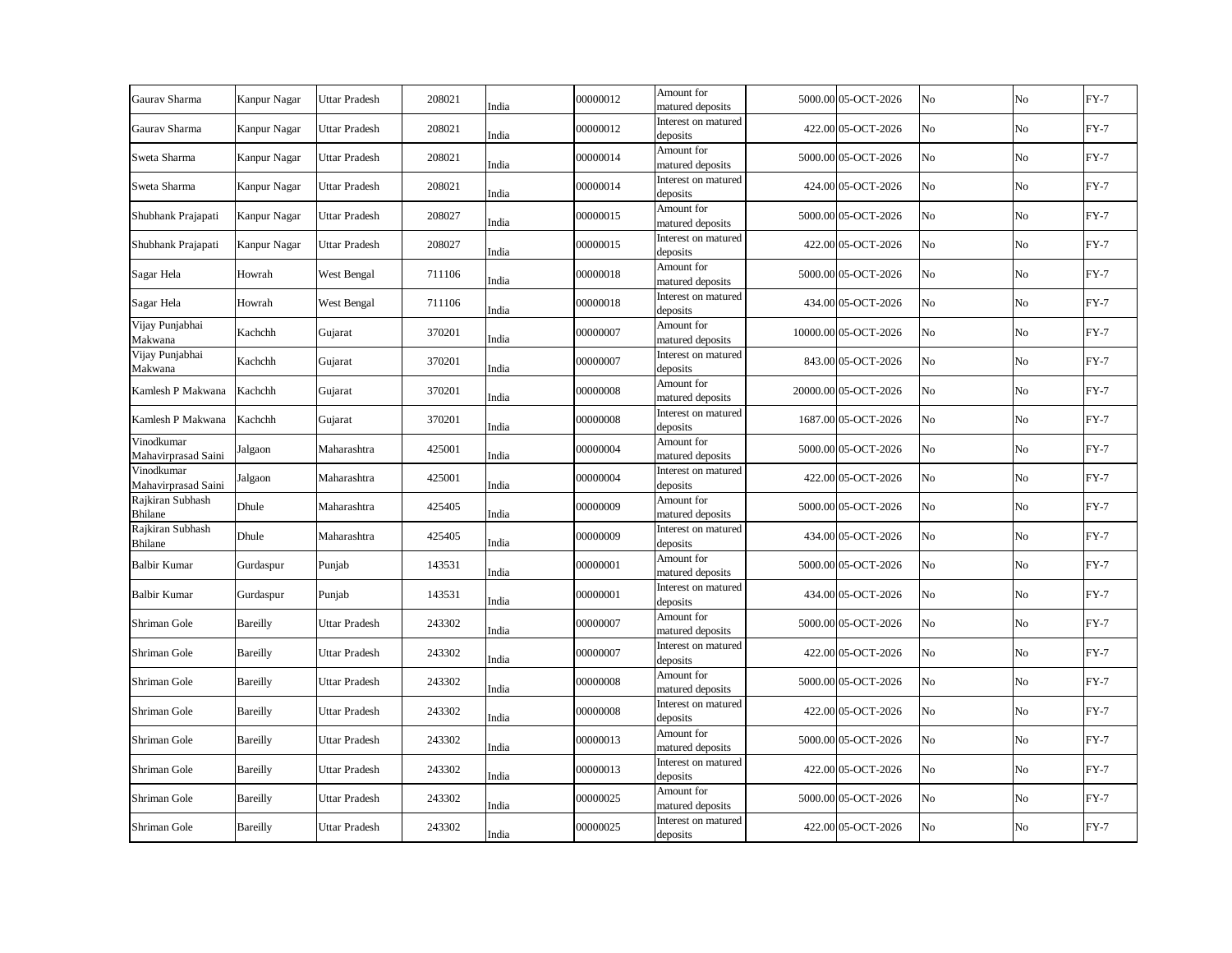| | | | | | | | | | | | |
|---|---|---|---|---|---|---|---|---|---|---|---|
| Gaurav Sharma | Kanpur Nagar | Uttar Pradesh | 208021 | India | 00000012 | Amount for matured deposits | 5000.00 | 05-OCT-2026 | No | No | FY-7 |
| Gaurav Sharma | Kanpur Nagar | Uttar Pradesh | 208021 | India | 00000012 | Interest on matured deposits | 422.00 | 05-OCT-2026 | No | No | FY-7 |
| Sweta Sharma | Kanpur Nagar | Uttar Pradesh | 208021 | India | 00000014 | Amount for matured deposits | 5000.00 | 05-OCT-2026 | No | No | FY-7 |
| Sweta Sharma | Kanpur Nagar | Uttar Pradesh | 208021 | India | 00000014 | Interest on matured deposits | 424.00 | 05-OCT-2026 | No | No | FY-7 |
| Shubhank Prajapati | Kanpur Nagar | Uttar Pradesh | 208027 | India | 00000015 | Amount for matured deposits | 5000.00 | 05-OCT-2026 | No | No | FY-7 |
| Shubhank Prajapati | Kanpur Nagar | Uttar Pradesh | 208027 | India | 00000015 | Interest on matured deposits | 422.00 | 05-OCT-2026 | No | No | FY-7 |
| Sagar Hela | Howrah | West Bengal | 711106 | India | 00000018 | Amount for matured deposits | 5000.00 | 05-OCT-2026 | No | No | FY-7 |
| Sagar Hela | Howrah | West Bengal | 711106 | India | 00000018 | Interest on matured deposits | 434.00 | 05-OCT-2026 | No | No | FY-7 |
| Vijay Punjabhai Makwana | Kachchh | Gujarat | 370201 | India | 00000007 | Amount for matured deposits | 10000.00 | 05-OCT-2026 | No | No | FY-7 |
| Vijay Punjabhai Makwana | Kachchh | Gujarat | 370201 | India | 00000007 | Interest on matured deposits | 843.00 | 05-OCT-2026 | No | No | FY-7 |
| Kamlesh P Makwana | Kachchh | Gujarat | 370201 | India | 00000008 | Amount for matured deposits | 20000.00 | 05-OCT-2026 | No | No | FY-7 |
| Kamlesh P Makwana | Kachchh | Gujarat | 370201 | India | 00000008 | Interest on matured deposits | 1687.00 | 05-OCT-2026 | No | No | FY-7 |
| Vinodkumar Mahavirprasad Saini | Jalgaon | Maharashtra | 425001 | India | 00000004 | Amount for matured deposits | 5000.00 | 05-OCT-2026 | No | No | FY-7 |
| Vinodkumar Mahavirprasad Saini | Jalgaon | Maharashtra | 425001 | India | 00000004 | Interest on matured deposits | 422.00 | 05-OCT-2026 | No | No | FY-7 |
| Rajkiran Subhash Bhilane | Dhule | Maharashtra | 425405 | India | 00000009 | Amount for matured deposits | 5000.00 | 05-OCT-2026 | No | No | FY-7 |
| Rajkiran Subhash Bhilane | Dhule | Maharashtra | 425405 | India | 00000009 | Interest on matured deposits | 434.00 | 05-OCT-2026 | No | No | FY-7 |
| Balbir Kumar | Gurdaspur | Punjab | 143531 | India | 00000001 | Amount for matured deposits | 5000.00 | 05-OCT-2026 | No | No | FY-7 |
| Balbir Kumar | Gurdaspur | Punjab | 143531 | India | 00000001 | Interest on matured deposits | 434.00 | 05-OCT-2026 | No | No | FY-7 |
| Shriman Gole | Bareilly | Uttar Pradesh | 243302 | India | 00000007 | Amount for matured deposits | 5000.00 | 05-OCT-2026 | No | No | FY-7 |
| Shriman Gole | Bareilly | Uttar Pradesh | 243302 | India | 00000007 | Interest on matured deposits | 422.00 | 05-OCT-2026 | No | No | FY-7 |
| Shriman Gole | Bareilly | Uttar Pradesh | 243302 | India | 00000008 | Amount for matured deposits | 5000.00 | 05-OCT-2026 | No | No | FY-7 |
| Shriman Gole | Bareilly | Uttar Pradesh | 243302 | India | 00000008 | Interest on matured deposits | 422.00 | 05-OCT-2026 | No | No | FY-7 |
| Shriman Gole | Bareilly | Uttar Pradesh | 243302 | India | 00000013 | Amount for matured deposits | 5000.00 | 05-OCT-2026 | No | No | FY-7 |
| Shriman Gole | Bareilly | Uttar Pradesh | 243302 | India | 00000013 | Interest on matured deposits | 422.00 | 05-OCT-2026 | No | No | FY-7 |
| Shriman Gole | Bareilly | Uttar Pradesh | 243302 | India | 00000025 | Amount for matured deposits | 5000.00 | 05-OCT-2026 | No | No | FY-7 |
| Shriman Gole | Bareilly | Uttar Pradesh | 243302 | India | 00000025 | Interest on matured deposits | 422.00 | 05-OCT-2026 | No | No | FY-7 |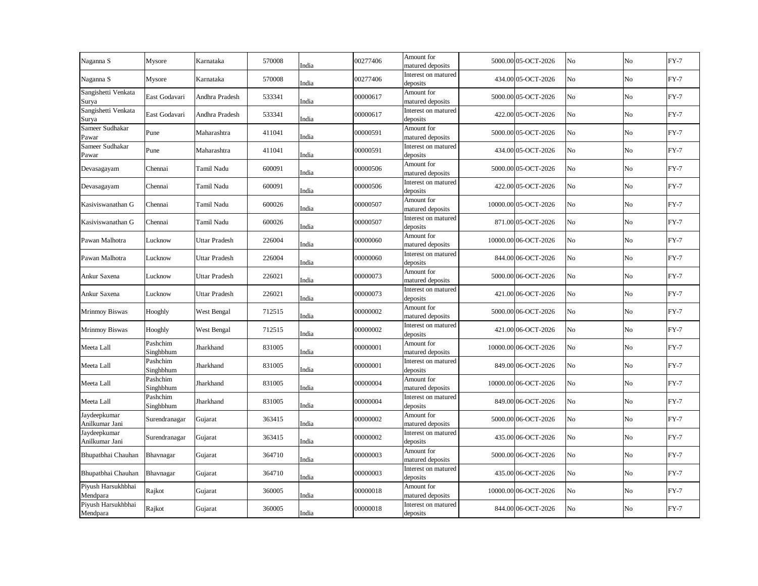| Naganna S | Mysore | Karnataka | 570008 | India | 00277406 | Amount for matured deposits | 5000.00 | 05-OCT-2026 | No | No | FY-7 |
|---|---|---|---|---|---|---|---|---|---|---|---|
| Naganna S | Mysore | Karnataka | 570008 | India | 00277406 | Interest on matured deposits | 434.00 | 05-OCT-2026 | No | No | FY-7 |
| Sangishetti Venkata Surya | East Godavari | Andhra Pradesh | 533341 | India | 00000617 | Amount for matured deposits | 5000.00 | 05-OCT-2026 | No | No | FY-7 |
| Sangishetti Venkata Surya | East Godavari | Andhra Pradesh | 533341 | India | 00000617 | Interest on matured deposits | 422.00 | 05-OCT-2026 | No | No | FY-7 |
| Sameer Sudhakar Pawar | Pune | Maharashtra | 411041 | India | 00000591 | Amount for matured deposits | 5000.00 | 05-OCT-2026 | No | No | FY-7 |
| Sameer Sudhakar Pawar | Pune | Maharashtra | 411041 | India | 00000591 | Interest on matured deposits | 434.00 | 05-OCT-2026 | No | No | FY-7 |
| Devasagayam | Chennai | Tamil Nadu | 600091 | India | 00000506 | Amount for matured deposits | 5000.00 | 05-OCT-2026 | No | No | FY-7 |
| Devasagayam | Chennai | Tamil Nadu | 600091 | India | 00000506 | Interest on matured deposits | 422.00 | 05-OCT-2026 | No | No | FY-7 |
| Kasiviswanathan G | Chennai | Tamil Nadu | 600026 | India | 00000507 | Amount for matured deposits | 10000.00 | 05-OCT-2026 | No | No | FY-7 |
| Kasiviswanathan G | Chennai | Tamil Nadu | 600026 | India | 00000507 | Interest on matured deposits | 871.00 | 05-OCT-2026 | No | No | FY-7 |
| Pawan Malhotra | Lucknow | Uttar Pradesh | 226004 | India | 00000060 | Amount for matured deposits | 10000.00 | 06-OCT-2026 | No | No | FY-7 |
| Pawan Malhotra | Lucknow | Uttar Pradesh | 226004 | India | 00000060 | Interest on matured deposits | 844.00 | 06-OCT-2026 | No | No | FY-7 |
| Ankur Saxena | Lucknow | Uttar Pradesh | 226021 | India | 00000073 | Amount for matured deposits | 5000.00 | 06-OCT-2026 | No | No | FY-7 |
| Ankur Saxena | Lucknow | Uttar Pradesh | 226021 | India | 00000073 | Interest on matured deposits | 421.00 | 06-OCT-2026 | No | No | FY-7 |
| Mrinmoy Biswas | Hooghly | West Bengal | 712515 | India | 00000002 | Amount for matured deposits | 5000.00 | 06-OCT-2026 | No | No | FY-7 |
| Mrinmoy Biswas | Hooghly | West Bengal | 712515 | India | 00000002 | Interest on matured deposits | 421.00 | 06-OCT-2026 | No | No | FY-7 |
| Meeta Lall | Pashchim Singhbhum | Jharkhand | 831005 | India | 00000001 | Amount for matured deposits | 10000.00 | 06-OCT-2026 | No | No | FY-7 |
| Meeta Lall | Pashchim Singhbhum | Jharkhand | 831005 | India | 00000001 | Interest on matured deposits | 849.00 | 06-OCT-2026 | No | No | FY-7 |
| Meeta Lall | Pashchim Singhbhum | Jharkhand | 831005 | India | 00000004 | Amount for matured deposits | 10000.00 | 06-OCT-2026 | No | No | FY-7 |
| Meeta Lall | Pashchim Singhbhum | Jharkhand | 831005 | India | 00000004 | Interest on matured deposits | 849.00 | 06-OCT-2026 | No | No | FY-7 |
| Jaydeepkumar Anilkumar Jani | Surendranagar | Gujarat | 363415 | India | 00000002 | Amount for matured deposits | 5000.00 | 06-OCT-2026 | No | No | FY-7 |
| Jaydeepkumar Anilkumar Jani | Surendranagar | Gujarat | 363415 | India | 00000002 | Interest on matured deposits | 435.00 | 06-OCT-2026 | No | No | FY-7 |
| Bhupatbhai Chauhan | Bhavnagar | Gujarat | 364710 | India | 00000003 | Amount for matured deposits | 5000.00 | 06-OCT-2026 | No | No | FY-7 |
| Bhupatbhai Chauhan | Bhavnagar | Gujarat | 364710 | India | 00000003 | Interest on matured deposits | 435.00 | 06-OCT-2026 | No | No | FY-7 |
| Piyush Harsukhbhai Mendpara | Rajkot | Gujarat | 360005 | India | 00000018 | Amount for matured deposits | 10000.00 | 06-OCT-2026 | No | No | FY-7 |
| Piyush Harsukhbhai Mendpara | Rajkot | Gujarat | 360005 | India | 00000018 | Interest on matured deposits | 844.00 | 06-OCT-2026 | No | No | FY-7 |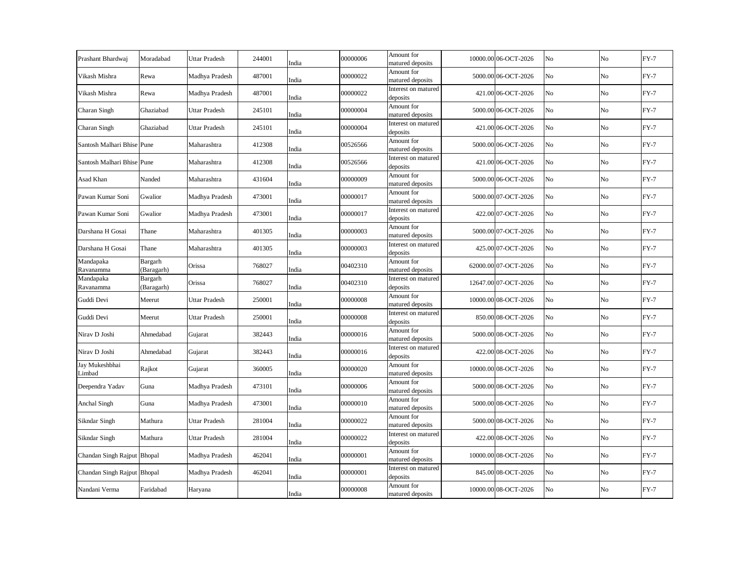| | | | | | | | | | | | |
|---|---|---|---|---|---|---|---|---|---|---|---|
| Prashant Bhardwaj | Moradabad | Uttar Pradesh | 244001 | India | 00000006 | Amount for matured deposits | 10000.00 | 06-OCT-2026 | No | No | FY-7 |
| Vikash Mishra | Rewa | Madhya Pradesh | 487001 | India | 00000022 | Amount for matured deposits | 5000.00 | 06-OCT-2026 | No | No | FY-7 |
| Vikash Mishra | Rewa | Madhya Pradesh | 487001 | India | 00000022 | Interest on matured deposits | 421.00 | 06-OCT-2026 | No | No | FY-7 |
| Charan Singh | Ghaziabad | Uttar Pradesh | 245101 | India | 00000004 | Amount for matured deposits | 5000.00 | 06-OCT-2026 | No | No | FY-7 |
| Charan Singh | Ghaziabad | Uttar Pradesh | 245101 | India | 00000004 | Interest on matured deposits | 421.00 | 06-OCT-2026 | No | No | FY-7 |
| Santosh Malhari Bhise | Pune | Maharashtra | 412308 | India | 00526566 | Amount for matured deposits | 5000.00 | 06-OCT-2026 | No | No | FY-7 |
| Santosh Malhari Bhise | Pune | Maharashtra | 412308 | India | 00526566 | Interest on matured deposits | 421.00 | 06-OCT-2026 | No | No | FY-7 |
| Asad Khan | Nanded | Maharashtra | 431604 | India | 00000009 | Amount for matured deposits | 5000.00 | 06-OCT-2026 | No | No | FY-7 |
| Pawan Kumar Soni | Gwalior | Madhya Pradesh | 473001 | India | 00000017 | Amount for matured deposits | 5000.00 | 07-OCT-2026 | No | No | FY-7 |
| Pawan Kumar Soni | Gwalior | Madhya Pradesh | 473001 | India | 00000017 | Interest on matured deposits | 422.00 | 07-OCT-2026 | No | No | FY-7 |
| Darshana H Gosai | Thane | Maharashtra | 401305 | India | 00000003 | Amount for matured deposits | 5000.00 | 07-OCT-2026 | No | No | FY-7 |
| Darshana H Gosai | Thane | Maharashtra | 401305 | India | 00000003 | Interest on matured deposits | 425.00 | 07-OCT-2026 | No | No | FY-7 |
| Mandapaka Ravanamma | Bargarh (Baragarh) | Orissa | 768027 | India | 00402310 | Amount for matured deposits | 62000.00 | 07-OCT-2026 | No | No | FY-7 |
| Mandapaka Ravanamma | Bargarh (Baragarh) | Orissa | 768027 | India | 00402310 | Interest on matured deposits | 12647.00 | 07-OCT-2026 | No | No | FY-7 |
| Guddi Devi | Meerut | Uttar Pradesh | 250001 | India | 00000008 | Amount for matured deposits | 10000.00 | 08-OCT-2026 | No | No | FY-7 |
| Guddi Devi | Meerut | Uttar Pradesh | 250001 | India | 00000008 | Interest on matured deposits | 850.00 | 08-OCT-2026 | No | No | FY-7 |
| Nirav D Joshi | Ahmedabad | Gujarat | 382443 | India | 00000016 | Amount for matured deposits | 5000.00 | 08-OCT-2026 | No | No | FY-7 |
| Nirav D Joshi | Ahmedabad | Gujarat | 382443 | India | 00000016 | Interest on matured deposits | 422.00 | 08-OCT-2026 | No | No | FY-7 |
| Jay Mukeshbhai Limbad | Rajkot | Gujarat | 360005 | India | 00000020 | Amount for matured deposits | 10000.00 | 08-OCT-2026 | No | No | FY-7 |
| Deependra Yadav | Guna | Madhya Pradesh | 473101 | India | 00000006 | Amount for matured deposits | 5000.00 | 08-OCT-2026 | No | No | FY-7 |
| Anchal Singh | Guna | Madhya Pradesh | 473001 | India | 00000010 | Amount for matured deposits | 5000.00 | 08-OCT-2026 | No | No | FY-7 |
| Sikndar Singh | Mathura | Uttar Pradesh | 281004 | India | 00000022 | Amount for matured deposits | 5000.00 | 08-OCT-2026 | No | No | FY-7 |
| Sikndar Singh | Mathura | Uttar Pradesh | 281004 | India | 00000022 | Interest on matured deposits | 422.00 | 08-OCT-2026 | No | No | FY-7 |
| Chandan Singh Rajput | Bhopal | Madhya Pradesh | 462041 | India | 00000001 | Amount for matured deposits | 10000.00 | 08-OCT-2026 | No | No | FY-7 |
| Chandan Singh Rajput | Bhopal | Madhya Pradesh | 462041 | India | 00000001 | Interest on matured deposits | 845.00 | 08-OCT-2026 | No | No | FY-7 |
| Nandani Verma | Faridabad | Haryana | | India | 00000008 | Amount for matured deposits | 10000.00 | 08-OCT-2026 | No | No | FY-7 |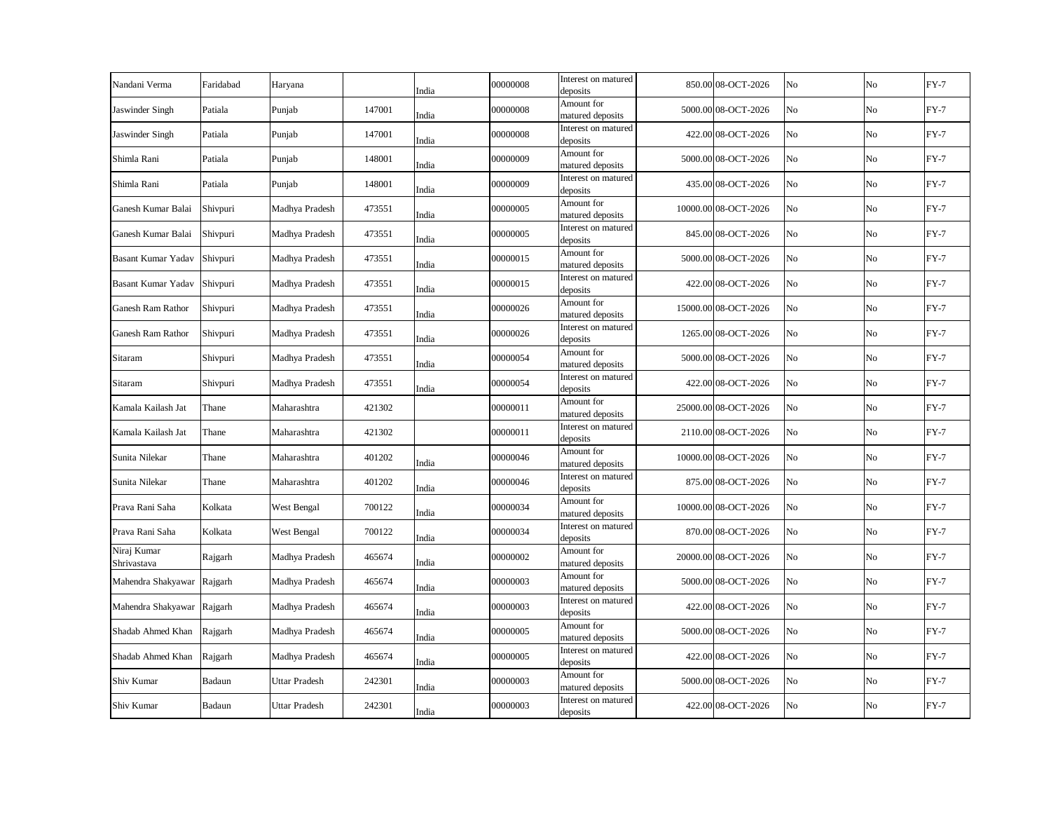| | | | | | | | | | | | |
|---|---|---|---|---|---|---|---|---|---|---|---|
| Nandani Verma | Faridabad | Haryana | | India | 00000008 | Interest on matured deposits | 850.00 | 08-OCT-2026 | No | No | FY-7 |
| Jaswinder Singh | Patiala | Punjab | 147001 | India | 00000008 | Amount for matured deposits | 5000.00 | 08-OCT-2026 | No | No | FY-7 |
| Jaswinder Singh | Patiala | Punjab | 147001 | India | 00000008 | Interest on matured deposits | 422.00 | 08-OCT-2026 | No | No | FY-7 |
| Shimla Rani | Patiala | Punjab | 148001 | India | 00000009 | Amount for matured deposits | 5000.00 | 08-OCT-2026 | No | No | FY-7 |
| Shimla Rani | Patiala | Punjab | 148001 | India | 00000009 | Interest on matured deposits | 435.00 | 08-OCT-2026 | No | No | FY-7 |
| Ganesh Kumar Balai | Shivpuri | Madhya Pradesh | 473551 | India | 00000005 | Amount for matured deposits | 10000.00 | 08-OCT-2026 | No | No | FY-7 |
| Ganesh Kumar Balai | Shivpuri | Madhya Pradesh | 473551 | India | 00000005 | Interest on matured deposits | 845.00 | 08-OCT-2026 | No | No | FY-7 |
| Basant Kumar Yadav | Shivpuri | Madhya Pradesh | 473551 | India | 00000015 | Amount for matured deposits | 5000.00 | 08-OCT-2026 | No | No | FY-7 |
| Basant Kumar Yadav | Shivpuri | Madhya Pradesh | 473551 | India | 00000015 | Interest on matured deposits | 422.00 | 08-OCT-2026 | No | No | FY-7 |
| Ganesh Ram Rathor | Shivpuri | Madhya Pradesh | 473551 | India | 00000026 | Amount for matured deposits | 15000.00 | 08-OCT-2026 | No | No | FY-7 |
| Ganesh Ram Rathor | Shivpuri | Madhya Pradesh | 473551 | India | 00000026 | Interest on matured deposits | 1265.00 | 08-OCT-2026 | No | No | FY-7 |
| Sitaram | Shivpuri | Madhya Pradesh | 473551 | India | 00000054 | Amount for matured deposits | 5000.00 | 08-OCT-2026 | No | No | FY-7 |
| Sitaram | Shivpuri | Madhya Pradesh | 473551 | India | 00000054 | Interest on matured deposits | 422.00 | 08-OCT-2026 | No | No | FY-7 |
| Kamala Kailash Jat | Thane | Maharashtra | 421302 | | 00000011 | Amount for matured deposits | 25000.00 | 08-OCT-2026 | No | No | FY-7 |
| Kamala Kailash Jat | Thane | Maharashtra | 421302 | | 00000011 | Interest on matured deposits | 2110.00 | 08-OCT-2026 | No | No | FY-7 |
| Sunita Nilekar | Thane | Maharashtra | 401202 | India | 00000046 | Amount for matured deposits | 10000.00 | 08-OCT-2026 | No | No | FY-7 |
| Sunita Nilekar | Thane | Maharashtra | 401202 | India | 00000046 | Interest on matured deposits | 875.00 | 08-OCT-2026 | No | No | FY-7 |
| Prava Rani Saha | Kolkata | West Bengal | 700122 | India | 00000034 | Amount for matured deposits | 10000.00 | 08-OCT-2026 | No | No | FY-7 |
| Prava Rani Saha | Kolkata | West Bengal | 700122 | India | 00000034 | Interest on matured deposits | 870.00 | 08-OCT-2026 | No | No | FY-7 |
| Niraj Kumar Shrivastava | Rajgarh | Madhya Pradesh | 465674 | India | 00000002 | Amount for matured deposits | 20000.00 | 08-OCT-2026 | No | No | FY-7 |
| Mahendra Shakyawar | Rajgarh | Madhya Pradesh | 465674 | India | 00000003 | Amount for matured deposits | 5000.00 | 08-OCT-2026 | No | No | FY-7 |
| Mahendra Shakyawar | Rajgarh | Madhya Pradesh | 465674 | India | 00000003 | Interest on matured deposits | 422.00 | 08-OCT-2026 | No | No | FY-7 |
| Shadab Ahmed Khan | Rajgarh | Madhya Pradesh | 465674 | India | 00000005 | Amount for matured deposits | 5000.00 | 08-OCT-2026 | No | No | FY-7 |
| Shadab Ahmed Khan | Rajgarh | Madhya Pradesh | 465674 | India | 00000005 | Interest on matured deposits | 422.00 | 08-OCT-2026 | No | No | FY-7 |
| Shiv Kumar | Badaun | Uttar Pradesh | 242301 | India | 00000003 | Amount for matured deposits | 5000.00 | 08-OCT-2026 | No | No | FY-7 |
| Shiv Kumar | Badaun | Uttar Pradesh | 242301 | India | 00000003 | Interest on matured deposits | 422.00 | 08-OCT-2026 | No | No | FY-7 |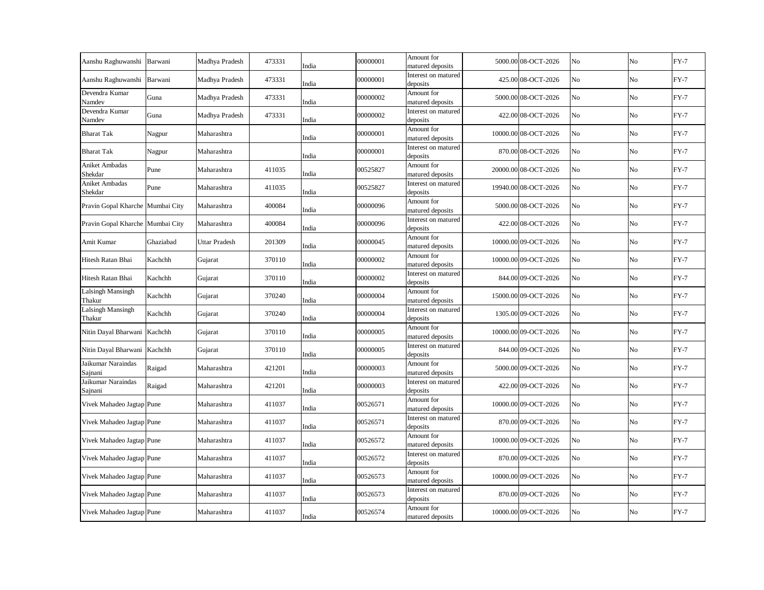| Aanshu Raghuwanshi | Barwani | Madhya Pradesh | 473331 | India | 00000001 | Amount for matured deposits | 5000.00 | 08-OCT-2026 | No | No | FY-7 |
|---|---|---|---|---|---|---|---|---|---|---|---|
| Aanshu Raghuwanshi | Barwani | Madhya Pradesh | 473331 | India | 00000001 | Interest on matured deposits | 425.00 | 08-OCT-2026 | No | No | FY-7 |
| Devendra Kumar Namdev | Guna | Madhya Pradesh | 473331 | India | 00000002 | Amount for matured deposits | 5000.00 | 08-OCT-2026 | No | No | FY-7 |
| Devendra Kumar Namdev | Guna | Madhya Pradesh | 473331 | India | 00000002 | Interest on matured deposits | 422.00 | 08-OCT-2026 | No | No | FY-7 |
| Bharat Tak | Nagpur | Maharashtra | | India | 00000001 | Amount for matured deposits | 10000.00 | 08-OCT-2026 | No | No | FY-7 |
| Bharat Tak | Nagpur | Maharashtra | | India | 00000001 | Interest on matured deposits | 870.00 | 08-OCT-2026 | No | No | FY-7 |
| Aniket Ambadas Shekdar | Pune | Maharashtra | 411035 | India | 00525827 | Amount for matured deposits | 20000.00 | 08-OCT-2026 | No | No | FY-7 |
| Aniket Ambadas Shekdar | Pune | Maharashtra | 411035 | India | 00525827 | Interest on matured deposits | 19940.00 | 08-OCT-2026 | No | No | FY-7 |
| Pravin Gopal Kharche | Mumbai City | Maharashtra | 400084 | India | 00000096 | Amount for matured deposits | 5000.00 | 08-OCT-2026 | No | No | FY-7 |
| Pravin Gopal Kharche | Mumbai City | Maharashtra | 400084 | India | 00000096 | Interest on matured deposits | 422.00 | 08-OCT-2026 | No | No | FY-7 |
| Amit Kumar | Ghaziabad | Uttar Pradesh | 201309 | India | 00000045 | Amount for matured deposits | 10000.00 | 09-OCT-2026 | No | No | FY-7 |
| Hitesh Ratan Bhai | Kachchh | Gujarat | 370110 | India | 00000002 | Amount for matured deposits | 10000.00 | 09-OCT-2026 | No | No | FY-7 |
| Hitesh Ratan Bhai | Kachchh | Gujarat | 370110 | India | 00000002 | Interest on matured deposits | 844.00 | 09-OCT-2026 | No | No | FY-7 |
| Lalsingh Mansingh Thakur | Kachchh | Gujarat | 370240 | India | 00000004 | Amount for matured deposits | 15000.00 | 09-OCT-2026 | No | No | FY-7 |
| Lalsingh Mansingh Thakur | Kachchh | Gujarat | 370240 | India | 00000004 | Interest on matured deposits | 1305.00 | 09-OCT-2026 | No | No | FY-7 |
| Nitin Dayal Bharwani | Kachchh | Gujarat | 370110 | India | 00000005 | Amount for matured deposits | 10000.00 | 09-OCT-2026 | No | No | FY-7 |
| Nitin Dayal Bharwani | Kachchh | Gujarat | 370110 | India | 00000005 | Interest on matured deposits | 844.00 | 09-OCT-2026 | No | No | FY-7 |
| Jaikumar Naraindas Sajnani | Raigad | Maharashtra | 421201 | India | 00000003 | Amount for matured deposits | 5000.00 | 09-OCT-2026 | No | No | FY-7 |
| Jaikumar Naraindas Sajnani | Raigad | Maharashtra | 421201 | India | 00000003 | Interest on matured deposits | 422.00 | 09-OCT-2026 | No | No | FY-7 |
| Vivek Mahadeo Jagtap | Pune | Maharashtra | 411037 | India | 00526571 | Amount for matured deposits | 10000.00 | 09-OCT-2026 | No | No | FY-7 |
| Vivek Mahadeo Jagtap | Pune | Maharashtra | 411037 | India | 00526571 | Interest on matured deposits | 870.00 | 09-OCT-2026 | No | No | FY-7 |
| Vivek Mahadeo Jagtap | Pune | Maharashtra | 411037 | India | 00526572 | Amount for matured deposits | 10000.00 | 09-OCT-2026 | No | No | FY-7 |
| Vivek Mahadeo Jagtap | Pune | Maharashtra | 411037 | India | 00526572 | Interest on matured deposits | 870.00 | 09-OCT-2026 | No | No | FY-7 |
| Vivek Mahadeo Jagtap | Pune | Maharashtra | 411037 | India | 00526573 | Amount for matured deposits | 10000.00 | 09-OCT-2026 | No | No | FY-7 |
| Vivek Mahadeo Jagtap | Pune | Maharashtra | 411037 | India | 00526573 | Interest on matured deposits | 870.00 | 09-OCT-2026 | No | No | FY-7 |
| Vivek Mahadeo Jagtap | Pune | Maharashtra | 411037 | India | 00526574 | Amount for matured deposits | 10000.00 | 09-OCT-2026 | No | No | FY-7 |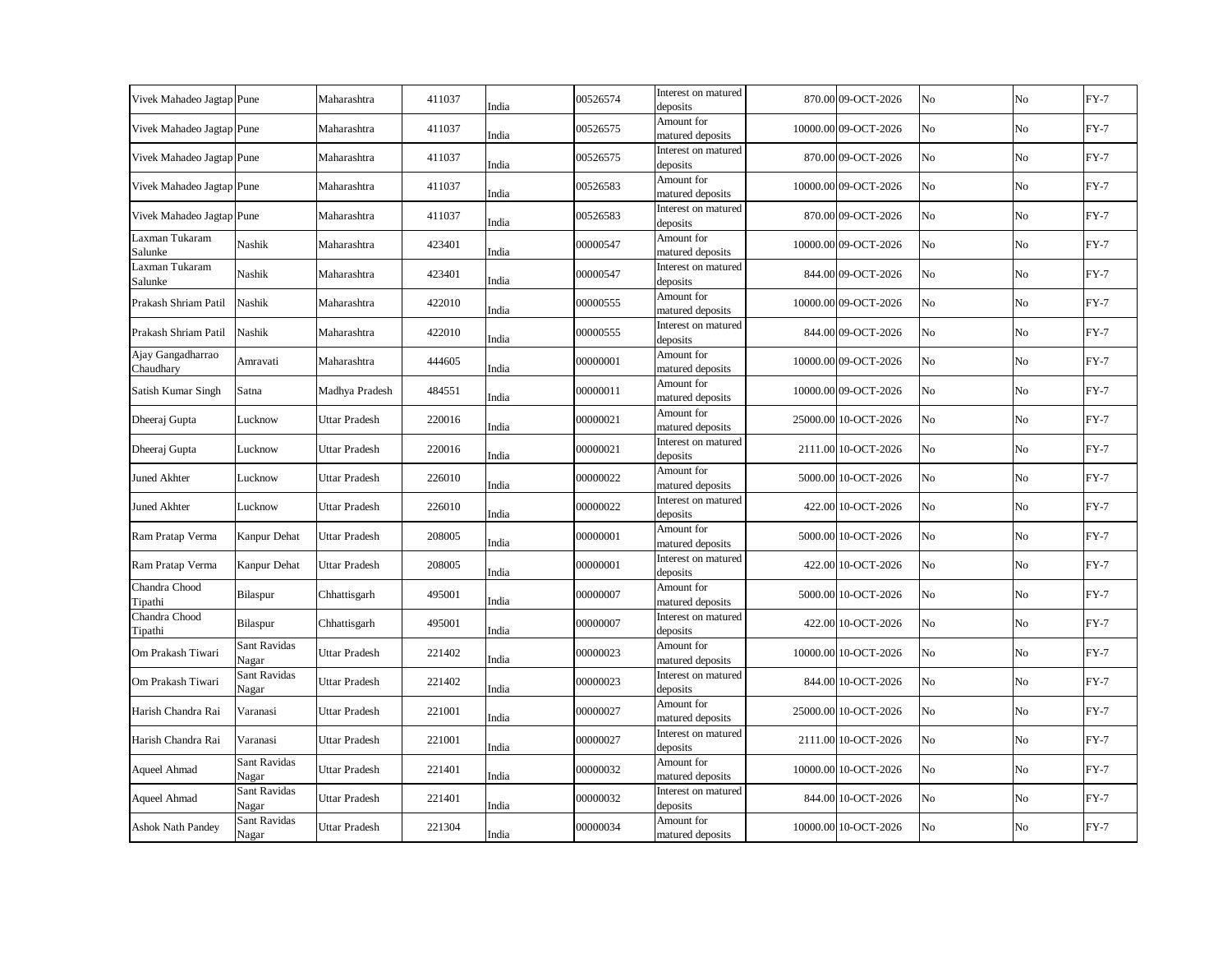| | | | | | | | | | | | |
|---|---|---|---|---|---|---|---|---|---|---|---|
| Vivek Mahadeo Jagtap | Pune | Maharashtra | 411037 | India | 00526574 | Interest on matured deposits | 870.00 | 09-OCT-2026 | No | No | FY-7 |
| Vivek Mahadeo Jagtap | Pune | Maharashtra | 411037 | India | 00526575 | Amount for matured deposits | 10000.00 | 09-OCT-2026 | No | No | FY-7 |
| Vivek Mahadeo Jagtap | Pune | Maharashtra | 411037 | India | 00526575 | Interest on matured deposits | 870.00 | 09-OCT-2026 | No | No | FY-7 |
| Vivek Mahadeo Jagtap | Pune | Maharashtra | 411037 | India | 00526583 | Amount for matured deposits | 10000.00 | 09-OCT-2026 | No | No | FY-7 |
| Vivek Mahadeo Jagtap | Pune | Maharashtra | 411037 | India | 00526583 | Interest on matured deposits | 870.00 | 09-OCT-2026 | No | No | FY-7 |
| Laxman Tukaram Salunke | Nashik | Maharashtra | 423401 | India | 00000547 | Amount for matured deposits | 10000.00 | 09-OCT-2026 | No | No | FY-7 |
| Laxman Tukaram Salunke | Nashik | Maharashtra | 423401 | India | 00000547 | Interest on matured deposits | 844.00 | 09-OCT-2026 | No | No | FY-7 |
| Prakash Shriam Patil | Nashik | Maharashtra | 422010 | India | 00000555 | Amount for matured deposits | 10000.00 | 09-OCT-2026 | No | No | FY-7 |
| Prakash Shriam Patil | Nashik | Maharashtra | 422010 | India | 00000555 | Interest on matured deposits | 844.00 | 09-OCT-2026 | No | No | FY-7 |
| Ajay Gangadharrao Chaudhary | Amravati | Maharashtra | 444605 | India | 00000001 | Amount for matured deposits | 10000.00 | 09-OCT-2026 | No | No | FY-7 |
| Satish Kumar Singh | Satna | Madhya Pradesh | 484551 | India | 00000011 | Amount for matured deposits | 10000.00 | 09-OCT-2026 | No | No | FY-7 |
| Dheeraj Gupta | Lucknow | Uttar Pradesh | 220016 | India | 00000021 | Amount for matured deposits | 25000.00 | 10-OCT-2026 | No | No | FY-7 |
| Dheeraj Gupta | Lucknow | Uttar Pradesh | 220016 | India | 00000021 | Interest on matured deposits | 2111.00 | 10-OCT-2026 | No | No | FY-7 |
| Juned Akhter | Lucknow | Uttar Pradesh | 226010 | India | 00000022 | Amount for matured deposits | 5000.00 | 10-OCT-2026 | No | No | FY-7 |
| Juned Akhter | Lucknow | Uttar Pradesh | 226010 | India | 00000022 | Interest on matured deposits | 422.00 | 10-OCT-2026 | No | No | FY-7 |
| Ram Pratap Verma | Kanpur Dehat | Uttar Pradesh | 208005 | India | 00000001 | Amount for matured deposits | 5000.00 | 10-OCT-2026 | No | No | FY-7 |
| Ram Pratap Verma | Kanpur Dehat | Uttar Pradesh | 208005 | India | 00000001 | Interest on matured deposits | 422.00 | 10-OCT-2026 | No | No | FY-7 |
| Chandra Chood Tipathi | Bilaspur | Chhattisgarh | 495001 | India | 00000007 | Amount for matured deposits | 5000.00 | 10-OCT-2026 | No | No | FY-7 |
| Chandra Chood Tipathi | Bilaspur | Chhattisgarh | 495001 | India | 00000007 | Interest on matured deposits | 422.00 | 10-OCT-2026 | No | No | FY-7 |
| Om Prakash Tiwari | Sant Ravidas Nagar | Uttar Pradesh | 221402 | India | 00000023 | Amount for matured deposits | 10000.00 | 10-OCT-2026 | No | No | FY-7 |
| Om Prakash Tiwari | Sant Ravidas Nagar | Uttar Pradesh | 221402 | India | 00000023 | Interest on matured deposits | 844.00 | 10-OCT-2026 | No | No | FY-7 |
| Harish Chandra Rai | Varanasi | Uttar Pradesh | 221001 | India | 00000027 | Amount for matured deposits | 25000.00 | 10-OCT-2026 | No | No | FY-7 |
| Harish Chandra Rai | Varanasi | Uttar Pradesh | 221001 | India | 00000027 | Interest on matured deposits | 2111.00 | 10-OCT-2026 | No | No | FY-7 |
| Aqueel Ahmad | Sant Ravidas Nagar | Uttar Pradesh | 221401 | India | 00000032 | Amount for matured deposits | 10000.00 | 10-OCT-2026 | No | No | FY-7 |
| Aqueel Ahmad | Sant Ravidas Nagar | Uttar Pradesh | 221401 | India | 00000032 | Interest on matured deposits | 844.00 | 10-OCT-2026 | No | No | FY-7 |
| Ashok Nath Pandey | Sant Ravidas Nagar | Uttar Pradesh | 221304 | India | 00000034 | Amount for matured deposits | 10000.00 | 10-OCT-2026 | No | No | FY-7 |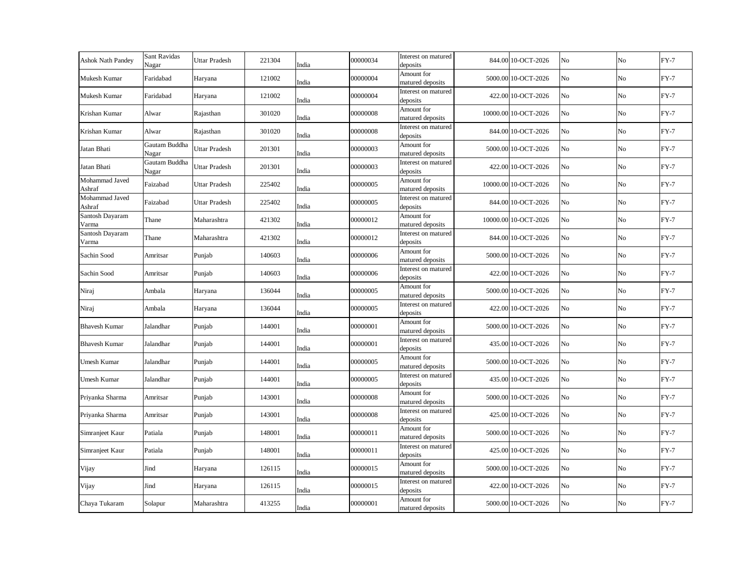| Ashok Nath Pandey | Sant Ravidas Nagar | Uttar Pradesh | 221304 | India | 00000034 | Interest on matured deposits | 844.00 | 10-OCT-2026 | No | No | FY-7 |
|---|---|---|---|---|---|---|---|---|---|---|---|
| Mukesh Kumar | Faridabad | Haryana | 121002 | India | 00000004 | Amount for matured deposits | 5000.00 | 10-OCT-2026 | No | No | FY-7 |
| Mukesh Kumar | Faridabad | Haryana | 121002 | India | 00000004 | Interest on matured deposits | 422.00 | 10-OCT-2026 | No | No | FY-7 |
| Krishan Kumar | Alwar | Rajasthan | 301020 | India | 00000008 | Amount for matured deposits | 10000.00 | 10-OCT-2026 | No | No | FY-7 |
| Krishan Kumar | Alwar | Rajasthan | 301020 | India | 00000008 | Interest on matured deposits | 844.00 | 10-OCT-2026 | No | No | FY-7 |
| Jatan Bhati | Gautam Buddha Nagar | Uttar Pradesh | 201301 | India | 00000003 | Amount for matured deposits | 5000.00 | 10-OCT-2026 | No | No | FY-7 |
| Jatan Bhati | Gautam Buddha Nagar | Uttar Pradesh | 201301 | India | 00000003 | Interest on matured deposits | 422.00 | 10-OCT-2026 | No | No | FY-7 |
| Mohammad Javed Ashraf | Faizabad | Uttar Pradesh | 225402 | India | 00000005 | Amount for matured deposits | 10000.00 | 10-OCT-2026 | No | No | FY-7 |
| Mohammad Javed Ashraf | Faizabad | Uttar Pradesh | 225402 | India | 00000005 | Interest on matured deposits | 844.00 | 10-OCT-2026 | No | No | FY-7 |
| Santosh Dayaram Varma | Thane | Maharashtra | 421302 | India | 00000012 | Amount for matured deposits | 10000.00 | 10-OCT-2026 | No | No | FY-7 |
| Santosh Dayaram Varma | Thane | Maharashtra | 421302 | India | 00000012 | Interest on matured deposits | 844.00 | 10-OCT-2026 | No | No | FY-7 |
| Sachin Sood | Amritsar | Punjab | 140603 | India | 00000006 | Amount for matured deposits | 5000.00 | 10-OCT-2026 | No | No | FY-7 |
| Sachin Sood | Amritsar | Punjab | 140603 | India | 00000006 | Interest on matured deposits | 422.00 | 10-OCT-2026 | No | No | FY-7 |
| Niraj | Ambala | Haryana | 136044 | India | 00000005 | Amount for matured deposits | 5000.00 | 10-OCT-2026 | No | No | FY-7 |
| Niraj | Ambala | Haryana | 136044 | India | 00000005 | Interest on matured deposits | 422.00 | 10-OCT-2026 | No | No | FY-7 |
| Bhavesh Kumar | Jalandhar | Punjab | 144001 | India | 00000001 | Amount for matured deposits | 5000.00 | 10-OCT-2026 | No | No | FY-7 |
| Bhavesh Kumar | Jalandhar | Punjab | 144001 | India | 00000001 | Interest on matured deposits | 435.00 | 10-OCT-2026 | No | No | FY-7 |
| Umesh Kumar | Jalandhar | Punjab | 144001 | India | 00000005 | Amount for matured deposits | 5000.00 | 10-OCT-2026 | No | No | FY-7 |
| Umesh Kumar | Jalandhar | Punjab | 144001 | India | 00000005 | Interest on matured deposits | 435.00 | 10-OCT-2026 | No | No | FY-7 |
| Priyanka Sharma | Amritsar | Punjab | 143001 | India | 00000008 | Amount for matured deposits | 5000.00 | 10-OCT-2026 | No | No | FY-7 |
| Priyanka Sharma | Amritsar | Punjab | 143001 | India | 00000008 | Interest on matured deposits | 425.00 | 10-OCT-2026 | No | No | FY-7 |
| Simranjeet Kaur | Patiala | Punjab | 148001 | India | 00000011 | Amount for matured deposits | 5000.00 | 10-OCT-2026 | No | No | FY-7 |
| Simranjeet Kaur | Patiala | Punjab | 148001 | India | 00000011 | Interest on matured deposits | 425.00 | 10-OCT-2026 | No | No | FY-7 |
| Vijay | Jind | Haryana | 126115 | India | 00000015 | Amount for matured deposits | 5000.00 | 10-OCT-2026 | No | No | FY-7 |
| Vijay | Jind | Haryana | 126115 | India | 00000015 | Interest on matured deposits | 422.00 | 10-OCT-2026 | No | No | FY-7 |
| Chaya Tukaram | Solapur | Maharashtra | 413255 | India | 00000001 | Amount for matured deposits | 5000.00 | 10-OCT-2026 | No | No | FY-7 |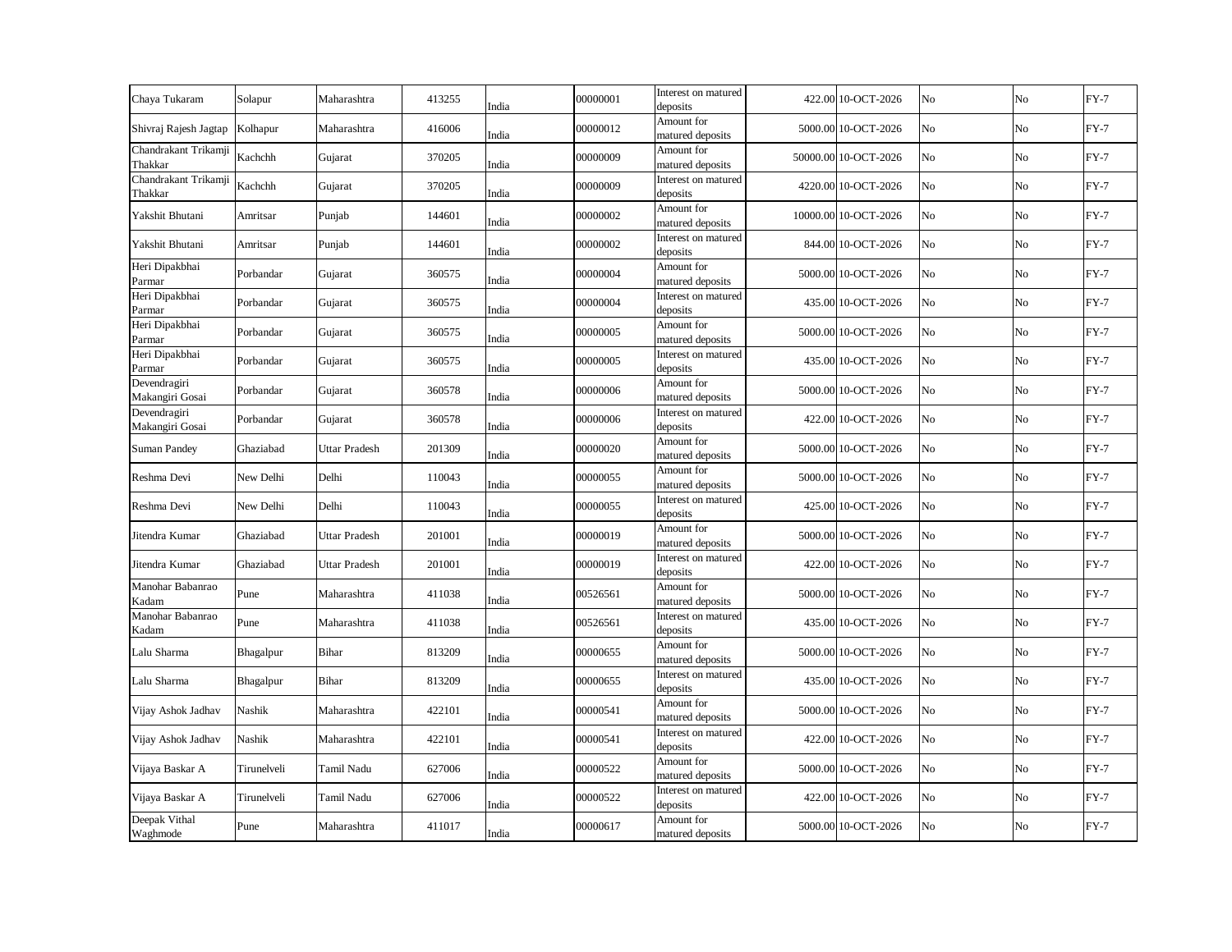| | | | | | | | | | | | |
|---|---|---|---|---|---|---|---|---|---|---|---|
| Chaya Tukaram | Solapur | Maharashtra | 413255 | India | 00000001 | Interest on matured deposits | 422.00 | 10-OCT-2026 | No | No | FY-7 |
| Shivraj Rajesh Jagtap | Kolhapur | Maharashtra | 416006 | India | 00000012 | Amount for matured deposits | 5000.00 | 10-OCT-2026 | No | No | FY-7 |
| Chandrakant Trikamji Thakkar | Kachchh | Gujarat | 370205 | India | 00000009 | Amount for matured deposits | 50000.00 | 10-OCT-2026 | No | No | FY-7 |
| Chandrakant Trikamji Thakkar | Kachchh | Gujarat | 370205 | India | 00000009 | Interest on matured deposits | 4220.00 | 10-OCT-2026 | No | No | FY-7 |
| Yakshit Bhutani | Amritsar | Punjab | 144601 | India | 00000002 | Amount for matured deposits | 10000.00 | 10-OCT-2026 | No | No | FY-7 |
| Yakshit Bhutani | Amritsar | Punjab | 144601 | India | 00000002 | Interest on matured deposits | 844.00 | 10-OCT-2026 | No | No | FY-7 |
| Heri Dipakbhai Parmar | Porbandar | Gujarat | 360575 | India | 00000004 | Amount for matured deposits | 5000.00 | 10-OCT-2026 | No | No | FY-7 |
| Heri Dipakbhai Parmar | Porbandar | Gujarat | 360575 | India | 00000004 | Interest on matured deposits | 435.00 | 10-OCT-2026 | No | No | FY-7 |
| Heri Dipakbhai Parmar | Porbandar | Gujarat | 360575 | India | 00000005 | Amount for matured deposits | 5000.00 | 10-OCT-2026 | No | No | FY-7 |
| Heri Dipakbhai Parmar | Porbandar | Gujarat | 360575 | India | 00000005 | Interest on matured deposits | 435.00 | 10-OCT-2026 | No | No | FY-7 |
| Devendragiri Makangiri Gosai | Porbandar | Gujarat | 360578 | India | 00000006 | Amount for matured deposits | 5000.00 | 10-OCT-2026 | No | No | FY-7 |
| Devendragiri Makangiri Gosai | Porbandar | Gujarat | 360578 | India | 00000006 | Interest on matured deposits | 422.00 | 10-OCT-2026 | No | No | FY-7 |
| Suman Pandey | Ghaziabad | Uttar Pradesh | 201309 | India | 00000020 | Amount for matured deposits | 5000.00 | 10-OCT-2026 | No | No | FY-7 |
| Reshma Devi | New Delhi | Delhi | 110043 | India | 00000055 | Amount for matured deposits | 5000.00 | 10-OCT-2026 | No | No | FY-7 |
| Reshma Devi | New Delhi | Delhi | 110043 | India | 00000055 | Interest on matured deposits | 425.00 | 10-OCT-2026 | No | No | FY-7 |
| Jitendra Kumar | Ghaziabad | Uttar Pradesh | 201001 | India | 00000019 | Amount for matured deposits | 5000.00 | 10-OCT-2026 | No | No | FY-7 |
| Jitendra Kumar | Ghaziabad | Uttar Pradesh | 201001 | India | 00000019 | Interest on matured deposits | 422.00 | 10-OCT-2026 | No | No | FY-7 |
| Manohar Babanrao Kadam | Pune | Maharashtra | 411038 | India | 00526561 | Amount for matured deposits | 5000.00 | 10-OCT-2026 | No | No | FY-7 |
| Manohar Babanrao Kadam | Pune | Maharashtra | 411038 | India | 00526561 | Interest on matured deposits | 435.00 | 10-OCT-2026 | No | No | FY-7 |
| Lalu Sharma | Bhagalpur | Bihar | 813209 | India | 00000655 | Amount for matured deposits | 5000.00 | 10-OCT-2026 | No | No | FY-7 |
| Lalu Sharma | Bhagalpur | Bihar | 813209 | India | 00000655 | Interest on matured deposits | 435.00 | 10-OCT-2026 | No | No | FY-7 |
| Vijay Ashok Jadhav | Nashik | Maharashtra | 422101 | India | 00000541 | Amount for matured deposits | 5000.00 | 10-OCT-2026 | No | No | FY-7 |
| Vijay Ashok Jadhav | Nashik | Maharashtra | 422101 | India | 00000541 | Interest on matured deposits | 422.00 | 10-OCT-2026 | No | No | FY-7 |
| Vijaya Baskar A | Tirunelveli | Tamil Nadu | 627006 | India | 00000522 | Amount for matured deposits | 5000.00 | 10-OCT-2026 | No | No | FY-7 |
| Vijaya Baskar A | Tirunelveli | Tamil Nadu | 627006 | India | 00000522 | Interest on matured deposits | 422.00 | 10-OCT-2026 | No | No | FY-7 |
| Deepak Vithal Waghmode | Pune | Maharashtra | 411017 | India | 00000617 | Amount for matured deposits | 5000.00 | 10-OCT-2026 | No | No | FY-7 |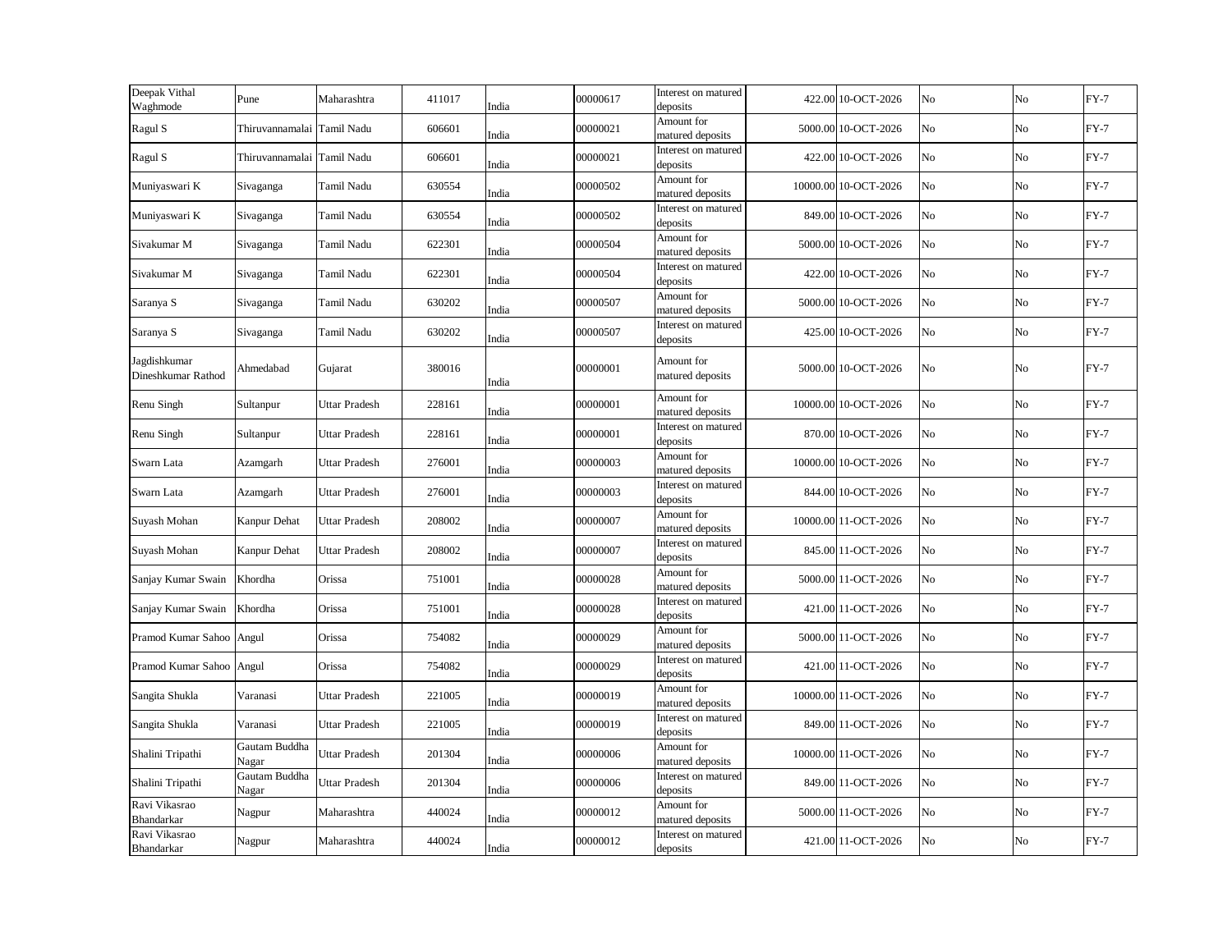| Deepak Vithal Waghmode | Pune | Maharashtra | 411017 | India | 00000617 | Interest on matured deposits | 422.00 | 10-OCT-2026 | No | No | FY-7 |
|---|---|---|---|---|---|---|---|---|---|---|---|
| Ragul S | Thiruvannamalai | Tamil Nadu | 606601 | India | 00000021 | Amount for matured deposits | 5000.00 | 10-OCT-2026 | No | No | FY-7 |
| Ragul S | Thiruvannamalai | Tamil Nadu | 606601 | India | 00000021 | Interest on matured deposits | 422.00 | 10-OCT-2026 | No | No | FY-7 |
| Muniyaswari K | Sivaganga | Tamil Nadu | 630554 | India | 00000502 | Amount for matured deposits | 10000.00 | 10-OCT-2026 | No | No | FY-7 |
| Muniyaswari K | Sivaganga | Tamil Nadu | 630554 | India | 00000502 | Interest on matured deposits | 849.00 | 10-OCT-2026 | No | No | FY-7 |
| Sivakumar M | Sivaganga | Tamil Nadu | 622301 | India | 00000504 | Amount for matured deposits | 5000.00 | 10-OCT-2026 | No | No | FY-7 |
| Sivakumar M | Sivaganga | Tamil Nadu | 622301 | India | 00000504 | Interest on matured deposits | 422.00 | 10-OCT-2026 | No | No | FY-7 |
| Saranya S | Sivaganga | Tamil Nadu | 630202 | India | 00000507 | Amount for matured deposits | 5000.00 | 10-OCT-2026 | No | No | FY-7 |
| Saranya S | Sivaganga | Tamil Nadu | 630202 | India | 00000507 | Interest on matured deposits | 425.00 | 10-OCT-2026 | No | No | FY-7 |
| Jagdishkumar Dineshkumar Rathod | Ahmedabad | Gujarat | 380016 | India | 00000001 | Amount for matured deposits | 5000.00 | 10-OCT-2026 | No | No | FY-7 |
| Renu Singh | Sultanpur | Uttar Pradesh | 228161 | India | 00000001 | Amount for matured deposits | 10000.00 | 10-OCT-2026 | No | No | FY-7 |
| Renu Singh | Sultanpur | Uttar Pradesh | 228161 | India | 00000001 | Interest on matured deposits | 870.00 | 10-OCT-2026 | No | No | FY-7 |
| Swarn Lata | Azamgarh | Uttar Pradesh | 276001 | India | 00000003 | Amount for matured deposits | 10000.00 | 10-OCT-2026 | No | No | FY-7 |
| Swarn Lata | Azamgarh | Uttar Pradesh | 276001 | India | 00000003 | Interest on matured deposits | 844.00 | 10-OCT-2026 | No | No | FY-7 |
| Suyash Mohan | Kanpur Dehat | Uttar Pradesh | 208002 | India | 00000007 | Amount for matured deposits | 10000.00 | 11-OCT-2026 | No | No | FY-7 |
| Suyash Mohan | Kanpur Dehat | Uttar Pradesh | 208002 | India | 00000007 | Interest on matured deposits | 845.00 | 11-OCT-2026 | No | No | FY-7 |
| Sanjay Kumar Swain | Khordha | Orissa | 751001 | India | 00000028 | Amount for matured deposits | 5000.00 | 11-OCT-2026 | No | No | FY-7 |
| Sanjay Kumar Swain | Khordha | Orissa | 751001 | India | 00000028 | Interest on matured deposits | 421.00 | 11-OCT-2026 | No | No | FY-7 |
| Pramod Kumar Sahoo | Angul | Orissa | 754082 | India | 00000029 | Amount for matured deposits | 5000.00 | 11-OCT-2026 | No | No | FY-7 |
| Pramod Kumar Sahoo | Angul | Orissa | 754082 | India | 00000029 | Interest on matured deposits | 421.00 | 11-OCT-2026 | No | No | FY-7 |
| Sangita Shukla | Varanasi | Uttar Pradesh | 221005 | India | 00000019 | Amount for matured deposits | 10000.00 | 11-OCT-2026 | No | No | FY-7 |
| Sangita Shukla | Varanasi | Uttar Pradesh | 221005 | India | 00000019 | Interest on matured deposits | 849.00 | 11-OCT-2026 | No | No | FY-7 |
| Shalini Tripathi | Gautam Buddha Nagar | Uttar Pradesh | 201304 | India | 00000006 | Amount for matured deposits | 10000.00 | 11-OCT-2026 | No | No | FY-7 |
| Shalini Tripathi | Gautam Buddha Nagar | Uttar Pradesh | 201304 | India | 00000006 | Interest on matured deposits | 849.00 | 11-OCT-2026 | No | No | FY-7 |
| Ravi Vikasrao Bhandarkar | Nagpur | Maharashtra | 440024 | India | 00000012 | Amount for matured deposits | 5000.00 | 11-OCT-2026 | No | No | FY-7 |
| Ravi Vikasrao Bhandarkar | Nagpur | Maharashtra | 440024 | India | 00000012 | Interest on matured deposits | 421.00 | 11-OCT-2026 | No | No | FY-7 |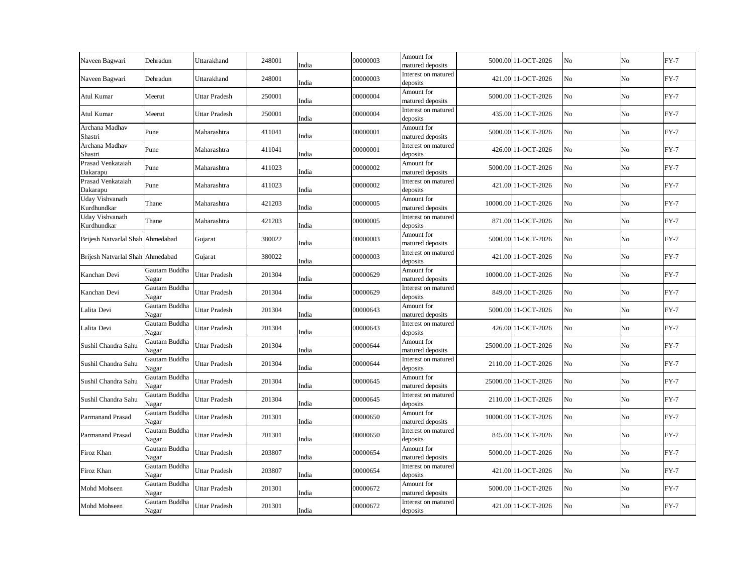| Naveen Bagwari | Dehradun | Uttarakhand | 248001 | India | 00000003 | Amount for matured deposits | 5000.00 | 11-OCT-2026 | No | No | FY-7 |
|---|---|---|---|---|---|---|---|---|---|---|---|
| Naveen Bagwari | Dehradun | Uttarakhand | 248001 | India | 00000003 | Interest on matured deposits | 421.00 | 11-OCT-2026 | No | No | FY-7 |
| Atul Kumar | Meerut | Uttar Pradesh | 250001 | India | 00000004 | Amount for matured deposits | 5000.00 | 11-OCT-2026 | No | No | FY-7 |
| Atul Kumar | Meerut | Uttar Pradesh | 250001 | India | 00000004 | Interest on matured deposits | 435.00 | 11-OCT-2026 | No | No | FY-7 |
| Archana Madhav Shastri | Pune | Maharashtra | 411041 | India | 00000001 | Amount for matured deposits | 5000.00 | 11-OCT-2026 | No | No | FY-7 |
| Archana Madhav Shastri | Pune | Maharashtra | 411041 | India | 00000001 | Interest on matured deposits | 426.00 | 11-OCT-2026 | No | No | FY-7 |
| Prasad Venkataiah Dakarapu | Pune | Maharashtra | 411023 | India | 00000002 | Amount for matured deposits | 5000.00 | 11-OCT-2026 | No | No | FY-7 |
| Prasad Venkataiah Dakarapu | Pune | Maharashtra | 411023 | India | 00000002 | Interest on matured deposits | 421.00 | 11-OCT-2026 | No | No | FY-7 |
| Uday Vishvanath Kurdhundkar | Thane | Maharashtra | 421203 | India | 00000005 | Amount for matured deposits | 10000.00 | 11-OCT-2026 | No | No | FY-7 |
| Uday Vishvanath Kurdhundkar | Thane | Maharashtra | 421203 | India | 00000005 | Interest on matured deposits | 871.00 | 11-OCT-2026 | No | No | FY-7 |
| Brijesh Natvarlal Shah | Ahmedabad | Gujarat | 380022 | India | 00000003 | Amount for matured deposits | 5000.00 | 11-OCT-2026 | No | No | FY-7 |
| Brijesh Natvarlal Shah | Ahmedabad | Gujarat | 380022 | India | 00000003 | Interest on matured deposits | 421.00 | 11-OCT-2026 | No | No | FY-7 |
| Kanchan Devi | Gautam Buddha Nagar | Uttar Pradesh | 201304 | India | 00000629 | Amount for matured deposits | 10000.00 | 11-OCT-2026 | No | No | FY-7 |
| Kanchan Devi | Gautam Buddha Nagar | Uttar Pradesh | 201304 | India | 00000629 | Interest on matured deposits | 849.00 | 11-OCT-2026 | No | No | FY-7 |
| Lalita Devi | Gautam Buddha Nagar | Uttar Pradesh | 201304 | India | 00000643 | Amount for matured deposits | 5000.00 | 11-OCT-2026 | No | No | FY-7 |
| Lalita Devi | Gautam Buddha Nagar | Uttar Pradesh | 201304 | India | 00000643 | Interest on matured deposits | 426.00 | 11-OCT-2026 | No | No | FY-7 |
| Sushil Chandra Sahu | Gautam Buddha Nagar | Uttar Pradesh | 201304 | India | 00000644 | Amount for matured deposits | 25000.00 | 11-OCT-2026 | No | No | FY-7 |
| Sushil Chandra Sahu | Gautam Buddha Nagar | Uttar Pradesh | 201304 | India | 00000644 | Interest on matured deposits | 2110.00 | 11-OCT-2026 | No | No | FY-7 |
| Sushil Chandra Sahu | Gautam Buddha Nagar | Uttar Pradesh | 201304 | India | 00000645 | Amount for matured deposits | 25000.00 | 11-OCT-2026 | No | No | FY-7 |
| Sushil Chandra Sahu | Gautam Buddha Nagar | Uttar Pradesh | 201304 | India | 00000645 | Interest on matured deposits | 2110.00 | 11-OCT-2026 | No | No | FY-7 |
| Parmanand Prasad | Gautam Buddha Nagar | Uttar Pradesh | 201301 | India | 00000650 | Amount for matured deposits | 10000.00 | 11-OCT-2026 | No | No | FY-7 |
| Parmanand Prasad | Gautam Buddha Nagar | Uttar Pradesh | 201301 | India | 00000650 | Interest on matured deposits | 845.00 | 11-OCT-2026 | No | No | FY-7 |
| Firoz Khan | Gautam Buddha Nagar | Uttar Pradesh | 203807 | India | 00000654 | Amount for matured deposits | 5000.00 | 11-OCT-2026 | No | No | FY-7 |
| Firoz Khan | Gautam Buddha Nagar | Uttar Pradesh | 203807 | India | 00000654 | Interest on matured deposits | 421.00 | 11-OCT-2026 | No | No | FY-7 |
| Mohd Mohseen | Gautam Buddha Nagar | Uttar Pradesh | 201301 | India | 00000672 | Amount for matured deposits | 5000.00 | 11-OCT-2026 | No | No | FY-7 |
| Mohd Mohseen | Gautam Buddha Nagar | Uttar Pradesh | 201301 | India | 00000672 | Interest on matured deposits | 421.00 | 11-OCT-2026 | No | No | FY-7 |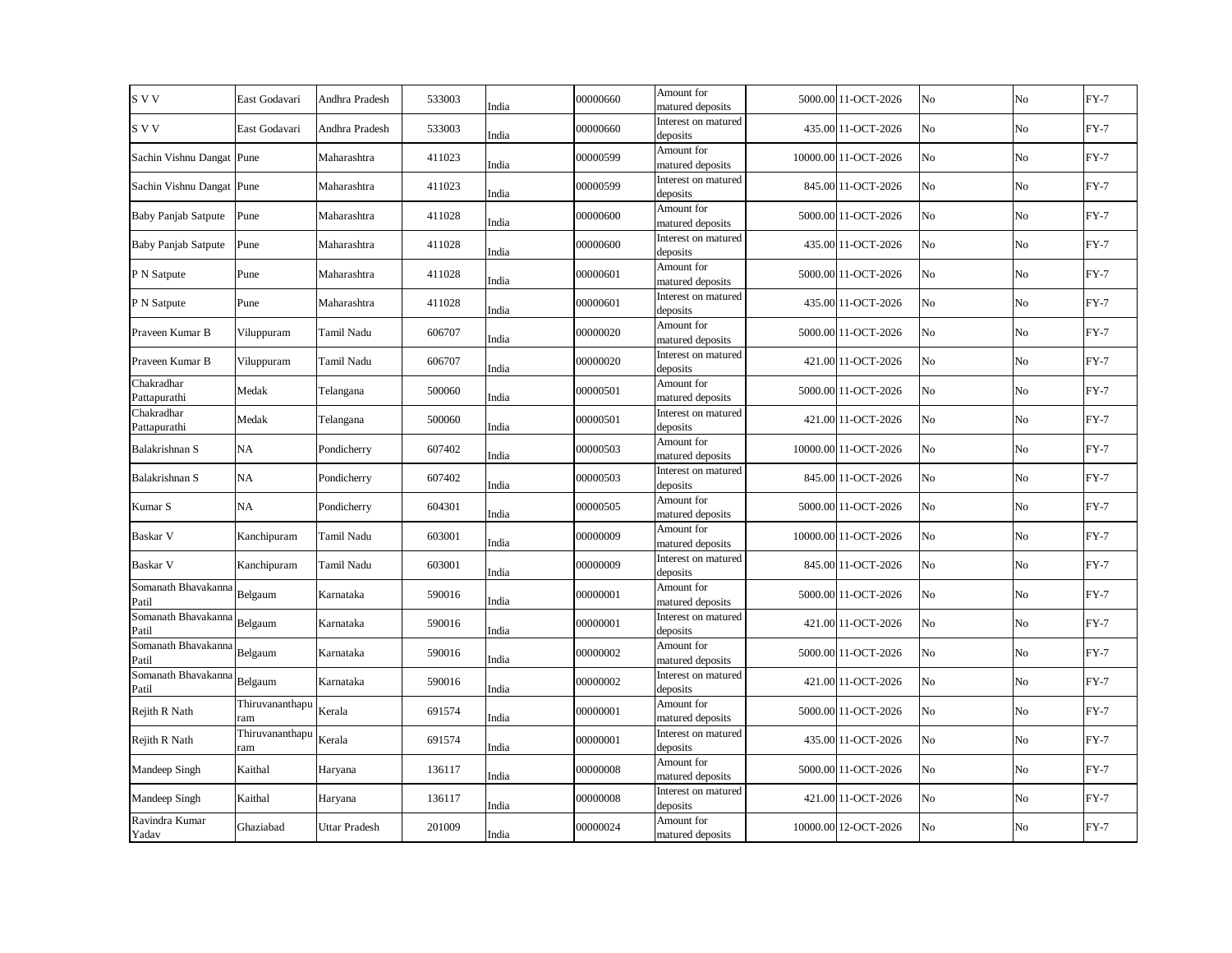| | | | | | | | | | | | |
|---|---|---|---|---|---|---|---|---|---|---|---|
| S V V | East Godavari | Andhra Pradesh | 533003 | India | 00000660 | Amount for matured deposits | 5000.00 | 11-OCT-2026 | No | No | FY-7 |
| S V V | East Godavari | Andhra Pradesh | 533003 | India | 00000660 | Interest on matured deposits | 435.00 | 11-OCT-2026 | No | No | FY-7 |
| Sachin Vishnu Dangat | Pune | Maharashtra | 411023 | India | 00000599 | Amount for matured deposits | 10000.00 | 11-OCT-2026 | No | No | FY-7 |
| Sachin Vishnu Dangat | Pune | Maharashtra | 411023 | India | 00000599 | Interest on matured deposits | 845.00 | 11-OCT-2026 | No | No | FY-7 |
| Baby Panjab Satpute | Pune | Maharashtra | 411028 | India | 00000600 | Amount for matured deposits | 5000.00 | 11-OCT-2026 | No | No | FY-7 |
| Baby Panjab Satpute | Pune | Maharashtra | 411028 | India | 00000600 | Interest on matured deposits | 435.00 | 11-OCT-2026 | No | No | FY-7 |
| P N Satpute | Pune | Maharashtra | 411028 | India | 00000601 | Amount for matured deposits | 5000.00 | 11-OCT-2026 | No | No | FY-7 |
| P N Satpute | Pune | Maharashtra | 411028 | India | 00000601 | Interest on matured deposits | 435.00 | 11-OCT-2026 | No | No | FY-7 |
| Praveen Kumar B | Viluppuram | Tamil Nadu | 606707 | India | 00000020 | Amount for matured deposits | 5000.00 | 11-OCT-2026 | No | No | FY-7 |
| Praveen Kumar B | Viluppuram | Tamil Nadu | 606707 | India | 00000020 | Interest on matured deposits | 421.00 | 11-OCT-2026 | No | No | FY-7 |
| Chakradhar Pattapurathi | Medak | Telangana | 500060 | India | 00000501 | Amount for matured deposits | 5000.00 | 11-OCT-2026 | No | No | FY-7 |
| Chakradhar Pattapurathi | Medak | Telangana | 500060 | India | 00000501 | Interest on matured deposits | 421.00 | 11-OCT-2026 | No | No | FY-7 |
| Balakrishnan S | NA | Pondicherry | 607402 | India | 00000503 | Amount for matured deposits | 10000.00 | 11-OCT-2026 | No | No | FY-7 |
| Balakrishnan S | NA | Pondicherry | 607402 | India | 00000503 | Interest on matured deposits | 845.00 | 11-OCT-2026 | No | No | FY-7 |
| Kumar S | NA | Pondicherry | 604301 | India | 00000505 | Amount for matured deposits | 5000.00 | 11-OCT-2026 | No | No | FY-7 |
| Baskar V | Kanchipuram | Tamil Nadu | 603001 | India | 00000009 | Amount for matured deposits | 10000.00 | 11-OCT-2026 | No | No | FY-7 |
| Baskar V | Kanchipuram | Tamil Nadu | 603001 | India | 00000009 | Interest on matured deposits | 845.00 | 11-OCT-2026 | No | No | FY-7 |
| Somanath Bhavakanna Patil | Belgaum | Karnataka | 590016 | India | 00000001 | Amount for matured deposits | 5000.00 | 11-OCT-2026 | No | No | FY-7 |
| Somanath Bhavakanna Patil | Belgaum | Karnataka | 590016 | India | 00000001 | Interest on matured deposits | 421.00 | 11-OCT-2026 | No | No | FY-7 |
| Somanath Bhavakanna Patil | Belgaum | Karnataka | 590016 | India | 00000002 | Amount for matured deposits | 5000.00 | 11-OCT-2026 | No | No | FY-7 |
| Somanath Bhavakanna Patil | Belgaum | Karnataka | 590016 | India | 00000002 | Interest on matured deposits | 421.00 | 11-OCT-2026 | No | No | FY-7 |
| Rejith R Nath | Thiruvananthapuram | Kerala | 691574 | India | 00000001 | Amount for matured deposits | 5000.00 | 11-OCT-2026 | No | No | FY-7 |
| Rejith R Nath | Thiruvananthapuram | Kerala | 691574 | India | 00000001 | Interest on matured deposits | 435.00 | 11-OCT-2026 | No | No | FY-7 |
| Mandeep Singh | Kaithal | Haryana | 136117 | India | 00000008 | Amount for matured deposits | 5000.00 | 11-OCT-2026 | No | No | FY-7 |
| Mandeep Singh | Kaithal | Haryana | 136117 | India | 00000008 | Interest on matured deposits | 421.00 | 11-OCT-2026 | No | No | FY-7 |
| Ravindra Kumar Yadav | Ghaziabad | Uttar Pradesh | 201009 | India | 00000024 | Amount for matured deposits | 10000.00 | 12-OCT-2026 | No | No | FY-7 |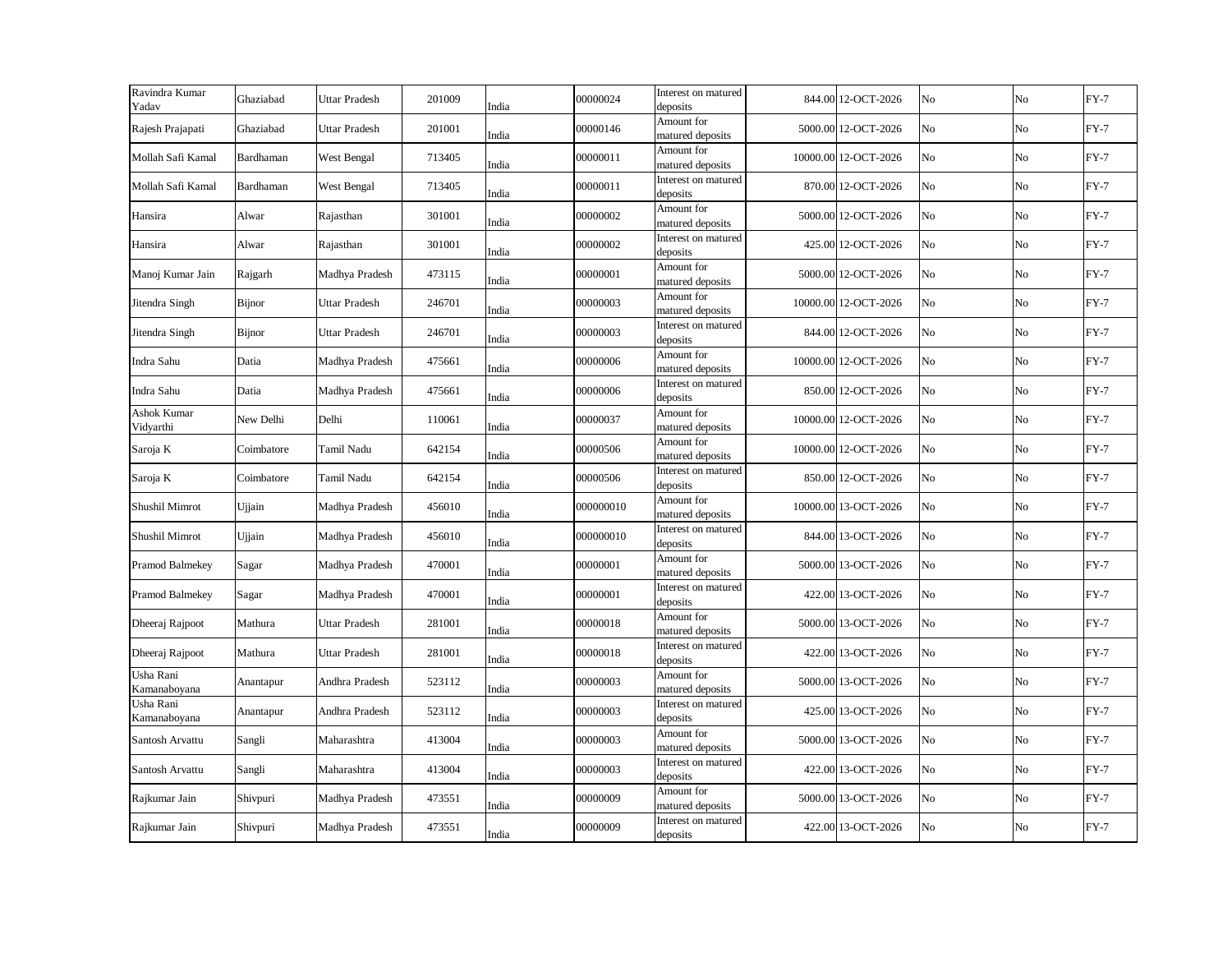| | | | | | | | | | | | |
|---|---|---|---|---|---|---|---|---|---|---|---|
| Ravindra Kumar Yadav | Ghaziabad | Uttar Pradesh | 201009 | India | 00000024 | Interest on matured deposits | 844.00 | 12-OCT-2026 | No | No | FY-7 |
| Rajesh Prajapati | Ghaziabad | Uttar Pradesh | 201001 | India | 00000146 | Amount for matured deposits | 5000.00 | 12-OCT-2026 | No | No | FY-7 |
| Mollah Safi Kamal | Bardhaman | West Bengal | 713405 | India | 00000011 | Amount for matured deposits | 10000.00 | 12-OCT-2026 | No | No | FY-7 |
| Mollah Safi Kamal | Bardhaman | West Bengal | 713405 | India | 00000011 | Interest on matured deposits | 870.00 | 12-OCT-2026 | No | No | FY-7 |
| Hansira | Alwar | Rajasthan | 301001 | India | 00000002 | Amount for matured deposits | 5000.00 | 12-OCT-2026 | No | No | FY-7 |
| Hansira | Alwar | Rajasthan | 301001 | India | 00000002 | Interest on matured deposits | 425.00 | 12-OCT-2026 | No | No | FY-7 |
| Manoj Kumar Jain | Rajgarh | Madhya Pradesh | 473115 | India | 00000001 | Amount for matured deposits | 5000.00 | 12-OCT-2026 | No | No | FY-7 |
| Jitendra Singh | Bijnor | Uttar Pradesh | 246701 | India | 00000003 | Amount for matured deposits | 10000.00 | 12-OCT-2026 | No | No | FY-7 |
| Jitendra Singh | Bijnor | Uttar Pradesh | 246701 | India | 00000003 | Interest on matured deposits | 844.00 | 12-OCT-2026 | No | No | FY-7 |
| Indra Sahu | Datia | Madhya Pradesh | 475661 | India | 00000006 | Amount for matured deposits | 10000.00 | 12-OCT-2026 | No | No | FY-7 |
| Indra Sahu | Datia | Madhya Pradesh | 475661 | India | 00000006 | Interest on matured deposits | 850.00 | 12-OCT-2026 | No | No | FY-7 |
| Ashok Kumar Vidyarthi | New Delhi | Delhi | 110061 | India | 00000037 | Amount for matured deposits | 10000.00 | 12-OCT-2026 | No | No | FY-7 |
| Saroja K | Coimbatore | Tamil Nadu | 642154 | India | 00000506 | Amount for matured deposits | 10000.00 | 12-OCT-2026 | No | No | FY-7 |
| Saroja K | Coimbatore | Tamil Nadu | 642154 | India | 00000506 | Interest on matured deposits | 850.00 | 12-OCT-2026 | No | No | FY-7 |
| Shushil Mimrot | Ujjain | Madhya Pradesh | 456010 | India | 000000010 | Amount for matured deposits | 10000.00 | 13-OCT-2026 | No | No | FY-7 |
| Shushil Mimrot | Ujjain | Madhya Pradesh | 456010 | India | 000000010 | Interest on matured deposits | 844.00 | 13-OCT-2026 | No | No | FY-7 |
| Pramod Balmekey | Sagar | Madhya Pradesh | 470001 | India | 00000001 | Amount for matured deposits | 5000.00 | 13-OCT-2026 | No | No | FY-7 |
| Pramod Balmekey | Sagar | Madhya Pradesh | 470001 | India | 00000001 | Interest on matured deposits | 422.00 | 13-OCT-2026 | No | No | FY-7 |
| Dheeraj Rajpoot | Mathura | Uttar Pradesh | 281001 | India | 00000018 | Amount for matured deposits | 5000.00 | 13-OCT-2026 | No | No | FY-7 |
| Dheeraj Rajpoot | Mathura | Uttar Pradesh | 281001 | India | 00000018 | Interest on matured deposits | 422.00 | 13-OCT-2026 | No | No | FY-7 |
| Usha Rani Kamanaboyana | Anantapur | Andhra Pradesh | 523112 | India | 00000003 | Amount for matured deposits | 5000.00 | 13-OCT-2026 | No | No | FY-7 |
| Usha Rani Kamanaboyana | Anantapur | Andhra Pradesh | 523112 | India | 00000003 | Interest on matured deposits | 425.00 | 13-OCT-2026 | No | No | FY-7 |
| Santosh Arvattu | Sangli | Maharashtra | 413004 | India | 00000003 | Amount for matured deposits | 5000.00 | 13-OCT-2026 | No | No | FY-7 |
| Santosh Arvattu | Sangli | Maharashtra | 413004 | India | 00000003 | Interest on matured deposits | 422.00 | 13-OCT-2026 | No | No | FY-7 |
| Rajkumar Jain | Shivpuri | Madhya Pradesh | 473551 | India | 00000009 | Amount for matured deposits | 5000.00 | 13-OCT-2026 | No | No | FY-7 |
| Rajkumar Jain | Shivpuri | Madhya Pradesh | 473551 | India | 00000009 | Interest on matured deposits | 422.00 | 13-OCT-2026 | No | No | FY-7 |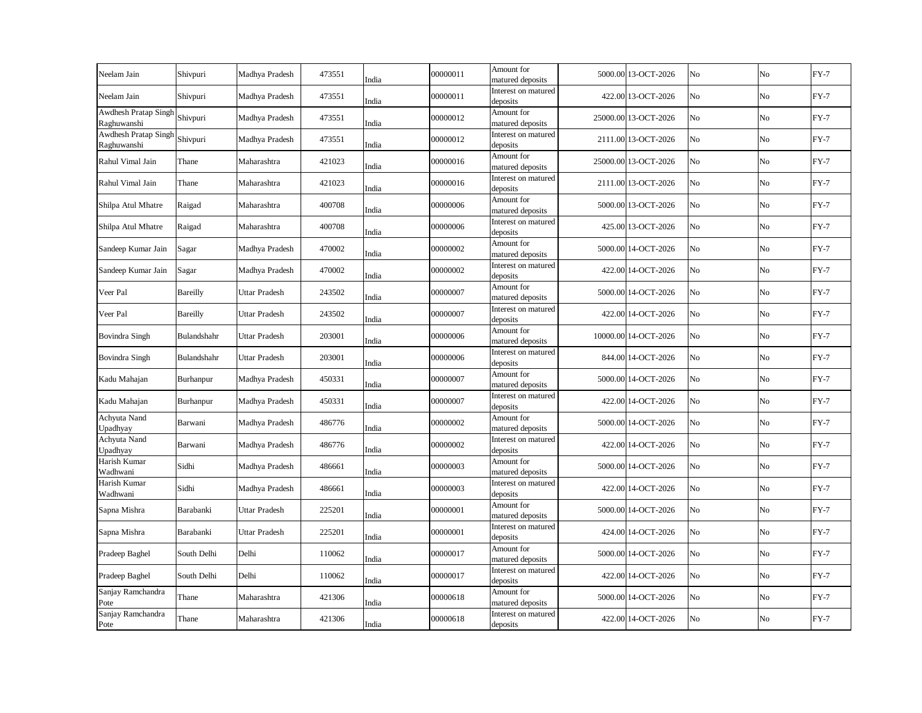| | | | | | | | | | | | |
|---|---|---|---|---|---|---|---|---|---|---|---|
| Neelam Jain | Shivpuri | Madhya Pradesh | 473551 | India | 00000011 | Amount for matured deposits | 5000.00 | 13-OCT-2026 | No | No | FY-7 |
| Neelam Jain | Shivpuri | Madhya Pradesh | 473551 | India | 00000011 | Interest on matured deposits | 422.00 | 13-OCT-2026 | No | No | FY-7 |
| Awdhesh Pratap Singh Raghuwanshi | Shivpuri | Madhya Pradesh | 473551 | India | 00000012 | Amount for matured deposits | 25000.00 | 13-OCT-2026 | No | No | FY-7 |
| Awdhesh Pratap Singh Raghuwanshi | Shivpuri | Madhya Pradesh | 473551 | India | 00000012 | Interest on matured deposits | 2111.00 | 13-OCT-2026 | No | No | FY-7 |
| Rahul Vimal Jain | Thane | Maharashtra | 421023 | India | 00000016 | Amount for matured deposits | 25000.00 | 13-OCT-2026 | No | No | FY-7 |
| Rahul Vimal Jain | Thane | Maharashtra | 421023 | India | 00000016 | Interest on matured deposits | 2111.00 | 13-OCT-2026 | No | No | FY-7 |
| Shilpa Atul Mhatre | Raigad | Maharashtra | 400708 | India | 00000006 | Amount for matured deposits | 5000.00 | 13-OCT-2026 | No | No | FY-7 |
| Shilpa Atul Mhatre | Raigad | Maharashtra | 400708 | India | 00000006 | Interest on matured deposits | 425.00 | 13-OCT-2026 | No | No | FY-7 |
| Sandeep Kumar Jain | Sagar | Madhya Pradesh | 470002 | India | 00000002 | Amount for matured deposits | 5000.00 | 14-OCT-2026 | No | No | FY-7 |
| Sandeep Kumar Jain | Sagar | Madhya Pradesh | 470002 | India | 00000002 | Interest on matured deposits | 422.00 | 14-OCT-2026 | No | No | FY-7 |
| Veer Pal | Bareilly | Uttar Pradesh | 243502 | India | 00000007 | Amount for matured deposits | 5000.00 | 14-OCT-2026 | No | No | FY-7 |
| Veer Pal | Bareilly | Uttar Pradesh | 243502 | India | 00000007 | Interest on matured deposits | 422.00 | 14-OCT-2026 | No | No | FY-7 |
| Bovindra Singh | Bulandshahr | Uttar Pradesh | 203001 | India | 00000006 | Amount for matured deposits | 10000.00 | 14-OCT-2026 | No | No | FY-7 |
| Bovindra Singh | Bulandshahr | Uttar Pradesh | 203001 | India | 00000006 | Interest on matured deposits | 844.00 | 14-OCT-2026 | No | No | FY-7 |
| Kadu Mahajan | Burhanpur | Madhya Pradesh | 450331 | India | 00000007 | Amount for matured deposits | 5000.00 | 14-OCT-2026 | No | No | FY-7 |
| Kadu Mahajan | Burhanpur | Madhya Pradesh | 450331 | India | 00000007 | Interest on matured deposits | 422.00 | 14-OCT-2026 | No | No | FY-7 |
| Achyuta Nand Upadhyay | Barwani | Madhya Pradesh | 486776 | India | 00000002 | Amount for matured deposits | 5000.00 | 14-OCT-2026 | No | No | FY-7 |
| Achyuta Nand Upadhyay | Barwani | Madhya Pradesh | 486776 | India | 00000002 | Interest on matured deposits | 422.00 | 14-OCT-2026 | No | No | FY-7 |
| Harish Kumar Wadhwani | Sidhi | Madhya Pradesh | 486661 | India | 00000003 | Amount for matured deposits | 5000.00 | 14-OCT-2026 | No | No | FY-7 |
| Harish Kumar Wadhwani | Sidhi | Madhya Pradesh | 486661 | India | 00000003 | Interest on matured deposits | 422.00 | 14-OCT-2026 | No | No | FY-7 |
| Sapna Mishra | Barabanki | Uttar Pradesh | 225201 | India | 00000001 | Amount for matured deposits | 5000.00 | 14-OCT-2026 | No | No | FY-7 |
| Sapna Mishra | Barabanki | Uttar Pradesh | 225201 | India | 00000001 | Interest on matured deposits | 424.00 | 14-OCT-2026 | No | No | FY-7 |
| Pradeep Baghel | South Delhi | Delhi | 110062 | India | 00000017 | Amount for matured deposits | 5000.00 | 14-OCT-2026 | No | No | FY-7 |
| Pradeep Baghel | South Delhi | Delhi | 110062 | India | 00000017 | Interest on matured deposits | 422.00 | 14-OCT-2026 | No | No | FY-7 |
| Sanjay Ramchandra Pote | Thane | Maharashtra | 421306 | India | 00000618 | Amount for matured deposits | 5000.00 | 14-OCT-2026 | No | No | FY-7 |
| Sanjay Ramchandra Pote | Thane | Maharashtra | 421306 | India | 00000618 | Interest on matured deposits | 422.00 | 14-OCT-2026 | No | No | FY-7 |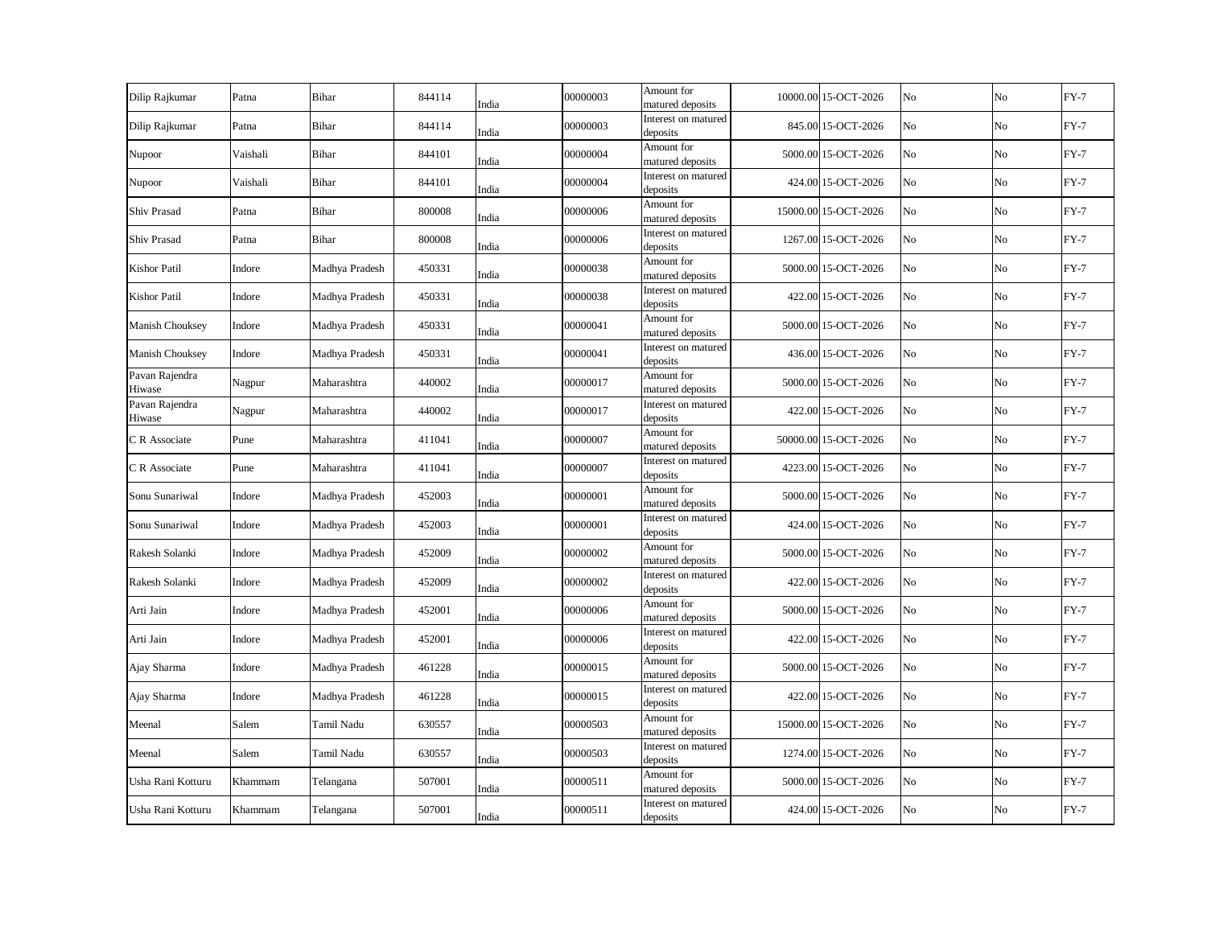| | | | | | | | | | | | |
|---|---|---|---|---|---|---|---|---|---|---|---|
| Dilip Rajkumar | Patna | Bihar | 844114 | India | 00000003 | Amount for matured deposits | 10000.00 | 15-OCT-2026 | No | No | FY-7 |
| Dilip Rajkumar | Patna | Bihar | 844114 | India | 00000003 | Interest on matured deposits | 845.00 | 15-OCT-2026 | No | No | FY-7 |
| Nupoor | Vaishali | Bihar | 844101 | India | 00000004 | Amount for matured deposits | 5000.00 | 15-OCT-2026 | No | No | FY-7 |
| Nupoor | Vaishali | Bihar | 844101 | India | 00000004 | Interest on matured deposits | 424.00 | 15-OCT-2026 | No | No | FY-7 |
| Shiv Prasad | Patna | Bihar | 800008 | India | 00000006 | Amount for matured deposits | 15000.00 | 15-OCT-2026 | No | No | FY-7 |
| Shiv Prasad | Patna | Bihar | 800008 | India | 00000006 | Interest on matured deposits | 1267.00 | 15-OCT-2026 | No | No | FY-7 |
| Kishor Patil | Indore | Madhya Pradesh | 450331 | India | 00000038 | Amount for matured deposits | 5000.00 | 15-OCT-2026 | No | No | FY-7 |
| Kishor Patil | Indore | Madhya Pradesh | 450331 | India | 00000038 | Interest on matured deposits | 422.00 | 15-OCT-2026 | No | No | FY-7 |
| Manish Chouksey | Indore | Madhya Pradesh | 450331 | India | 00000041 | Amount for matured deposits | 5000.00 | 15-OCT-2026 | No | No | FY-7 |
| Manish Chouksey | Indore | Madhya Pradesh | 450331 | India | 00000041 | Interest on matured deposits | 436.00 | 15-OCT-2026 | No | No | FY-7 |
| Pavan Rajendra Hiwase | Nagpur | Maharashtra | 440002 | India | 00000017 | Amount for matured deposits | 5000.00 | 15-OCT-2026 | No | No | FY-7 |
| Pavan Rajendra Hiwase | Nagpur | Maharashtra | 440002 | India | 00000017 | Interest on matured deposits | 422.00 | 15-OCT-2026 | No | No | FY-7 |
| C R Associate | Pune | Maharashtra | 411041 | India | 00000007 | Amount for matured deposits | 50000.00 | 15-OCT-2026 | No | No | FY-7 |
| C R Associate | Pune | Maharashtra | 411041 | India | 00000007 | Interest on matured deposits | 4223.00 | 15-OCT-2026 | No | No | FY-7 |
| Sonu Sunariwal | Indore | Madhya Pradesh | 452003 | India | 00000001 | Amount for matured deposits | 5000.00 | 15-OCT-2026 | No | No | FY-7 |
| Sonu Sunariwal | Indore | Madhya Pradesh | 452003 | India | 00000001 | Interest on matured deposits | 424.00 | 15-OCT-2026 | No | No | FY-7 |
| Rakesh Solanki | Indore | Madhya Pradesh | 452009 | India | 00000002 | Amount for matured deposits | 5000.00 | 15-OCT-2026 | No | No | FY-7 |
| Rakesh Solanki | Indore | Madhya Pradesh | 452009 | India | 00000002 | Interest on matured deposits | 422.00 | 15-OCT-2026 | No | No | FY-7 |
| Arti Jain | Indore | Madhya Pradesh | 452001 | India | 00000006 | Amount for matured deposits | 5000.00 | 15-OCT-2026 | No | No | FY-7 |
| Arti Jain | Indore | Madhya Pradesh | 452001 | India | 00000006 | Interest on matured deposits | 422.00 | 15-OCT-2026 | No | No | FY-7 |
| Ajay Sharma | Indore | Madhya Pradesh | 461228 | India | 00000015 | Amount for matured deposits | 5000.00 | 15-OCT-2026 | No | No | FY-7 |
| Ajay Sharma | Indore | Madhya Pradesh | 461228 | India | 00000015 | Interest on matured deposits | 422.00 | 15-OCT-2026 | No | No | FY-7 |
| Meenal | Salem | Tamil Nadu | 630557 | India | 00000503 | Amount for matured deposits | 15000.00 | 15-OCT-2026 | No | No | FY-7 |
| Meenal | Salem | Tamil Nadu | 630557 | India | 00000503 | Interest on matured deposits | 1274.00 | 15-OCT-2026 | No | No | FY-7 |
| Usha Rani Kotturu | Khammam | Telangana | 507001 | India | 00000511 | Amount for matured deposits | 5000.00 | 15-OCT-2026 | No | No | FY-7 |
| Usha Rani Kotturu | Khammam | Telangana | 507001 | India | 00000511 | Interest on matured deposits | 424.00 | 15-OCT-2026 | No | No | FY-7 |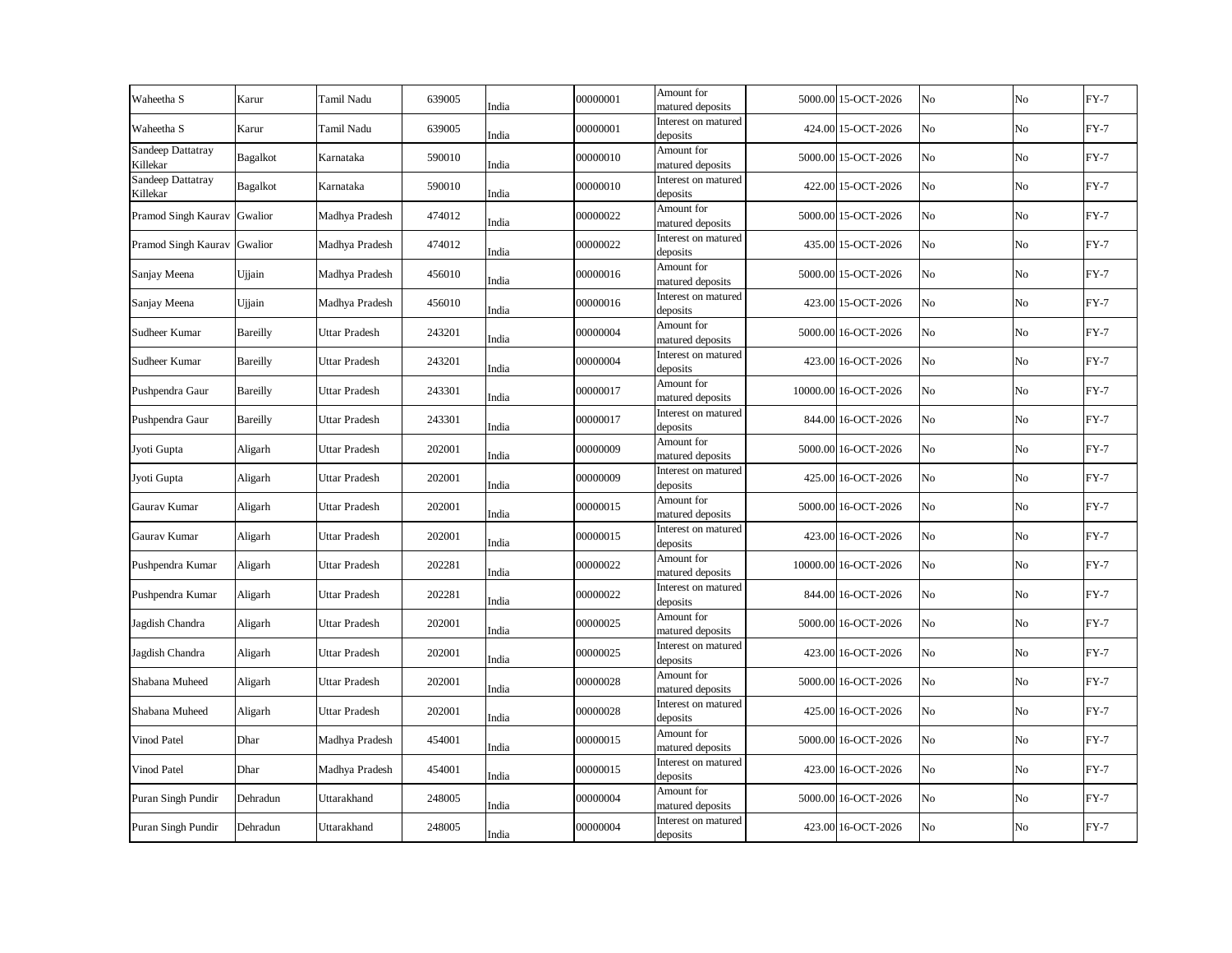| | | | | | | | | | | | |
|---|---|---|---|---|---|---|---|---|---|---|---|
| Waheetha S | Karur | Tamil Nadu | 639005 | India | 00000001 | Amount for matured deposits | 5000.00 | 15-OCT-2026 | No | No | FY-7 |
| Waheetha S | Karur | Tamil Nadu | 639005 | India | 00000001 | Interest on matured deposits | 424.00 | 15-OCT-2026 | No | No | FY-7 |
| Sandeep Dattatray Killekar | Bagalkot | Karnataka | 590010 | India | 00000010 | Amount for matured deposits | 5000.00 | 15-OCT-2026 | No | No | FY-7 |
| Sandeep Dattatray Killekar | Bagalkot | Karnataka | 590010 | India | 00000010 | Interest on matured deposits | 422.00 | 15-OCT-2026 | No | No | FY-7 |
| Pramod Singh Kaurav | Gwalior | Madhya Pradesh | 474012 | India | 00000022 | Amount for matured deposits | 5000.00 | 15-OCT-2026 | No | No | FY-7 |
| Pramod Singh Kaurav | Gwalior | Madhya Pradesh | 474012 | India | 00000022 | Interest on matured deposits | 435.00 | 15-OCT-2026 | No | No | FY-7 |
| Sanjay Meena | Ujjain | Madhya Pradesh | 456010 | India | 00000016 | Amount for matured deposits | 5000.00 | 15-OCT-2026 | No | No | FY-7 |
| Sanjay Meena | Ujjain | Madhya Pradesh | 456010 | India | 00000016 | Interest on matured deposits | 423.00 | 15-OCT-2026 | No | No | FY-7 |
| Sudheer Kumar | Bareilly | Uttar Pradesh | 243201 | India | 00000004 | Amount for matured deposits | 5000.00 | 16-OCT-2026 | No | No | FY-7 |
| Sudheer Kumar | Bareilly | Uttar Pradesh | 243201 | India | 00000004 | Interest on matured deposits | 423.00 | 16-OCT-2026 | No | No | FY-7 |
| Pushpendra Gaur | Bareilly | Uttar Pradesh | 243301 | India | 00000017 | Amount for matured deposits | 10000.00 | 16-OCT-2026 | No | No | FY-7 |
| Pushpendra Gaur | Bareilly | Uttar Pradesh | 243301 | India | 00000017 | Interest on matured deposits | 844.00 | 16-OCT-2026 | No | No | FY-7 |
| Jyoti Gupta | Aligarh | Uttar Pradesh | 202001 | India | 00000009 | Amount for matured deposits | 5000.00 | 16-OCT-2026 | No | No | FY-7 |
| Jyoti Gupta | Aligarh | Uttar Pradesh | 202001 | India | 00000009 | Interest on matured deposits | 425.00 | 16-OCT-2026 | No | No | FY-7 |
| Gaurav Kumar | Aligarh | Uttar Pradesh | 202001 | India | 00000015 | Amount for matured deposits | 5000.00 | 16-OCT-2026 | No | No | FY-7 |
| Gaurav Kumar | Aligarh | Uttar Pradesh | 202001 | India | 00000015 | Interest on matured deposits | 423.00 | 16-OCT-2026 | No | No | FY-7 |
| Pushpendra Kumar | Aligarh | Uttar Pradesh | 202281 | India | 00000022 | Amount for matured deposits | 10000.00 | 16-OCT-2026 | No | No | FY-7 |
| Pushpendra Kumar | Aligarh | Uttar Pradesh | 202281 | India | 00000022 | Interest on matured deposits | 844.00 | 16-OCT-2026 | No | No | FY-7 |
| Jagdish Chandra | Aligarh | Uttar Pradesh | 202001 | India | 00000025 | Amount for matured deposits | 5000.00 | 16-OCT-2026 | No | No | FY-7 |
| Jagdish Chandra | Aligarh | Uttar Pradesh | 202001 | India | 00000025 | Interest on matured deposits | 423.00 | 16-OCT-2026 | No | No | FY-7 |
| Shabana Muheed | Aligarh | Uttar Pradesh | 202001 | India | 00000028 | Amount for matured deposits | 5000.00 | 16-OCT-2026 | No | No | FY-7 |
| Shabana Muheed | Aligarh | Uttar Pradesh | 202001 | India | 00000028 | Interest on matured deposits | 425.00 | 16-OCT-2026 | No | No | FY-7 |
| Vinod Patel | Dhar | Madhya Pradesh | 454001 | India | 00000015 | Amount for matured deposits | 5000.00 | 16-OCT-2026 | No | No | FY-7 |
| Vinod Patel | Dhar | Madhya Pradesh | 454001 | India | 00000015 | Interest on matured deposits | 423.00 | 16-OCT-2026 | No | No | FY-7 |
| Puran Singh Pundir | Dehradun | Uttarakhand | 248005 | India | 00000004 | Amount for matured deposits | 5000.00 | 16-OCT-2026 | No | No | FY-7 |
| Puran Singh Pundir | Dehradun | Uttarakhand | 248005 | India | 00000004 | Interest on matured deposits | 423.00 | 16-OCT-2026 | No | No | FY-7 |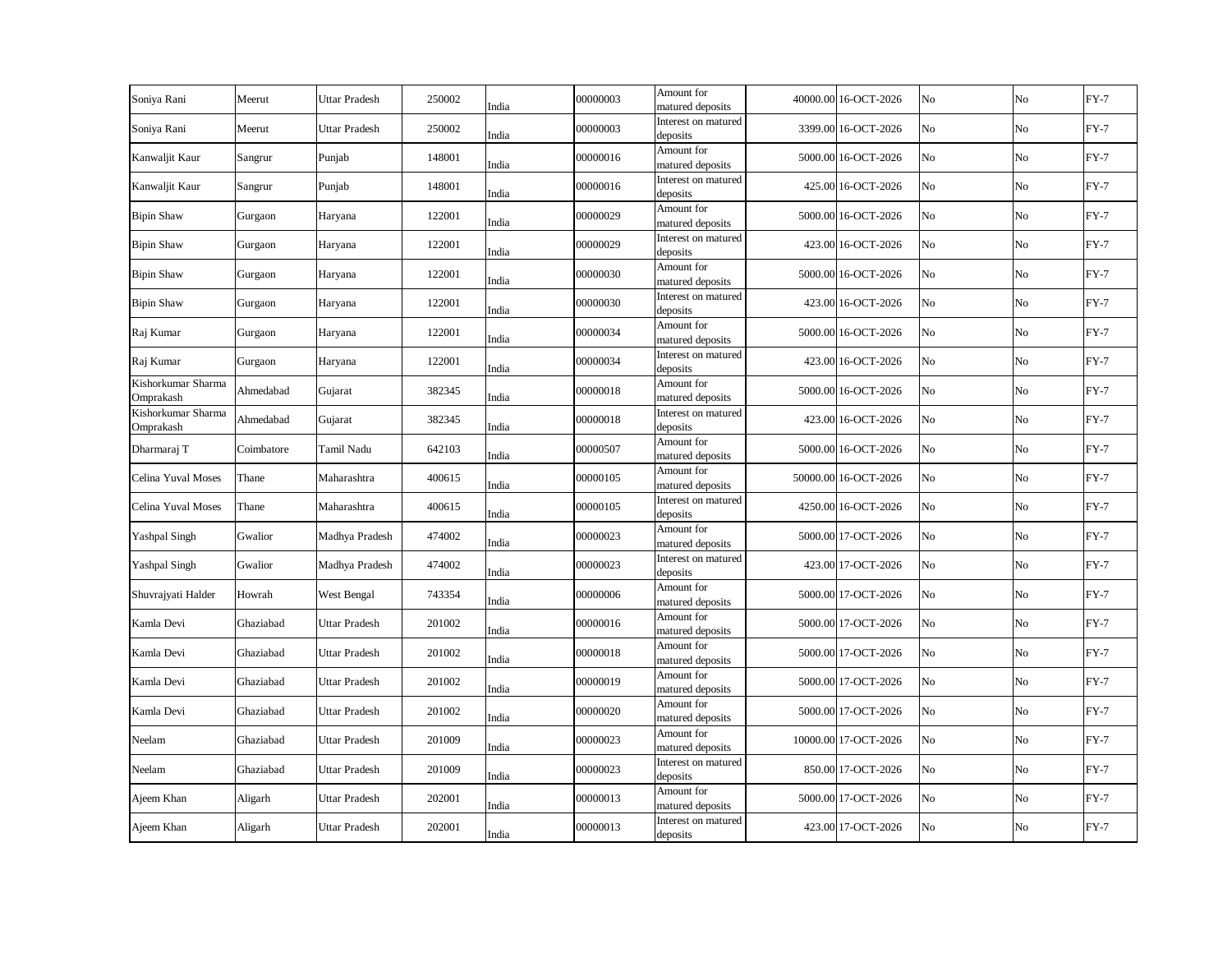| | | | | | | | | | | | |
|---|---|---|---|---|---|---|---|---|---|---|---|
| Soniya Rani | Meerut | Uttar Pradesh | 250002 | India | 00000003 | Amount for matured deposits | 40000.00 | 16-OCT-2026 | No | No | FY-7 |
| Soniya Rani | Meerut | Uttar Pradesh | 250002 | India | 00000003 | Interest on matured deposits | 3399.00 | 16-OCT-2026 | No | No | FY-7 |
| Kanwaljit Kaur | Sangrur | Punjab | 148001 | India | 00000016 | Amount for matured deposits | 5000.00 | 16-OCT-2026 | No | No | FY-7 |
| Kanwaljit Kaur | Sangrur | Punjab | 148001 | India | 00000016 | Interest on matured deposits | 425.00 | 16-OCT-2026 | No | No | FY-7 |
| Bipin Shaw | Gurgaon | Haryana | 122001 | India | 00000029 | Amount for matured deposits | 5000.00 | 16-OCT-2026 | No | No | FY-7 |
| Bipin Shaw | Gurgaon | Haryana | 122001 | India | 00000029 | Interest on matured deposits | 423.00 | 16-OCT-2026 | No | No | FY-7 |
| Bipin Shaw | Gurgaon | Haryana | 122001 | India | 00000030 | Amount for matured deposits | 5000.00 | 16-OCT-2026 | No | No | FY-7 |
| Bipin Shaw | Gurgaon | Haryana | 122001 | India | 00000030 | Interest on matured deposits | 423.00 | 16-OCT-2026 | No | No | FY-7 |
| Raj Kumar | Gurgaon | Haryana | 122001 | India | 00000034 | Amount for matured deposits | 5000.00 | 16-OCT-2026 | No | No | FY-7 |
| Raj Kumar | Gurgaon | Haryana | 122001 | India | 00000034 | Interest on matured deposits | 423.00 | 16-OCT-2026 | No | No | FY-7 |
| Kishorkumar Sharma Omprakash | Ahmedabad | Gujarat | 382345 | India | 00000018 | Amount for matured deposits | 5000.00 | 16-OCT-2026 | No | No | FY-7 |
| Kishorkumar Sharma Omprakash | Ahmedabad | Gujarat | 382345 | India | 00000018 | Interest on matured deposits | 423.00 | 16-OCT-2026 | No | No | FY-7 |
| Dharmaraj T | Coimbatore | Tamil Nadu | 642103 | India | 00000507 | Amount for matured deposits | 5000.00 | 16-OCT-2026 | No | No | FY-7 |
| Celina Yuval Moses | Thane | Maharashtra | 400615 | India | 00000105 | Amount for matured deposits | 50000.00 | 16-OCT-2026 | No | No | FY-7 |
| Celina Yuval Moses | Thane | Maharashtra | 400615 | India | 00000105 | Interest on matured deposits | 4250.00 | 16-OCT-2026 | No | No | FY-7 |
| Yashpal Singh | Gwalior | Madhya Pradesh | 474002 | India | 00000023 | Amount for matured deposits | 5000.00 | 17-OCT-2026 | No | No | FY-7 |
| Yashpal Singh | Gwalior | Madhya Pradesh | 474002 | India | 00000023 | Interest on matured deposits | 423.00 | 17-OCT-2026 | No | No | FY-7 |
| Shuvrajyati Halder | Howrah | West Bengal | 743354 | India | 00000006 | Amount for matured deposits | 5000.00 | 17-OCT-2026 | No | No | FY-7 |
| Kamla Devi | Ghaziabad | Uttar Pradesh | 201002 | India | 00000016 | Amount for matured deposits | 5000.00 | 17-OCT-2026 | No | No | FY-7 |
| Kamla Devi | Ghaziabad | Uttar Pradesh | 201002 | India | 00000018 | Amount for matured deposits | 5000.00 | 17-OCT-2026 | No | No | FY-7 |
| Kamla Devi | Ghaziabad | Uttar Pradesh | 201002 | India | 00000019 | Amount for matured deposits | 5000.00 | 17-OCT-2026 | No | No | FY-7 |
| Kamla Devi | Ghaziabad | Uttar Pradesh | 201002 | India | 00000020 | Amount for matured deposits | 5000.00 | 17-OCT-2026 | No | No | FY-7 |
| Neelam | Ghaziabad | Uttar Pradesh | 201009 | India | 00000023 | Amount for matured deposits | 10000.00 | 17-OCT-2026 | No | No | FY-7 |
| Neelam | Ghaziabad | Uttar Pradesh | 201009 | India | 00000023 | Interest on matured deposits | 850.00 | 17-OCT-2026 | No | No | FY-7 |
| Ajeem Khan | Aligarh | Uttar Pradesh | 202001 | India | 00000013 | Amount for matured deposits | 5000.00 | 17-OCT-2026 | No | No | FY-7 |
| Ajeem Khan | Aligarh | Uttar Pradesh | 202001 | India | 00000013 | Interest on matured deposits | 423.00 | 17-OCT-2026 | No | No | FY-7 |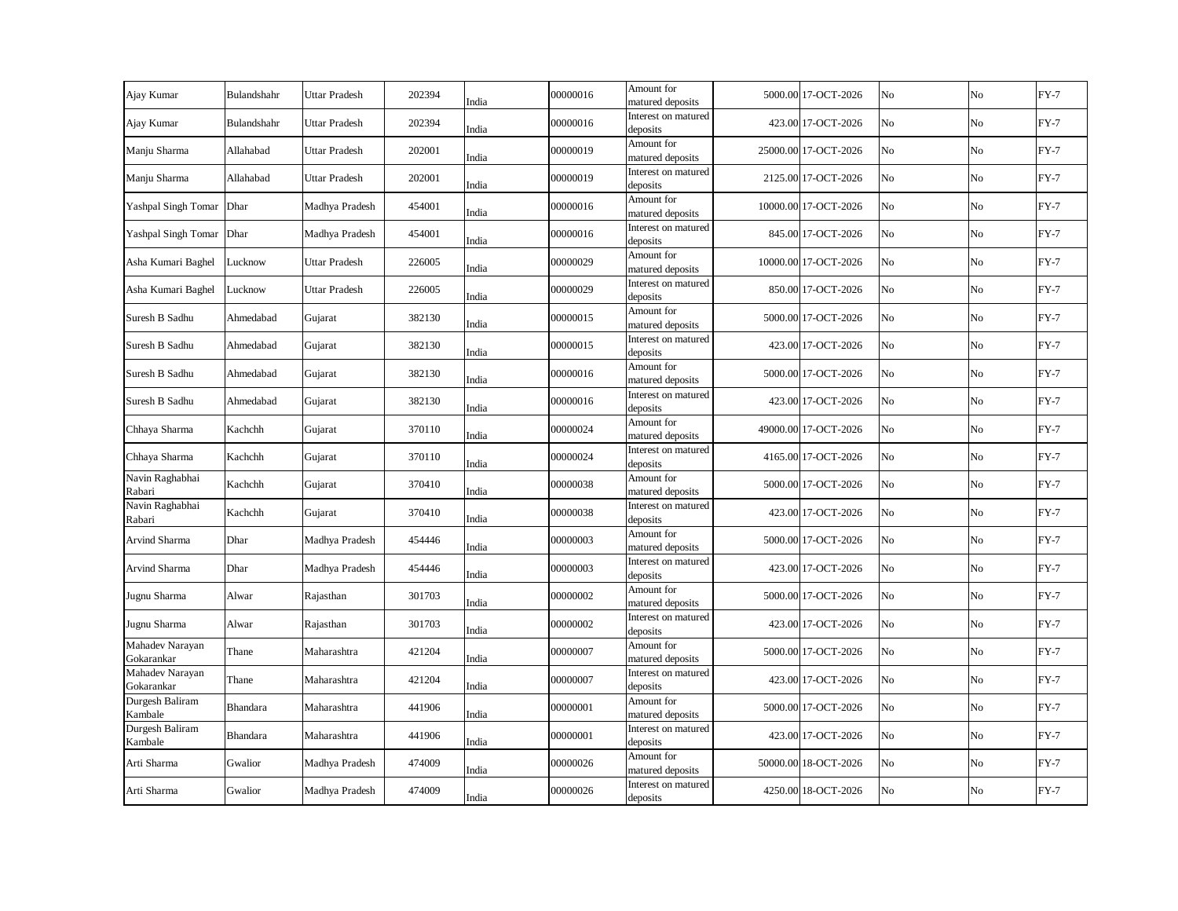| | | | | | | | | | | | |
|---|---|---|---|---|---|---|---|---|---|---|---|
| Ajay Kumar | Bulandshahr | Uttar Pradesh | 202394 | India | 00000016 | Amount for matured deposits | 5000.00 | 17-OCT-2026 | No | No | FY-7 |
| Ajay Kumar | Bulandshahr | Uttar Pradesh | 202394 | India | 00000016 | Interest on matured deposits | 423.00 | 17-OCT-2026 | No | No | FY-7 |
| Manju Sharma | Allahabad | Uttar Pradesh | 202001 | India | 00000019 | Amount for matured deposits | 25000.00 | 17-OCT-2026 | No | No | FY-7 |
| Manju Sharma | Allahabad | Uttar Pradesh | 202001 | India | 00000019 | Interest on matured deposits | 2125.00 | 17-OCT-2026 | No | No | FY-7 |
| Yashpal Singh Tomar | Dhar | Madhya Pradesh | 454001 | India | 00000016 | Amount for matured deposits | 10000.00 | 17-OCT-2026 | No | No | FY-7 |
| Yashpal Singh Tomar | Dhar | Madhya Pradesh | 454001 | India | 00000016 | Interest on matured deposits | 845.00 | 17-OCT-2026 | No | No | FY-7 |
| Asha Kumari Baghel | Lucknow | Uttar Pradesh | 226005 | India | 00000029 | Amount for matured deposits | 10000.00 | 17-OCT-2026 | No | No | FY-7 |
| Asha Kumari Baghel | Lucknow | Uttar Pradesh | 226005 | India | 00000029 | Interest on matured deposits | 850.00 | 17-OCT-2026 | No | No | FY-7 |
| Suresh B Sadhu | Ahmedabad | Gujarat | 382130 | India | 00000015 | Amount for matured deposits | 5000.00 | 17-OCT-2026 | No | No | FY-7 |
| Suresh B Sadhu | Ahmedabad | Gujarat | 382130 | India | 00000015 | Interest on matured deposits | 423.00 | 17-OCT-2026 | No | No | FY-7 |
| Suresh B Sadhu | Ahmedabad | Gujarat | 382130 | India | 00000016 | Amount for matured deposits | 5000.00 | 17-OCT-2026 | No | No | FY-7 |
| Suresh B Sadhu | Ahmedabad | Gujarat | 382130 | India | 00000016 | Interest on matured deposits | 423.00 | 17-OCT-2026 | No | No | FY-7 |
| Chhaya Sharma | Kachchh | Gujarat | 370110 | India | 00000024 | Amount for matured deposits | 49000.00 | 17-OCT-2026 | No | No | FY-7 |
| Chhaya Sharma | Kachchh | Gujarat | 370110 | India | 00000024 | Interest on matured deposits | 4165.00 | 17-OCT-2026 | No | No | FY-7 |
| Navin Raghabhai Rabari | Kachchh | Gujarat | 370410 | India | 00000038 | Amount for matured deposits | 5000.00 | 17-OCT-2026 | No | No | FY-7 |
| Navin Raghabhai Rabari | Kachchh | Gujarat | 370410 | India | 00000038 | Interest on matured deposits | 423.00 | 17-OCT-2026 | No | No | FY-7 |
| Arvind Sharma | Dhar | Madhya Pradesh | 454446 | India | 00000003 | Amount for matured deposits | 5000.00 | 17-OCT-2026 | No | No | FY-7 |
| Arvind Sharma | Dhar | Madhya Pradesh | 454446 | India | 00000003 | Interest on matured deposits | 423.00 | 17-OCT-2026 | No | No | FY-7 |
| Jugnu Sharma | Alwar | Rajasthan | 301703 | India | 00000002 | Amount for matured deposits | 5000.00 | 17-OCT-2026 | No | No | FY-7 |
| Jugnu Sharma | Alwar | Rajasthan | 301703 | India | 00000002 | Interest on matured deposits | 423.00 | 17-OCT-2026 | No | No | FY-7 |
| Mahadev Narayan Gokarankar | Thane | Maharashtra | 421204 | India | 00000007 | Amount for matured deposits | 5000.00 | 17-OCT-2026 | No | No | FY-7 |
| Mahadev Narayan Gokarankar | Thane | Maharashtra | 421204 | India | 00000007 | Interest on matured deposits | 423.00 | 17-OCT-2026 | No | No | FY-7 |
| Durgesh Baliram Kambale | Bhandara | Maharashtra | 441906 | India | 00000001 | Amount for matured deposits | 5000.00 | 17-OCT-2026 | No | No | FY-7 |
| Durgesh Baliram Kambale | Bhandara | Maharashtra | 441906 | India | 00000001 | Interest on matured deposits | 423.00 | 17-OCT-2026 | No | No | FY-7 |
| Arti Sharma | Gwalior | Madhya Pradesh | 474009 | India | 00000026 | Amount for matured deposits | 50000.00 | 18-OCT-2026 | No | No | FY-7 |
| Arti Sharma | Gwalior | Madhya Pradesh | 474009 | India | 00000026 | Interest on matured deposits | 4250.00 | 18-OCT-2026 | No | No | FY-7 |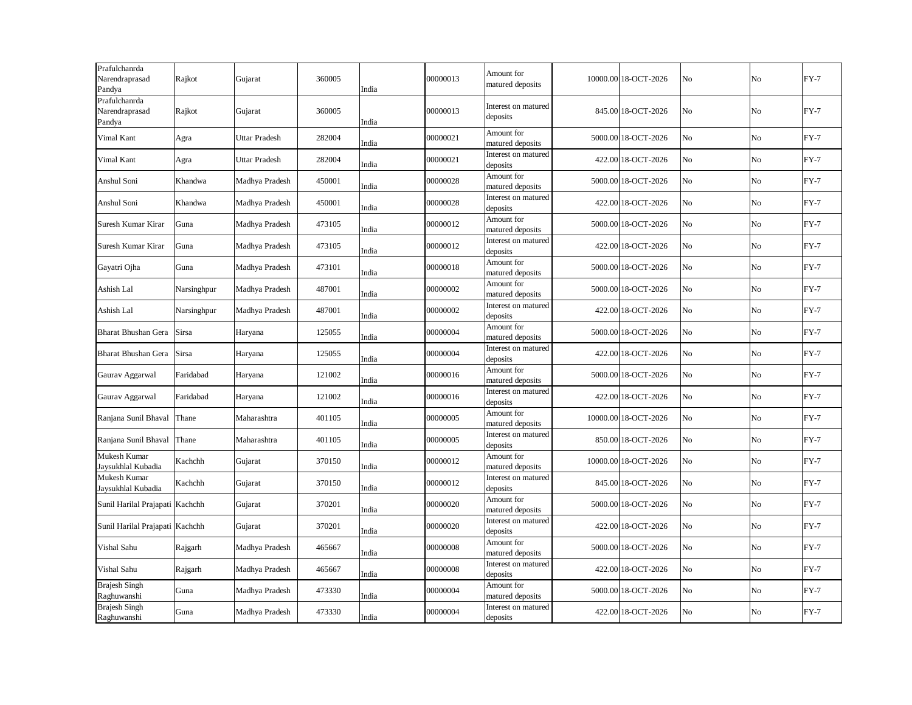| | | | | | | | | | | | |
|---|---|---|---|---|---|---|---|---|---|---|---|
| Prafulchanrda Narendraprasad Pandya | Rajkot | Gujarat | 360005 | India | 00000013 | Amount for matured deposits | 10000.00 | 18-OCT-2026 | No | No | FY-7 |
| Prafulchanrda Narendraprasad Pandya | Rajkot | Gujarat | 360005 | India | 00000013 | Interest on matured deposits | 845.00 | 18-OCT-2026 | No | No | FY-7 |
| Vimal Kant | Agra | Uttar Pradesh | 282004 | India | 00000021 | Amount for matured deposits | 5000.00 | 18-OCT-2026 | No | No | FY-7 |
| Vimal Kant | Agra | Uttar Pradesh | 282004 | India | 00000021 | Interest on matured deposits | 422.00 | 18-OCT-2026 | No | No | FY-7 |
| Anshul Soni | Khandwa | Madhya Pradesh | 450001 | India | 00000028 | Amount for matured deposits | 5000.00 | 18-OCT-2026 | No | No | FY-7 |
| Anshul Soni | Khandwa | Madhya Pradesh | 450001 | India | 00000028 | Interest on matured deposits | 422.00 | 18-OCT-2026 | No | No | FY-7 |
| Suresh Kumar Kirar | Guna | Madhya Pradesh | 473105 | India | 00000012 | Amount for matured deposits | 5000.00 | 18-OCT-2026 | No | No | FY-7 |
| Suresh Kumar Kirar | Guna | Madhya Pradesh | 473105 | India | 00000012 | Interest on matured deposits | 422.00 | 18-OCT-2026 | No | No | FY-7 |
| Gayatri Ojha | Guna | Madhya Pradesh | 473101 | India | 00000018 | Amount for matured deposits | 5000.00 | 18-OCT-2026 | No | No | FY-7 |
| Ashish Lal | Narsinghpur | Madhya Pradesh | 487001 | India | 00000002 | Amount for matured deposits | 5000.00 | 18-OCT-2026 | No | No | FY-7 |
| Ashish Lal | Narsinghpur | Madhya Pradesh | 487001 | India | 00000002 | Interest on matured deposits | 422.00 | 18-OCT-2026 | No | No | FY-7 |
| Bharat Bhushan Gera | Sirsa | Haryana | 125055 | India | 00000004 | Amount for matured deposits | 5000.00 | 18-OCT-2026 | No | No | FY-7 |
| Bharat Bhushan Gera | Sirsa | Haryana | 125055 | India | 00000004 | Interest on matured deposits | 422.00 | 18-OCT-2026 | No | No | FY-7 |
| Gaurav Aggarwal | Faridabad | Haryana | 121002 | India | 00000016 | Amount for matured deposits | 5000.00 | 18-OCT-2026 | No | No | FY-7 |
| Gaurav Aggarwal | Faridabad | Haryana | 121002 | India | 00000016 | Interest on matured deposits | 422.00 | 18-OCT-2026 | No | No | FY-7 |
| Ranjana Sunil Bhaval | Thane | Maharashtra | 401105 | India | 00000005 | Amount for matured deposits | 10000.00 | 18-OCT-2026 | No | No | FY-7 |
| Ranjana Sunil Bhaval | Thane | Maharashtra | 401105 | India | 00000005 | Interest on matured deposits | 850.00 | 18-OCT-2026 | No | No | FY-7 |
| Mukesh Kumar Jaysukhlal Kubadia | Kachchh | Gujarat | 370150 | India | 00000012 | Amount for matured deposits | 10000.00 | 18-OCT-2026 | No | No | FY-7 |
| Mukesh Kumar Jaysukhlal Kubadia | Kachchh | Gujarat | 370150 | India | 00000012 | Interest on matured deposits | 845.00 | 18-OCT-2026 | No | No | FY-7 |
| Sunil Harilal Prajapati | Kachchh | Gujarat | 370201 | India | 00000020 | Amount for matured deposits | 5000.00 | 18-OCT-2026 | No | No | FY-7 |
| Sunil Harilal Prajapati | Kachchh | Gujarat | 370201 | India | 00000020 | Interest on matured deposits | 422.00 | 18-OCT-2026 | No | No | FY-7 |
| Vishal Sahu | Rajgarh | Madhya Pradesh | 465667 | India | 00000008 | Amount for matured deposits | 5000.00 | 18-OCT-2026 | No | No | FY-7 |
| Vishal Sahu | Rajgarh | Madhya Pradesh | 465667 | India | 00000008 | Interest on matured deposits | 422.00 | 18-OCT-2026 | No | No | FY-7 |
| Brajesh Singh Raghuwanshi | Guna | Madhya Pradesh | 473330 | India | 00000004 | Amount for matured deposits | 5000.00 | 18-OCT-2026 | No | No | FY-7 |
| Brajesh Singh Raghuwanshi | Guna | Madhya Pradesh | 473330 | India | 00000004 | Interest on matured deposits | 422.00 | 18-OCT-2026 | No | No | FY-7 |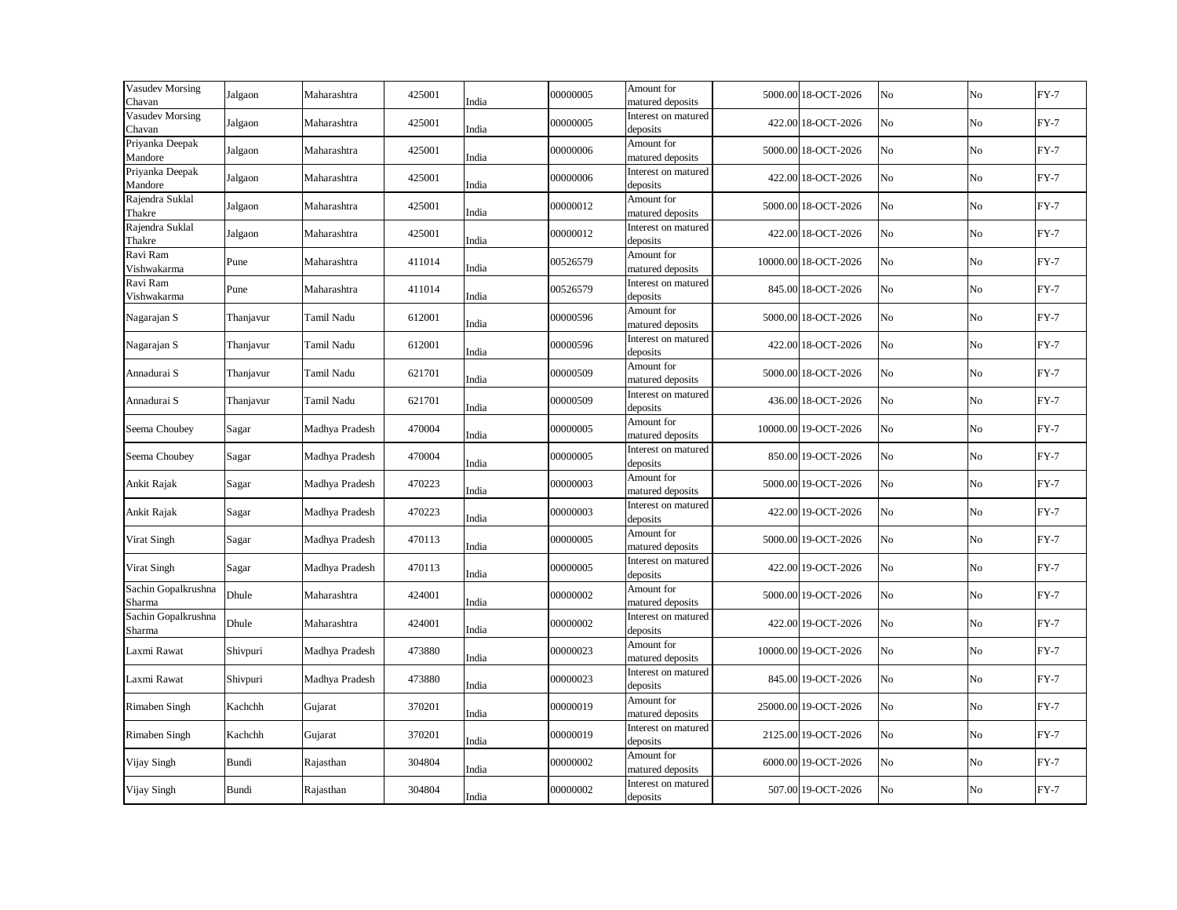| | | | | | | | | | | | |
|---|---|---|---|---|---|---|---|---|---|---|---|
| Vasudev Morsing Chavan | Jalgaon | Maharashtra | 425001 | India | 00000005 | Amount for matured deposits | 5000.00 | 18-OCT-2026 | No | No | FY-7 |
| Vasudev Morsing Chavan | Jalgaon | Maharashtra | 425001 | India | 00000005 | Interest on matured deposits | 422.00 | 18-OCT-2026 | No | No | FY-7 |
| Priyanka Deepak Mandore | Jalgaon | Maharashtra | 425001 | India | 00000006 | Amount for matured deposits | 5000.00 | 18-OCT-2026 | No | No | FY-7 |
| Priyanka Deepak Mandore | Jalgaon | Maharashtra | 425001 | India | 00000006 | Interest on matured deposits | 422.00 | 18-OCT-2026 | No | No | FY-7 |
| Rajendra Suklal Thakre | Jalgaon | Maharashtra | 425001 | India | 00000012 | Amount for matured deposits | 5000.00 | 18-OCT-2026 | No | No | FY-7 |
| Rajendra Suklal Thakre | Jalgaon | Maharashtra | 425001 | India | 00000012 | Interest on matured deposits | 422.00 | 18-OCT-2026 | No | No | FY-7 |
| Ravi Ram Vishwakarma | Pune | Maharashtra | 411014 | India | 00526579 | Amount for matured deposits | 10000.00 | 18-OCT-2026 | No | No | FY-7 |
| Ravi Ram Vishwakarma | Pune | Maharashtra | 411014 | India | 00526579 | Interest on matured deposits | 845.00 | 18-OCT-2026 | No | No | FY-7 |
| Nagarajan S | Thanjavur | Tamil Nadu | 612001 | India | 00000596 | Amount for matured deposits | 5000.00 | 18-OCT-2026 | No | No | FY-7 |
| Nagarajan S | Thanjavur | Tamil Nadu | 612001 | India | 00000596 | Interest on matured deposits | 422.00 | 18-OCT-2026 | No | No | FY-7 |
| Annadurai S | Thanjavur | Tamil Nadu | 621701 | India | 00000509 | Amount for matured deposits | 5000.00 | 18-OCT-2026 | No | No | FY-7 |
| Annadurai S | Thanjavur | Tamil Nadu | 621701 | India | 00000509 | Interest on matured deposits | 436.00 | 18-OCT-2026 | No | No | FY-7 |
| Seema Choubey | Sagar | Madhya Pradesh | 470004 | India | 00000005 | Amount for matured deposits | 10000.00 | 19-OCT-2026 | No | No | FY-7 |
| Seema Choubey | Sagar | Madhya Pradesh | 470004 | India | 00000005 | Interest on matured deposits | 850.00 | 19-OCT-2026 | No | No | FY-7 |
| Ankit Rajak | Sagar | Madhya Pradesh | 470223 | India | 00000003 | Amount for matured deposits | 5000.00 | 19-OCT-2026 | No | No | FY-7 |
| Ankit Rajak | Sagar | Madhya Pradesh | 470223 | India | 00000003 | Interest on matured deposits | 422.00 | 19-OCT-2026 | No | No | FY-7 |
| Virat Singh | Sagar | Madhya Pradesh | 470113 | India | 00000005 | Amount for matured deposits | 5000.00 | 19-OCT-2026 | No | No | FY-7 |
| Virat Singh | Sagar | Madhya Pradesh | 470113 | India | 00000005 | Interest on matured deposits | 422.00 | 19-OCT-2026 | No | No | FY-7 |
| Sachin Gopalkrushna Sharma | Dhule | Maharashtra | 424001 | India | 00000002 | Amount for matured deposits | 5000.00 | 19-OCT-2026 | No | No | FY-7 |
| Sachin Gopalkrushna Sharma | Dhule | Maharashtra | 424001 | India | 00000002 | Interest on matured deposits | 422.00 | 19-OCT-2026 | No | No | FY-7 |
| Laxmi Rawat | Shivpuri | Madhya Pradesh | 473880 | India | 00000023 | Amount for matured deposits | 10000.00 | 19-OCT-2026 | No | No | FY-7 |
| Laxmi Rawat | Shivpuri | Madhya Pradesh | 473880 | India | 00000023 | Interest on matured deposits | 845.00 | 19-OCT-2026 | No | No | FY-7 |
| Rimaben Singh | Kachchh | Gujarat | 370201 | India | 00000019 | Amount for matured deposits | 25000.00 | 19-OCT-2026 | No | No | FY-7 |
| Rimaben Singh | Kachchh | Gujarat | 370201 | India | 00000019 | Interest on matured deposits | 2125.00 | 19-OCT-2026 | No | No | FY-7 |
| Vijay Singh | Bundi | Rajasthan | 304804 | India | 00000002 | Amount for matured deposits | 6000.00 | 19-OCT-2026 | No | No | FY-7 |
| Vijay Singh | Bundi | Rajasthan | 304804 | India | 00000002 | Interest on matured deposits | 507.00 | 19-OCT-2026 | No | No | FY-7 |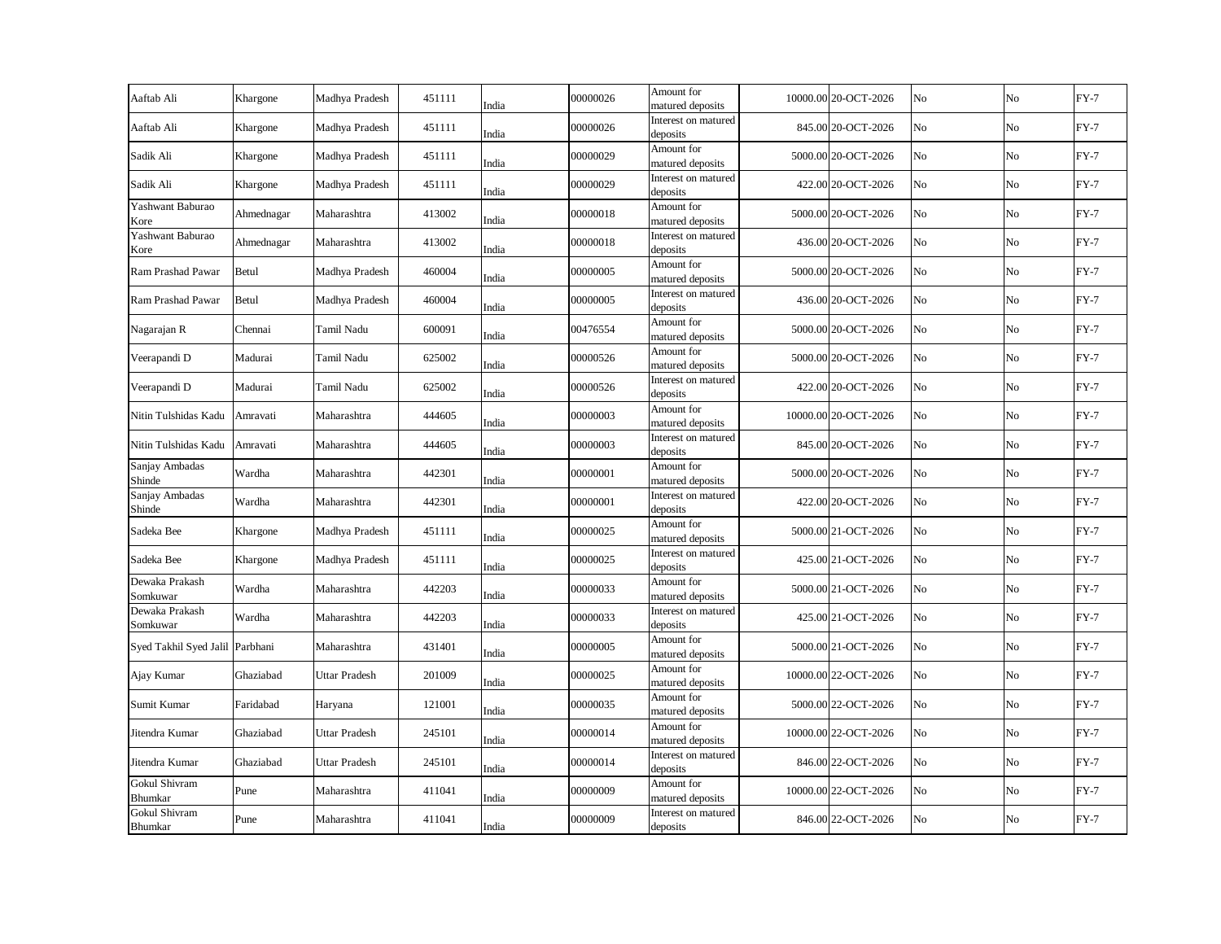| | | | | | | | | | | | |
|---|---|---|---|---|---|---|---|---|---|---|---|
| Aaftab Ali | Khargone | Madhya Pradesh | 451111 | India | 00000026 | Amount for matured deposits | 10000.00 | 20-OCT-2026 | No | No | FY-7 |
| Aaftab Ali | Khargone | Madhya Pradesh | 451111 | India | 00000026 | Interest on matured deposits | 845.00 | 20-OCT-2026 | No | No | FY-7 |
| Sadik Ali | Khargone | Madhya Pradesh | 451111 | India | 00000029 | Amount for matured deposits | 5000.00 | 20-OCT-2026 | No | No | FY-7 |
| Sadik Ali | Khargone | Madhya Pradesh | 451111 | India | 00000029 | Interest on matured deposits | 422.00 | 20-OCT-2026 | No | No | FY-7 |
| Yashwant Baburao Kore | Ahmednagar | Maharashtra | 413002 | India | 00000018 | Amount for matured deposits | 5000.00 | 20-OCT-2026 | No | No | FY-7 |
| Yashwant Baburao Kore | Ahmednagar | Maharashtra | 413002 | India | 00000018 | Interest on matured deposits | 436.00 | 20-OCT-2026 | No | No | FY-7 |
| Ram Prashad Pawar | Betul | Madhya Pradesh | 460004 | India | 00000005 | Amount for matured deposits | 5000.00 | 20-OCT-2026 | No | No | FY-7 |
| Ram Prashad Pawar | Betul | Madhya Pradesh | 460004 | India | 00000005 | Interest on matured deposits | 436.00 | 20-OCT-2026 | No | No | FY-7 |
| Nagarajan R | Chennai | Tamil Nadu | 600091 | India | 00476554 | Amount for matured deposits | 5000.00 | 20-OCT-2026 | No | No | FY-7 |
| Veerapandi D | Madurai | Tamil Nadu | 625002 | India | 00000526 | Amount for matured deposits | 5000.00 | 20-OCT-2026 | No | No | FY-7 |
| Veerapandi D | Madurai | Tamil Nadu | 625002 | India | 00000526 | Interest on matured deposits | 422.00 | 20-OCT-2026 | No | No | FY-7 |
| Nitin Tulshidas Kadu | Amravati | Maharashtra | 444605 | India | 00000003 | Amount for matured deposits | 10000.00 | 20-OCT-2026 | No | No | FY-7 |
| Nitin Tulshidas Kadu | Amravati | Maharashtra | 444605 | India | 00000003 | Interest on matured deposits | 845.00 | 20-OCT-2026 | No | No | FY-7 |
| Sanjay Ambadas Shinde | Wardha | Maharashtra | 442301 | India | 00000001 | Amount for matured deposits | 5000.00 | 20-OCT-2026 | No | No | FY-7 |
| Sanjay Ambadas Shinde | Wardha | Maharashtra | 442301 | India | 00000001 | Interest on matured deposits | 422.00 | 20-OCT-2026 | No | No | FY-7 |
| Sadeka Bee | Khargone | Madhya Pradesh | 451111 | India | 00000025 | Amount for matured deposits | 5000.00 | 21-OCT-2026 | No | No | FY-7 |
| Sadeka Bee | Khargone | Madhya Pradesh | 451111 | India | 00000025 | Interest on matured deposits | 425.00 | 21-OCT-2026 | No | No | FY-7 |
| Dewaka Prakash Somkuwar | Wardha | Maharashtra | 442203 | India | 00000033 | Amount for matured deposits | 5000.00 | 21-OCT-2026 | No | No | FY-7 |
| Dewaka Prakash Somkuwar | Wardha | Maharashtra | 442203 | India | 00000033 | Interest on matured deposits | 425.00 | 21-OCT-2026 | No | No | FY-7 |
| Syed Takhil Syed Jalil | Parbhani | Maharashtra | 431401 | India | 00000005 | Amount for matured deposits | 5000.00 | 21-OCT-2026 | No | No | FY-7 |
| Ajay Kumar | Ghaziabad | Uttar Pradesh | 201009 | India | 00000025 | Amount for matured deposits | 10000.00 | 22-OCT-2026 | No | No | FY-7 |
| Sumit Kumar | Faridabad | Haryana | 121001 | India | 00000035 | Amount for matured deposits | 5000.00 | 22-OCT-2026 | No | No | FY-7 |
| Jitendra Kumar | Ghaziabad | Uttar Pradesh | 245101 | India | 00000014 | Amount for matured deposits | 10000.00 | 22-OCT-2026 | No | No | FY-7 |
| Jitendra Kumar | Ghaziabad | Uttar Pradesh | 245101 | India | 00000014 | Interest on matured deposits | 846.00 | 22-OCT-2026 | No | No | FY-7 |
| Gokul Shivram Bhumkar | Pune | Maharashtra | 411041 | India | 00000009 | Amount for matured deposits | 10000.00 | 22-OCT-2026 | No | No | FY-7 |
| Gokul Shivram Bhumkar | Pune | Maharashtra | 411041 | India | 00000009 | Interest on matured deposits | 846.00 | 22-OCT-2026 | No | No | FY-7 |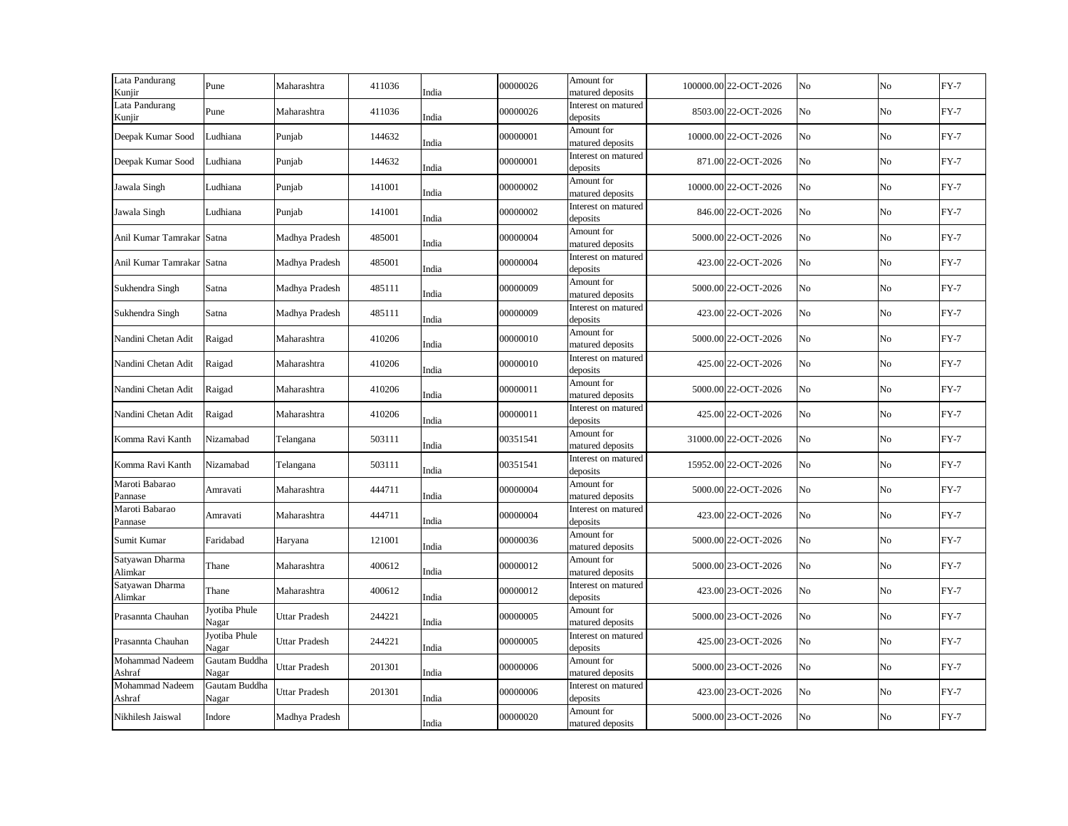| Lata Pandurang Kunjir | Pune | Maharashtra | 411036 | India | 00000026 | Amount for matured deposits | 100000.00 | 22-OCT-2026 | No | No | FY-7 |
|---|---|---|---|---|---|---|---|---|---|---|---|
| Lata Pandurang Kunjir | Pune | Maharashtra | 411036 | India | 00000026 | Interest on matured deposits | 8503.00 | 22-OCT-2026 | No | No | FY-7 |
| Deepak Kumar Sood | Ludhiana | Punjab | 144632 | India | 00000001 | Amount for matured deposits | 10000.00 | 22-OCT-2026 | No | No | FY-7 |
| Deepak Kumar Sood | Ludhiana | Punjab | 144632 | India | 00000001 | Interest on matured deposits | 871.00 | 22-OCT-2026 | No | No | FY-7 |
| Jawala Singh | Ludhiana | Punjab | 141001 | India | 00000002 | Amount for matured deposits | 10000.00 | 22-OCT-2026 | No | No | FY-7 |
| Jawala Singh | Ludhiana | Punjab | 141001 | India | 00000002 | Interest on matured deposits | 846.00 | 22-OCT-2026 | No | No | FY-7 |
| Anil Kumar Tamrakar | Satna | Madhya Pradesh | 485001 | India | 00000004 | Amount for matured deposits | 5000.00 | 22-OCT-2026 | No | No | FY-7 |
| Anil Kumar Tamrakar | Satna | Madhya Pradesh | 485001 | India | 00000004 | Interest on matured deposits | 423.00 | 22-OCT-2026 | No | No | FY-7 |
| Sukhendra Singh | Satna | Madhya Pradesh | 485111 | India | 00000009 | Amount for matured deposits | 5000.00 | 22-OCT-2026 | No | No | FY-7 |
| Sukhendra Singh | Satna | Madhya Pradesh | 485111 | India | 00000009 | Interest on matured deposits | 423.00 | 22-OCT-2026 | No | No | FY-7 |
| Nandini Chetan Adit | Raigad | Maharashtra | 410206 | India | 00000010 | Amount for matured deposits | 5000.00 | 22-OCT-2026 | No | No | FY-7 |
| Nandini Chetan Adit | Raigad | Maharashtra | 410206 | India | 00000010 | Interest on matured deposits | 425.00 | 22-OCT-2026 | No | No | FY-7 |
| Nandini Chetan Adit | Raigad | Maharashtra | 410206 | India | 00000011 | Amount for matured deposits | 5000.00 | 22-OCT-2026 | No | No | FY-7 |
| Nandini Chetan Adit | Raigad | Maharashtra | 410206 | India | 00000011 | Interest on matured deposits | 425.00 | 22-OCT-2026 | No | No | FY-7 |
| Komma Ravi Kanth | Nizamabad | Telangana | 503111 | India | 00351541 | Amount for matured deposits | 31000.00 | 22-OCT-2026 | No | No | FY-7 |
| Komma Ravi Kanth | Nizamabad | Telangana | 503111 | India | 00351541 | Interest on matured deposits | 15952.00 | 22-OCT-2026 | No | No | FY-7 |
| Maroti Babarao Pannase | Amravati | Maharashtra | 444711 | India | 00000004 | Amount for matured deposits | 5000.00 | 22-OCT-2026 | No | No | FY-7 |
| Maroti Babarao Pannase | Amravati | Maharashtra | 444711 | India | 00000004 | Interest on matured deposits | 423.00 | 22-OCT-2026 | No | No | FY-7 |
| Sumit Kumar | Faridabad | Haryana | 121001 | India | 00000036 | Amount for matured deposits | 5000.00 | 22-OCT-2026 | No | No | FY-7 |
| Satyawan Dharma Alimkar | Thane | Maharashtra | 400612 | India | 00000012 | Amount for matured deposits | 5000.00 | 23-OCT-2026 | No | No | FY-7 |
| Satyawan Dharma Alimkar | Thane | Maharashtra | 400612 | India | 00000012 | Interest on matured deposits | 423.00 | 23-OCT-2026 | No | No | FY-7 |
| Prasannta Chauhan | Jyotiba Phule Nagar | Uttar Pradesh | 244221 | India | 00000005 | Amount for matured deposits | 5000.00 | 23-OCT-2026 | No | No | FY-7 |
| Prasannta Chauhan | Jyotiba Phule Nagar | Uttar Pradesh | 244221 | India | 00000005 | Interest on matured deposits | 425.00 | 23-OCT-2026 | No | No | FY-7 |
| Mohammad Nadeem Ashraf | Gautam Buddha Nagar | Uttar Pradesh | 201301 | India | 00000006 | Amount for matured deposits | 5000.00 | 23-OCT-2026 | No | No | FY-7 |
| Mohammad Nadeem Ashraf | Gautam Buddha Nagar | Uttar Pradesh | 201301 | India | 00000006 | Interest on matured deposits | 423.00 | 23-OCT-2026 | No | No | FY-7 |
| Nikhilesh Jaiswal | Indore | Madhya Pradesh | | India | 00000020 | Amount for matured deposits | 5000.00 | 23-OCT-2026 | No | No | FY-7 |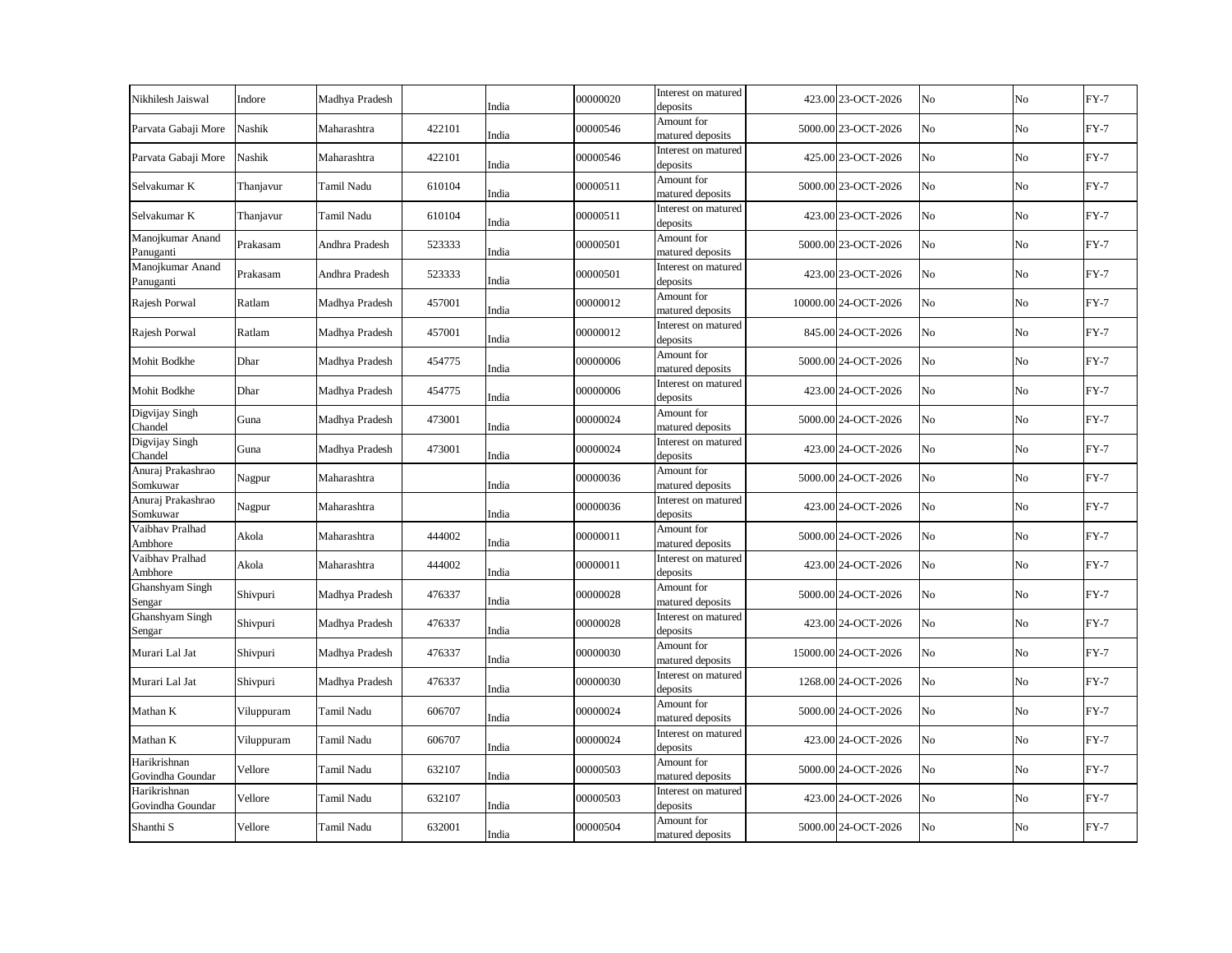| | | | | | | | | | | | |
|---|---|---|---|---|---|---|---|---|---|---|---|
| Nikhilesh Jaiswal | Indore | Madhya Pradesh | | India | 00000020 | Interest on matured deposits | 423.00 | 23-OCT-2026 | No | No | FY-7 |
| Parvata Gabaji More | Nashik | Maharashtra | 422101 | India | 00000546 | Amount for matured deposits | 5000.00 | 23-OCT-2026 | No | No | FY-7 |
| Parvata Gabaji More | Nashik | Maharashtra | 422101 | India | 00000546 | Interest on matured deposits | 425.00 | 23-OCT-2026 | No | No | FY-7 |
| Selvakumar K | Thanjavur | Tamil Nadu | 610104 | India | 00000511 | Amount for matured deposits | 5000.00 | 23-OCT-2026 | No | No | FY-7 |
| Selvakumar K | Thanjavur | Tamil Nadu | 610104 | India | 00000511 | Interest on matured deposits | 423.00 | 23-OCT-2026 | No | No | FY-7 |
| Manojkumar Anand Panuganti | Prakasam | Andhra Pradesh | 523333 | India | 00000501 | Amount for matured deposits | 5000.00 | 23-OCT-2026 | No | No | FY-7 |
| Manojkumar Anand Panuganti | Prakasam | Andhra Pradesh | 523333 | India | 00000501 | Interest on matured deposits | 423.00 | 23-OCT-2026 | No | No | FY-7 |
| Rajesh Porwal | Ratlam | Madhya Pradesh | 457001 | India | 00000012 | Amount for matured deposits | 10000.00 | 24-OCT-2026 | No | No | FY-7 |
| Rajesh Porwal | Ratlam | Madhya Pradesh | 457001 | India | 00000012 | Interest on matured deposits | 845.00 | 24-OCT-2026 | No | No | FY-7 |
| Mohit Bodkhe | Dhar | Madhya Pradesh | 454775 | India | 00000006 | Amount for matured deposits | 5000.00 | 24-OCT-2026 | No | No | FY-7 |
| Mohit Bodkhe | Dhar | Madhya Pradesh | 454775 | India | 00000006 | Interest on matured deposits | 423.00 | 24-OCT-2026 | No | No | FY-7 |
| Digvijay Singh Chandel | Guna | Madhya Pradesh | 473001 | India | 00000024 | Amount for matured deposits | 5000.00 | 24-OCT-2026 | No | No | FY-7 |
| Digvijay Singh Chandel | Guna | Madhya Pradesh | 473001 | India | 00000024 | Interest on matured deposits | 423.00 | 24-OCT-2026 | No | No | FY-7 |
| Anuraj Prakashrao Somkuwar | Nagpur | Maharashtra | | India | 00000036 | Amount for matured deposits | 5000.00 | 24-OCT-2026 | No | No | FY-7 |
| Anuraj Prakashrao Somkuwar | Nagpur | Maharashtra | | India | 00000036 | Interest on matured deposits | 423.00 | 24-OCT-2026 | No | No | FY-7 |
| Vaibhav Pralhad Ambhore | Akola | Maharashtra | 444002 | India | 00000011 | Amount for matured deposits | 5000.00 | 24-OCT-2026 | No | No | FY-7 |
| Vaibhav Pralhad Ambhore | Akola | Maharashtra | 444002 | India | 00000011 | Interest on matured deposits | 423.00 | 24-OCT-2026 | No | No | FY-7 |
| Ghanshyam Singh Sengar | Shivpuri | Madhya Pradesh | 476337 | India | 00000028 | Amount for matured deposits | 5000.00 | 24-OCT-2026 | No | No | FY-7 |
| Ghanshyam Singh Sengar | Shivpuri | Madhya Pradesh | 476337 | India | 00000028 | Interest on matured deposits | 423.00 | 24-OCT-2026 | No | No | FY-7 |
| Murari Lal Jat | Shivpuri | Madhya Pradesh | 476337 | India | 00000030 | Amount for matured deposits | 15000.00 | 24-OCT-2026 | No | No | FY-7 |
| Murari Lal Jat | Shivpuri | Madhya Pradesh | 476337 | India | 00000030 | Interest on matured deposits | 1268.00 | 24-OCT-2026 | No | No | FY-7 |
| Mathan K | Viluppuram | Tamil Nadu | 606707 | India | 00000024 | Amount for matured deposits | 5000.00 | 24-OCT-2026 | No | No | FY-7 |
| Mathan K | Viluppuram | Tamil Nadu | 606707 | India | 00000024 | Interest on matured deposits | 423.00 | 24-OCT-2026 | No | No | FY-7 |
| Harikrishnan Govindha Goundar | Vellore | Tamil Nadu | 632107 | India | 00000503 | Amount for matured deposits | 5000.00 | 24-OCT-2026 | No | No | FY-7 |
| Harikrishnan Govindha Goundar | Vellore | Tamil Nadu | 632107 | India | 00000503 | Interest on matured deposits | 423.00 | 24-OCT-2026 | No | No | FY-7 |
| Shanthi S | Vellore | Tamil Nadu | 632001 | India | 00000504 | Amount for matured deposits | 5000.00 | 24-OCT-2026 | No | No | FY-7 |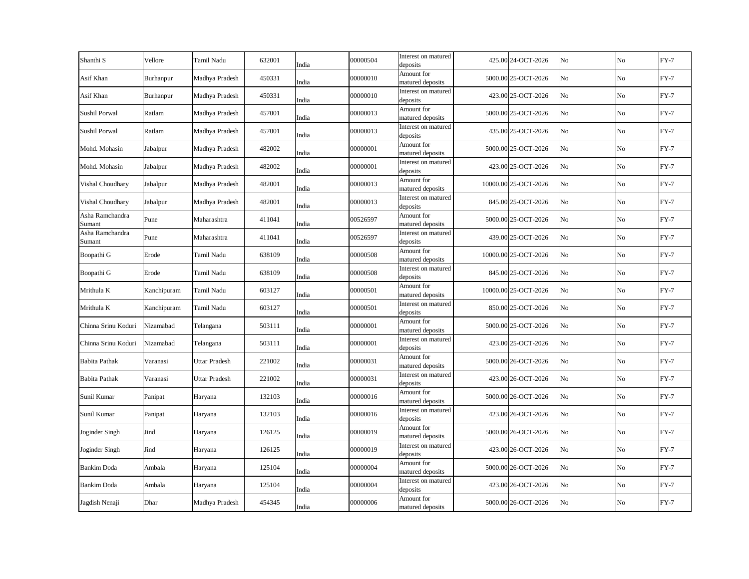| | | | | | | | | | | | |
|---|---|---|---|---|---|---|---|---|---|---|---|
| Shanthi S | Vellore | Tamil Nadu | 632001 | India | 00000504 | Interest on matured deposits | 425.00 | 24-OCT-2026 | No | No | FY-7 |
| Asif Khan | Burhanpur | Madhya Pradesh | 450331 | India | 00000010 | Amount for matured deposits | 5000.00 | 25-OCT-2026 | No | No | FY-7 |
| Asif Khan | Burhanpur | Madhya Pradesh | 450331 | India | 00000010 | Interest on matured deposits | 423.00 | 25-OCT-2026 | No | No | FY-7 |
| Sushil Porwal | Ratlam | Madhya Pradesh | 457001 | India | 00000013 | Amount for matured deposits | 5000.00 | 25-OCT-2026 | No | No | FY-7 |
| Sushil Porwal | Ratlam | Madhya Pradesh | 457001 | India | 00000013 | Interest on matured deposits | 435.00 | 25-OCT-2026 | No | No | FY-7 |
| Mohd. Mohasin | Jabalpur | Madhya Pradesh | 482002 | India | 00000001 | Amount for matured deposits | 5000.00 | 25-OCT-2026 | No | No | FY-7 |
| Mohd. Mohasin | Jabalpur | Madhya Pradesh | 482002 | India | 00000001 | Interest on matured deposits | 423.00 | 25-OCT-2026 | No | No | FY-7 |
| Vishal Choudhary | Jabalpur | Madhya Pradesh | 482001 | India | 00000013 | Amount for matured deposits | 10000.00 | 25-OCT-2026 | No | No | FY-7 |
| Vishal Choudhary | Jabalpur | Madhya Pradesh | 482001 | India | 00000013 | Interest on matured deposits | 845.00 | 25-OCT-2026 | No | No | FY-7 |
| Asha Ramchandra Sumant | Pune | Maharashtra | 411041 | India | 00526597 | Amount for matured deposits | 5000.00 | 25-OCT-2026 | No | No | FY-7 |
| Asha Ramchandra Sumant | Pune | Maharashtra | 411041 | India | 00526597 | Interest on matured deposits | 439.00 | 25-OCT-2026 | No | No | FY-7 |
| Boopathi G | Erode | Tamil Nadu | 638109 | India | 00000508 | Amount for matured deposits | 10000.00 | 25-OCT-2026 | No | No | FY-7 |
| Boopathi G | Erode | Tamil Nadu | 638109 | India | 00000508 | Interest on matured deposits | 845.00 | 25-OCT-2026 | No | No | FY-7 |
| Mrithula K | Kanchipuram | Tamil Nadu | 603127 | India | 00000501 | Amount for matured deposits | 10000.00 | 25-OCT-2026 | No | No | FY-7 |
| Mrithula K | Kanchipuram | Tamil Nadu | 603127 | India | 00000501 | Interest on matured deposits | 850.00 | 25-OCT-2026 | No | No | FY-7 |
| Chinna Srinu Koduri | Nizamabad | Telangana | 503111 | India | 00000001 | Amount for matured deposits | 5000.00 | 25-OCT-2026 | No | No | FY-7 |
| Chinna Srinu Koduri | Nizamabad | Telangana | 503111 | India | 00000001 | Interest on matured deposits | 423.00 | 25-OCT-2026 | No | No | FY-7 |
| Babita Pathak | Varanasi | Uttar Pradesh | 221002 | India | 00000031 | Amount for matured deposits | 5000.00 | 26-OCT-2026 | No | No | FY-7 |
| Babita Pathak | Varanasi | Uttar Pradesh | 221002 | India | 00000031 | Interest on matured deposits | 423.00 | 26-OCT-2026 | No | No | FY-7 |
| Sunil Kumar | Panipat | Haryana | 132103 | India | 00000016 | Amount for matured deposits | 5000.00 | 26-OCT-2026 | No | No | FY-7 |
| Sunil Kumar | Panipat | Haryana | 132103 | India | 00000016 | Interest on matured deposits | 423.00 | 26-OCT-2026 | No | No | FY-7 |
| Joginder Singh | Jind | Haryana | 126125 | India | 00000019 | Amount for matured deposits | 5000.00 | 26-OCT-2026 | No | No | FY-7 |
| Joginder Singh | Jind | Haryana | 126125 | India | 00000019 | Interest on matured deposits | 423.00 | 26-OCT-2026 | No | No | FY-7 |
| Bankim Doda | Ambala | Haryana | 125104 | India | 00000004 | Amount for matured deposits | 5000.00 | 26-OCT-2026 | No | No | FY-7 |
| Bankim Doda | Ambala | Haryana | 125104 | India | 00000004 | Interest on matured deposits | 423.00 | 26-OCT-2026 | No | No | FY-7 |
| Jagdish Nenaji | Dhar | Madhya Pradesh | 454345 | India | 00000006 | Amount for matured deposits | 5000.00 | 26-OCT-2026 | No | No | FY-7 |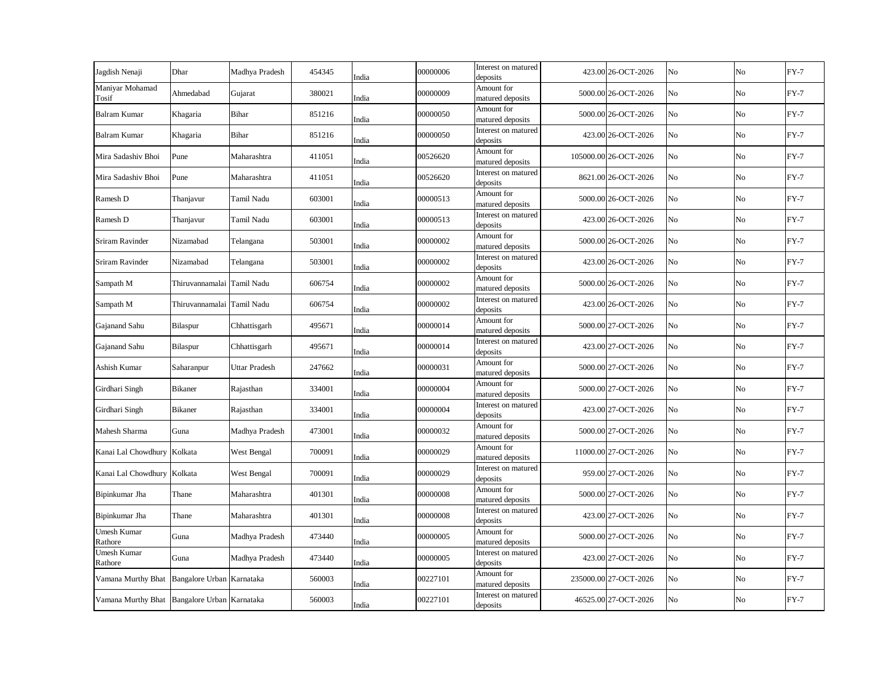| | | | | | | | | | | | |
|---|---|---|---|---|---|---|---|---|---|---|---|
| Jagdish Nenaji | Dhar | Madhya Pradesh | 454345 | India | 00000006 | Interest on matured deposits | 423.00 | 26-OCT-2026 | No | No | FY-7 |
| Maniyar Mohamad Tosif | Ahmedabad | Gujarat | 380021 | India | 00000009 | Amount for matured deposits | 5000.00 | 26-OCT-2026 | No | No | FY-7 |
| Balram Kumar | Khagaria | Bihar | 851216 | India | 00000050 | Amount for matured deposits | 5000.00 | 26-OCT-2026 | No | No | FY-7 |
| Balram Kumar | Khagaria | Bihar | 851216 | India | 00000050 | Interest on matured deposits | 423.00 | 26-OCT-2026 | No | No | FY-7 |
| Mira Sadashiv Bhoi | Pune | Maharashtra | 411051 | India | 00526620 | Amount for matured deposits | 105000.00 | 26-OCT-2026 | No | No | FY-7 |
| Mira Sadashiv Bhoi | Pune | Maharashtra | 411051 | India | 00526620 | Interest on matured deposits | 8621.00 | 26-OCT-2026 | No | No | FY-7 |
| Ramesh D | Thanjavur | Tamil Nadu | 603001 | India | 00000513 | Amount for matured deposits | 5000.00 | 26-OCT-2026 | No | No | FY-7 |
| Ramesh D | Thanjavur | Tamil Nadu | 603001 | India | 00000513 | Interest on matured deposits | 423.00 | 26-OCT-2026 | No | No | FY-7 |
| Sriram Ravinder | Nizamabad | Telangana | 503001 | India | 00000002 | Amount for matured deposits | 5000.00 | 26-OCT-2026 | No | No | FY-7 |
| Sriram Ravinder | Nizamabad | Telangana | 503001 | India | 00000002 | Interest on matured deposits | 423.00 | 26-OCT-2026 | No | No | FY-7 |
| Sampath M | Thiruvannamalai | Tamil Nadu | 606754 | India | 00000002 | Amount for matured deposits | 5000.00 | 26-OCT-2026 | No | No | FY-7 |
| Sampath M | Thiruvannamalai | Tamil Nadu | 606754 | India | 00000002 | Interest on matured deposits | 423.00 | 26-OCT-2026 | No | No | FY-7 |
| Gajanand Sahu | Bilaspur | Chhattisgarh | 495671 | India | 00000014 | Amount for matured deposits | 5000.00 | 27-OCT-2026 | No | No | FY-7 |
| Gajanand Sahu | Bilaspur | Chhattisgarh | 495671 | India | 00000014 | Interest on matured deposits | 423.00 | 27-OCT-2026 | No | No | FY-7 |
| Ashish Kumar | Saharanpur | Uttar Pradesh | 247662 | India | 00000031 | Amount for matured deposits | 5000.00 | 27-OCT-2026 | No | No | FY-7 |
| Girdhari Singh | Bikaner | Rajasthan | 334001 | India | 00000004 | Amount for matured deposits | 5000.00 | 27-OCT-2026 | No | No | FY-7 |
| Girdhari Singh | Bikaner | Rajasthan | 334001 | India | 00000004 | Interest on matured deposits | 423.00 | 27-OCT-2026 | No | No | FY-7 |
| Mahesh Sharma | Guna | Madhya Pradesh | 473001 | India | 00000032 | Amount for matured deposits | 5000.00 | 27-OCT-2026 | No | No | FY-7 |
| Kanai Lal Chowdhury | Kolkata | West Bengal | 700091 | India | 00000029 | Amount for matured deposits | 11000.00 | 27-OCT-2026 | No | No | FY-7 |
| Kanai Lal Chowdhury | Kolkata | West Bengal | 700091 | India | 00000029 | Interest on matured deposits | 959.00 | 27-OCT-2026 | No | No | FY-7 |
| Bipinkumar Jha | Thane | Maharashtra | 401301 | India | 00000008 | Amount for matured deposits | 5000.00 | 27-OCT-2026 | No | No | FY-7 |
| Bipinkumar Jha | Thane | Maharashtra | 401301 | India | 00000008 | Interest on matured deposits | 423.00 | 27-OCT-2026 | No | No | FY-7 |
| Umesh Kumar Rathore | Guna | Madhya Pradesh | 473440 | India | 00000005 | Amount for matured deposits | 5000.00 | 27-OCT-2026 | No | No | FY-7 |
| Umesh Kumar Rathore | Guna | Madhya Pradesh | 473440 | India | 00000005 | Interest on matured deposits | 423.00 | 27-OCT-2026 | No | No | FY-7 |
| Vamana Murthy Bhat | Bangalore Urban | Karnataka | 560003 | India | 00227101 | Amount for matured deposits | 235000.00 | 27-OCT-2026 | No | No | FY-7 |
| Vamana Murthy Bhat | Bangalore Urban | Karnataka | 560003 | India | 00227101 | Interest on matured deposits | 46525.00 | 27-OCT-2026 | No | No | FY-7 |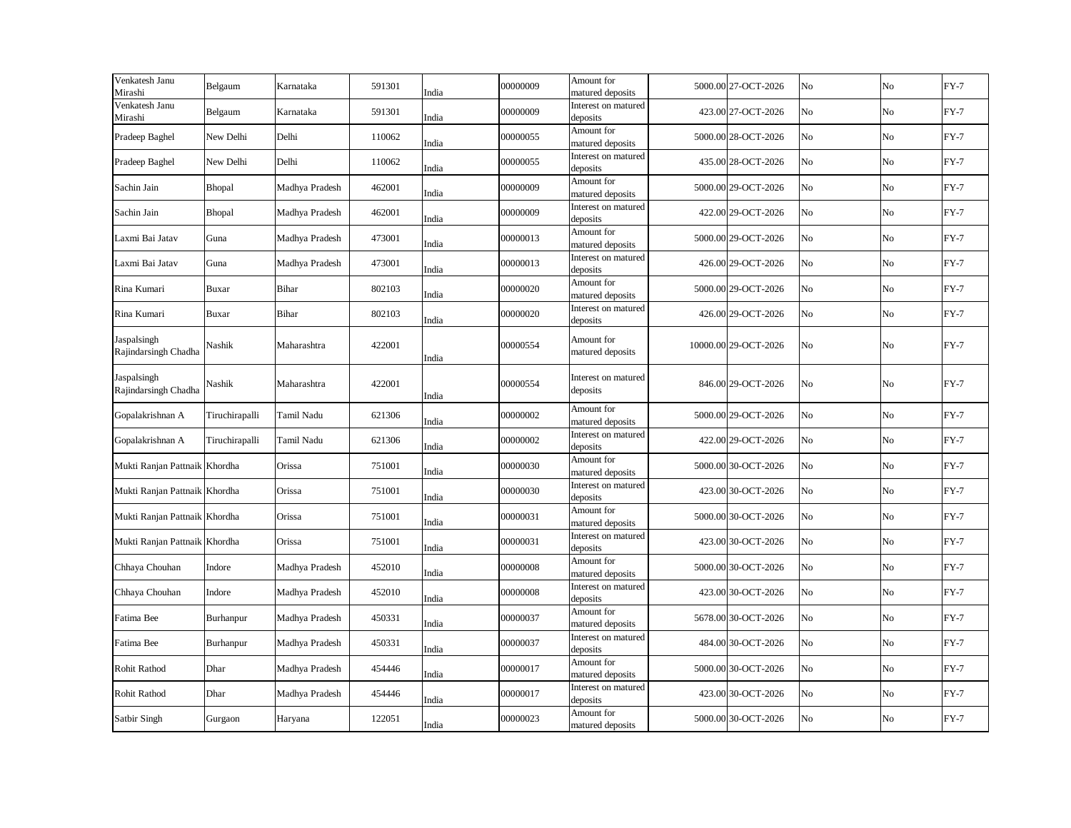| Venkatesh Janu Mirashi | Belgaum | Karnataka | 591301 | India | 00000009 | Amount for matured deposits | 5000.00 | 27-OCT-2026 | No | No | FY-7 |
|---|---|---|---|---|---|---|---|---|---|---|---|
| Venkatesh Janu Mirashi | Belgaum | Karnataka | 591301 | India | 00000009 | Interest on matured deposits | 423.00 | 27-OCT-2026 | No | No | FY-7 |
| Pradeep Baghel | New Delhi | Delhi | 110062 | India | 00000055 | Amount for matured deposits | 5000.00 | 28-OCT-2026 | No | No | FY-7 |
| Pradeep Baghel | New Delhi | Delhi | 110062 | India | 00000055 | Interest on matured deposits | 435.00 | 28-OCT-2026 | No | No | FY-7 |
| Sachin Jain | Bhopal | Madhya Pradesh | 462001 | India | 00000009 | Amount for matured deposits | 5000.00 | 29-OCT-2026 | No | No | FY-7 |
| Sachin Jain | Bhopal | Madhya Pradesh | 462001 | India | 00000009 | Interest on matured deposits | 422.00 | 29-OCT-2026 | No | No | FY-7 |
| Laxmi Bai Jatav | Guna | Madhya Pradesh | 473001 | India | 00000013 | Amount for matured deposits | 5000.00 | 29-OCT-2026 | No | No | FY-7 |
| Laxmi Bai Jatav | Guna | Madhya Pradesh | 473001 | India | 00000013 | Interest on matured deposits | 426.00 | 29-OCT-2026 | No | No | FY-7 |
| Rina Kumari | Buxar | Bihar | 802103 | India | 00000020 | Amount for matured deposits | 5000.00 | 29-OCT-2026 | No | No | FY-7 |
| Rina Kumari | Buxar | Bihar | 802103 | India | 00000020 | Interest on matured deposits | 426.00 | 29-OCT-2026 | No | No | FY-7 |
| Jaspalsingh Rajindarsingh Chadha | Nashik | Maharashtra | 422001 | India | 00000554 | Amount for matured deposits | 10000.00 | 29-OCT-2026 | No | No | FY-7 |
| Jaspalsingh Rajindarsingh Chadha | Nashik | Maharashtra | 422001 | India | 00000554 | Interest on matured deposits | 846.00 | 29-OCT-2026 | No | No | FY-7 |
| Gopalakrishnan A | Tiruchirapalli | Tamil Nadu | 621306 | India | 00000002 | Amount for matured deposits | 5000.00 | 29-OCT-2026 | No | No | FY-7 |
| Gopalakrishnan A | Tiruchirapalli | Tamil Nadu | 621306 | India | 00000002 | Interest on matured deposits | 422.00 | 29-OCT-2026 | No | No | FY-7 |
| Mukti Ranjan Pattnaik | Khordha | Orissa | 751001 | India | 00000030 | Amount for matured deposits | 5000.00 | 30-OCT-2026 | No | No | FY-7 |
| Mukti Ranjan Pattnaik | Khordha | Orissa | 751001 | India | 00000030 | Interest on matured deposits | 423.00 | 30-OCT-2026 | No | No | FY-7 |
| Mukti Ranjan Pattnaik | Khordha | Orissa | 751001 | India | 00000031 | Amount for matured deposits | 5000.00 | 30-OCT-2026 | No | No | FY-7 |
| Mukti Ranjan Pattnaik | Khordha | Orissa | 751001 | India | 00000031 | Interest on matured deposits | 423.00 | 30-OCT-2026 | No | No | FY-7 |
| Chhaya Chouhan | Indore | Madhya Pradesh | 452010 | India | 00000008 | Amount for matured deposits | 5000.00 | 30-OCT-2026 | No | No | FY-7 |
| Chhaya Chouhan | Indore | Madhya Pradesh | 452010 | India | 00000008 | Interest on matured deposits | 423.00 | 30-OCT-2026 | No | No | FY-7 |
| Fatima Bee | Burhanpur | Madhya Pradesh | 450331 | India | 00000037 | Amount for matured deposits | 5678.00 | 30-OCT-2026 | No | No | FY-7 |
| Fatima Bee | Burhanpur | Madhya Pradesh | 450331 | India | 00000037 | Interest on matured deposits | 484.00 | 30-OCT-2026 | No | No | FY-7 |
| Rohit Rathod | Dhar | Madhya Pradesh | 454446 | India | 00000017 | Amount for matured deposits | 5000.00 | 30-OCT-2026 | No | No | FY-7 |
| Rohit Rathod | Dhar | Madhya Pradesh | 454446 | India | 00000017 | Interest on matured deposits | 423.00 | 30-OCT-2026 | No | No | FY-7 |
| Satbir Singh | Gurgaon | Haryana | 122051 | India | 00000023 | Amount for matured deposits | 5000.00 | 30-OCT-2026 | No | No | FY-7 |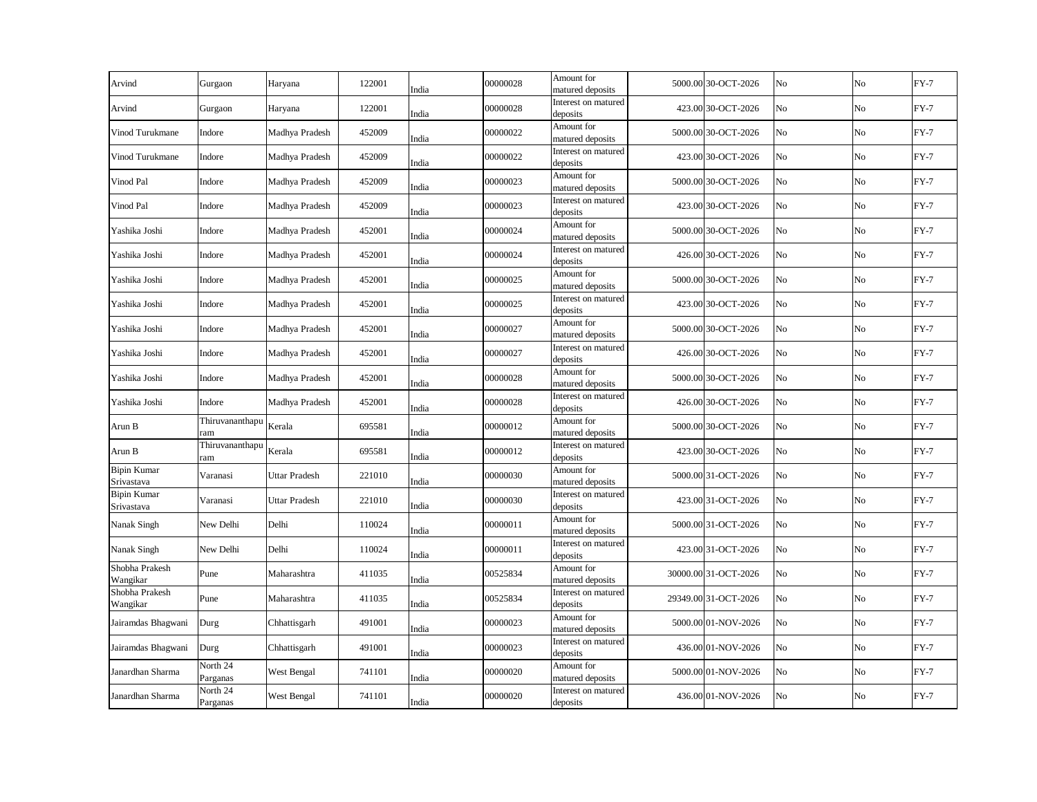| | | | | | | | | | | | |
|---|---|---|---|---|---|---|---|---|---|---|---|
| Arvind | Gurgaon | Haryana | 122001 | India | 00000028 | Amount for matured deposits | 5000.00 | 30-OCT-2026 | No | No | FY-7 |
| Arvind | Gurgaon | Haryana | 122001 | India | 00000028 | Interest on matured deposits | 423.00 | 30-OCT-2026 | No | No | FY-7 |
| Vinod Turukmane | Indore | Madhya Pradesh | 452009 | India | 00000022 | Amount for matured deposits | 5000.00 | 30-OCT-2026 | No | No | FY-7 |
| Vinod Turukmane | Indore | Madhya Pradesh | 452009 | India | 00000022 | Interest on matured deposits | 423.00 | 30-OCT-2026 | No | No | FY-7 |
| Vinod Pal | Indore | Madhya Pradesh | 452009 | India | 00000023 | Amount for matured deposits | 5000.00 | 30-OCT-2026 | No | No | FY-7 |
| Vinod Pal | Indore | Madhya Pradesh | 452009 | India | 00000023 | Interest on matured deposits | 423.00 | 30-OCT-2026 | No | No | FY-7 |
| Yashika Joshi | Indore | Madhya Pradesh | 452001 | India | 00000024 | Amount for matured deposits | 5000.00 | 30-OCT-2026 | No | No | FY-7 |
| Yashika Joshi | Indore | Madhya Pradesh | 452001 | India | 00000024 | Interest on matured deposits | 426.00 | 30-OCT-2026 | No | No | FY-7 |
| Yashika Joshi | Indore | Madhya Pradesh | 452001 | India | 00000025 | Amount for matured deposits | 5000.00 | 30-OCT-2026 | No | No | FY-7 |
| Yashika Joshi | Indore | Madhya Pradesh | 452001 | India | 00000025 | Interest on matured deposits | 423.00 | 30-OCT-2026 | No | No | FY-7 |
| Yashika Joshi | Indore | Madhya Pradesh | 452001 | India | 00000027 | Amount for matured deposits | 5000.00 | 30-OCT-2026 | No | No | FY-7 |
| Yashika Joshi | Indore | Madhya Pradesh | 452001 | India | 00000027 | Interest on matured deposits | 426.00 | 30-OCT-2026 | No | No | FY-7 |
| Yashika Joshi | Indore | Madhya Pradesh | 452001 | India | 00000028 | Amount for matured deposits | 5000.00 | 30-OCT-2026 | No | No | FY-7 |
| Yashika Joshi | Indore | Madhya Pradesh | 452001 | India | 00000028 | Interest on matured deposits | 426.00 | 30-OCT-2026 | No | No | FY-7 |
| Arun B | Thiruvananthapuram | Kerala | 695581 | India | 00000012 | Amount for matured deposits | 5000.00 | 30-OCT-2026 | No | No | FY-7 |
| Arun B | Thiruvananthapuram | Kerala | 695581 | India | 00000012 | Interest on matured deposits | 423.00 | 30-OCT-2026 | No | No | FY-7 |
| Bipin Kumar Srivastava | Varanasi | Uttar Pradesh | 221010 | India | 00000030 | Amount for matured deposits | 5000.00 | 31-OCT-2026 | No | No | FY-7 |
| Bipin Kumar Srivastava | Varanasi | Uttar Pradesh | 221010 | India | 00000030 | Interest on matured deposits | 423.00 | 31-OCT-2026 | No | No | FY-7 |
| Nanak Singh | New Delhi | Delhi | 110024 | India | 00000011 | Amount for matured deposits | 5000.00 | 31-OCT-2026 | No | No | FY-7 |
| Nanak Singh | New Delhi | Delhi | 110024 | India | 00000011 | Interest on matured deposits | 423.00 | 31-OCT-2026 | No | No | FY-7 |
| Shobha Prakesh Wangikar | Pune | Maharashtra | 411035 | India | 00525834 | Amount for matured deposits | 30000.00 | 31-OCT-2026 | No | No | FY-7 |
| Shobha Prakesh Wangikar | Pune | Maharashtra | 411035 | India | 00525834 | Interest on matured deposits | 29349.00 | 31-OCT-2026 | No | No | FY-7 |
| Jairamdas Bhagwani | Durg | Chhattisgarh | 491001 | India | 00000023 | Amount for matured deposits | 5000.00 | 01-NOV-2026 | No | No | FY-7 |
| Jairamdas Bhagwani | Durg | Chhattisgarh | 491001 | India | 00000023 | Interest on matured deposits | 436.00 | 01-NOV-2026 | No | No | FY-7 |
| Janardhan Sharma | North 24 Parganas | West Bengal | 741101 | India | 00000020 | Amount for matured deposits | 5000.00 | 01-NOV-2026 | No | No | FY-7 |
| Janardhan Sharma | North 24 Parganas | West Bengal | 741101 | India | 00000020 | Interest on matured deposits | 436.00 | 01-NOV-2026 | No | No | FY-7 |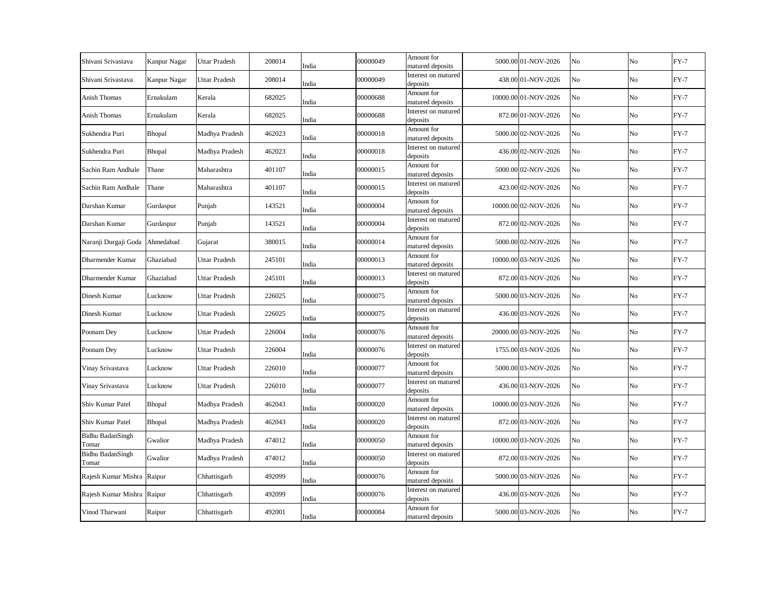| | | | | | | | | | | | |
|---|---|---|---|---|---|---|---|---|---|---|---|
| Shivani Srivastava | Kanpur Nagar | Uttar Pradesh | 208014 | India | 00000049 | Amount for matured deposits | 5000.00 | 01-NOV-2026 | No | No | FY-7 |
| Shivani Srivastava | Kanpur Nagar | Uttar Pradesh | 208014 | India | 00000049 | Interest on matured deposits | 438.00 | 01-NOV-2026 | No | No | FY-7 |
| Anish Thomas | Ernakulam | Kerala | 682025 | India | 00000688 | Amount for matured deposits | 10000.00 | 01-NOV-2026 | No | No | FY-7 |
| Anish Thomas | Ernakulam | Kerala | 682025 | India | 00000688 | Interest on matured deposits | 872.00 | 01-NOV-2026 | No | No | FY-7 |
| Sukhendra Puri | Bhopal | Madhya Pradesh | 462023 | India | 00000018 | Amount for matured deposits | 5000.00 | 02-NOV-2026 | No | No | FY-7 |
| Sukhendra Puri | Bhopal | Madhya Pradesh | 462023 | India | 00000018 | Interest on matured deposits | 436.00 | 02-NOV-2026 | No | No | FY-7 |
| Sachin Ram Andhale | Thane | Maharashtra | 401107 | India | 00000015 | Amount for matured deposits | 5000.00 | 02-NOV-2026 | No | No | FY-7 |
| Sachin Ram Andhale | Thane | Maharashtra | 401107 | India | 00000015 | Interest on matured deposits | 423.00 | 02-NOV-2026 | No | No | FY-7 |
| Darshan Kumar | Gurdaspur | Punjab | 143521 | India | 00000004 | Amount for matured deposits | 10000.00 | 02-NOV-2026 | No | No | FY-7 |
| Darshan Kumar | Gurdaspur | Punjab | 143521 | India | 00000004 | Interest on matured deposits | 872.00 | 02-NOV-2026 | No | No | FY-7 |
| Naranji Durgaji Goda | Ahmedabad | Gujarat | 380015 | India | 00000014 | Amount for matured deposits | 5000.00 | 02-NOV-2026 | No | No | FY-7 |
| Dharmender Kumar | Ghaziabad | Uttar Pradesh | 245101 | India | 00000013 | Amount for matured deposits | 10000.00 | 03-NOV-2026 | No | No | FY-7 |
| Dharmender Kumar | Ghaziabad | Uttar Pradesh | 245101 | India | 00000013 | Interest on matured deposits | 872.00 | 03-NOV-2026 | No | No | FY-7 |
| Dinesh Kumar | Lucknow | Uttar Pradesh | 226025 | India | 00000075 | Amount for matured deposits | 5000.00 | 03-NOV-2026 | No | No | FY-7 |
| Dinesh Kumar | Lucknow | Uttar Pradesh | 226025 | India | 00000075 | Interest on matured deposits | 436.00 | 03-NOV-2026 | No | No | FY-7 |
| Poonam Dey | Lucknow | Uttar Pradesh | 226004 | India | 00000076 | Amount for matured deposits | 20000.00 | 03-NOV-2026 | No | No | FY-7 |
| Poonam Dey | Lucknow | Uttar Pradesh | 226004 | India | 00000076 | Interest on matured deposits | 1755.00 | 03-NOV-2026 | No | No | FY-7 |
| Vinay Srivastava | Lucknow | Uttar Pradesh | 226010 | India | 00000077 | Amount for matured deposits | 5000.00 | 03-NOV-2026 | No | No | FY-7 |
| Vinay Srivastava | Lucknow | Uttar Pradesh | 226010 | India | 00000077 | Interest on matured deposits | 436.00 | 03-NOV-2026 | No | No | FY-7 |
| Shiv Kumar Patel | Bhopal | Madhya Pradesh | 462043 | India | 00000020 | Amount for matured deposits | 10000.00 | 03-NOV-2026 | No | No | FY-7 |
| Shiv Kumar Patel | Bhopal | Madhya Pradesh | 462043 | India | 00000020 | Interest on matured deposits | 872.00 | 03-NOV-2026 | No | No | FY-7 |
| Bidhu BadanSingh Tomar | Gwalior | Madhya Pradesh | 474012 | India | 00000050 | Amount for matured deposits | 10000.00 | 03-NOV-2026 | No | No | FY-7 |
| Bidhu BadanSingh Tomar | Gwalior | Madhya Pradesh | 474012 | India | 00000050 | Interest on matured deposits | 872.00 | 03-NOV-2026 | No | No | FY-7 |
| Rajesh Kumar Mishra | Raipur | Chhattisgarh | 492099 | India | 00000076 | Amount for matured deposits | 5000.00 | 03-NOV-2026 | No | No | FY-7 |
| Rajesh Kumar Mishra | Raipur | Chhattisgarh | 492099 | India | 00000076 | Interest on matured deposits | 436.00 | 03-NOV-2026 | No | No | FY-7 |
| Vinod Tharwani | Raipur | Chhattisgarh | 492001 | India | 00000084 | Amount for matured deposits | 5000.00 | 03-NOV-2026 | No | No | FY-7 |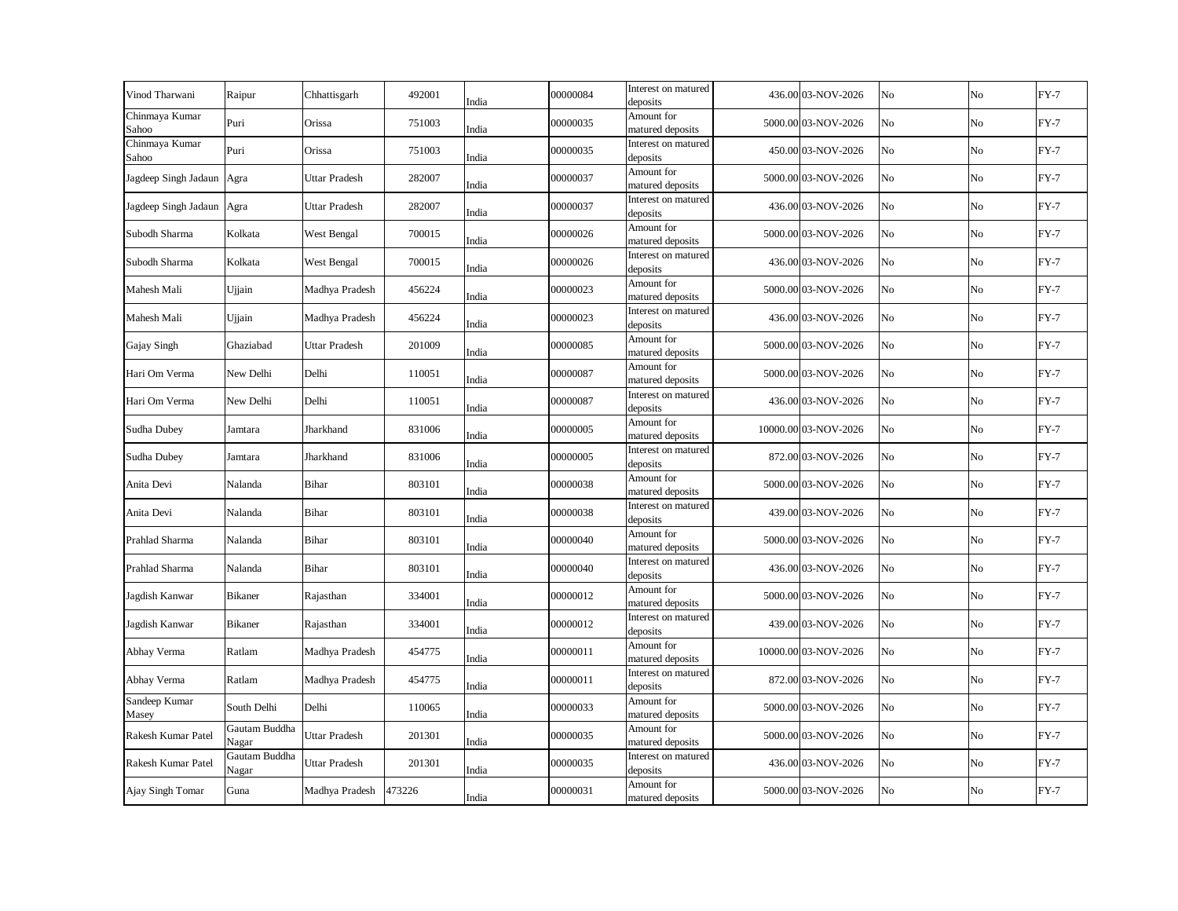| Vinod Tharwani | Raipur | Chhattisgarh | 492001 | India | 00000084 | Interest on matured deposits | 436.00 | 03-NOV-2026 | No | No | FY-7 |
|---|---|---|---|---|---|---|---|---|---|---|---|
| Chinmaya Kumar Sahoo | Puri | Orissa | 751003 | India | 00000035 | Amount for matured deposits | 5000.00 | 03-NOV-2026 | No | No | FY-7 |
| Chinmaya Kumar Sahoo | Puri | Orissa | 751003 | India | 00000035 | Interest on matured deposits | 450.00 | 03-NOV-2026 | No | No | FY-7 |
| Jagdeep Singh Jadaun | Agra | Uttar Pradesh | 282007 | India | 00000037 | Amount for matured deposits | 5000.00 | 03-NOV-2026 | No | No | FY-7 |
| Jagdeep Singh Jadaun | Agra | Uttar Pradesh | 282007 | India | 00000037 | Interest on matured deposits | 436.00 | 03-NOV-2026 | No | No | FY-7 |
| Subodh Sharma | Kolkata | West Bengal | 700015 | India | 00000026 | Amount for matured deposits | 5000.00 | 03-NOV-2026 | No | No | FY-7 |
| Subodh Sharma | Kolkata | West Bengal | 700015 | India | 00000026 | Interest on matured deposits | 436.00 | 03-NOV-2026 | No | No | FY-7 |
| Mahesh Mali | Ujjain | Madhya Pradesh | 456224 | India | 00000023 | Amount for matured deposits | 5000.00 | 03-NOV-2026 | No | No | FY-7 |
| Mahesh Mali | Ujjain | Madhya Pradesh | 456224 | India | 00000023 | Interest on matured deposits | 436.00 | 03-NOV-2026 | No | No | FY-7 |
| Gajay Singh | Ghaziabad | Uttar Pradesh | 201009 | India | 00000085 | Amount for matured deposits | 5000.00 | 03-NOV-2026 | No | No | FY-7 |
| Hari Om Verma | New Delhi | Delhi | 110051 | India | 00000087 | Amount for matured deposits | 5000.00 | 03-NOV-2026 | No | No | FY-7 |
| Hari Om Verma | New Delhi | Delhi | 110051 | India | 00000087 | Interest on matured deposits | 436.00 | 03-NOV-2026 | No | No | FY-7 |
| Sudha Dubey | Jamtara | Jharkhand | 831006 | India | 00000005 | Amount for matured deposits | 10000.00 | 03-NOV-2026 | No | No | FY-7 |
| Sudha Dubey | Jamtara | Jharkhand | 831006 | India | 00000005 | Interest on matured deposits | 872.00 | 03-NOV-2026 | No | No | FY-7 |
| Anita Devi | Nalanda | Bihar | 803101 | India | 00000038 | Amount for matured deposits | 5000.00 | 03-NOV-2026 | No | No | FY-7 |
| Anita Devi | Nalanda | Bihar | 803101 | India | 00000038 | Interest on matured deposits | 439.00 | 03-NOV-2026 | No | No | FY-7 |
| Prahlad Sharma | Nalanda | Bihar | 803101 | India | 00000040 | Amount for matured deposits | 5000.00 | 03-NOV-2026 | No | No | FY-7 |
| Prahlad Sharma | Nalanda | Bihar | 803101 | India | 00000040 | Interest on matured deposits | 436.00 | 03-NOV-2026 | No | No | FY-7 |
| Jagdish Kanwar | Bikaner | Rajasthan | 334001 | India | 00000012 | Amount for matured deposits | 5000.00 | 03-NOV-2026 | No | No | FY-7 |
| Jagdish Kanwar | Bikaner | Rajasthan | 334001 | India | 00000012 | Interest on matured deposits | 439.00 | 03-NOV-2026 | No | No | FY-7 |
| Abhay Verma | Ratlam | Madhya Pradesh | 454775 | India | 00000011 | Amount for matured deposits | 10000.00 | 03-NOV-2026 | No | No | FY-7 |
| Abhay Verma | Ratlam | Madhya Pradesh | 454775 | India | 00000011 | Interest on matured deposits | 872.00 | 03-NOV-2026 | No | No | FY-7 |
| Sandeep Kumar Masey | South Delhi | Delhi | 110065 | India | 00000033 | Amount for matured deposits | 5000.00 | 03-NOV-2026 | No | No | FY-7 |
| Rakesh Kumar Patel | Gautam Buddha Nagar | Uttar Pradesh | 201301 | India | 00000035 | Amount for matured deposits | 5000.00 | 03-NOV-2026 | No | No | FY-7 |
| Rakesh Kumar Patel | Gautam Buddha Nagar | Uttar Pradesh | 201301 | India | 00000035 | Interest on matured deposits | 436.00 | 03-NOV-2026 | No | No | FY-7 |
| Ajay Singh Tomar | Guna | Madhya Pradesh | 473226 | India | 00000031 | Amount for matured deposits | 5000.00 | 03-NOV-2026 | No | No | FY-7 |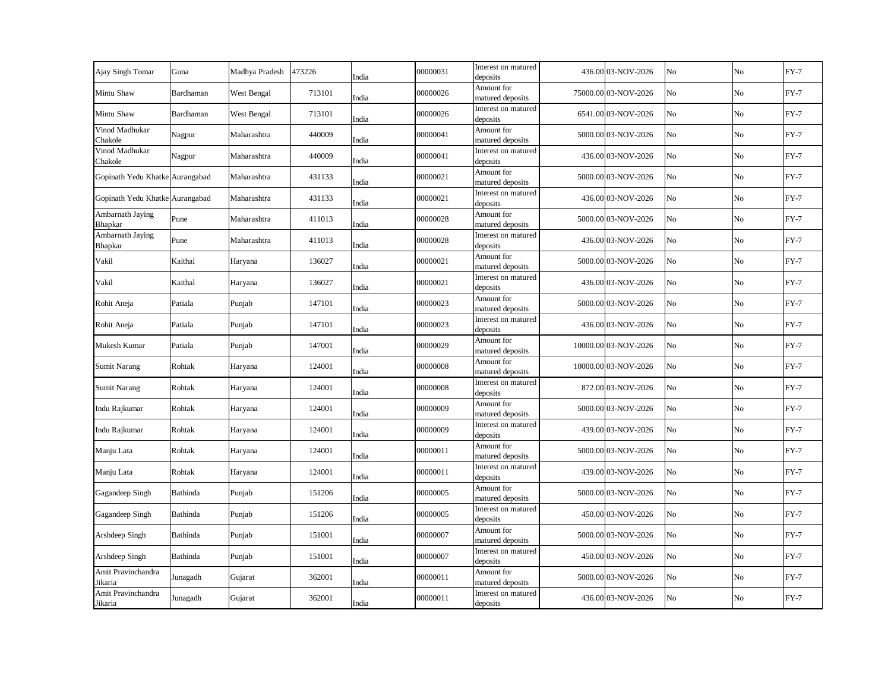| Ajay Singh Tomar | Guna | Madhya Pradesh | 473226 | India | 00000031 | Interest on matured deposits | 436.00 | 03-NOV-2026 | No | No | FY-7 |
|---|---|---|---|---|---|---|---|---|---|---|---|
| Mintu Shaw | Bardhaman | West Bengal | 713101 | India | 00000026 | Amount for matured deposits | 75000.00 | 03-NOV-2026 | No | No | FY-7 |
| Mintu Shaw | Bardhaman | West Bengal | 713101 | India | 00000026 | Interest on matured deposits | 6541.00 | 03-NOV-2026 | No | No | FY-7 |
| Vinod Madhukar Chakole | Nagpur | Maharashtra | 440009 | India | 00000041 | Amount for matured deposits | 5000.00 | 03-NOV-2026 | No | No | FY-7 |
| Vinod Madhukar Chakole | Nagpur | Maharashtra | 440009 | India | 00000041 | Interest on matured deposits | 436.00 | 03-NOV-2026 | No | No | FY-7 |
| Gopinath Yedu Khatke | Aurangabad | Maharashtra | 431133 | India | 00000021 | Amount for matured deposits | 5000.00 | 03-NOV-2026 | No | No | FY-7 |
| Gopinath Yedu Khatke | Aurangabad | Maharashtra | 431133 | India | 00000021 | Interest on matured deposits | 436.00 | 03-NOV-2026 | No | No | FY-7 |
| Ambarnath Jaying Bhapkar | Pune | Maharashtra | 411013 | India | 00000028 | Amount for matured deposits | 5000.00 | 03-NOV-2026 | No | No | FY-7 |
| Ambarnath Jaying Bhapkar | Pune | Maharashtra | 411013 | India | 00000028 | Interest on matured deposits | 436.00 | 03-NOV-2026 | No | No | FY-7 |
| Vakil | Kaithal | Haryana | 136027 | India | 00000021 | Amount for matured deposits | 5000.00 | 03-NOV-2026 | No | No | FY-7 |
| Vakil | Kaithal | Haryana | 136027 | India | 00000021 | Interest on matured deposits | 436.00 | 03-NOV-2026 | No | No | FY-7 |
| Rohit Aneja | Patiala | Punjab | 147101 | India | 00000023 | Amount for matured deposits | 5000.00 | 03-NOV-2026 | No | No | FY-7 |
| Rohit Aneja | Patiala | Punjab | 147101 | India | 00000023 | Interest on matured deposits | 436.00 | 03-NOV-2026 | No | No | FY-7 |
| Mukesh Kumar | Patiala | Punjab | 147001 | India | 00000029 | Amount for matured deposits | 10000.00 | 03-NOV-2026 | No | No | FY-7 |
| Sumit Narang | Rohtak | Haryana | 124001 | India | 00000008 | Amount for matured deposits | 10000.00 | 03-NOV-2026 | No | No | FY-7 |
| Sumit Narang | Rohtak | Haryana | 124001 | India | 00000008 | Interest on matured deposits | 872.00 | 03-NOV-2026 | No | No | FY-7 |
| Indu Rajkumar | Rohtak | Haryana | 124001 | India | 00000009 | Amount for matured deposits | 5000.00 | 03-NOV-2026 | No | No | FY-7 |
| Indu Rajkumar | Rohtak | Haryana | 124001 | India | 00000009 | Interest on matured deposits | 439.00 | 03-NOV-2026 | No | No | FY-7 |
| Manju Lata | Rohtak | Haryana | 124001 | India | 00000011 | Amount for matured deposits | 5000.00 | 03-NOV-2026 | No | No | FY-7 |
| Manju Lata | Rohtak | Haryana | 124001 | India | 00000011 | Interest on matured deposits | 439.00 | 03-NOV-2026 | No | No | FY-7 |
| Gagandeep Singh | Bathinda | Punjab | 151206 | India | 00000005 | Amount for matured deposits | 5000.00 | 03-NOV-2026 | No | No | FY-7 |
| Gagandeep Singh | Bathinda | Punjab | 151206 | India | 00000005 | Interest on matured deposits | 450.00 | 03-NOV-2026 | No | No | FY-7 |
| Arshdeep Singh | Bathinda | Punjab | 151001 | India | 00000007 | Amount for matured deposits | 5000.00 | 03-NOV-2026 | No | No | FY-7 |
| Arshdeep Singh | Bathinda | Punjab | 151001 | India | 00000007 | Interest on matured deposits | 450.00 | 03-NOV-2026 | No | No | FY-7 |
| Amit Pravinchandra Jikaria | Junagadh | Gujarat | 362001 | India | 00000011 | Amount for matured deposits | 5000.00 | 03-NOV-2026 | No | No | FY-7 |
| Amit Pravinchandra Jikaria | Junagadh | Gujarat | 362001 | India | 00000011 | Interest on matured deposits | 436.00 | 03-NOV-2026 | No | No | FY-7 |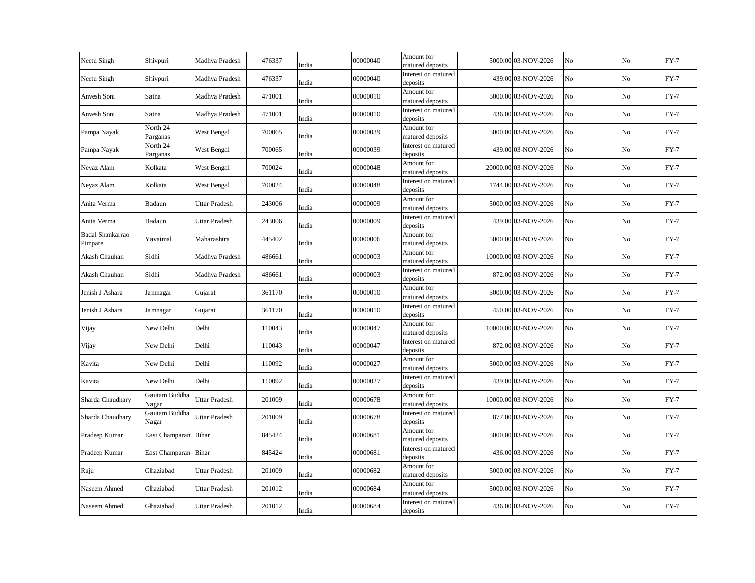| | | | | | | | | | | | |
|---|---|---|---|---|---|---|---|---|---|---|---|
| Neetu Singh | Shivpuri | Madhya Pradesh | 476337 | India | 00000040 | Amount for matured deposits | 5000.00 | 03-NOV-2026 | No | No | FY-7 |
| Neetu Singh | Shivpuri | Madhya Pradesh | 476337 | India | 00000040 | Interest on matured deposits | 439.00 | 03-NOV-2026 | No | No | FY-7 |
| Anvesh Soni | Satna | Madhya Pradesh | 471001 | India | 00000010 | Amount for matured deposits | 5000.00 | 03-NOV-2026 | No | No | FY-7 |
| Anvesh Soni | Satna | Madhya Pradesh | 471001 | India | 00000010 | Interest on matured deposits | 436.00 | 03-NOV-2026 | No | No | FY-7 |
| Pampa Nayak | North 24 Parganas | West Bengal | 700065 | India | 00000039 | Amount for matured deposits | 5000.00 | 03-NOV-2026 | No | No | FY-7 |
| Pampa Nayak | North 24 Parganas | West Bengal | 700065 | India | 00000039 | Interest on matured deposits | 439.00 | 03-NOV-2026 | No | No | FY-7 |
| Neyaz Alam | Kolkata | West Bengal | 700024 | India | 00000048 | Amount for matured deposits | 20000.00 | 03-NOV-2026 | No | No | FY-7 |
| Neyaz Alam | Kolkata | West Bengal | 700024 | India | 00000048 | Interest on matured deposits | 1744.00 | 03-NOV-2026 | No | No | FY-7 |
| Anita Verma | Badaun | Uttar Pradesh | 243006 | India | 00000009 | Amount for matured deposits | 5000.00 | 03-NOV-2026 | No | No | FY-7 |
| Anita Verma | Badaun | Uttar Pradesh | 243006 | India | 00000009 | Interest on matured deposits | 439.00 | 03-NOV-2026 | No | No | FY-7 |
| Badal Shankarrao Pimpare | Yavatmal | Maharashtra | 445402 | India | 00000006 | Amount for matured deposits | 5000.00 | 03-NOV-2026 | No | No | FY-7 |
| Akash Chauhan | Sidhi | Madhya Pradesh | 486661 | India | 00000003 | Amount for matured deposits | 10000.00 | 03-NOV-2026 | No | No | FY-7 |
| Akash Chauhan | Sidhi | Madhya Pradesh | 486661 | India | 00000003 | Interest on matured deposits | 872.00 | 03-NOV-2026 | No | No | FY-7 |
| Jenish J Ashara | Jamnagar | Gujarat | 361170 | India | 00000010 | Amount for matured deposits | 5000.00 | 03-NOV-2026 | No | No | FY-7 |
| Jenish J Ashara | Jamnagar | Gujarat | 361170 | India | 00000010 | Interest on matured deposits | 450.00 | 03-NOV-2026 | No | No | FY-7 |
| Vijay | New Delhi | Delhi | 110043 | India | 00000047 | Amount for matured deposits | 10000.00 | 03-NOV-2026 | No | No | FY-7 |
| Vijay | New Delhi | Delhi | 110043 | India | 00000047 | Interest on matured deposits | 872.00 | 03-NOV-2026 | No | No | FY-7 |
| Kavita | New Delhi | Delhi | 110092 | India | 00000027 | Amount for matured deposits | 5000.00 | 03-NOV-2026 | No | No | FY-7 |
| Kavita | New Delhi | Delhi | 110092 | India | 00000027 | Interest on matured deposits | 439.00 | 03-NOV-2026 | No | No | FY-7 |
| Sharda Chaudhary | Gautam Buddha Nagar | Uttar Pradesh | 201009 | India | 00000678 | Amount for matured deposits | 10000.00 | 03-NOV-2026 | No | No | FY-7 |
| Sharda Chaudhary | Gautam Buddha Nagar | Uttar Pradesh | 201009 | India | 00000678 | Interest on matured deposits | 877.00 | 03-NOV-2026 | No | No | FY-7 |
| Pradeep Kumar | East Champaran | Bihar | 845424 | India | 00000681 | Amount for matured deposits | 5000.00 | 03-NOV-2026 | No | No | FY-7 |
| Pradeep Kumar | East Champaran | Bihar | 845424 | India | 00000681 | Interest on matured deposits | 436.00 | 03-NOV-2026 | No | No | FY-7 |
| Raju | Ghaziabad | Uttar Pradesh | 201009 | India | 00000682 | Amount for matured deposits | 5000.00 | 03-NOV-2026 | No | No | FY-7 |
| Naseem Ahmed | Ghaziabad | Uttar Pradesh | 201012 | India | 00000684 | Amount for matured deposits | 5000.00 | 03-NOV-2026 | No | No | FY-7 |
| Naseem Ahmed | Ghaziabad | Uttar Pradesh | 201012 | India | 00000684 | Interest on matured deposits | 436.00 | 03-NOV-2026 | No | No | FY-7 |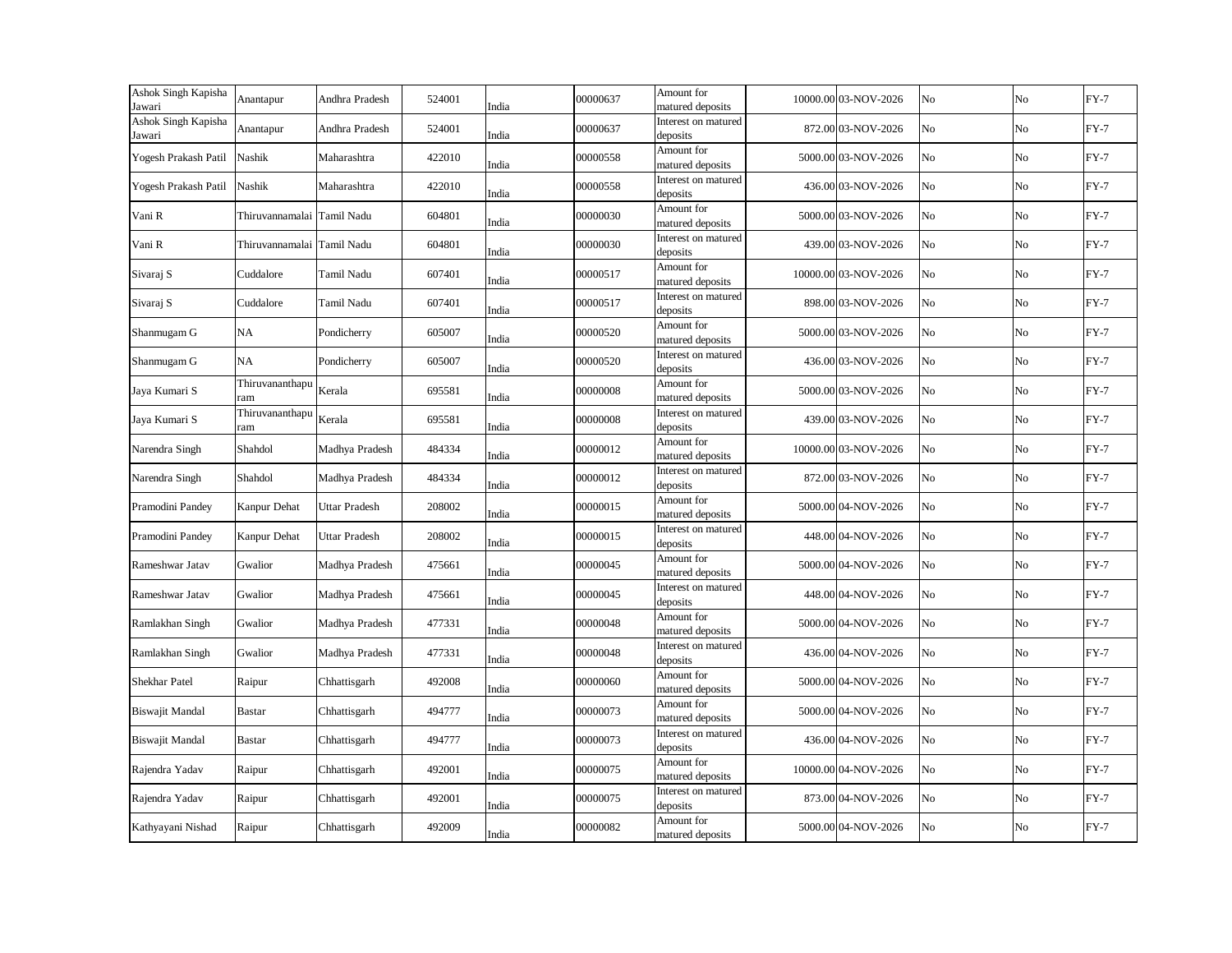| Ashok Singh Kapisha Jawari | Anantapur | Andhra Pradesh | 524001 | India | 00000637 | Amount for matured deposits | 10000.00 | 03-NOV-2026 | No | No | FY-7 |
|---|---|---|---|---|---|---|---|---|---|---|---|
| Ashok Singh Kapisha Jawari | Anantapur | Andhra Pradesh | 524001 | India | 00000637 | Interest on matured deposits | 872.00 | 03-NOV-2026 | No | No | FY-7 |
| Yogesh Prakash Patil | Nashik | Maharashtra | 422010 | India | 00000558 | Amount for matured deposits | 5000.00 | 03-NOV-2026 | No | No | FY-7 |
| Yogesh Prakash Patil | Nashik | Maharashtra | 422010 | India | 00000558 | Interest on matured deposits | 436.00 | 03-NOV-2026 | No | No | FY-7 |
| Vani R | Thiruvannamalai | Tamil Nadu | 604801 | India | 00000030 | Amount for matured deposits | 5000.00 | 03-NOV-2026 | No | No | FY-7 |
| Vani R | Thiruvannamalai | Tamil Nadu | 604801 | India | 00000030 | Interest on matured deposits | 439.00 | 03-NOV-2026 | No | No | FY-7 |
| Sivaraj S | Cuddalore | Tamil Nadu | 607401 | India | 00000517 | Amount for matured deposits | 10000.00 | 03-NOV-2026 | No | No | FY-7 |
| Sivaraj S | Cuddalore | Tamil Nadu | 607401 | India | 00000517 | Interest on matured deposits | 898.00 | 03-NOV-2026 | No | No | FY-7 |
| Shanmugam G | NA | Pondicherry | 605007 | India | 00000520 | Amount for matured deposits | 5000.00 | 03-NOV-2026 | No | No | FY-7 |
| Shanmugam G | NA | Pondicherry | 605007 | India | 00000520 | Interest on matured deposits | 436.00 | 03-NOV-2026 | No | No | FY-7 |
| Jaya Kumari S | Thiruvananthapuram | Kerala | 695581 | India | 00000008 | Amount for matured deposits | 5000.00 | 03-NOV-2026 | No | No | FY-7 |
| Jaya Kumari S | Thiruvananthapuram | Kerala | 695581 | India | 00000008 | Interest on matured deposits | 439.00 | 03-NOV-2026 | No | No | FY-7 |
| Narendra Singh | Shahdol | Madhya Pradesh | 484334 | India | 00000012 | Amount for matured deposits | 10000.00 | 03-NOV-2026 | No | No | FY-7 |
| Narendra Singh | Shahdol | Madhya Pradesh | 484334 | India | 00000012 | Interest on matured deposits | 872.00 | 03-NOV-2026 | No | No | FY-7 |
| Pramodini Pandey | Kanpur Dehat | Uttar Pradesh | 208002 | India | 00000015 | Amount for matured deposits | 5000.00 | 04-NOV-2026 | No | No | FY-7 |
| Pramodini Pandey | Kanpur Dehat | Uttar Pradesh | 208002 | India | 00000015 | Interest on matured deposits | 448.00 | 04-NOV-2026 | No | No | FY-7 |
| Rameshwar Jatav | Gwalior | Madhya Pradesh | 475661 | India | 00000045 | Amount for matured deposits | 5000.00 | 04-NOV-2026 | No | No | FY-7 |
| Rameshwar Jatav | Gwalior | Madhya Pradesh | 475661 | India | 00000045 | Interest on matured deposits | 448.00 | 04-NOV-2026 | No | No | FY-7 |
| Ramlakhan Singh | Gwalior | Madhya Pradesh | 477331 | India | 00000048 | Amount for matured deposits | 5000.00 | 04-NOV-2026 | No | No | FY-7 |
| Ramlakhan Singh | Gwalior | Madhya Pradesh | 477331 | India | 00000048 | Interest on matured deposits | 436.00 | 04-NOV-2026 | No | No | FY-7 |
| Shekhar Patel | Raipur | Chhattisgarh | 492008 | India | 00000060 | Amount for matured deposits | 5000.00 | 04-NOV-2026 | No | No | FY-7 |
| Biswajit Mandal | Bastar | Chhattisgarh | 494777 | India | 00000073 | Amount for matured deposits | 5000.00 | 04-NOV-2026 | No | No | FY-7 |
| Biswajit Mandal | Bastar | Chhattisgarh | 494777 | India | 00000073 | Interest on matured deposits | 436.00 | 04-NOV-2026 | No | No | FY-7 |
| Rajendra Yadav | Raipur | Chhattisgarh | 492001 | India | 00000075 | Amount for matured deposits | 10000.00 | 04-NOV-2026 | No | No | FY-7 |
| Rajendra Yadav | Raipur | Chhattisgarh | 492001 | India | 00000075 | Interest on matured deposits | 873.00 | 04-NOV-2026 | No | No | FY-7 |
| Kathyayani Nishad | Raipur | Chhattisgarh | 492009 | India | 00000082 | Amount for matured deposits | 5000.00 | 04-NOV-2026 | No | No | FY-7 |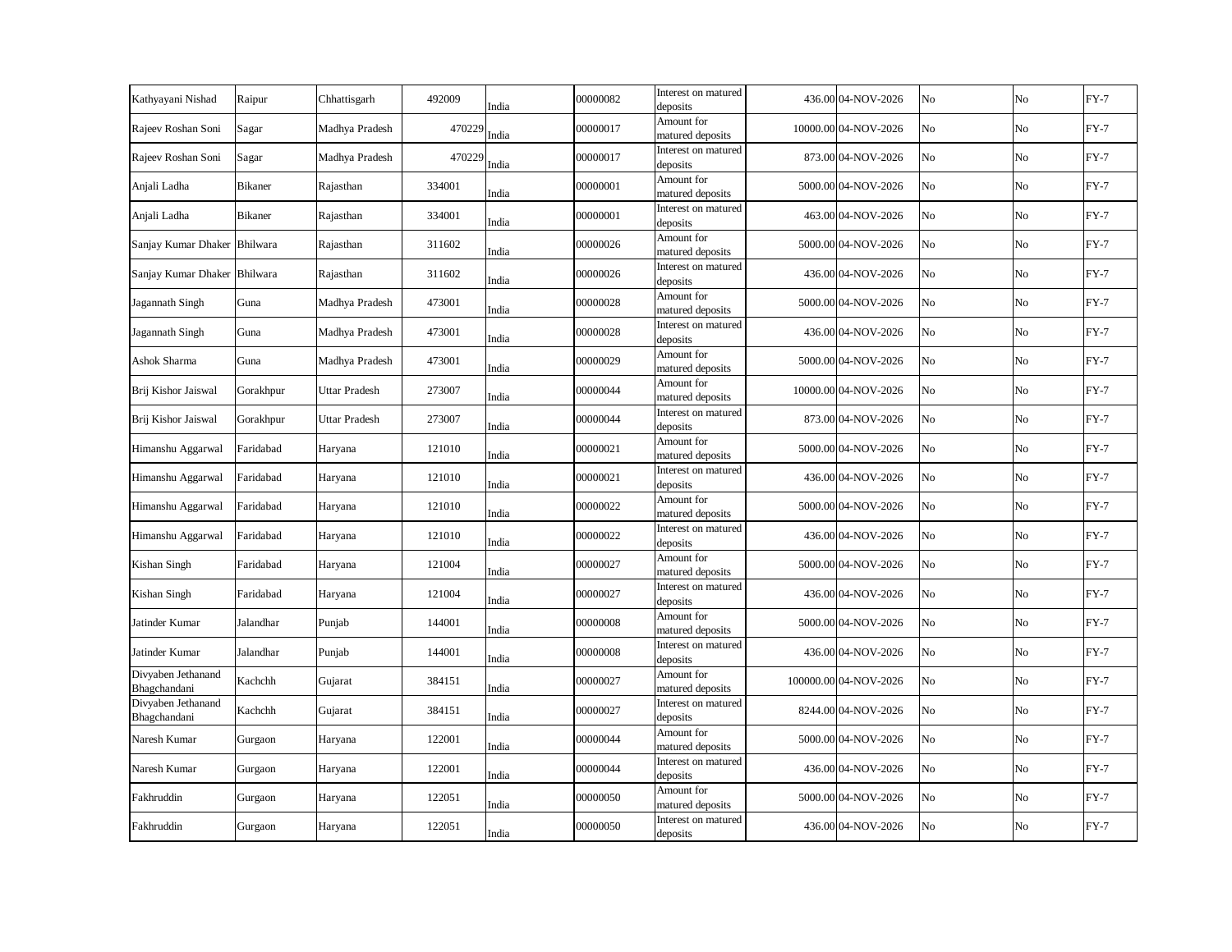| Kathyayani Nishad | Raipur | Chhattisgarh | 492009 | India | 00000082 | Interest on matured deposits | 436.00 | 04-NOV-2026 | No | No | FY-7 |
|---|---|---|---|---|---|---|---|---|---|---|---|
| Rajeev Roshan Soni | Sagar | Madhya Pradesh | 470229 | India | 00000017 | Amount for matured deposits | 10000.00 | 04-NOV-2026 | No | No | FY-7 |
| Rajeev Roshan Soni | Sagar | Madhya Pradesh | 470229 | India | 00000017 | Interest on matured deposits | 873.00 | 04-NOV-2026 | No | No | FY-7 |
| Anjali Ladha | Bikaner | Rajasthan | 334001 | India | 00000001 | Amount for matured deposits | 5000.00 | 04-NOV-2026 | No | No | FY-7 |
| Anjali Ladha | Bikaner | Rajasthan | 334001 | India | 00000001 | Interest on matured deposits | 463.00 | 04-NOV-2026 | No | No | FY-7 |
| Sanjay Kumar Dhaker | Bhilwara | Rajasthan | 311602 | India | 00000026 | Amount for matured deposits | 5000.00 | 04-NOV-2026 | No | No | FY-7 |
| Sanjay Kumar Dhaker | Bhilwara | Rajasthan | 311602 | India | 00000026 | Interest on matured deposits | 436.00 | 04-NOV-2026 | No | No | FY-7 |
| Jagannath Singh | Guna | Madhya Pradesh | 473001 | India | 00000028 | Amount for matured deposits | 5000.00 | 04-NOV-2026 | No | No | FY-7 |
| Jagannath Singh | Guna | Madhya Pradesh | 473001 | India | 00000028 | Interest on matured deposits | 436.00 | 04-NOV-2026 | No | No | FY-7 |
| Ashok Sharma | Guna | Madhya Pradesh | 473001 | India | 00000029 | Amount for matured deposits | 5000.00 | 04-NOV-2026 | No | No | FY-7 |
| Brij Kishor Jaiswal | Gorakhpur | Uttar Pradesh | 273007 | India | 00000044 | Amount for matured deposits | 10000.00 | 04-NOV-2026 | No | No | FY-7 |
| Brij Kishor Jaiswal | Gorakhpur | Uttar Pradesh | 273007 | India | 00000044 | Interest on matured deposits | 873.00 | 04-NOV-2026 | No | No | FY-7 |
| Himanshu Aggarwal | Faridabad | Haryana | 121010 | India | 00000021 | Amount for matured deposits | 5000.00 | 04-NOV-2026 | No | No | FY-7 |
| Himanshu Aggarwal | Faridabad | Haryana | 121010 | India | 00000021 | Interest on matured deposits | 436.00 | 04-NOV-2026 | No | No | FY-7 |
| Himanshu Aggarwal | Faridabad | Haryana | 121010 | India | 00000022 | Amount for matured deposits | 5000.00 | 04-NOV-2026 | No | No | FY-7 |
| Himanshu Aggarwal | Faridabad | Haryana | 121010 | India | 00000022 | Interest on matured deposits | 436.00 | 04-NOV-2026 | No | No | FY-7 |
| Kishan Singh | Faridabad | Haryana | 121004 | India | 00000027 | Amount for matured deposits | 5000.00 | 04-NOV-2026 | No | No | FY-7 |
| Kishan Singh | Faridabad | Haryana | 121004 | India | 00000027 | Interest on matured deposits | 436.00 | 04-NOV-2026 | No | No | FY-7 |
| Jatinder Kumar | Jalandhar | Punjab | 144001 | India | 00000008 | Amount for matured deposits | 5000.00 | 04-NOV-2026 | No | No | FY-7 |
| Jatinder Kumar | Jalandhar | Punjab | 144001 | India | 00000008 | Interest on matured deposits | 436.00 | 04-NOV-2026 | No | No | FY-7 |
| Divyaben Jethanand Bhagchandani | Kachchh | Gujarat | 384151 | India | 00000027 | Amount for matured deposits | 100000.00 | 04-NOV-2026 | No | No | FY-7 |
| Divyaben Jethanand Bhagchandani | Kachchh | Gujarat | 384151 | India | 00000027 | Interest on matured deposits | 8244.00 | 04-NOV-2026 | No | No | FY-7 |
| Naresh Kumar | Gurgaon | Haryana | 122001 | India | 00000044 | Amount for matured deposits | 5000.00 | 04-NOV-2026 | No | No | FY-7 |
| Naresh Kumar | Gurgaon | Haryana | 122001 | India | 00000044 | Interest on matured deposits | 436.00 | 04-NOV-2026 | No | No | FY-7 |
| Fakhruddin | Gurgaon | Haryana | 122051 | India | 00000050 | Amount for matured deposits | 5000.00 | 04-NOV-2026 | No | No | FY-7 |
| Fakhruddin | Gurgaon | Haryana | 122051 | India | 00000050 | Interest on matured deposits | 436.00 | 04-NOV-2026 | No | No | FY-7 |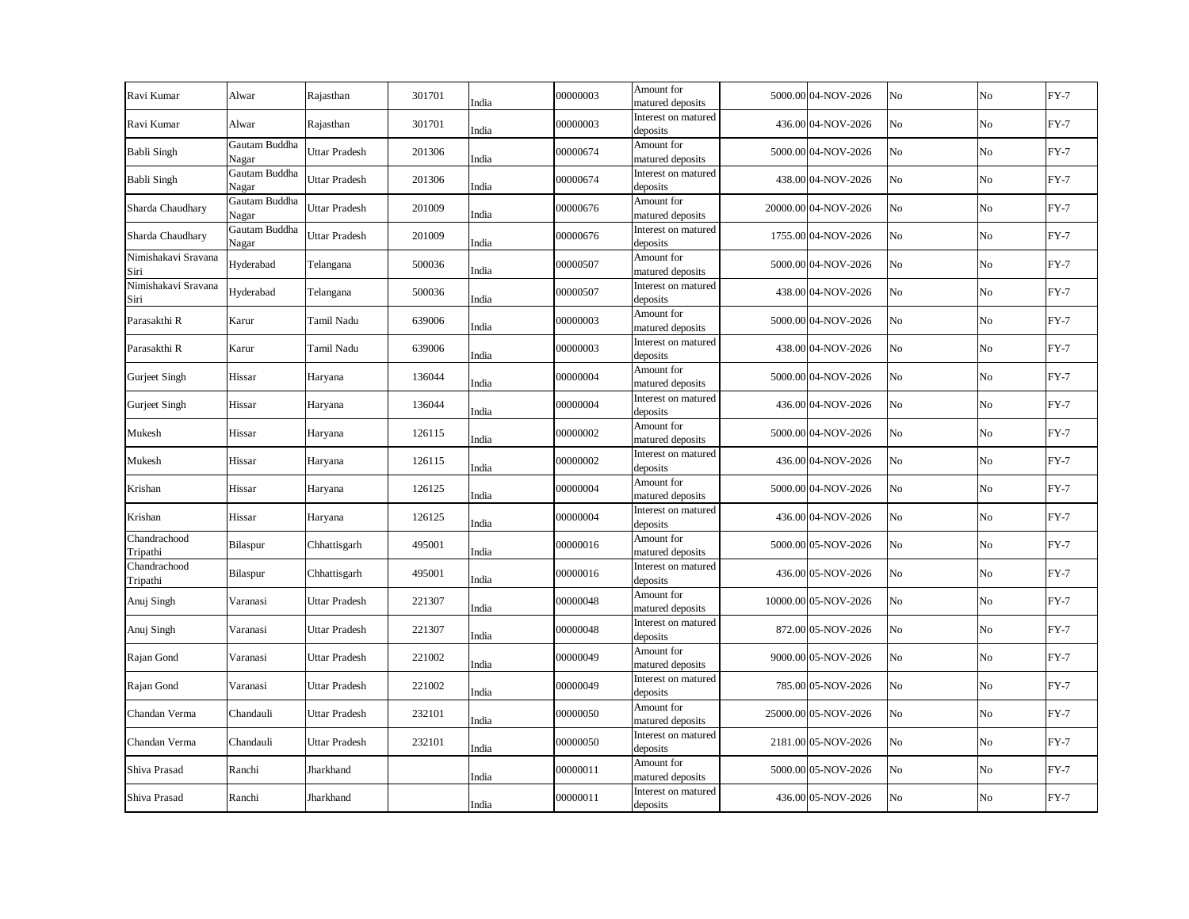| | | | | | | | | | | | |
|---|---|---|---|---|---|---|---|---|---|---|---|
| Ravi Kumar | Alwar | Rajasthan | 301701 | India | 00000003 | Amount for matured deposits | 5000.00 | 04-NOV-2026 | No | No | FY-7 |
| Ravi Kumar | Alwar | Rajasthan | 301701 | India | 00000003 | Interest on matured deposits | 436.00 | 04-NOV-2026 | No | No | FY-7 |
| Babli Singh | Gautam Buddha Nagar | Uttar Pradesh | 201306 | India | 00000674 | Amount for matured deposits | 5000.00 | 04-NOV-2026 | No | No | FY-7 |
| Babli Singh | Gautam Buddha Nagar | Uttar Pradesh | 201306 | India | 00000674 | Interest on matured deposits | 438.00 | 04-NOV-2026 | No | No | FY-7 |
| Sharda Chaudhary | Gautam Buddha Nagar | Uttar Pradesh | 201009 | India | 00000676 | Amount for matured deposits | 20000.00 | 04-NOV-2026 | No | No | FY-7 |
| Sharda Chaudhary | Gautam Buddha Nagar | Uttar Pradesh | 201009 | India | 00000676 | Interest on matured deposits | 1755.00 | 04-NOV-2026 | No | No | FY-7 |
| Nimishakavi Sravana Siri | Hyderabad | Telangana | 500036 | India | 00000507 | Amount for matured deposits | 5000.00 | 04-NOV-2026 | No | No | FY-7 |
| Nimishakavi Sravana Siri | Hyderabad | Telangana | 500036 | India | 00000507 | Interest on matured deposits | 438.00 | 04-NOV-2026 | No | No | FY-7 |
| Parasakthi R | Karur | Tamil Nadu | 639006 | India | 00000003 | Amount for matured deposits | 5000.00 | 04-NOV-2026 | No | No | FY-7 |
| Parasakthi R | Karur | Tamil Nadu | 639006 | India | 00000003 | Interest on matured deposits | 438.00 | 04-NOV-2026 | No | No | FY-7 |
| Gurjeet Singh | Hissar | Haryana | 136044 | India | 00000004 | Amount for matured deposits | 5000.00 | 04-NOV-2026 | No | No | FY-7 |
| Gurjeet Singh | Hissar | Haryana | 136044 | India | 00000004 | Interest on matured deposits | 436.00 | 04-NOV-2026 | No | No | FY-7 |
| Mukesh | Hissar | Haryana | 126115 | India | 00000002 | Amount for matured deposits | 5000.00 | 04-NOV-2026 | No | No | FY-7 |
| Mukesh | Hissar | Haryana | 126115 | India | 00000002 | Interest on matured deposits | 436.00 | 04-NOV-2026 | No | No | FY-7 |
| Krishan | Hissar | Haryana | 126125 | India | 00000004 | Amount for matured deposits | 5000.00 | 04-NOV-2026 | No | No | FY-7 |
| Krishan | Hissar | Haryana | 126125 | India | 00000004 | Interest on matured deposits | 436.00 | 04-NOV-2026 | No | No | FY-7 |
| Chandrachood Tripathi | Bilaspur | Chhattisgarh | 495001 | India | 00000016 | Amount for matured deposits | 5000.00 | 05-NOV-2026 | No | No | FY-7 |
| Chandrachood Tripathi | Bilaspur | Chhattisgarh | 495001 | India | 00000016 | Interest on matured deposits | 436.00 | 05-NOV-2026 | No | No | FY-7 |
| Anuj Singh | Varanasi | Uttar Pradesh | 221307 | India | 00000048 | Amount for matured deposits | 10000.00 | 05-NOV-2026 | No | No | FY-7 |
| Anuj Singh | Varanasi | Uttar Pradesh | 221307 | India | 00000048 | Interest on matured deposits | 872.00 | 05-NOV-2026 | No | No | FY-7 |
| Rajan Gond | Varanasi | Uttar Pradesh | 221002 | India | 00000049 | Amount for matured deposits | 9000.00 | 05-NOV-2026 | No | No | FY-7 |
| Rajan Gond | Varanasi | Uttar Pradesh | 221002 | India | 00000049 | Interest on matured deposits | 785.00 | 05-NOV-2026 | No | No | FY-7 |
| Chandan Verma | Chandauli | Uttar Pradesh | 232101 | India | 00000050 | Amount for matured deposits | 25000.00 | 05-NOV-2026 | No | No | FY-7 |
| Chandan Verma | Chandauli | Uttar Pradesh | 232101 | India | 00000050 | Interest on matured deposits | 2181.00 | 05-NOV-2026 | No | No | FY-7 |
| Shiva Prasad | Ranchi | Jharkhand | | India | 00000011 | Amount for matured deposits | 5000.00 | 05-NOV-2026 | No | No | FY-7 |
| Shiva Prasad | Ranchi | Jharkhand | | India | 00000011 | Interest on matured deposits | 436.00 | 05-NOV-2026 | No | No | FY-7 |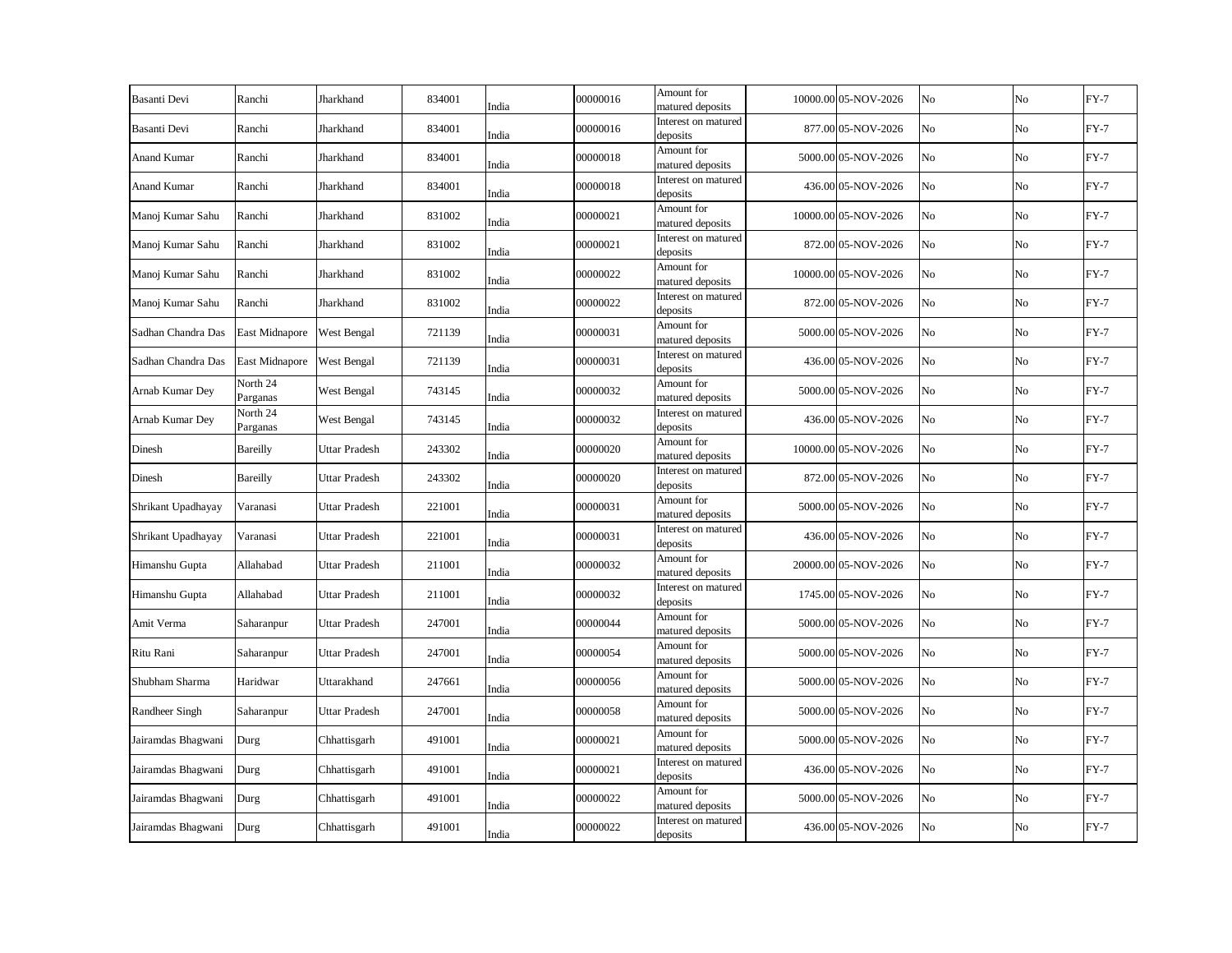| Basanti Devi | Ranchi | Jharkhand | 834001 | India | 00000016 | Amount for matured deposits | 10000.00 | 05-NOV-2026 | No | No | FY-7 |
|---|---|---|---|---|---|---|---|---|---|---|---|
| Basanti Devi | Ranchi | Jharkhand | 834001 | India | 00000016 | Interest on matured deposits | 877.00 | 05-NOV-2026 | No | No | FY-7 |
| Anand Kumar | Ranchi | Jharkhand | 834001 | India | 00000018 | Amount for matured deposits | 5000.00 | 05-NOV-2026 | No | No | FY-7 |
| Anand Kumar | Ranchi | Jharkhand | 834001 | India | 00000018 | Interest on matured deposits | 436.00 | 05-NOV-2026 | No | No | FY-7 |
| Manoj Kumar Sahu | Ranchi | Jharkhand | 831002 | India | 00000021 | Amount for matured deposits | 10000.00 | 05-NOV-2026 | No | No | FY-7 |
| Manoj Kumar Sahu | Ranchi | Jharkhand | 831002 | India | 00000021 | Interest on matured deposits | 872.00 | 05-NOV-2026 | No | No | FY-7 |
| Manoj Kumar Sahu | Ranchi | Jharkhand | 831002 | India | 00000022 | Amount for matured deposits | 10000.00 | 05-NOV-2026 | No | No | FY-7 |
| Manoj Kumar Sahu | Ranchi | Jharkhand | 831002 | India | 00000022 | Interest on matured deposits | 872.00 | 05-NOV-2026 | No | No | FY-7 |
| Sadhan Chandra Das | East Midnapore | West Bengal | 721139 | India | 00000031 | Amount for matured deposits | 5000.00 | 05-NOV-2026 | No | No | FY-7 |
| Sadhan Chandra Das | East Midnapore | West Bengal | 721139 | India | 00000031 | Interest on matured deposits | 436.00 | 05-NOV-2026 | No | No | FY-7 |
| Arnab Kumar Dey | North 24 Parganas | West Bengal | 743145 | India | 00000032 | Amount for matured deposits | 5000.00 | 05-NOV-2026 | No | No | FY-7 |
| Arnab Kumar Dey | North 24 Parganas | West Bengal | 743145 | India | 00000032 | Interest on matured deposits | 436.00 | 05-NOV-2026 | No | No | FY-7 |
| Dinesh | Bareilly | Uttar Pradesh | 243302 | India | 00000020 | Amount for matured deposits | 10000.00 | 05-NOV-2026 | No | No | FY-7 |
| Dinesh | Bareilly | Uttar Pradesh | 243302 | India | 00000020 | Interest on matured deposits | 872.00 | 05-NOV-2026 | No | No | FY-7 |
| Shrikant Upadhayay | Varanasi | Uttar Pradesh | 221001 | India | 00000031 | Amount for matured deposits | 5000.00 | 05-NOV-2026 | No | No | FY-7 |
| Shrikant Upadhayay | Varanasi | Uttar Pradesh | 221001 | India | 00000031 | Interest on matured deposits | 436.00 | 05-NOV-2026 | No | No | FY-7 |
| Himanshu Gupta | Allahabad | Uttar Pradesh | 211001 | India | 00000032 | Amount for matured deposits | 20000.00 | 05-NOV-2026 | No | No | FY-7 |
| Himanshu Gupta | Allahabad | Uttar Pradesh | 211001 | India | 00000032 | Interest on matured deposits | 1745.00 | 05-NOV-2026 | No | No | FY-7 |
| Amit Verma | Saharanpur | Uttar Pradesh | 247001 | India | 00000044 | Amount for matured deposits | 5000.00 | 05-NOV-2026 | No | No | FY-7 |
| Ritu Rani | Saharanpur | Uttar Pradesh | 247001 | India | 00000054 | Amount for matured deposits | 5000.00 | 05-NOV-2026 | No | No | FY-7 |
| Shubham Sharma | Haridwar | Uttarakhand | 247661 | India | 00000056 | Amount for matured deposits | 5000.00 | 05-NOV-2026 | No | No | FY-7 |
| Randheer Singh | Saharanpur | Uttar Pradesh | 247001 | India | 00000058 | Amount for matured deposits | 5000.00 | 05-NOV-2026 | No | No | FY-7 |
| Jairamdas Bhagwani | Durg | Chhattisgarh | 491001 | India | 00000021 | Amount for matured deposits | 5000.00 | 05-NOV-2026 | No | No | FY-7 |
| Jairamdas Bhagwani | Durg | Chhattisgarh | 491001 | India | 00000021 | Interest on matured deposits | 436.00 | 05-NOV-2026 | No | No | FY-7 |
| Jairamdas Bhagwani | Durg | Chhattisgarh | 491001 | India | 00000022 | Amount for matured deposits | 5000.00 | 05-NOV-2026 | No | No | FY-7 |
| Jairamdas Bhagwani | Durg | Chhattisgarh | 491001 | India | 00000022 | Interest on matured deposits | 436.00 | 05-NOV-2026 | No | No | FY-7 |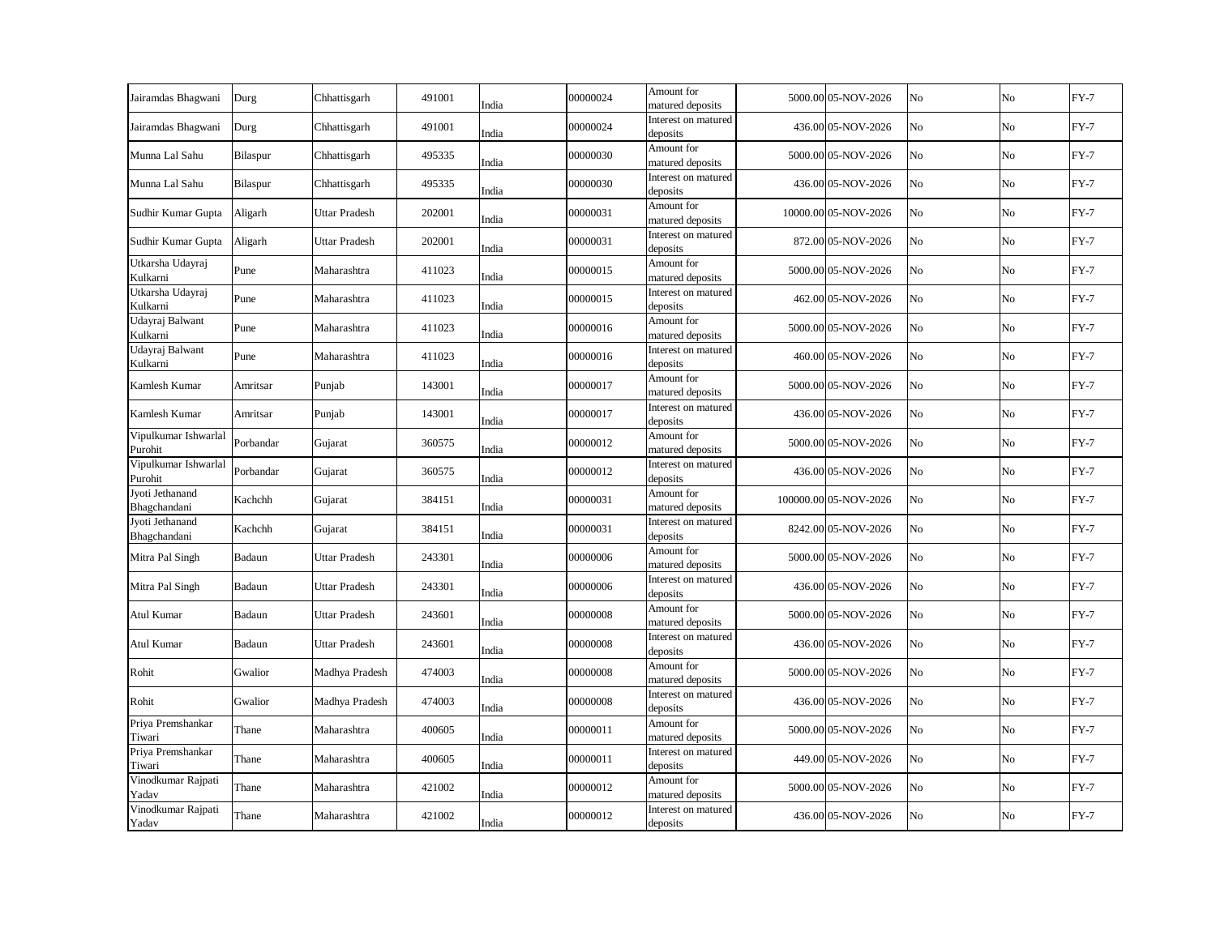| Jairamdas Bhagwani | Durg | Chhattisgarh | 491001 | India | 00000024 | Amount for matured deposits | 5000.00 | 05-NOV-2026 | No | No | FY-7 |
|---|---|---|---|---|---|---|---|---|---|---|---|
| Jairamdas Bhagwani | Durg | Chhattisgarh | 491001 | India | 00000024 | Interest on matured deposits | 436.00 | 05-NOV-2026 | No | No | FY-7 |
| Munna Lal Sahu | Bilaspur | Chhattisgarh | 495335 | India | 00000030 | Amount for matured deposits | 5000.00 | 05-NOV-2026 | No | No | FY-7 |
| Munna Lal Sahu | Bilaspur | Chhattisgarh | 495335 | India | 00000030 | Interest on matured deposits | 436.00 | 05-NOV-2026 | No | No | FY-7 |
| Sudhir Kumar Gupta | Aligarh | Uttar Pradesh | 202001 | India | 00000031 | Amount for matured deposits | 10000.00 | 05-NOV-2026 | No | No | FY-7 |
| Sudhir Kumar Gupta | Aligarh | Uttar Pradesh | 202001 | India | 00000031 | Interest on matured deposits | 872.00 | 05-NOV-2026 | No | No | FY-7 |
| Utkarsha Udayraj Kulkarni | Pune | Maharashtra | 411023 | India | 00000015 | Amount for matured deposits | 5000.00 | 05-NOV-2026 | No | No | FY-7 |
| Utkarsha Udayraj Kulkarni | Pune | Maharashtra | 411023 | India | 00000015 | Interest on matured deposits | 462.00 | 05-NOV-2026 | No | No | FY-7 |
| Udayraj Balwant Kulkarni | Pune | Maharashtra | 411023 | India | 00000016 | Amount for matured deposits | 5000.00 | 05-NOV-2026 | No | No | FY-7 |
| Udayraj Balwant Kulkarni | Pune | Maharashtra | 411023 | India | 00000016 | Interest on matured deposits | 460.00 | 05-NOV-2026 | No | No | FY-7 |
| Kamlesh Kumar | Amritsar | Punjab | 143001 | India | 00000017 | Amount for matured deposits | 5000.00 | 05-NOV-2026 | No | No | FY-7 |
| Kamlesh Kumar | Amritsar | Punjab | 143001 | India | 00000017 | Interest on matured deposits | 436.00 | 05-NOV-2026 | No | No | FY-7 |
| Vipulkumar Ishwarlal Purohit | Porbandar | Gujarat | 360575 | India | 00000012 | Amount for matured deposits | 5000.00 | 05-NOV-2026 | No | No | FY-7 |
| Vipulkumar Ishwarlal Purohit | Porbandar | Gujarat | 360575 | India | 00000012 | Interest on matured deposits | 436.00 | 05-NOV-2026 | No | No | FY-7 |
| Jyoti Jethanand Bhagchandani | Kachchh | Gujarat | 384151 | India | 00000031 | Amount for matured deposits | 100000.00 | 05-NOV-2026 | No | No | FY-7 |
| Jyoti Jethanand Bhagchandani | Kachchh | Gujarat | 384151 | India | 00000031 | Interest on matured deposits | 8242.00 | 05-NOV-2026 | No | No | FY-7 |
| Mitra Pal Singh | Badaun | Uttar Pradesh | 243301 | India | 00000006 | Amount for matured deposits | 5000.00 | 05-NOV-2026 | No | No | FY-7 |
| Mitra Pal Singh | Badaun | Uttar Pradesh | 243301 | India | 00000006 | Interest on matured deposits | 436.00 | 05-NOV-2026 | No | No | FY-7 |
| Atul Kumar | Badaun | Uttar Pradesh | 243601 | India | 00000008 | Amount for matured deposits | 5000.00 | 05-NOV-2026 | No | No | FY-7 |
| Atul Kumar | Badaun | Uttar Pradesh | 243601 | India | 00000008 | Interest on matured deposits | 436.00 | 05-NOV-2026 | No | No | FY-7 |
| Rohit | Gwalior | Madhya Pradesh | 474003 | India | 00000008 | Amount for matured deposits | 5000.00 | 05-NOV-2026 | No | No | FY-7 |
| Rohit | Gwalior | Madhya Pradesh | 474003 | India | 00000008 | Interest on matured deposits | 436.00 | 05-NOV-2026 | No | No | FY-7 |
| Priya Premshankar Tiwari | Thane | Maharashtra | 400605 | India | 00000011 | Amount for matured deposits | 5000.00 | 05-NOV-2026 | No | No | FY-7 |
| Priya Premshankar Tiwari | Thane | Maharashtra | 400605 | India | 00000011 | Interest on matured deposits | 449.00 | 05-NOV-2026 | No | No | FY-7 |
| Vinodkumar Rajpati Yadav | Thane | Maharashtra | 421002 | India | 00000012 | Amount for matured deposits | 5000.00 | 05-NOV-2026 | No | No | FY-7 |
| Vinodkumar Rajpati Yadav | Thane | Maharashtra | 421002 | India | 00000012 | Interest on matured deposits | 436.00 | 05-NOV-2026 | No | No | FY-7 |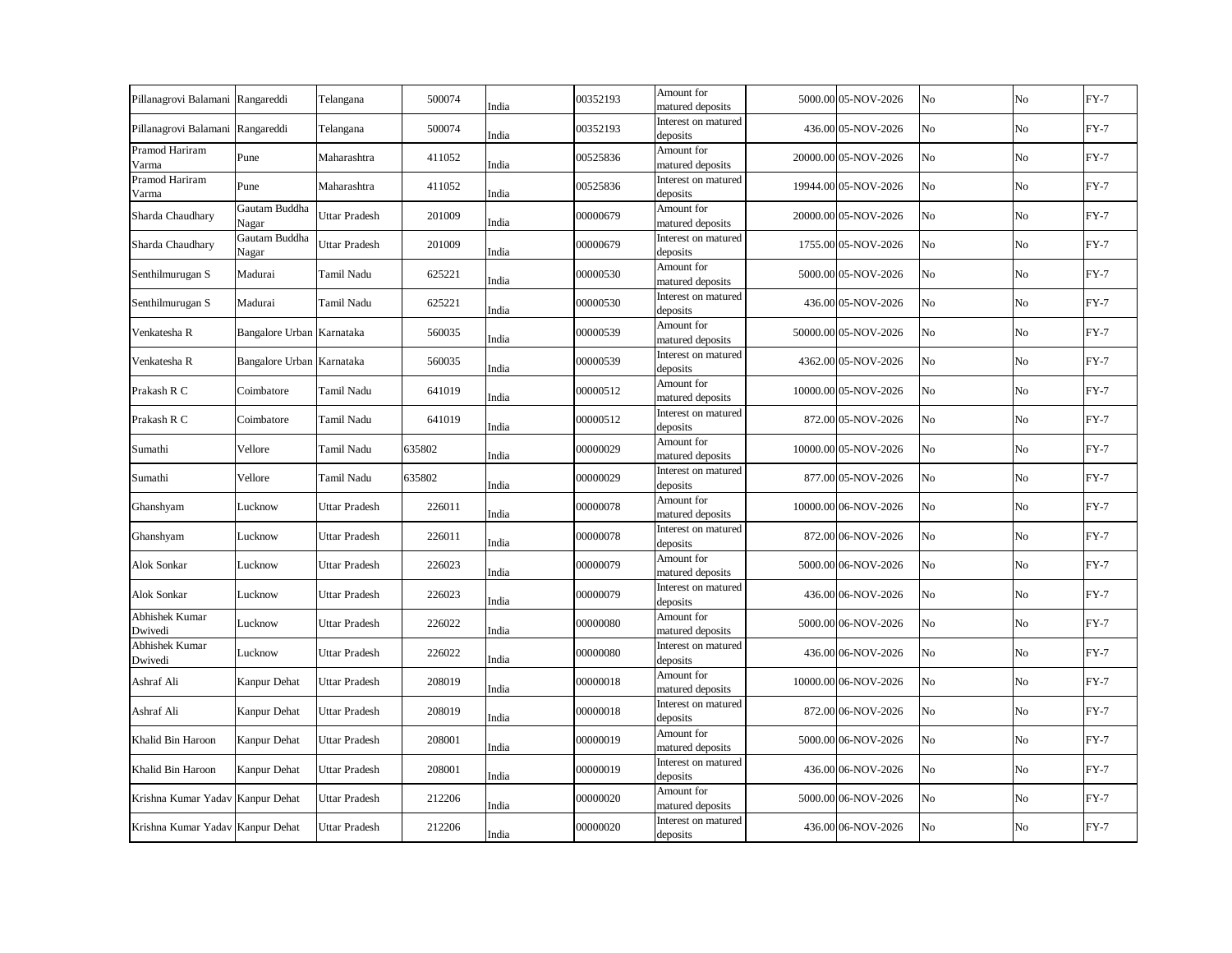| | | | | | | | | | | | |
|---|---|---|---|---|---|---|---|---|---|---|---|
| Pillanagrovi Balamani | Rangareddi | Telangana | 500074 | India | 00352193 | Amount for matured deposits | 5000.00 | 05-NOV-2026 | No | No | FY-7 |
| Pillanagrovi Balamani | Rangareddi | Telangana | 500074 | India | 00352193 | Interest on matured deposits | 436.00 | 05-NOV-2026 | No | No | FY-7 |
| Pramod Hariram Varma | Pune | Maharashtra | 411052 | India | 00525836 | Amount for matured deposits | 20000.00 | 05-NOV-2026 | No | No | FY-7 |
| Pramod Hariram Varma | Pune | Maharashtra | 411052 | India | 00525836 | Interest on matured deposits | 19944.00 | 05-NOV-2026 | No | No | FY-7 |
| Sharda Chaudhary | Gautam Buddha Nagar | Uttar Pradesh | 201009 | India | 00000679 | Amount for matured deposits | 20000.00 | 05-NOV-2026 | No | No | FY-7 |
| Sharda Chaudhary | Gautam Buddha Nagar | Uttar Pradesh | 201009 | India | 00000679 | Interest on matured deposits | 1755.00 | 05-NOV-2026 | No | No | FY-7 |
| Senthilmurugan S | Madurai | Tamil Nadu | 625221 | India | 00000530 | Amount for matured deposits | 5000.00 | 05-NOV-2026 | No | No | FY-7 |
| Senthilmurugan S | Madurai | Tamil Nadu | 625221 | India | 00000530 | Interest on matured deposits | 436.00 | 05-NOV-2026 | No | No | FY-7 |
| Venkatesha R | Bangalore Urban | Karnataka | 560035 | India | 00000539 | Amount for matured deposits | 50000.00 | 05-NOV-2026 | No | No | FY-7 |
| Venkatesha R | Bangalore Urban | Karnataka | 560035 | India | 00000539 | Interest on matured deposits | 4362.00 | 05-NOV-2026 | No | No | FY-7 |
| Prakash R C | Coimbatore | Tamil Nadu | 641019 | India | 00000512 | Amount for matured deposits | 10000.00 | 05-NOV-2026 | No | No | FY-7 |
| Prakash R C | Coimbatore | Tamil Nadu | 641019 | India | 00000512 | Interest on matured deposits | 872.00 | 05-NOV-2026 | No | No | FY-7 |
| Sumathi | Vellore | Tamil Nadu | 635802 | India | 00000029 | Amount for matured deposits | 10000.00 | 05-NOV-2026 | No | No | FY-7 |
| Sumathi | Vellore | Tamil Nadu | 635802 | India | 00000029 | Interest on matured deposits | 877.00 | 05-NOV-2026 | No | No | FY-7 |
| Ghanshyam | Lucknow | Uttar Pradesh | 226011 | India | 00000078 | Amount for matured deposits | 10000.00 | 06-NOV-2026 | No | No | FY-7 |
| Ghanshyam | Lucknow | Uttar Pradesh | 226011 | India | 00000078 | Interest on matured deposits | 872.00 | 06-NOV-2026 | No | No | FY-7 |
| Alok Sonkar | Lucknow | Uttar Pradesh | 226023 | India | 00000079 | Amount for matured deposits | 5000.00 | 06-NOV-2026 | No | No | FY-7 |
| Alok Sonkar | Lucknow | Uttar Pradesh | 226023 | India | 00000079 | Interest on matured deposits | 436.00 | 06-NOV-2026 | No | No | FY-7 |
| Abhishek Kumar Dwivedi | Lucknow | Uttar Pradesh | 226022 | India | 00000080 | Amount for matured deposits | 5000.00 | 06-NOV-2026 | No | No | FY-7 |
| Abhishek Kumar Dwivedi | Lucknow | Uttar Pradesh | 226022 | India | 00000080 | Interest on matured deposits | 436.00 | 06-NOV-2026 | No | No | FY-7 |
| Ashraf Ali | Kanpur Dehat | Uttar Pradesh | 208019 | India | 00000018 | Amount for matured deposits | 10000.00 | 06-NOV-2026 | No | No | FY-7 |
| Ashraf Ali | Kanpur Dehat | Uttar Pradesh | 208019 | India | 00000018 | Interest on matured deposits | 872.00 | 06-NOV-2026 | No | No | FY-7 |
| Khalid Bin Haroon | Kanpur Dehat | Uttar Pradesh | 208001 | India | 00000019 | Amount for matured deposits | 5000.00 | 06-NOV-2026 | No | No | FY-7 |
| Khalid Bin Haroon | Kanpur Dehat | Uttar Pradesh | 208001 | India | 00000019 | Interest on matured deposits | 436.00 | 06-NOV-2026 | No | No | FY-7 |
| Krishna Kumar Yadav | Kanpur Dehat | Uttar Pradesh | 212206 | India | 00000020 | Amount for matured deposits | 5000.00 | 06-NOV-2026 | No | No | FY-7 |
| Krishna Kumar Yadav | Kanpur Dehat | Uttar Pradesh | 212206 | India | 00000020 | Interest on matured deposits | 436.00 | 06-NOV-2026 | No | No | FY-7 |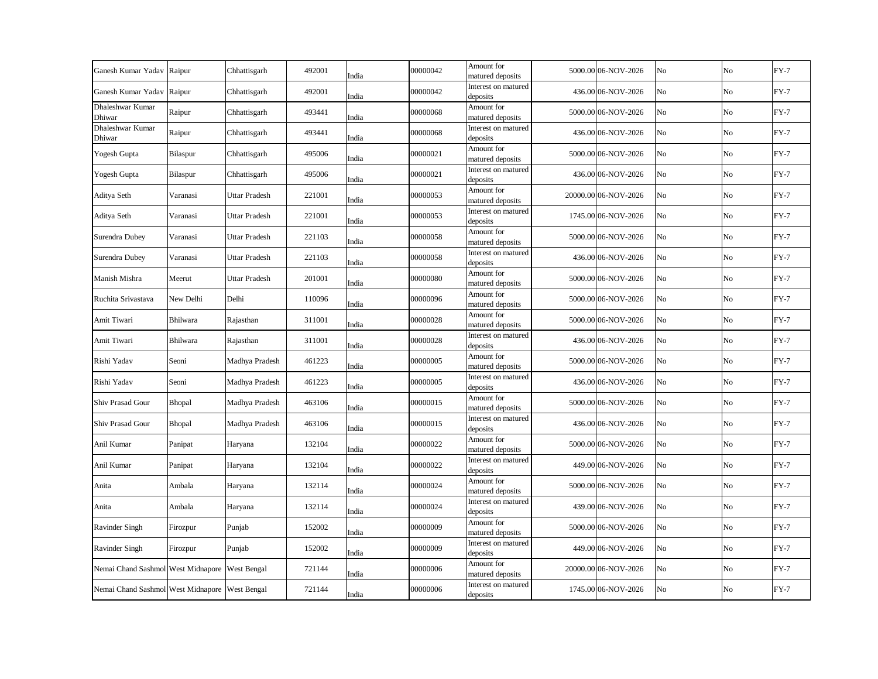| Ganesh Kumar Yadav | Raipur | Chhattisgarh | 492001 | India | 00000042 | Amount for matured deposits | 5000.00 | 06-NOV-2026 | No | No | FY-7 |
|---|---|---|---|---|---|---|---|---|---|---|---|
| Ganesh Kumar Yadav | Raipur | Chhattisgarh | 492001 | India | 00000042 | Interest on matured deposits | 436.00 | 06-NOV-2026 | No | No | FY-7 |
| Dhaleshwar Kumar Dhiwar | Raipur | Chhattisgarh | 493441 | India | 00000068 | Amount for matured deposits | 5000.00 | 06-NOV-2026 | No | No | FY-7 |
| Dhaleshwar Kumar Dhiwar | Raipur | Chhattisgarh | 493441 | India | 00000068 | Interest on matured deposits | 436.00 | 06-NOV-2026 | No | No | FY-7 |
| Yogesh Gupta | Bilaspur | Chhattisgarh | 495006 | India | 00000021 | Amount for matured deposits | 5000.00 | 06-NOV-2026 | No | No | FY-7 |
| Yogesh Gupta | Bilaspur | Chhattisgarh | 495006 | India | 00000021 | Interest on matured deposits | 436.00 | 06-NOV-2026 | No | No | FY-7 |
| Aditya Seth | Varanasi | Uttar Pradesh | 221001 | India | 00000053 | Amount for matured deposits | 20000.00 | 06-NOV-2026 | No | No | FY-7 |
| Aditya Seth | Varanasi | Uttar Pradesh | 221001 | India | 00000053 | Interest on matured deposits | 1745.00 | 06-NOV-2026 | No | No | FY-7 |
| Surendra Dubey | Varanasi | Uttar Pradesh | 221103 | India | 00000058 | Amount for matured deposits | 5000.00 | 06-NOV-2026 | No | No | FY-7 |
| Surendra Dubey | Varanasi | Uttar Pradesh | 221103 | India | 00000058 | Interest on matured deposits | 436.00 | 06-NOV-2026 | No | No | FY-7 |
| Manish Mishra | Meerut | Uttar Pradesh | 201001 | India | 00000080 | Amount for matured deposits | 5000.00 | 06-NOV-2026 | No | No | FY-7 |
| Ruchita Srivastava | New Delhi | Delhi | 110096 | India | 00000096 | Amount for matured deposits | 5000.00 | 06-NOV-2026 | No | No | FY-7 |
| Amit Tiwari | Bhilwara | Rajasthan | 311001 | India | 00000028 | Amount for matured deposits | 5000.00 | 06-NOV-2026 | No | No | FY-7 |
| Amit Tiwari | Bhilwara | Rajasthan | 311001 | India | 00000028 | Interest on matured deposits | 436.00 | 06-NOV-2026 | No | No | FY-7 |
| Rishi Yadav | Seoni | Madhya Pradesh | 461223 | India | 00000005 | Amount for matured deposits | 5000.00 | 06-NOV-2026 | No | No | FY-7 |
| Rishi Yadav | Seoni | Madhya Pradesh | 461223 | India | 00000005 | Interest on matured deposits | 436.00 | 06-NOV-2026 | No | No | FY-7 |
| Shiv Prasad Gour | Bhopal | Madhya Pradesh | 463106 | India | 00000015 | Amount for matured deposits | 5000.00 | 06-NOV-2026 | No | No | FY-7 |
| Shiv Prasad Gour | Bhopal | Madhya Pradesh | 463106 | India | 00000015 | Interest on matured deposits | 436.00 | 06-NOV-2026 | No | No | FY-7 |
| Anil Kumar | Panipat | Haryana | 132104 | India | 00000022 | Amount for matured deposits | 5000.00 | 06-NOV-2026 | No | No | FY-7 |
| Anil Kumar | Panipat | Haryana | 132104 | India | 00000022 | Interest on matured deposits | 449.00 | 06-NOV-2026 | No | No | FY-7 |
| Anita | Ambala | Haryana | 132114 | India | 00000024 | Amount for matured deposits | 5000.00 | 06-NOV-2026 | No | No | FY-7 |
| Anita | Ambala | Haryana | 132114 | India | 00000024 | Interest on matured deposits | 439.00 | 06-NOV-2026 | No | No | FY-7 |
| Ravinder Singh | Firozpur | Punjab | 152002 | India | 00000009 | Amount for matured deposits | 5000.00 | 06-NOV-2026 | No | No | FY-7 |
| Ravinder Singh | Firozpur | Punjab | 152002 | India | 00000009 | Interest on matured deposits | 449.00 | 06-NOV-2026 | No | No | FY-7 |
| Nemai Chand Sashmol | West Midnapore | West Bengal | 721144 | India | 00000006 | Amount for matured deposits | 20000.00 | 06-NOV-2026 | No | No | FY-7 |
| Nemai Chand Sashmol | West Midnapore | West Bengal | 721144 | India | 00000006 | Interest on matured deposits | 1745.00 | 06-NOV-2026 | No | No | FY-7 |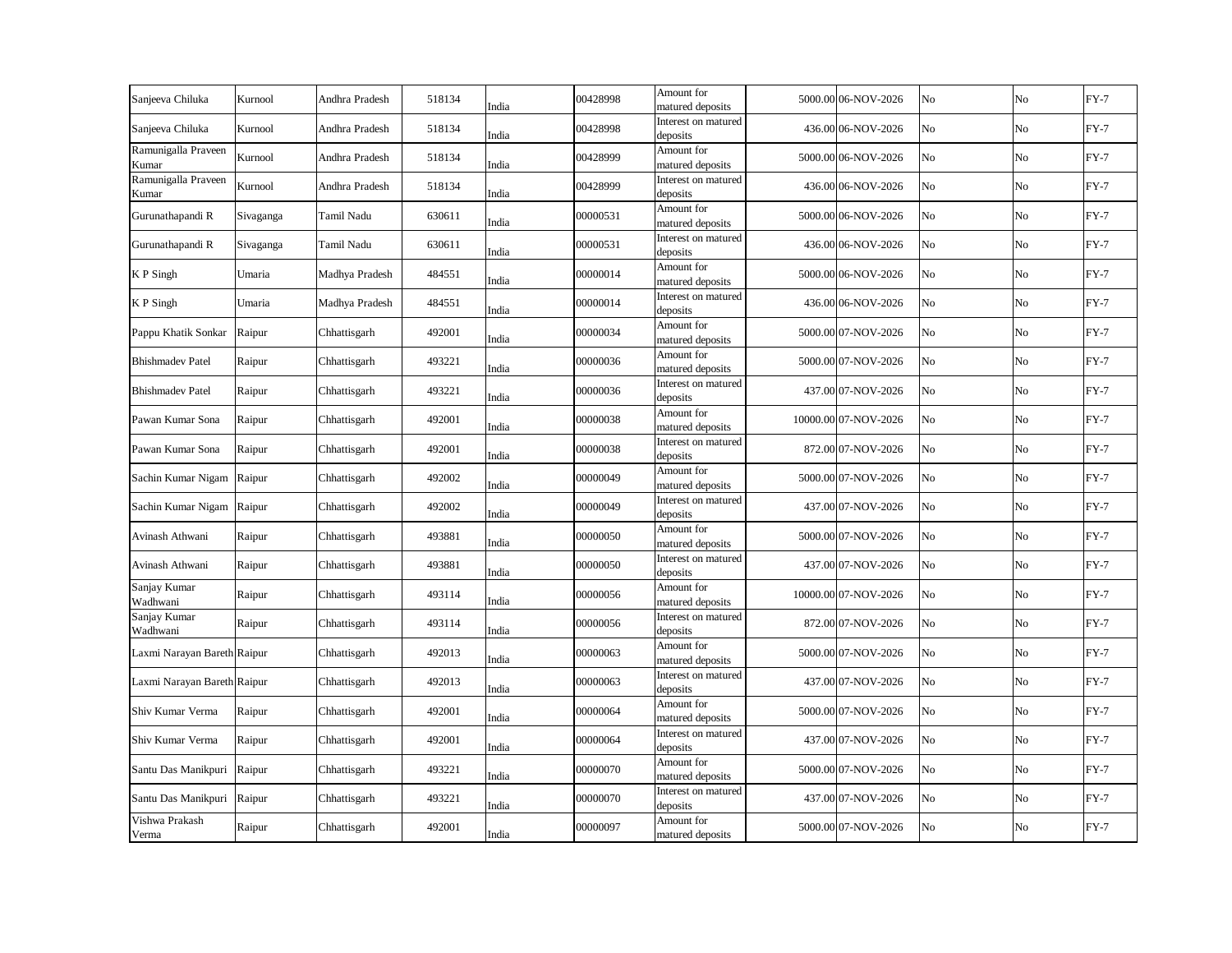| | | | | | | | | | | | |
|---|---|---|---|---|---|---|---|---|---|---|---|
| Sanjeeva Chiluka | Kurnool | Andhra Pradesh | 518134 | India | 00428998 | Amount for matured deposits | 5000.00 | 06-NOV-2026 | No | No | FY-7 |
| Sanjeeva Chiluka | Kurnool | Andhra Pradesh | 518134 | India | 00428998 | Interest on matured deposits | 436.00 | 06-NOV-2026 | No | No | FY-7 |
| Ramunigalla Praveen Kumar | Kurnool | Andhra Pradesh | 518134 | India | 00428999 | Amount for matured deposits | 5000.00 | 06-NOV-2026 | No | No | FY-7 |
| Ramunigalla Praveen Kumar | Kurnool | Andhra Pradesh | 518134 | India | 00428999 | Interest on matured deposits | 436.00 | 06-NOV-2026 | No | No | FY-7 |
| Gurunathapandi R | Sivaganga | Tamil Nadu | 630611 | India | 00000531 | Amount for matured deposits | 5000.00 | 06-NOV-2026 | No | No | FY-7 |
| Gurunathapandi R | Sivaganga | Tamil Nadu | 630611 | India | 00000531 | Interest on matured deposits | 436.00 | 06-NOV-2026 | No | No | FY-7 |
| K P Singh | Umaria | Madhya Pradesh | 484551 | India | 00000014 | Amount for matured deposits | 5000.00 | 06-NOV-2026 | No | No | FY-7 |
| K P Singh | Umaria | Madhya Pradesh | 484551 | India | 00000014 | Interest on matured deposits | 436.00 | 06-NOV-2026 | No | No | FY-7 |
| Pappu Khatik Sonkar | Raipur | Chhattisgarh | 492001 | India | 00000034 | Amount for matured deposits | 5000.00 | 07-NOV-2026 | No | No | FY-7 |
| Bhishmadev Patel | Raipur | Chhattisgarh | 493221 | India | 00000036 | Amount for matured deposits | 5000.00 | 07-NOV-2026 | No | No | FY-7 |
| Bhishmadev Patel | Raipur | Chhattisgarh | 493221 | India | 00000036 | Interest on matured deposits | 437.00 | 07-NOV-2026 | No | No | FY-7 |
| Pawan Kumar Sona | Raipur | Chhattisgarh | 492001 | India | 00000038 | Amount for matured deposits | 10000.00 | 07-NOV-2026 | No | No | FY-7 |
| Pawan Kumar Sona | Raipur | Chhattisgarh | 492001 | India | 00000038 | Interest on matured deposits | 872.00 | 07-NOV-2026 | No | No | FY-7 |
| Sachin Kumar Nigam | Raipur | Chhattisgarh | 492002 | India | 00000049 | Amount for matured deposits | 5000.00 | 07-NOV-2026 | No | No | FY-7 |
| Sachin Kumar Nigam | Raipur | Chhattisgarh | 492002 | India | 00000049 | Interest on matured deposits | 437.00 | 07-NOV-2026 | No | No | FY-7 |
| Avinash Athwani | Raipur | Chhattisgarh | 493881 | India | 00000050 | Amount for matured deposits | 5000.00 | 07-NOV-2026 | No | No | FY-7 |
| Avinash Athwani | Raipur | Chhattisgarh | 493881 | India | 00000050 | Interest on matured deposits | 437.00 | 07-NOV-2026 | No | No | FY-7 |
| Sanjay Kumar Wadhwani | Raipur | Chhattisgarh | 493114 | India | 00000056 | Amount for matured deposits | 10000.00 | 07-NOV-2026 | No | No | FY-7 |
| Sanjay Kumar Wadhwani | Raipur | Chhattisgarh | 493114 | India | 00000056 | Interest on matured deposits | 872.00 | 07-NOV-2026 | No | No | FY-7 |
| Laxmi Narayan Bareth | Raipur | Chhattisgarh | 492013 | India | 00000063 | Amount for matured deposits | 5000.00 | 07-NOV-2026 | No | No | FY-7 |
| Laxmi Narayan Bareth | Raipur | Chhattisgarh | 492013 | India | 00000063 | Interest on matured deposits | 437.00 | 07-NOV-2026 | No | No | FY-7 |
| Shiv Kumar Verma | Raipur | Chhattisgarh | 492001 | India | 00000064 | Amount for matured deposits | 5000.00 | 07-NOV-2026 | No | No | FY-7 |
| Shiv Kumar Verma | Raipur | Chhattisgarh | 492001 | India | 00000064 | Interest on matured deposits | 437.00 | 07-NOV-2026 | No | No | FY-7 |
| Santu Das Manikpuri | Raipur | Chhattisgarh | 493221 | India | 00000070 | Amount for matured deposits | 5000.00 | 07-NOV-2026 | No | No | FY-7 |
| Santu Das Manikpuri | Raipur | Chhattisgarh | 493221 | India | 00000070 | Interest on matured deposits | 437.00 | 07-NOV-2026 | No | No | FY-7 |
| Vishwa Prakash Verma | Raipur | Chhattisgarh | 492001 | India | 00000097 | Amount for matured deposits | 5000.00 | 07-NOV-2026 | No | No | FY-7 |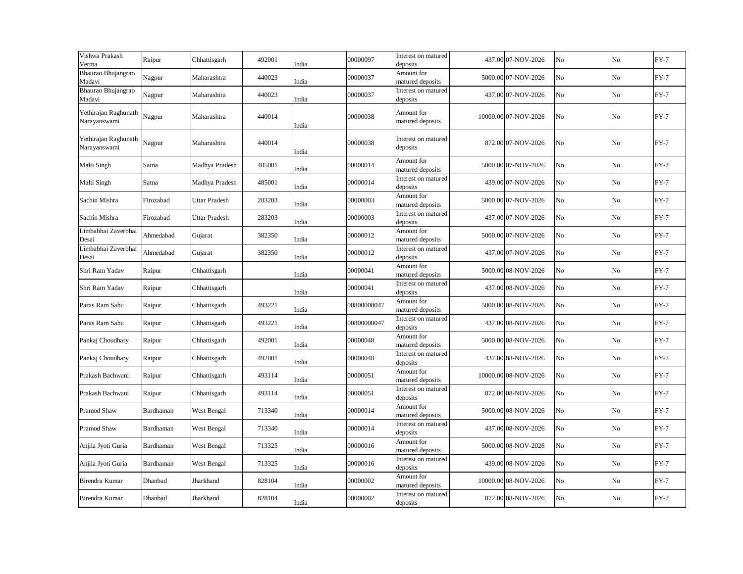| | | | | | | | | | | | |
|---|---|---|---|---|---|---|---|---|---|---|---|
| Vishwa Prakash Verma | Raipur | Chhattisgarh | 492001 | India | 00000097 | Interest on matured deposits | 437.00 | 07-NOV-2026 | No | No | FY-7 |
| Bhaurao Bhujangrao Madavi | Nagpur | Maharashtra | 440023 | India | 00000037 | Amount for matured deposits | 5000.00 | 07-NOV-2026 | No | No | FY-7 |
| Bhaurao Bhujangrao Madavi | Nagpur | Maharashtra | 440023 | India | 00000037 | Interest on matured deposits | 437.00 | 07-NOV-2026 | No | No | FY-7 |
| Yethirajan Raghunath Narayanswami | Nagpur | Maharashtra | 440014 | India | 00000038 | Amount for matured deposits | 10000.00 | 07-NOV-2026 | No | No | FY-7 |
| Yethirajan Raghunath Narayanswami | Nagpur | Maharashtra | 440014 | India | 00000038 | Interest on matured deposits | 872.00 | 07-NOV-2026 | No | No | FY-7 |
| Malti Singh | Satna | Madhya Pradesh | 485001 | India | 00000014 | Amount for matured deposits | 5000.00 | 07-NOV-2026 | No | No | FY-7 |
| Malti Singh | Satna | Madhya Pradesh | 485001 | India | 00000014 | Interest on matured deposits | 439.00 | 07-NOV-2026 | No | No | FY-7 |
| Sachin Mishra | Firozabad | Uttar Pradesh | 283203 | India | 00000003 | Amount for matured deposits | 5000.00 | 07-NOV-2026 | No | No | FY-7 |
| Sachin Mishra | Firozabad | Uttar Pradesh | 283203 | India | 00000003 | Interest on matured deposits | 437.00 | 07-NOV-2026 | No | No | FY-7 |
| Limbabhai Zaverbhai Desai | Ahmedabad | Gujarat | 382350 | India | 00000012 | Amount for matured deposits | 5000.00 | 07-NOV-2026 | No | No | FY-7 |
| Limbabhai Zaverbhai Desai | Ahmedabad | Gujarat | 382350 | India | 00000012 | Interest on matured deposits | 437.00 | 07-NOV-2026 | No | No | FY-7 |
| Shri Ram Yadav | Raipur | Chhattisgarh | | India | 00000041 | Amount for matured deposits | 5000.00 | 08-NOV-2026 | No | No | FY-7 |
| Shri Ram Yadav | Raipur | Chhattisgarh | | India | 00000041 | Interest on matured deposits | 437.00 | 08-NOV-2026 | No | No | FY-7 |
| Paras Ram Sahu | Raipur | Chhattisgarh | 493221 | India | 00800000047 | Amount for matured deposits | 5000.00 | 08-NOV-2026 | No | No | FY-7 |
| Paras Ram Sahu | Raipur | Chhattisgarh | 493221 | India | 00800000047 | Interest on matured deposits | 437.00 | 08-NOV-2026 | No | No | FY-7 |
| Pankaj Choudhary | Raipur | Chhattisgarh | 492001 | India | 00000048 | Amount for matured deposits | 5000.00 | 08-NOV-2026 | No | No | FY-7 |
| Pankaj Choudhary | Raipur | Chhattisgarh | 492001 | India | 00000048 | Interest on matured deposits | 437.00 | 08-NOV-2026 | No | No | FY-7 |
| Prakash Bachwani | Raipur | Chhattisgarh | 493114 | India | 00000051 | Amount for matured deposits | 10000.00 | 08-NOV-2026 | No | No | FY-7 |
| Prakash Bachwani | Raipur | Chhattisgarh | 493114 | India | 00000051 | Interest on matured deposits | 872.00 | 08-NOV-2026 | No | No | FY-7 |
| Pramod Shaw | Bardhaman | West Bengal | 713340 | India | 00000014 | Amount for matured deposits | 5000.00 | 08-NOV-2026 | No | No | FY-7 |
| Pramod Shaw | Bardhaman | West Bengal | 713340 | India | 00000014 | Interest on matured deposits | 437.00 | 08-NOV-2026 | No | No | FY-7 |
| Anjila Jyoti Guria | Bardhaman | West Bengal | 713325 | India | 00000016 | Amount for matured deposits | 5000.00 | 08-NOV-2026 | No | No | FY-7 |
| Anjila Jyoti Guria | Bardhaman | West Bengal | 713325 | India | 00000016 | Interest on matured deposits | 439.00 | 08-NOV-2026 | No | No | FY-7 |
| Birendra Kumar | Dhanbad | Jharkhand | 828104 | India | 00000002 | Amount for matured deposits | 10000.00 | 08-NOV-2026 | No | No | FY-7 |
| Birendra Kumar | Dhanbad | Jharkhand | 828104 | India | 00000002 | Interest on matured deposits | 872.00 | 08-NOV-2026 | No | No | FY-7 |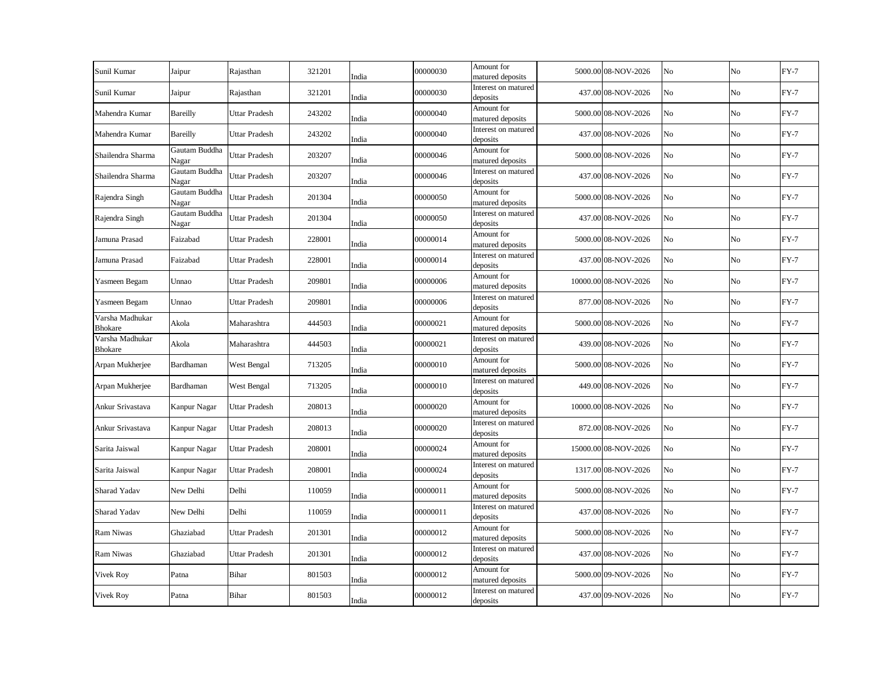| Sunil Kumar | Jaipur | Rajasthan | 321201 | India | 00000030 | Amount for matured deposits | 5000.00 | 08-NOV-2026 | No | No | FY-7 |
|---|---|---|---|---|---|---|---|---|---|---|---|
| Sunil Kumar | Jaipur | Rajasthan | 321201 | India | 00000030 | Interest on matured deposits | 437.00 | 08-NOV-2026 | No | No | FY-7 |
| Mahendra Kumar | Bareilly | Uttar Pradesh | 243202 | India | 00000040 | Amount for matured deposits | 5000.00 | 08-NOV-2026 | No | No | FY-7 |
| Mahendra Kumar | Bareilly | Uttar Pradesh | 243202 | India | 00000040 | Interest on matured deposits | 437.00 | 08-NOV-2026 | No | No | FY-7 |
| Shailendra Sharma | Gautam Buddha Nagar | Uttar Pradesh | 203207 | India | 00000046 | Amount for matured deposits | 5000.00 | 08-NOV-2026 | No | No | FY-7 |
| Shailendra Sharma | Gautam Buddha Nagar | Uttar Pradesh | 203207 | India | 00000046 | Interest on matured deposits | 437.00 | 08-NOV-2026 | No | No | FY-7 |
| Rajendra Singh | Gautam Buddha Nagar | Uttar Pradesh | 201304 | India | 00000050 | Amount for matured deposits | 5000.00 | 08-NOV-2026 | No | No | FY-7 |
| Rajendra Singh | Gautam Buddha Nagar | Uttar Pradesh | 201304 | India | 00000050 | Interest on matured deposits | 437.00 | 08-NOV-2026 | No | No | FY-7 |
| Jamuna Prasad | Faizabad | Uttar Pradesh | 228001 | India | 00000014 | Amount for matured deposits | 5000.00 | 08-NOV-2026 | No | No | FY-7 |
| Jamuna Prasad | Faizabad | Uttar Pradesh | 228001 | India | 00000014 | Interest on matured deposits | 437.00 | 08-NOV-2026 | No | No | FY-7 |
| Yasmeen Begam | Unnao | Uttar Pradesh | 209801 | India | 00000006 | Amount for matured deposits | 10000.00 | 08-NOV-2026 | No | No | FY-7 |
| Yasmeen Begam | Unnao | Uttar Pradesh | 209801 | India | 00000006 | Interest on matured deposits | 877.00 | 08-NOV-2026 | No | No | FY-7 |
| Varsha Madhukar Bhokare | Akola | Maharashtra | 444503 | India | 00000021 | Amount for matured deposits | 5000.00 | 08-NOV-2026 | No | No | FY-7 |
| Varsha Madhukar Bhokare | Akola | Maharashtra | 444503 | India | 00000021 | Interest on matured deposits | 439.00 | 08-NOV-2026 | No | No | FY-7 |
| Arpan Mukherjee | Bardhaman | West Bengal | 713205 | India | 00000010 | Amount for matured deposits | 5000.00 | 08-NOV-2026 | No | No | FY-7 |
| Arpan Mukherjee | Bardhaman | West Bengal | 713205 | India | 00000010 | Interest on matured deposits | 449.00 | 08-NOV-2026 | No | No | FY-7 |
| Ankur Srivastava | Kanpur Nagar | Uttar Pradesh | 208013 | India | 00000020 | Amount for matured deposits | 10000.00 | 08-NOV-2026 | No | No | FY-7 |
| Ankur Srivastava | Kanpur Nagar | Uttar Pradesh | 208013 | India | 00000020 | Interest on matured deposits | 872.00 | 08-NOV-2026 | No | No | FY-7 |
| Sarita Jaiswal | Kanpur Nagar | Uttar Pradesh | 208001 | India | 00000024 | Amount for matured deposits | 15000.00 | 08-NOV-2026 | No | No | FY-7 |
| Sarita Jaiswal | Kanpur Nagar | Uttar Pradesh | 208001 | India | 00000024 | Interest on matured deposits | 1317.00 | 08-NOV-2026 | No | No | FY-7 |
| Sharad Yadav | New Delhi | Delhi | 110059 | India | 00000011 | Amount for matured deposits | 5000.00 | 08-NOV-2026 | No | No | FY-7 |
| Sharad Yadav | New Delhi | Delhi | 110059 | India | 00000011 | Interest on matured deposits | 437.00 | 08-NOV-2026 | No | No | FY-7 |
| Ram Niwas | Ghaziabad | Uttar Pradesh | 201301 | India | 00000012 | Amount for matured deposits | 5000.00 | 08-NOV-2026 | No | No | FY-7 |
| Ram Niwas | Ghaziabad | Uttar Pradesh | 201301 | India | 00000012 | Interest on matured deposits | 437.00 | 08-NOV-2026 | No | No | FY-7 |
| Vivek Roy | Patna | Bihar | 801503 | India | 00000012 | Amount for matured deposits | 5000.00 | 09-NOV-2026 | No | No | FY-7 |
| Vivek Roy | Patna | Bihar | 801503 | India | 00000012 | Interest on matured deposits | 437.00 | 09-NOV-2026 | No | No | FY-7 |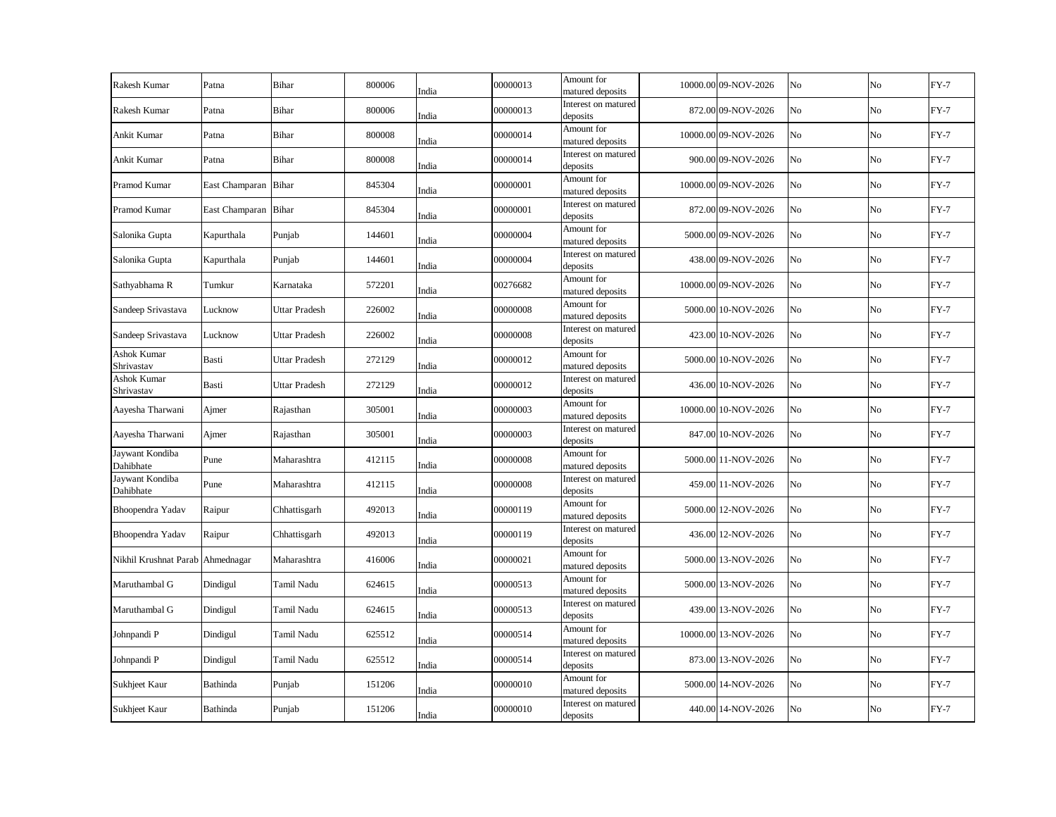| | | | | | | | | | | | |
|---|---|---|---|---|---|---|---|---|---|---|---|
| Rakesh Kumar | Patna | Bihar | 800006 | India | 00000013 | Amount for matured deposits | 10000.00 | 09-NOV-2026 | No | No | FY-7 |
| Rakesh Kumar | Patna | Bihar | 800006 | India | 00000013 | Interest on matured deposits | 872.00 | 09-NOV-2026 | No | No | FY-7 |
| Ankit Kumar | Patna | Bihar | 800008 | India | 00000014 | Amount for matured deposits | 10000.00 | 09-NOV-2026 | No | No | FY-7 |
| Ankit Kumar | Patna | Bihar | 800008 | India | 00000014 | Interest on matured deposits | 900.00 | 09-NOV-2026 | No | No | FY-7 |
| Pramod Kumar | East Champaran | Bihar | 845304 | India | 00000001 | Amount for matured deposits | 10000.00 | 09-NOV-2026 | No | No | FY-7 |
| Pramod Kumar | East Champaran | Bihar | 845304 | India | 00000001 | Interest on matured deposits | 872.00 | 09-NOV-2026 | No | No | FY-7 |
| Salonika Gupta | Kapurthala | Punjab | 144601 | India | 00000004 | Amount for matured deposits | 5000.00 | 09-NOV-2026 | No | No | FY-7 |
| Salonika Gupta | Kapurthala | Punjab | 144601 | India | 00000004 | Interest on matured deposits | 438.00 | 09-NOV-2026 | No | No | FY-7 |
| Sathyabhama R | Tumkur | Karnataka | 572201 | India | 00276682 | Amount for matured deposits | 10000.00 | 09-NOV-2026 | No | No | FY-7 |
| Sandeep Srivastava | Lucknow | Uttar Pradesh | 226002 | India | 00000008 | Amount for matured deposits | 5000.00 | 10-NOV-2026 | No | No | FY-7 |
| Sandeep Srivastava | Lucknow | Uttar Pradesh | 226002 | India | 00000008 | Interest on matured deposits | 423.00 | 10-NOV-2026 | No | No | FY-7 |
| Ashok Kumar Shrivastav | Basti | Uttar Pradesh | 272129 | India | 00000012 | Amount for matured deposits | 5000.00 | 10-NOV-2026 | No | No | FY-7 |
| Ashok Kumar Shrivastav | Basti | Uttar Pradesh | 272129 | India | 00000012 | Interest on matured deposits | 436.00 | 10-NOV-2026 | No | No | FY-7 |
| Aayesha Tharwani | Ajmer | Rajasthan | 305001 | India | 00000003 | Amount for matured deposits | 10000.00 | 10-NOV-2026 | No | No | FY-7 |
| Aayesha Tharwani | Ajmer | Rajasthan | 305001 | India | 00000003 | Interest on matured deposits | 847.00 | 10-NOV-2026 | No | No | FY-7 |
| Jaywant Kondiba Dahibhate | Pune | Maharashtra | 412115 | India | 00000008 | Amount for matured deposits | 5000.00 | 11-NOV-2026 | No | No | FY-7 |
| Jaywant Kondiba Dahibhate | Pune | Maharashtra | 412115 | India | 00000008 | Interest on matured deposits | 459.00 | 11-NOV-2026 | No | No | FY-7 |
| Bhoopendra Yadav | Raipur | Chhattisgarh | 492013 | India | 00000119 | Amount for matured deposits | 5000.00 | 12-NOV-2026 | No | No | FY-7 |
| Bhoopendra Yadav | Raipur | Chhattisgarh | 492013 | India | 00000119 | Interest on matured deposits | 436.00 | 12-NOV-2026 | No | No | FY-7 |
| Nikhil Krushnat Parab | Ahmednagar | Maharashtra | 416006 | India | 00000021 | Amount for matured deposits | 5000.00 | 13-NOV-2026 | No | No | FY-7 |
| Maruthambal G | Dindigul | Tamil Nadu | 624615 | India | 00000513 | Amount for matured deposits | 5000.00 | 13-NOV-2026 | No | No | FY-7 |
| Maruthambal G | Dindigul | Tamil Nadu | 624615 | India | 00000513 | Interest on matured deposits | 439.00 | 13-NOV-2026 | No | No | FY-7 |
| Johnpandi P | Dindigul | Tamil Nadu | 625512 | India | 00000514 | Amount for matured deposits | 10000.00 | 13-NOV-2026 | No | No | FY-7 |
| Johnpandi P | Dindigul | Tamil Nadu | 625512 | India | 00000514 | Interest on matured deposits | 873.00 | 13-NOV-2026 | No | No | FY-7 |
| Sukhjeet Kaur | Bathinda | Punjab | 151206 | India | 00000010 | Amount for matured deposits | 5000.00 | 14-NOV-2026 | No | No | FY-7 |
| Sukhjeet Kaur | Bathinda | Punjab | 151206 | India | 00000010 | Interest on matured deposits | 440.00 | 14-NOV-2026 | No | No | FY-7 |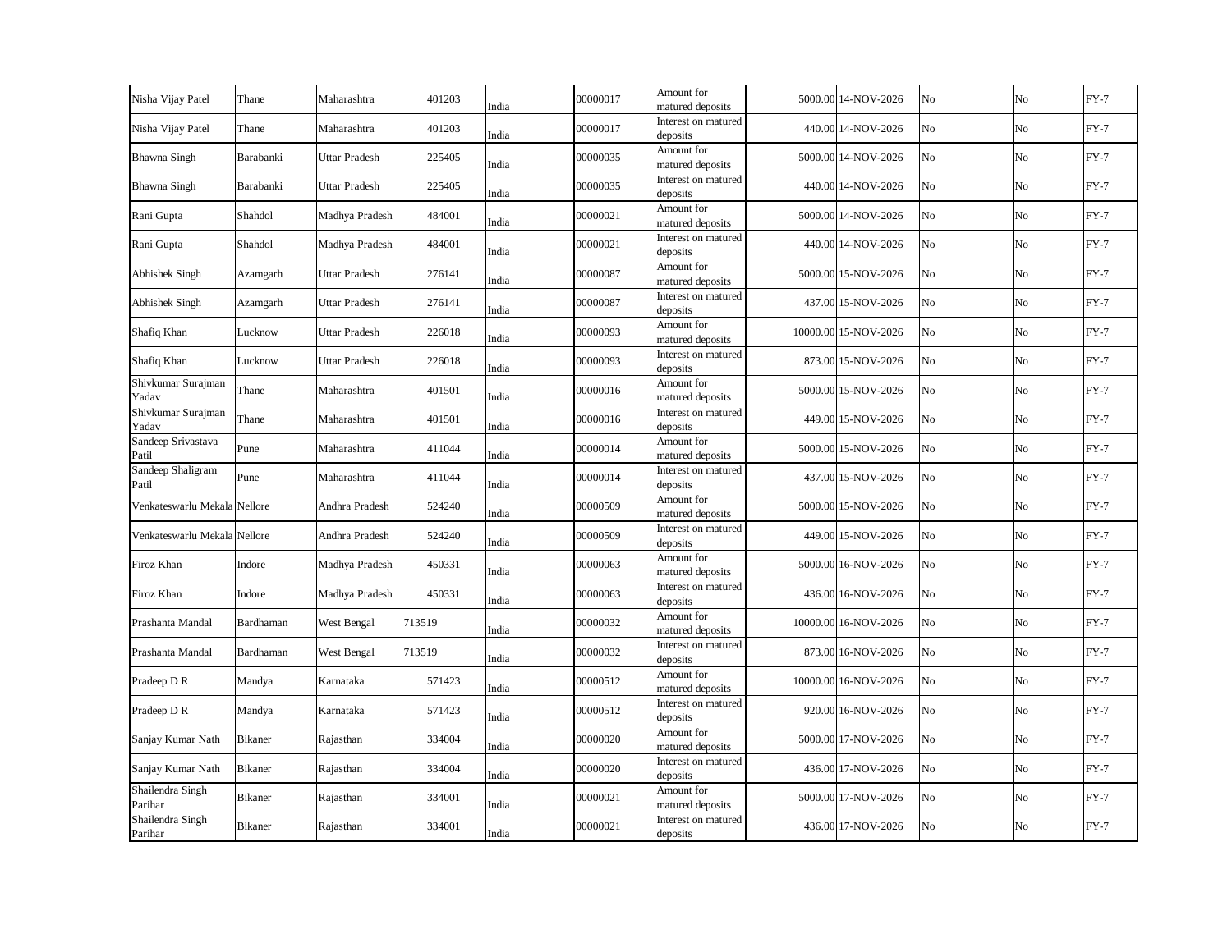| | | | | | | | | | | | |
|---|---|---|---|---|---|---|---|---|---|---|---|
| Nisha Vijay Patel | Thane | Maharashtra | 401203 | India | 00000017 | Amount for matured deposits | 5000.00 | 14-NOV-2026 | No | No | FY-7 |
| Nisha Vijay Patel | Thane | Maharashtra | 401203 | India | 00000017 | Interest on matured deposits | 440.00 | 14-NOV-2026 | No | No | FY-7 |
| Bhawna Singh | Barabanki | Uttar Pradesh | 225405 | India | 00000035 | Amount for matured deposits | 5000.00 | 14-NOV-2026 | No | No | FY-7 |
| Bhawna Singh | Barabanki | Uttar Pradesh | 225405 | India | 00000035 | Interest on matured deposits | 440.00 | 14-NOV-2026 | No | No | FY-7 |
| Rani Gupta | Shahdol | Madhya Pradesh | 484001 | India | 00000021 | Amount for matured deposits | 5000.00 | 14-NOV-2026 | No | No | FY-7 |
| Rani Gupta | Shahdol | Madhya Pradesh | 484001 | India | 00000021 | Interest on matured deposits | 440.00 | 14-NOV-2026 | No | No | FY-7 |
| Abhishek Singh | Azamgarh | Uttar Pradesh | 276141 | India | 00000087 | Amount for matured deposits | 5000.00 | 15-NOV-2026 | No | No | FY-7 |
| Abhishek Singh | Azamgarh | Uttar Pradesh | 276141 | India | 00000087 | Interest on matured deposits | 437.00 | 15-NOV-2026 | No | No | FY-7 |
| Shafiq Khan | Lucknow | Uttar Pradesh | 226018 | India | 00000093 | Amount for matured deposits | 10000.00 | 15-NOV-2026 | No | No | FY-7 |
| Shafiq Khan | Lucknow | Uttar Pradesh | 226018 | India | 00000093 | Interest on matured deposits | 873.00 | 15-NOV-2026 | No | No | FY-7 |
| Shivkumar Surajman Yadav | Thane | Maharashtra | 401501 | India | 00000016 | Amount for matured deposits | 5000.00 | 15-NOV-2026 | No | No | FY-7 |
| Shivkumar Surajman Yadav | Thane | Maharashtra | 401501 | India | 00000016 | Interest on matured deposits | 449.00 | 15-NOV-2026 | No | No | FY-7 |
| Sandeep Srivastava Patil | Pune | Maharashtra | 411044 | India | 00000014 | Amount for matured deposits | 5000.00 | 15-NOV-2026 | No | No | FY-7 |
| Sandeep Shaligram Patil | Pune | Maharashtra | 411044 | India | 00000014 | Interest on matured deposits | 437.00 | 15-NOV-2026 | No | No | FY-7 |
| Venkateswarlu Mekala | Nellore | Andhra Pradesh | 524240 | India | 00000509 | Amount for matured deposits | 5000.00 | 15-NOV-2026 | No | No | FY-7 |
| Venkateswarlu Mekala | Nellore | Andhra Pradesh | 524240 | India | 00000509 | Interest on matured deposits | 449.00 | 15-NOV-2026 | No | No | FY-7 |
| Firoz Khan | Indore | Madhya Pradesh | 450331 | India | 00000063 | Amount for matured deposits | 5000.00 | 16-NOV-2026 | No | No | FY-7 |
| Firoz Khan | Indore | Madhya Pradesh | 450331 | India | 00000063 | Interest on matured deposits | 436.00 | 16-NOV-2026 | No | No | FY-7 |
| Prashanta Mandal | Bardhaman | West Bengal | 713519 | India | 00000032 | Amount for matured deposits | 10000.00 | 16-NOV-2026 | No | No | FY-7 |
| Prashanta Mandal | Bardhaman | West Bengal | 713519 | India | 00000032 | Interest on matured deposits | 873.00 | 16-NOV-2026 | No | No | FY-7 |
| Pradeep D R | Mandya | Karnataka | 571423 | India | 00000512 | Amount for matured deposits | 10000.00 | 16-NOV-2026 | No | No | FY-7 |
| Pradeep D R | Mandya | Karnataka | 571423 | India | 00000512 | Interest on matured deposits | 920.00 | 16-NOV-2026 | No | No | FY-7 |
| Sanjay Kumar Nath | Bikaner | Rajasthan | 334004 | India | 00000020 | Amount for matured deposits | 5000.00 | 17-NOV-2026 | No | No | FY-7 |
| Sanjay Kumar Nath | Bikaner | Rajasthan | 334004 | India | 00000020 | Interest on matured deposits | 436.00 | 17-NOV-2026 | No | No | FY-7 |
| Shailendra Singh Parihar | Bikaner | Rajasthan | 334001 | India | 00000021 | Amount for matured deposits | 5000.00 | 17-NOV-2026 | No | No | FY-7 |
| Shailendra Singh Parihar | Bikaner | Rajasthan | 334001 | India | 00000021 | Interest on matured deposits | 436.00 | 17-NOV-2026 | No | No | FY-7 |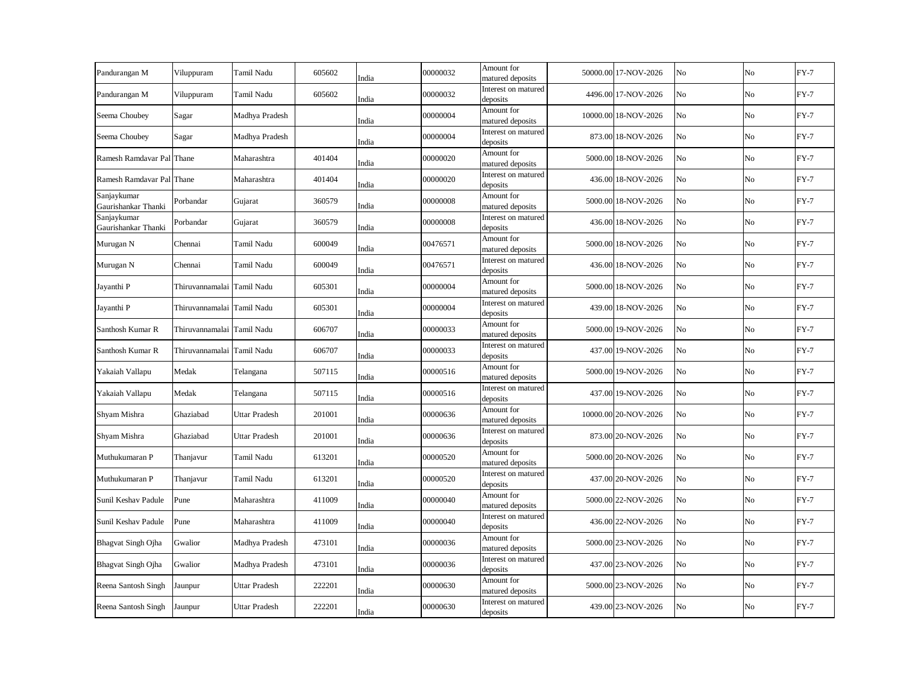| | | | | | | | | | | | |
|---|---|---|---|---|---|---|---|---|---|---|---|
| Pandurangan M | Viluppuram | Tamil Nadu | 605602 | India | 00000032 | Amount for matured deposits | 50000.00 | 17-NOV-2026 | No | No | FY-7 |
| Pandurangan M | Viluppuram | Tamil Nadu | 605602 | India | 00000032 | Interest on matured deposits | 4496.00 | 17-NOV-2026 | No | No | FY-7 |
| Seema Choubey | Sagar | Madhya Pradesh | | India | 00000004 | Amount for matured deposits | 10000.00 | 18-NOV-2026 | No | No | FY-7 |
| Seema Choubey | Sagar | Madhya Pradesh | | India | 00000004 | Interest on matured deposits | 873.00 | 18-NOV-2026 | No | No | FY-7 |
| Ramesh Ramdavar Pal | Thane | Maharashtra | 401404 | India | 00000020 | Amount for matured deposits | 5000.00 | 18-NOV-2026 | No | No | FY-7 |
| Ramesh Ramdavar Pal | Thane | Maharashtra | 401404 | India | 00000020 | Interest on matured deposits | 436.00 | 18-NOV-2026 | No | No | FY-7 |
| Sanjaykumar Gaurishankar Thanki | Porbandar | Gujarat | 360579 | India | 00000008 | Amount for matured deposits | 5000.00 | 18-NOV-2026 | No | No | FY-7 |
| Sanjaykumar Gaurishankar Thanki | Porbandar | Gujarat | 360579 | India | 00000008 | Interest on matured deposits | 436.00 | 18-NOV-2026 | No | No | FY-7 |
| Murugan N | Chennai | Tamil Nadu | 600049 | India | 00476571 | Amount for matured deposits | 5000.00 | 18-NOV-2026 | No | No | FY-7 |
| Murugan N | Chennai | Tamil Nadu | 600049 | India | 00476571 | Interest on matured deposits | 436.00 | 18-NOV-2026 | No | No | FY-7 |
| Jayanthi P | Thiruvannamalai | Tamil Nadu | 605301 | India | 00000004 | Amount for matured deposits | 5000.00 | 18-NOV-2026 | No | No | FY-7 |
| Jayanthi P | Thiruvannamalai | Tamil Nadu | 605301 | India | 00000004 | Interest on matured deposits | 439.00 | 18-NOV-2026 | No | No | FY-7 |
| Santhosh Kumar R | Thiruvannamalai | Tamil Nadu | 606707 | India | 00000033 | Amount for matured deposits | 5000.00 | 19-NOV-2026 | No | No | FY-7 |
| Santhosh Kumar R | Thiruvannamalai | Tamil Nadu | 606707 | India | 00000033 | Interest on matured deposits | 437.00 | 19-NOV-2026 | No | No | FY-7 |
| Yakaiah Vallapu | Medak | Telangana | 507115 | India | 00000516 | Amount for matured deposits | 5000.00 | 19-NOV-2026 | No | No | FY-7 |
| Yakaiah Vallapu | Medak | Telangana | 507115 | India | 00000516 | Interest on matured deposits | 437.00 | 19-NOV-2026 | No | No | FY-7 |
| Shyam Mishra | Ghaziabad | Uttar Pradesh | 201001 | India | 00000636 | Amount for matured deposits | 10000.00 | 20-NOV-2026 | No | No | FY-7 |
| Shyam Mishra | Ghaziabad | Uttar Pradesh | 201001 | India | 00000636 | Interest on matured deposits | 873.00 | 20-NOV-2026 | No | No | FY-7 |
| Muthukumaran P | Thanjavur | Tamil Nadu | 613201 | India | 00000520 | Amount for matured deposits | 5000.00 | 20-NOV-2026 | No | No | FY-7 |
| Muthukumaran P | Thanjavur | Tamil Nadu | 613201 | India | 00000520 | Interest on matured deposits | 437.00 | 20-NOV-2026 | No | No | FY-7 |
| Sunil Keshav Padule | Pune | Maharashtra | 411009 | India | 00000040 | Amount for matured deposits | 5000.00 | 22-NOV-2026 | No | No | FY-7 |
| Sunil Keshav Padule | Pune | Maharashtra | 411009 | India | 00000040 | Interest on matured deposits | 436.00 | 22-NOV-2026 | No | No | FY-7 |
| Bhagvat Singh Ojha | Gwalior | Madhya Pradesh | 473101 | India | 00000036 | Amount for matured deposits | 5000.00 | 23-NOV-2026 | No | No | FY-7 |
| Bhagvat Singh Ojha | Gwalior | Madhya Pradesh | 473101 | India | 00000036 | Interest on matured deposits | 437.00 | 23-NOV-2026 | No | No | FY-7 |
| Reena Santosh Singh | Jaunpur | Uttar Pradesh | 222201 | India | 00000630 | Amount for matured deposits | 5000.00 | 23-NOV-2026 | No | No | FY-7 |
| Reena Santosh Singh | Jaunpur | Uttar Pradesh | 222201 | India | 00000630 | Interest on matured deposits | 439.00 | 23-NOV-2026 | No | No | FY-7 |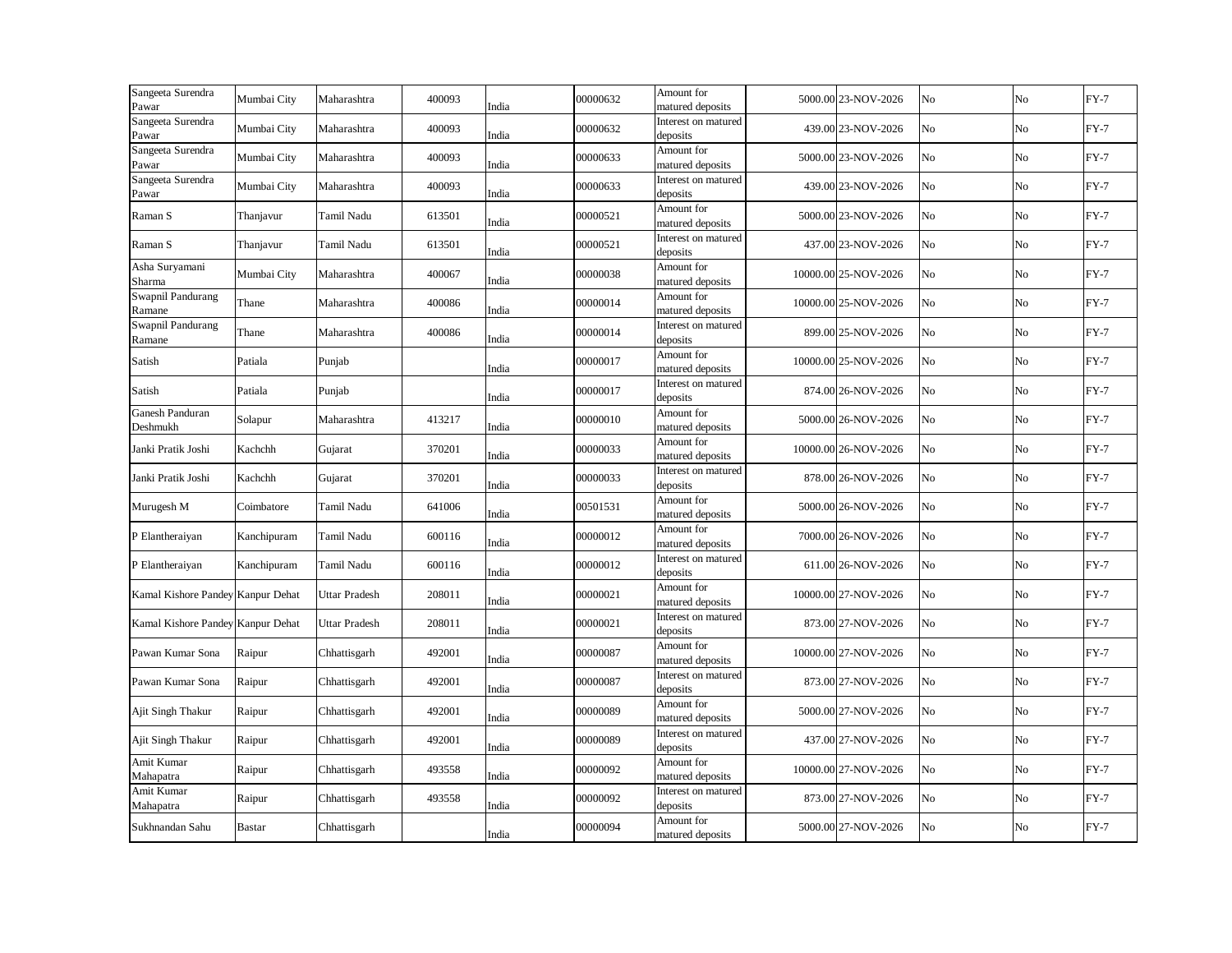| | | | | | | | | | | | |
|---|---|---|---|---|---|---|---|---|---|---|---|
| Sangeeta Surendra Pawar | Mumbai City | Maharashtra | 400093 | India | 00000632 | Amount for matured deposits | 5000.00 | 23-NOV-2026 | No | No | FY-7 |
| Sangeeta Surendra Pawar | Mumbai City | Maharashtra | 400093 | India | 00000632 | Interest on matured deposits | 439.00 | 23-NOV-2026 | No | No | FY-7 |
| Sangeeta Surendra Pawar | Mumbai City | Maharashtra | 400093 | India | 00000633 | Amount for matured deposits | 5000.00 | 23-NOV-2026 | No | No | FY-7 |
| Sangeeta Surendra Pawar | Mumbai City | Maharashtra | 400093 | India | 00000633 | Interest on matured deposits | 439.00 | 23-NOV-2026 | No | No | FY-7 |
| Raman S | Thanjavur | Tamil Nadu | 613501 | India | 00000521 | Amount for matured deposits | 5000.00 | 23-NOV-2026 | No | No | FY-7 |
| Raman S | Thanjavur | Tamil Nadu | 613501 | India | 00000521 | Interest on matured deposits | 437.00 | 23-NOV-2026 | No | No | FY-7 |
| Asha Suryamani Sharma | Mumbai City | Maharashtra | 400067 | India | 00000038 | Amount for matured deposits | 10000.00 | 25-NOV-2026 | No | No | FY-7 |
| Swapnil Pandurang Ramane | Thane | Maharashtra | 400086 | India | 00000014 | Amount for matured deposits | 10000.00 | 25-NOV-2026 | No | No | FY-7 |
| Swapnil Pandurang Ramane | Thane | Maharashtra | 400086 | India | 00000014 | Interest on matured deposits | 899.00 | 25-NOV-2026 | No | No | FY-7 |
| Satish | Patiala | Punjab | | India | 00000017 | Amount for matured deposits | 10000.00 | 25-NOV-2026 | No | No | FY-7 |
| Satish | Patiala | Punjab | | India | 00000017 | Interest on matured deposits | 874.00 | 26-NOV-2026 | No | No | FY-7 |
| Ganesh Panduran Deshmukh | Solapur | Maharashtra | 413217 | India | 00000010 | Amount for matured deposits | 5000.00 | 26-NOV-2026 | No | No | FY-7 |
| Janki Pratik Joshi | Kachchh | Gujarat | 370201 | India | 00000033 | Amount for matured deposits | 10000.00 | 26-NOV-2026 | No | No | FY-7 |
| Janki Pratik Joshi | Kachchh | Gujarat | 370201 | India | 00000033 | Interest on matured deposits | 878.00 | 26-NOV-2026 | No | No | FY-7 |
| Murugesh M | Coimbatore | Tamil Nadu | 641006 | India | 00501531 | Amount for matured deposits | 5000.00 | 26-NOV-2026 | No | No | FY-7 |
| P Elantheraiyan | Kanchipuram | Tamil Nadu | 600116 | India | 00000012 | Amount for matured deposits | 7000.00 | 26-NOV-2026 | No | No | FY-7 |
| P Elantheraiyan | Kanchipuram | Tamil Nadu | 600116 | India | 00000012 | Interest on matured deposits | 611.00 | 26-NOV-2026 | No | No | FY-7 |
| Kamal Kishore Pandey | Kanpur Dehat | Uttar Pradesh | 208011 | India | 00000021 | Amount for matured deposits | 10000.00 | 27-NOV-2026 | No | No | FY-7 |
| Kamal Kishore Pandey | Kanpur Dehat | Uttar Pradesh | 208011 | India | 00000021 | Interest on matured deposits | 873.00 | 27-NOV-2026 | No | No | FY-7 |
| Pawan Kumar Sona | Raipur | Chhattisgarh | 492001 | India | 00000087 | Amount for matured deposits | 10000.00 | 27-NOV-2026 | No | No | FY-7 |
| Pawan Kumar Sona | Raipur | Chhattisgarh | 492001 | India | 00000087 | Interest on matured deposits | 873.00 | 27-NOV-2026 | No | No | FY-7 |
| Ajit Singh Thakur | Raipur | Chhattisgarh | 492001 | India | 00000089 | Amount for matured deposits | 5000.00 | 27-NOV-2026 | No | No | FY-7 |
| Ajit Singh Thakur | Raipur | Chhattisgarh | 492001 | India | 00000089 | Interest on matured deposits | 437.00 | 27-NOV-2026 | No | No | FY-7 |
| Amit Kumar Mahapatra | Raipur | Chhattisgarh | 493558 | India | 00000092 | Amount for matured deposits | 10000.00 | 27-NOV-2026 | No | No | FY-7 |
| Amit Kumar Mahapatra | Raipur | Chhattisgarh | 493558 | India | 00000092 | Interest on matured deposits | 873.00 | 27-NOV-2026 | No | No | FY-7 |
| Sukhnandan Sahu | Bastar | Chhattisgarh | | India | 00000094 | Amount for matured deposits | 5000.00 | 27-NOV-2026 | No | No | FY-7 |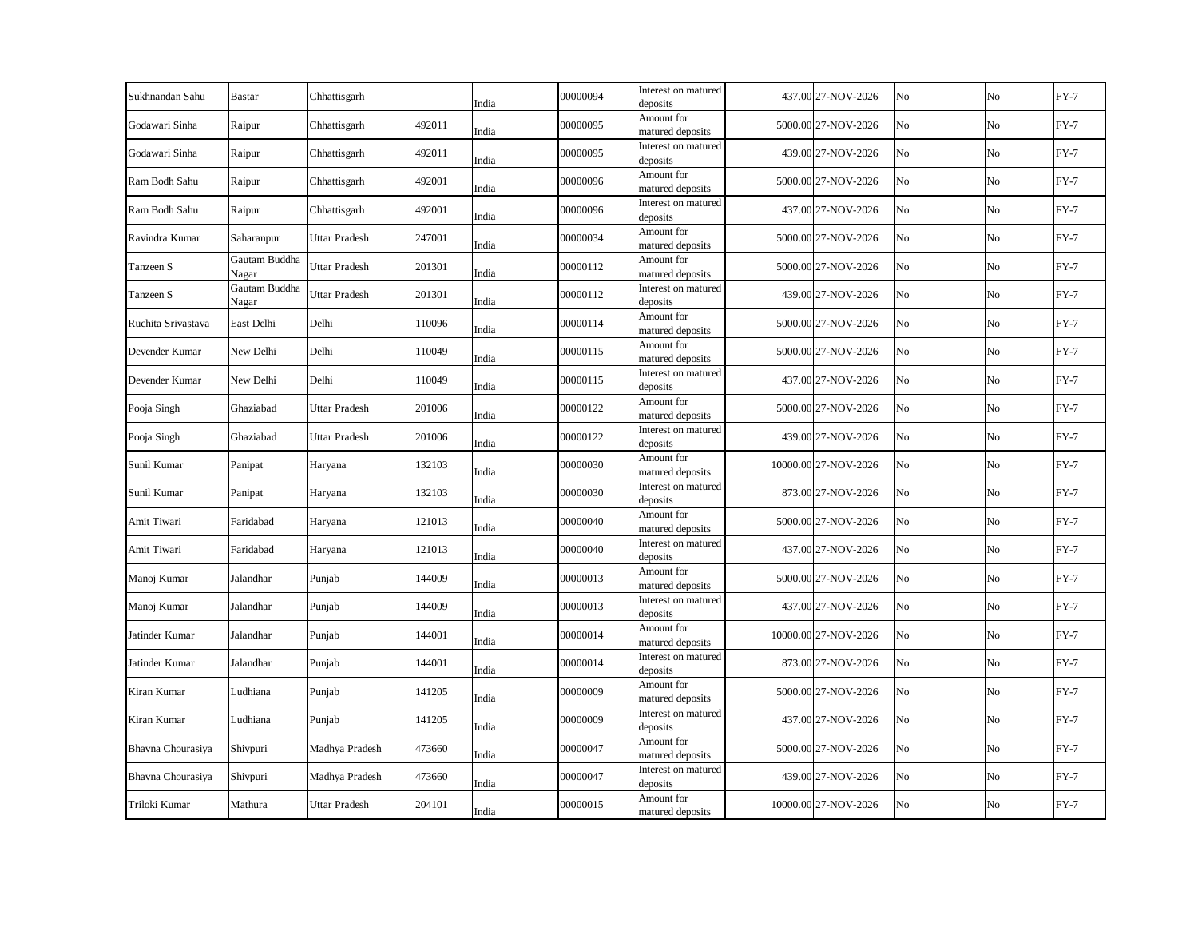| | | | | | | | | | | | |
|---|---|---|---|---|---|---|---|---|---|---|---|
| Sukhnandan Sahu | Bastar | Chhattisgarh | | India | 00000094 | Interest on matured deposits | 437.00 | 27-NOV-2026 | No | No | FY-7 |
| Godawari Sinha | Raipur | Chhattisgarh | 492011 | India | 00000095 | Amount for matured deposits | 5000.00 | 27-NOV-2026 | No | No | FY-7 |
| Godawari Sinha | Raipur | Chhattisgarh | 492011 | India | 00000095 | Interest on matured deposits | 439.00 | 27-NOV-2026 | No | No | FY-7 |
| Ram Bodh Sahu | Raipur | Chhattisgarh | 492001 | India | 00000096 | Amount for matured deposits | 5000.00 | 27-NOV-2026 | No | No | FY-7 |
| Ram Bodh Sahu | Raipur | Chhattisgarh | 492001 | India | 00000096 | Interest on matured deposits | 437.00 | 27-NOV-2026 | No | No | FY-7 |
| Ravindra Kumar | Saharanpur | Uttar Pradesh | 247001 | India | 00000034 | Amount for matured deposits | 5000.00 | 27-NOV-2026 | No | No | FY-7 |
| Tanzeen S | Gautam Buddha Nagar | Uttar Pradesh | 201301 | India | 00000112 | Amount for matured deposits | 5000.00 | 27-NOV-2026 | No | No | FY-7 |
| Tanzeen S | Gautam Buddha Nagar | Uttar Pradesh | 201301 | India | 00000112 | Interest on matured deposits | 439.00 | 27-NOV-2026 | No | No | FY-7 |
| Ruchita Srivastava | East Delhi | Delhi | 110096 | India | 00000114 | Amount for matured deposits | 5000.00 | 27-NOV-2026 | No | No | FY-7 |
| Devender Kumar | New Delhi | Delhi | 110049 | India | 00000115 | Amount for matured deposits | 5000.00 | 27-NOV-2026 | No | No | FY-7 |
| Devender Kumar | New Delhi | Delhi | 110049 | India | 00000115 | Interest on matured deposits | 437.00 | 27-NOV-2026 | No | No | FY-7 |
| Pooja Singh | Ghaziabad | Uttar Pradesh | 201006 | India | 00000122 | Amount for matured deposits | 5000.00 | 27-NOV-2026 | No | No | FY-7 |
| Pooja Singh | Ghaziabad | Uttar Pradesh | 201006 | India | 00000122 | Interest on matured deposits | 439.00 | 27-NOV-2026 | No | No | FY-7 |
| Sunil Kumar | Panipat | Haryana | 132103 | India | 00000030 | Amount for matured deposits | 10000.00 | 27-NOV-2026 | No | No | FY-7 |
| Sunil Kumar | Panipat | Haryana | 132103 | India | 00000030 | Interest on matured deposits | 873.00 | 27-NOV-2026 | No | No | FY-7 |
| Amit Tiwari | Faridabad | Haryana | 121013 | India | 00000040 | Amount for matured deposits | 5000.00 | 27-NOV-2026 | No | No | FY-7 |
| Amit Tiwari | Faridabad | Haryana | 121013 | India | 00000040 | Interest on matured deposits | 437.00 | 27-NOV-2026 | No | No | FY-7 |
| Manoj Kumar | Jalandhar | Punjab | 144009 | India | 00000013 | Amount for matured deposits | 5000.00 | 27-NOV-2026 | No | No | FY-7 |
| Manoj Kumar | Jalandhar | Punjab | 144009 | India | 00000013 | Interest on matured deposits | 437.00 | 27-NOV-2026 | No | No | FY-7 |
| Jatinder Kumar | Jalandhar | Punjab | 144001 | India | 00000014 | Amount for matured deposits | 10000.00 | 27-NOV-2026 | No | No | FY-7 |
| Jatinder Kumar | Jalandhar | Punjab | 144001 | India | 00000014 | Interest on matured deposits | 873.00 | 27-NOV-2026 | No | No | FY-7 |
| Kiran Kumar | Ludhiana | Punjab | 141205 | India | 00000009 | Amount for matured deposits | 5000.00 | 27-NOV-2026 | No | No | FY-7 |
| Kiran Kumar | Ludhiana | Punjab | 141205 | India | 00000009 | Interest on matured deposits | 437.00 | 27-NOV-2026 | No | No | FY-7 |
| Bhavna Chourasiya | Shivpuri | Madhya Pradesh | 473660 | India | 00000047 | Amount for matured deposits | 5000.00 | 27-NOV-2026 | No | No | FY-7 |
| Bhavna Chourasiya | Shivpuri | Madhya Pradesh | 473660 | India | 00000047 | Interest on matured deposits | 439.00 | 27-NOV-2026 | No | No | FY-7 |
| Triloki Kumar | Mathura | Uttar Pradesh | 204101 | India | 00000015 | Amount for matured deposits | 10000.00 | 27-NOV-2026 | No | No | FY-7 |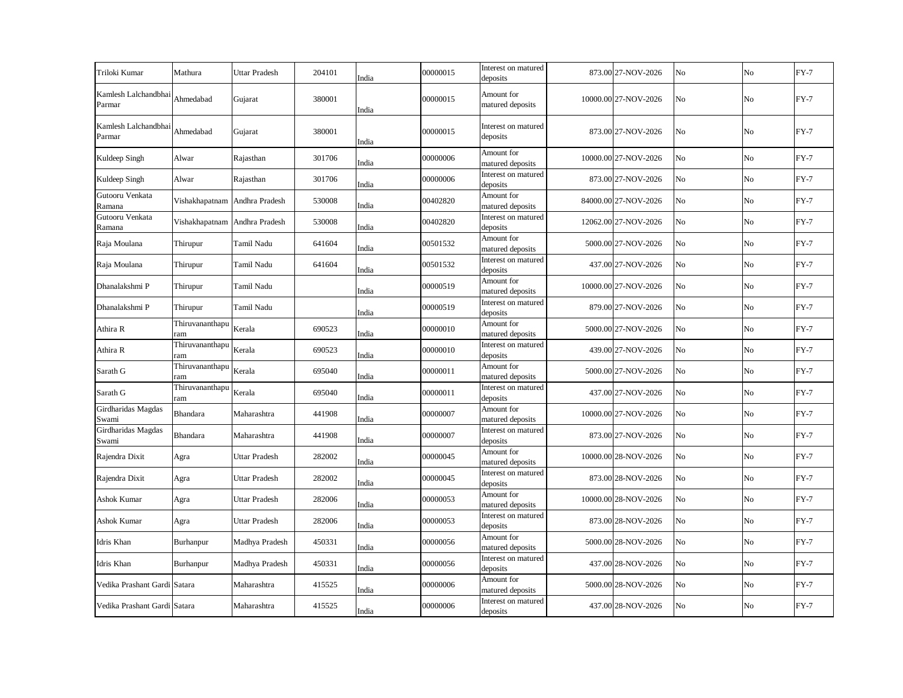| | | | | | | | | | | | |
|---|---|---|---|---|---|---|---|---|---|---|---|
| Triloki Kumar | Mathura | Uttar Pradesh | 204101 | India | 00000015 | Interest on matured deposits | 873.00 | 27-NOV-2026 | No | No | FY-7 |
| Kamlesh Lalchandbhai Parmar | Ahmedabad | Gujarat | 380001 | India | 00000015 | Amount for matured deposits | 10000.00 | 27-NOV-2026 | No | No | FY-7 |
| Kamlesh Lalchandbhai Parmar | Ahmedabad | Gujarat | 380001 | India | 00000015 | Interest on matured deposits | 873.00 | 27-NOV-2026 | No | No | FY-7 |
| Kuldeep Singh | Alwar | Rajasthan | 301706 | India | 00000006 | Amount for matured deposits | 10000.00 | 27-NOV-2026 | No | No | FY-7 |
| Kuldeep Singh | Alwar | Rajasthan | 301706 | India | 00000006 | Interest on matured deposits | 873.00 | 27-NOV-2026 | No | No | FY-7 |
| Gutooru Venkata Ramana | Vishakhapatnam | Andhra Pradesh | 530008 | India | 00402820 | Amount for matured deposits | 84000.00 | 27-NOV-2026 | No | No | FY-7 |
| Gutooru Venkata Ramana | Vishakhapatnam | Andhra Pradesh | 530008 | India | 00402820 | Interest on matured deposits | 12062.00 | 27-NOV-2026 | No | No | FY-7 |
| Raja Moulana | Thirupur | Tamil Nadu | 641604 | India | 00501532 | Amount for matured deposits | 5000.00 | 27-NOV-2026 | No | No | FY-7 |
| Raja Moulana | Thirupur | Tamil Nadu | 641604 | India | 00501532 | Interest on matured deposits | 437.00 | 27-NOV-2026 | No | No | FY-7 |
| Dhanalakshmi P | Thirupur | Tamil Nadu | | India | 00000519 | Amount for matured deposits | 10000.00 | 27-NOV-2026 | No | No | FY-7 |
| Dhanalakshmi P | Thirupur | Tamil Nadu | | India | 00000519 | Interest on matured deposits | 879.00 | 27-NOV-2026 | No | No | FY-7 |
| Athira R | Thiruvananthapuram | Kerala | 690523 | India | 00000010 | Amount for matured deposits | 5000.00 | 27-NOV-2026 | No | No | FY-7 |
| Athira R | Thiruvananthapuram | Kerala | 690523 | India | 00000010 | Interest on matured deposits | 439.00 | 27-NOV-2026 | No | No | FY-7 |
| Sarath G | Thiruvananthapuram | Kerala | 695040 | India | 00000011 | Amount for matured deposits | 5000.00 | 27-NOV-2026 | No | No | FY-7 |
| Sarath G | Thiruvananthapuram | Kerala | 695040 | India | 00000011 | Interest on matured deposits | 437.00 | 27-NOV-2026 | No | No | FY-7 |
| Girdharidas Magdas Swami | Bhandara | Maharashtra | 441908 | India | 00000007 | Amount for matured deposits | 10000.00 | 27-NOV-2026 | No | No | FY-7 |
| Girdharidas Magdas Swami | Bhandara | Maharashtra | 441908 | India | 00000007 | Interest on matured deposits | 873.00 | 27-NOV-2026 | No | No | FY-7 |
| Rajendra Dixit | Agra | Uttar Pradesh | 282002 | India | 00000045 | Amount for matured deposits | 10000.00 | 28-NOV-2026 | No | No | FY-7 |
| Rajendra Dixit | Agra | Uttar Pradesh | 282002 | India | 00000045 | Interest on matured deposits | 873.00 | 28-NOV-2026 | No | No | FY-7 |
| Ashok Kumar | Agra | Uttar Pradesh | 282006 | India | 00000053 | Amount for matured deposits | 10000.00 | 28-NOV-2026 | No | No | FY-7 |
| Ashok Kumar | Agra | Uttar Pradesh | 282006 | India | 00000053 | Interest on matured deposits | 873.00 | 28-NOV-2026 | No | No | FY-7 |
| Idris Khan | Burhanpur | Madhya Pradesh | 450331 | India | 00000056 | Amount for matured deposits | 5000.00 | 28-NOV-2026 | No | No | FY-7 |
| Idris Khan | Burhanpur | Madhya Pradesh | 450331 | India | 00000056 | Interest on matured deposits | 437.00 | 28-NOV-2026 | No | No | FY-7 |
| Vedika Prashant Gardi | Satara | Maharashtra | 415525 | India | 00000006 | Amount for matured deposits | 5000.00 | 28-NOV-2026 | No | No | FY-7 |
| Vedika Prashant Gardi | Satara | Maharashtra | 415525 | India | 00000006 | Interest on matured deposits | 437.00 | 28-NOV-2026 | No | No | FY-7 |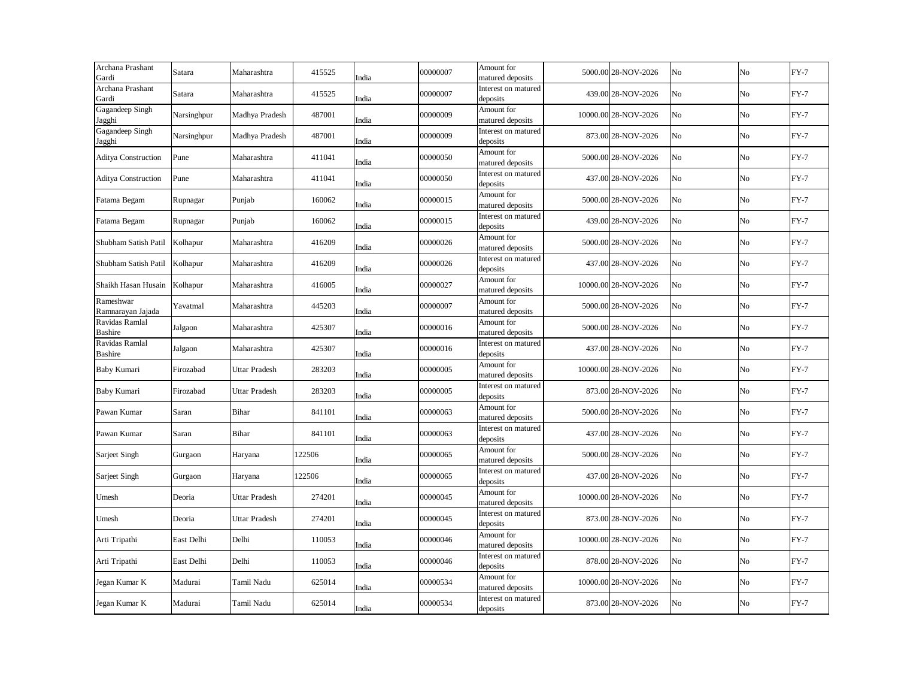| | | | | | | | | | | | |
|---|---|---|---|---|---|---|---|---|---|---|---|
| Archana Prashant Gardi | Satara | Maharashtra | 415525 | India | 00000007 | Amount for matured deposits | 5000.00 | 28-NOV-2026 | No | No | FY-7 |
| Archana Prashant Gardi | Satara | Maharashtra | 415525 | India | 00000007 | Interest on matured deposits | 439.00 | 28-NOV-2026 | No | No | FY-7 |
| Gagandeep Singh Jagghi | Narsinghpur | Madhya Pradesh | 487001 | India | 00000009 | Amount for matured deposits | 10000.00 | 28-NOV-2026 | No | No | FY-7 |
| Gagandeep Singh Jagghi | Narsinghpur | Madhya Pradesh | 487001 | India | 00000009 | Interest on matured deposits | 873.00 | 28-NOV-2026 | No | No | FY-7 |
| Aditya Construction | Pune | Maharashtra | 411041 | India | 00000050 | Amount for matured deposits | 5000.00 | 28-NOV-2026 | No | No | FY-7 |
| Aditya Construction | Pune | Maharashtra | 411041 | India | 00000050 | Interest on matured deposits | 437.00 | 28-NOV-2026 | No | No | FY-7 |
| Fatama Begam | Rupnagar | Punjab | 160062 | India | 00000015 | Amount for matured deposits | 5000.00 | 28-NOV-2026 | No | No | FY-7 |
| Fatama Begam | Rupnagar | Punjab | 160062 | India | 00000015 | Interest on matured deposits | 439.00 | 28-NOV-2026 | No | No | FY-7 |
| Shubham Satish Patil | Kolhapur | Maharashtra | 416209 | India | 00000026 | Amount for matured deposits | 5000.00 | 28-NOV-2026 | No | No | FY-7 |
| Shubham Satish Patil | Kolhapur | Maharashtra | 416209 | India | 00000026 | Interest on matured deposits | 437.00 | 28-NOV-2026 | No | No | FY-7 |
| Shaikh Hasan Husain | Kolhapur | Maharashtra | 416005 | India | 00000027 | Amount for matured deposits | 10000.00 | 28-NOV-2026 | No | No | FY-7 |
| Rameshwar Ramnarayan Jajada | Yavatmal | Maharashtra | 445203 | India | 00000007 | Amount for matured deposits | 5000.00 | 28-NOV-2026 | No | No | FY-7 |
| Ravidas Ramlal Bashire | Jalgaon | Maharashtra | 425307 | India | 00000016 | Amount for matured deposits | 5000.00 | 28-NOV-2026 | No | No | FY-7 |
| Ravidas Ramlal Bashire | Jalgaon | Maharashtra | 425307 | India | 00000016 | Interest on matured deposits | 437.00 | 28-NOV-2026 | No | No | FY-7 |
| Baby Kumari | Firozabad | Uttar Pradesh | 283203 | India | 00000005 | Amount for matured deposits | 10000.00 | 28-NOV-2026 | No | No | FY-7 |
| Baby Kumari | Firozabad | Uttar Pradesh | 283203 | India | 00000005 | Interest on matured deposits | 873.00 | 28-NOV-2026 | No | No | FY-7 |
| Pawan Kumar | Saran | Bihar | 841101 | India | 00000063 | Amount for matured deposits | 5000.00 | 28-NOV-2026 | No | No | FY-7 |
| Pawan Kumar | Saran | Bihar | 841101 | India | 00000063 | Interest on matured deposits | 437.00 | 28-NOV-2026 | No | No | FY-7 |
| Sarjeet Singh | Gurgaon | Haryana | 122506 | India | 00000065 | Amount for matured deposits | 5000.00 | 28-NOV-2026 | No | No | FY-7 |
| Sarjeet Singh | Gurgaon | Haryana | 122506 | India | 00000065 | Interest on matured deposits | 437.00 | 28-NOV-2026 | No | No | FY-7 |
| Umesh | Deoria | Uttar Pradesh | 274201 | India | 00000045 | Amount for matured deposits | 10000.00 | 28-NOV-2026 | No | No | FY-7 |
| Umesh | Deoria | Uttar Pradesh | 274201 | India | 00000045 | Interest on matured deposits | 873.00 | 28-NOV-2026 | No | No | FY-7 |
| Arti Tripathi | East Delhi | Delhi | 110053 | India | 00000046 | Amount for matured deposits | 10000.00 | 28-NOV-2026 | No | No | FY-7 |
| Arti Tripathi | East Delhi | Delhi | 110053 | India | 00000046 | Interest on matured deposits | 878.00 | 28-NOV-2026 | No | No | FY-7 |
| Jegan Kumar K | Madurai | Tamil Nadu | 625014 | India | 00000534 | Amount for matured deposits | 10000.00 | 28-NOV-2026 | No | No | FY-7 |
| Jegan Kumar K | Madurai | Tamil Nadu | 625014 | India | 00000534 | Interest on matured deposits | 873.00 | 28-NOV-2026 | No | No | FY-7 |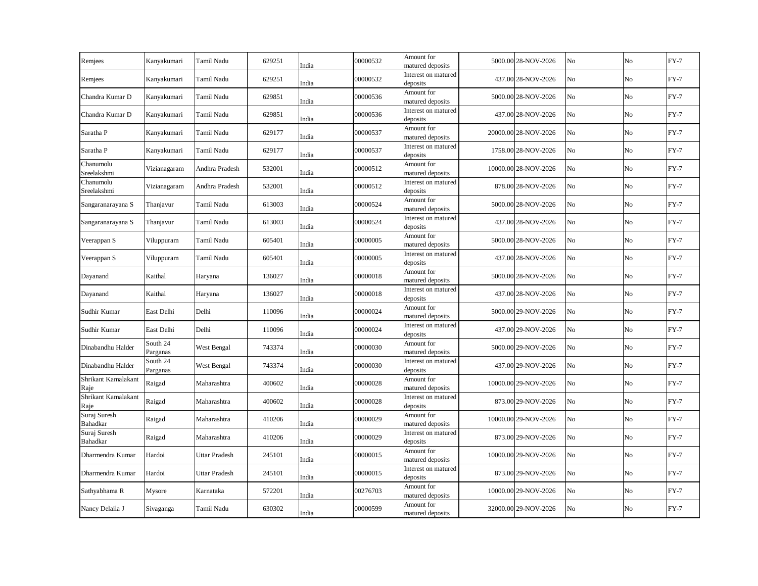| | | | | | | | | | | | |
|---|---|---|---|---|---|---|---|---|---|---|---|
| Remjees | Kanyakumari | Tamil Nadu | 629251 | India | 00000532 | Amount for matured deposits | 5000.00 | 28-NOV-2026 | No | No | FY-7 |
| Remjees | Kanyakumari | Tamil Nadu | 629251 | India | 00000532 | Interest on matured deposits | 437.00 | 28-NOV-2026 | No | No | FY-7 |
| Chandra Kumar D | Kanyakumari | Tamil Nadu | 629851 | India | 00000536 | Amount for matured deposits | 5000.00 | 28-NOV-2026 | No | No | FY-7 |
| Chandra Kumar D | Kanyakumari | Tamil Nadu | 629851 | India | 00000536 | Interest on matured deposits | 437.00 | 28-NOV-2026 | No | No | FY-7 |
| Saratha P | Kanyakumari | Tamil Nadu | 629177 | India | 00000537 | Amount for matured deposits | 20000.00 | 28-NOV-2026 | No | No | FY-7 |
| Saratha P | Kanyakumari | Tamil Nadu | 629177 | India | 00000537 | Interest on matured deposits | 1758.00 | 28-NOV-2026 | No | No | FY-7 |
| Chanumolu Sreelakshmi | Vizianagaram | Andhra Pradesh | 532001 | India | 00000512 | Amount for matured deposits | 10000.00 | 28-NOV-2026 | No | No | FY-7 |
| Chanumolu Sreelakshmi | Vizianagaram | Andhra Pradesh | 532001 | India | 00000512 | Interest on matured deposits | 878.00 | 28-NOV-2026 | No | No | FY-7 |
| Sangaranarayana S | Thanjavur | Tamil Nadu | 613003 | India | 00000524 | Amount for matured deposits | 5000.00 | 28-NOV-2026 | No | No | FY-7 |
| Sangaranarayana S | Thanjavur | Tamil Nadu | 613003 | India | 00000524 | Interest on matured deposits | 437.00 | 28-NOV-2026 | No | No | FY-7 |
| Veerappan S | Viluppuram | Tamil Nadu | 605401 | India | 00000005 | Amount for matured deposits | 5000.00 | 28-NOV-2026 | No | No | FY-7 |
| Veerappan S | Viluppuram | Tamil Nadu | 605401 | India | 00000005 | Interest on matured deposits | 437.00 | 28-NOV-2026 | No | No | FY-7 |
| Dayanand | Kaithal | Haryana | 136027 | India | 00000018 | Amount for matured deposits | 5000.00 | 28-NOV-2026 | No | No | FY-7 |
| Dayanand | Kaithal | Haryana | 136027 | India | 00000018 | Interest on matured deposits | 437.00 | 28-NOV-2026 | No | No | FY-7 |
| Sudhir Kumar | East Delhi | Delhi | 110096 | India | 00000024 | Amount for matured deposits | 5000.00 | 29-NOV-2026 | No | No | FY-7 |
| Sudhir Kumar | East Delhi | Delhi | 110096 | India | 00000024 | Interest on matured deposits | 437.00 | 29-NOV-2026 | No | No | FY-7 |
| Dinabandhu Halder | South 24 Parganas | West Bengal | 743374 | India | 00000030 | Amount for matured deposits | 5000.00 | 29-NOV-2026 | No | No | FY-7 |
| Dinabandhu Halder | South 24 Parganas | West Bengal | 743374 | India | 00000030 | Interest on matured deposits | 437.00 | 29-NOV-2026 | No | No | FY-7 |
| Shrikant Kamalakant Raje | Raigad | Maharashtra | 400602 | India | 00000028 | Amount for matured deposits | 10000.00 | 29-NOV-2026 | No | No | FY-7 |
| Shrikant Kamalakant Raje | Raigad | Maharashtra | 400602 | India | 00000028 | Interest on matured deposits | 873.00 | 29-NOV-2026 | No | No | FY-7 |
| Suraj Suresh Bahadkar | Raigad | Maharashtra | 410206 | India | 00000029 | Amount for matured deposits | 10000.00 | 29-NOV-2026 | No | No | FY-7 |
| Suraj Suresh Bahadkar | Raigad | Maharashtra | 410206 | India | 00000029 | Interest on matured deposits | 873.00 | 29-NOV-2026 | No | No | FY-7 |
| Dharmendra Kumar | Hardoi | Uttar Pradesh | 245101 | India | 00000015 | Amount for matured deposits | 10000.00 | 29-NOV-2026 | No | No | FY-7 |
| Dharmendra Kumar | Hardoi | Uttar Pradesh | 245101 | India | 00000015 | Interest on matured deposits | 873.00 | 29-NOV-2026 | No | No | FY-7 |
| Sathyabhama R | Mysore | Karnataka | 572201 | India | 00276703 | Amount for matured deposits | 10000.00 | 29-NOV-2026 | No | No | FY-7 |
| Nancy Delaila J | Sivaganga | Tamil Nadu | 630302 | India | 00000599 | Amount for matured deposits | 32000.00 | 29-NOV-2026 | No | No | FY-7 |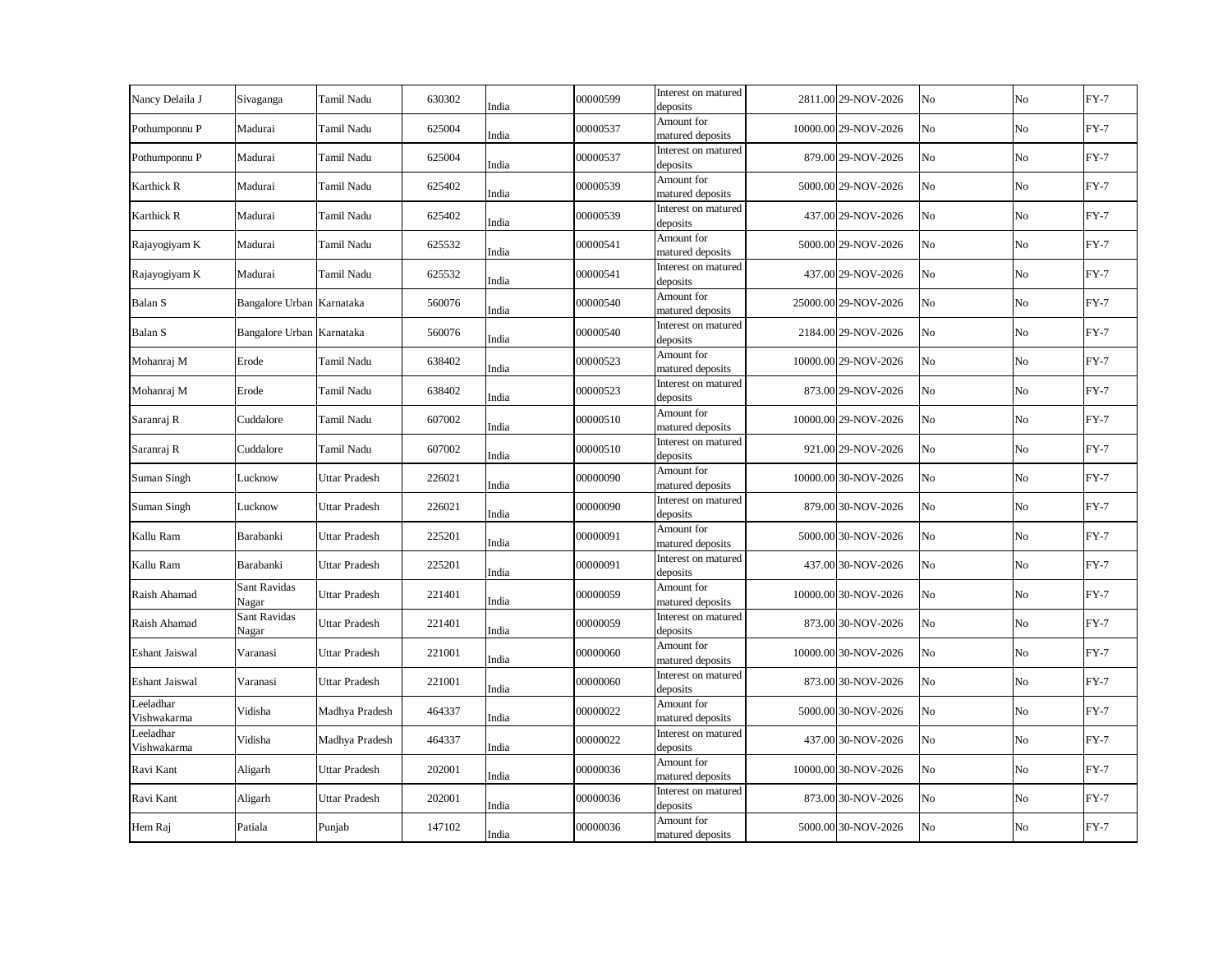| | | | | | | | | | | | |
|---|---|---|---|---|---|---|---|---|---|---|---|
| Nancy Delaila J | Sivaganga | Tamil Nadu | 630302 | India | 00000599 | Interest on matured deposits | 2811.00 | 29-NOV-2026 | No | No | FY-7 |
| Pothumponnu P | Madurai | Tamil Nadu | 625004 | India | 00000537 | Amount for matured deposits | 10000.00 | 29-NOV-2026 | No | No | FY-7 |
| Pothumponnu P | Madurai | Tamil Nadu | 625004 | India | 00000537 | Interest on matured deposits | 879.00 | 29-NOV-2026 | No | No | FY-7 |
| Karthick R | Madurai | Tamil Nadu | 625402 | India | 00000539 | Amount for matured deposits | 5000.00 | 29-NOV-2026 | No | No | FY-7 |
| Karthick R | Madurai | Tamil Nadu | 625402 | India | 00000539 | Interest on matured deposits | 437.00 | 29-NOV-2026 | No | No | FY-7 |
| Rajayogiyam K | Madurai | Tamil Nadu | 625532 | India | 00000541 | Amount for matured deposits | 5000.00 | 29-NOV-2026 | No | No | FY-7 |
| Rajayogiyam K | Madurai | Tamil Nadu | 625532 | India | 00000541 | Interest on matured deposits | 437.00 | 29-NOV-2026 | No | No | FY-7 |
| Balan S | Bangalore Urban | Karnataka | 560076 | India | 00000540 | Amount for matured deposits | 25000.00 | 29-NOV-2026 | No | No | FY-7 |
| Balan S | Bangalore Urban | Karnataka | 560076 | India | 00000540 | Interest on matured deposits | 2184.00 | 29-NOV-2026 | No | No | FY-7 |
| Mohanraj M | Erode | Tamil Nadu | 638402 | India | 00000523 | Amount for matured deposits | 10000.00 | 29-NOV-2026 | No | No | FY-7 |
| Mohanraj M | Erode | Tamil Nadu | 638402 | India | 00000523 | Interest on matured deposits | 873.00 | 29-NOV-2026 | No | No | FY-7 |
| Saranraj R | Cuddalore | Tamil Nadu | 607002 | India | 00000510 | Amount for matured deposits | 10000.00 | 29-NOV-2026 | No | No | FY-7 |
| Saranraj R | Cuddalore | Tamil Nadu | 607002 | India | 00000510 | Interest on matured deposits | 921.00 | 29-NOV-2026 | No | No | FY-7 |
| Suman Singh | Lucknow | Uttar Pradesh | 226021 | India | 00000090 | Amount for matured deposits | 10000.00 | 30-NOV-2026 | No | No | FY-7 |
| Suman Singh | Lucknow | Uttar Pradesh | 226021 | India | 00000090 | Interest on matured deposits | 879.00 | 30-NOV-2026 | No | No | FY-7 |
| Kallu Ram | Barabanki | Uttar Pradesh | 225201 | India | 00000091 | Amount for matured deposits | 5000.00 | 30-NOV-2026 | No | No | FY-7 |
| Kallu Ram | Barabanki | Uttar Pradesh | 225201 | India | 00000091 | Interest on matured deposits | 437.00 | 30-NOV-2026 | No | No | FY-7 |
| Raish Ahamad | Sant Ravidas Nagar | Uttar Pradesh | 221401 | India | 00000059 | Amount for matured deposits | 10000.00 | 30-NOV-2026 | No | No | FY-7 |
| Raish Ahamad | Sant Ravidas Nagar | Uttar Pradesh | 221401 | India | 00000059 | Interest on matured deposits | 873.00 | 30-NOV-2026 | No | No | FY-7 |
| Eshant Jaiswal | Varanasi | Uttar Pradesh | 221001 | India | 00000060 | Amount for matured deposits | 10000.00 | 30-NOV-2026 | No | No | FY-7 |
| Eshant Jaiswal | Varanasi | Uttar Pradesh | 221001 | India | 00000060 | Interest on matured deposits | 873.00 | 30-NOV-2026 | No | No | FY-7 |
| Leeladhar Vishwakarma | Vidisha | Madhya Pradesh | 464337 | India | 00000022 | Amount for matured deposits | 5000.00 | 30-NOV-2026 | No | No | FY-7 |
| Leeladhar Vishwakarma | Vidisha | Madhya Pradesh | 464337 | India | 00000022 | Interest on matured deposits | 437.00 | 30-NOV-2026 | No | No | FY-7 |
| Ravi Kant | Aligarh | Uttar Pradesh | 202001 | India | 00000036 | Amount for matured deposits | 10000.00 | 30-NOV-2026 | No | No | FY-7 |
| Ravi Kant | Aligarh | Uttar Pradesh | 202001 | India | 00000036 | Interest on matured deposits | 873.00 | 30-NOV-2026 | No | No | FY-7 |
| Hem Raj | Patiala | Punjab | 147102 | India | 00000036 | Amount for matured deposits | 5000.00 | 30-NOV-2026 | No | No | FY-7 |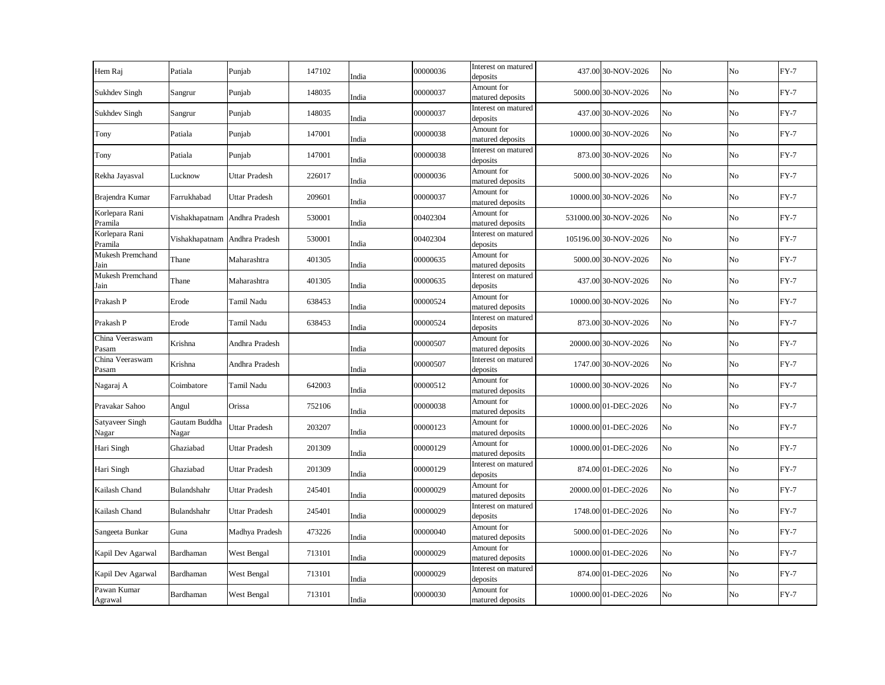| | | | | | | | | | | | |
|---|---|---|---|---|---|---|---|---|---|---|---|
| Hem Raj | Patiala | Punjab | 147102 | India | 00000036 | Interest on matured deposits | 437.00 | 30-NOV-2026 | No | No | FY-7 |
| Sukhdev Singh | Sangrur | Punjab | 148035 | India | 00000037 | Amount for matured deposits | 5000.00 | 30-NOV-2026 | No | No | FY-7 |
| Sukhdev Singh | Sangrur | Punjab | 148035 | India | 00000037 | Interest on matured deposits | 437.00 | 30-NOV-2026 | No | No | FY-7 |
| Tony | Patiala | Punjab | 147001 | India | 00000038 | Amount for matured deposits | 10000.00 | 30-NOV-2026 | No | No | FY-7 |
| Tony | Patiala | Punjab | 147001 | India | 00000038 | Interest on matured deposits | 873.00 | 30-NOV-2026 | No | No | FY-7 |
| Rekha Jayasval | Lucknow | Uttar Pradesh | 226017 | India | 00000036 | Amount for matured deposits | 5000.00 | 30-NOV-2026 | No | No | FY-7 |
| Brajendra Kumar | Farrukhabad | Uttar Pradesh | 209601 | India | 00000037 | Amount for matured deposits | 10000.00 | 30-NOV-2026 | No | No | FY-7 |
| Korlepara Rani Pramila | Vishakhapatnam | Andhra Pradesh | 530001 | India | 00402304 | Amount for matured deposits | 531000.00 | 30-NOV-2026 | No | No | FY-7 |
| Korlepara Rani Pramila | Vishakhapatnam | Andhra Pradesh | 530001 | India | 00402304 | Interest on matured deposits | 105196.00 | 30-NOV-2026 | No | No | FY-7 |
| Mukesh Premchand Jain | Thane | Maharashtra | 401305 | India | 00000635 | Amount for matured deposits | 5000.00 | 30-NOV-2026 | No | No | FY-7 |
| Mukesh Premchand Jain | Thane | Maharashtra | 401305 | India | 00000635 | Interest on matured deposits | 437.00 | 30-NOV-2026 | No | No | FY-7 |
| Prakash P | Erode | Tamil Nadu | 638453 | India | 00000524 | Amount for matured deposits | 10000.00 | 30-NOV-2026 | No | No | FY-7 |
| Prakash P | Erode | Tamil Nadu | 638453 | India | 00000524 | Interest on matured deposits | 873.00 | 30-NOV-2026 | No | No | FY-7 |
| China Veeraswam Pasam | Krishna | Andhra Pradesh | | India | 00000507 | Amount for matured deposits | 20000.00 | 30-NOV-2026 | No | No | FY-7 |
| China Veeraswam Pasam | Krishna | Andhra Pradesh | | India | 00000507 | Interest on matured deposits | 1747.00 | 30-NOV-2026 | No | No | FY-7 |
| Nagaraj A | Coimbatore | Tamil Nadu | 642003 | India | 00000512 | Amount for matured deposits | 10000.00 | 30-NOV-2026 | No | No | FY-7 |
| Pravakar Sahoo | Angul | Orissa | 752106 | India | 00000038 | Amount for matured deposits | 10000.00 | 01-DEC-2026 | No | No | FY-7 |
| Satyaveer Singh Nagar | Gautam Buddha Nagar | Uttar Pradesh | 203207 | India | 00000123 | Amount for matured deposits | 10000.00 | 01-DEC-2026 | No | No | FY-7 |
| Hari Singh | Ghaziabad | Uttar Pradesh | 201309 | India | 00000129 | Amount for matured deposits | 10000.00 | 01-DEC-2026 | No | No | FY-7 |
| Hari Singh | Ghaziabad | Uttar Pradesh | 201309 | India | 00000129 | Interest on matured deposits | 874.00 | 01-DEC-2026 | No | No | FY-7 |
| Kailash Chand | Bulandshahr | Uttar Pradesh | 245401 | India | 00000029 | Amount for matured deposits | 20000.00 | 01-DEC-2026 | No | No | FY-7 |
| Kailash Chand | Bulandshahr | Uttar Pradesh | 245401 | India | 00000029 | Interest on matured deposits | 1748.00 | 01-DEC-2026 | No | No | FY-7 |
| Sangeeta Bunkar | Guna | Madhya Pradesh | 473226 | India | 00000040 | Amount for matured deposits | 5000.00 | 01-DEC-2026 | No | No | FY-7 |
| Kapil Dev Agarwal | Bardhaman | West Bengal | 713101 | India | 00000029 | Amount for matured deposits | 10000.00 | 01-DEC-2026 | No | No | FY-7 |
| Kapil Dev Agarwal | Bardhaman | West Bengal | 713101 | India | 00000029 | Interest on matured deposits | 874.00 | 01-DEC-2026 | No | No | FY-7 |
| Pawan Kumar Agrawal | Bardhaman | West Bengal | 713101 | India | 00000030 | Amount for matured deposits | 10000.00 | 01-DEC-2026 | No | No | FY-7 |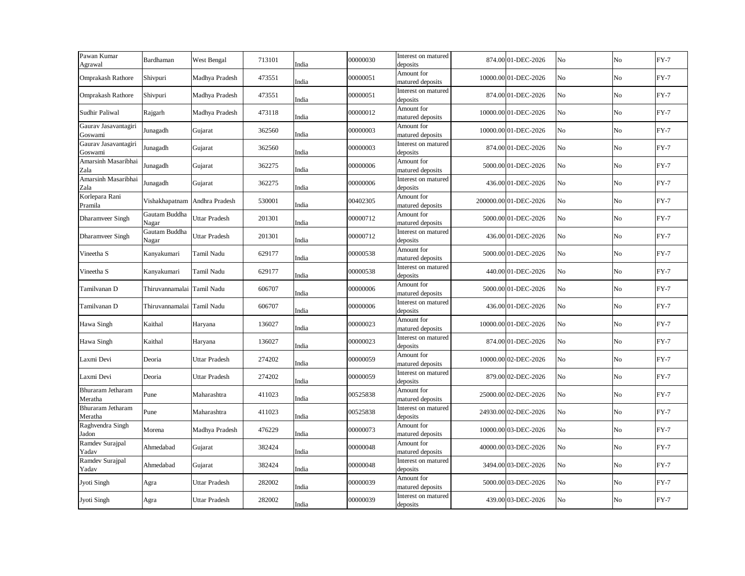| | | | | | | | | | | | |
|---|---|---|---|---|---|---|---|---|---|---|---|
| Pawan Kumar Agrawal | Bardhaman | West Bengal | 713101 | India | 00000030 | Interest on matured deposits | 874.00 | 01-DEC-2026 | No | No | FY-7 |
| Omprakash Rathore | Shivpuri | Madhya Pradesh | 473551 | India | 00000051 | Amount for matured deposits | 10000.00 | 01-DEC-2026 | No | No | FY-7 |
| Omprakash Rathore | Shivpuri | Madhya Pradesh | 473551 | India | 00000051 | Interest on matured deposits | 874.00 | 01-DEC-2026 | No | No | FY-7 |
| Sudhir Paliwal | Rajgarh | Madhya Pradesh | 473118 | India | 00000012 | Amount for matured deposits | 10000.00 | 01-DEC-2026 | No | No | FY-7 |
| Gaurav Jasavantagiri Goswami | Junagadh | Gujarat | 362560 | India | 00000003 | Amount for matured deposits | 10000.00 | 01-DEC-2026 | No | No | FY-7 |
| Gaurav Jasavantagiri Goswami | Junagadh | Gujarat | 362560 | India | 00000003 | Interest on matured deposits | 874.00 | 01-DEC-2026 | No | No | FY-7 |
| Amarsinh Masaribhai Zala | Junagadh | Gujarat | 362275 | India | 00000006 | Amount for matured deposits | 5000.00 | 01-DEC-2026 | No | No | FY-7 |
| Amarsinh Masaribhai Zala | Junagadh | Gujarat | 362275 | India | 00000006 | Interest on matured deposits | 436.00 | 01-DEC-2026 | No | No | FY-7 |
| Korlepara Rani Pramila | Vishakhapatnam | Andhra Pradesh | 530001 | India | 00402305 | Amount for matured deposits | 200000.00 | 01-DEC-2026 | No | No | FY-7 |
| Dharamveer Singh | Gautam Buddha Nagar | Uttar Pradesh | 201301 | India | 00000712 | Amount for matured deposits | 5000.00 | 01-DEC-2026 | No | No | FY-7 |
| Dharamveer Singh | Gautam Buddha Nagar | Uttar Pradesh | 201301 | India | 00000712 | Interest on matured deposits | 436.00 | 01-DEC-2026 | No | No | FY-7 |
| Vineetha S | Kanyakumari | Tamil Nadu | 629177 | India | 00000538 | Amount for matured deposits | 5000.00 | 01-DEC-2026 | No | No | FY-7 |
| Vineetha S | Kanyakumari | Tamil Nadu | 629177 | India | 00000538 | Interest on matured deposits | 440.00 | 01-DEC-2026 | No | No | FY-7 |
| Tamilvanan D | Thiruvannamalai | Tamil Nadu | 606707 | India | 00000006 | Amount for matured deposits | 5000.00 | 01-DEC-2026 | No | No | FY-7 |
| Tamilvanan D | Thiruvannamalai | Tamil Nadu | 606707 | India | 00000006 | Interest on matured deposits | 436.00 | 01-DEC-2026 | No | No | FY-7 |
| Hawa Singh | Kaithal | Haryana | 136027 | India | 00000023 | Amount for matured deposits | 10000.00 | 01-DEC-2026 | No | No | FY-7 |
| Hawa Singh | Kaithal | Haryana | 136027 | India | 00000023 | Interest on matured deposits | 874.00 | 01-DEC-2026 | No | No | FY-7 |
| Laxmi Devi | Deoria | Uttar Pradesh | 274202 | India | 00000059 | Amount for matured deposits | 10000.00 | 02-DEC-2026 | No | No | FY-7 |
| Laxmi Devi | Deoria | Uttar Pradesh | 274202 | India | 00000059 | Interest on matured deposits | 879.00 | 02-DEC-2026 | No | No | FY-7 |
| Bhuraram Jetharam Meratha | Pune | Maharashtra | 411023 | India | 00525838 | Amount for matured deposits | 25000.00 | 02-DEC-2026 | No | No | FY-7 |
| Bhuraram Jetharam Meratha | Pune | Maharashtra | 411023 | India | 00525838 | Interest on matured deposits | 24930.00 | 02-DEC-2026 | No | No | FY-7 |
| Raghvendra Singh Jadon | Morena | Madhya Pradesh | 476229 | India | 00000073 | Amount for matured deposits | 10000.00 | 03-DEC-2026 | No | No | FY-7 |
| Ramdev Surajpal Yadav | Ahmedabad | Gujarat | 382424 | India | 00000048 | Amount for matured deposits | 40000.00 | 03-DEC-2026 | No | No | FY-7 |
| Ramdev Surajpal Yadav | Ahmedabad | Gujarat | 382424 | India | 00000048 | Interest on matured deposits | 3494.00 | 03-DEC-2026 | No | No | FY-7 |
| Jyoti Singh | Agra | Uttar Pradesh | 282002 | India | 00000039 | Amount for matured deposits | 5000.00 | 03-DEC-2026 | No | No | FY-7 |
| Jyoti Singh | Agra | Uttar Pradesh | 282002 | India | 00000039 | Interest on matured deposits | 439.00 | 03-DEC-2026 | No | No | FY-7 |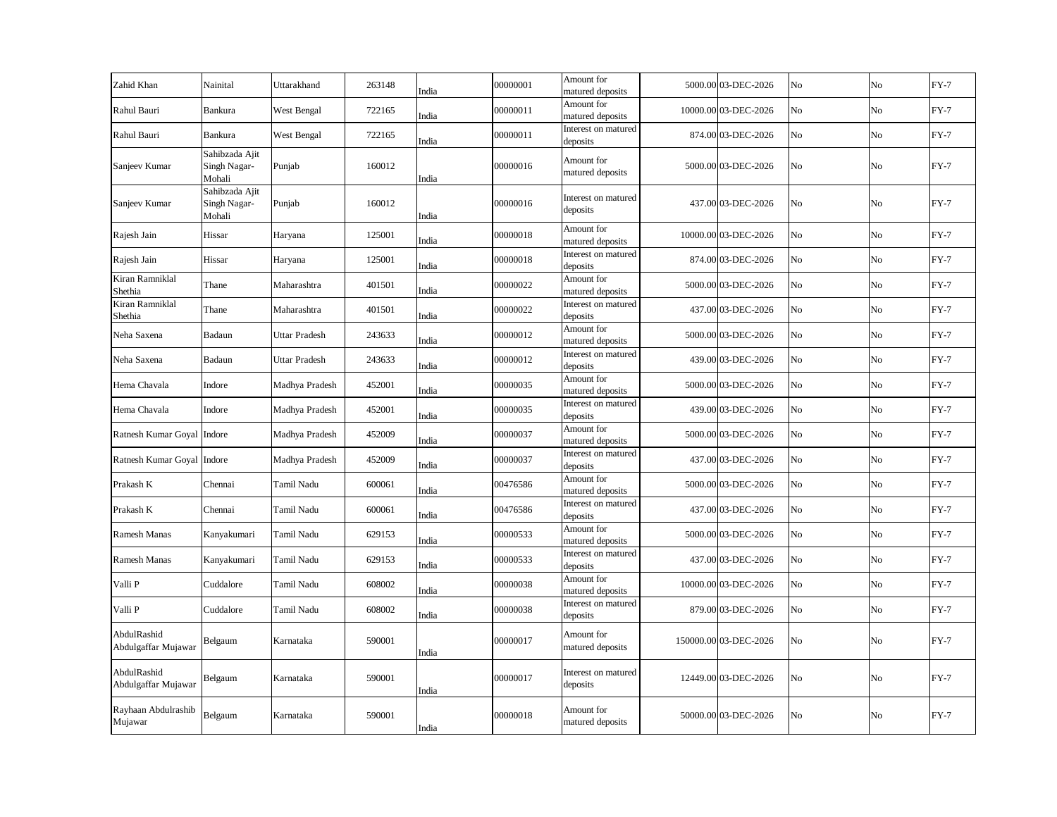| Zahid Khan | Nainital | Uttarakhand | 263148 | India | 00000001 | Amount for matured deposits | 5000.00 | 03-DEC-2026 | No | No | FY-7 |
|---|---|---|---|---|---|---|---|---|---|---|---|
| Rahul Bauri | Bankura | West Bengal | 722165 | India | 00000011 | Amount for matured deposits | 10000.00 | 03-DEC-2026 | No | No | FY-7 |
| Rahul Bauri | Bankura | West Bengal | 722165 | India | 00000011 | Interest on matured deposits | 874.00 | 03-DEC-2026 | No | No | FY-7 |
| Sanjeev Kumar | Sahibzada Ajit Singh Nagar-Mohali | Punjab | 160012 | India | 00000016 | Amount for matured deposits | 5000.00 | 03-DEC-2026 | No | No | FY-7 |
| Sanjeev Kumar | Sahibzada Ajit Singh Nagar-Mohali | Punjab | 160012 | India | 00000016 | Interest on matured deposits | 437.00 | 03-DEC-2026 | No | No | FY-7 |
| Rajesh Jain | Hissar | Haryana | 125001 | India | 00000018 | Amount for matured deposits | 10000.00 | 03-DEC-2026 | No | No | FY-7 |
| Rajesh Jain | Hissar | Haryana | 125001 | India | 00000018 | Interest on matured deposits | 874.00 | 03-DEC-2026 | No | No | FY-7 |
| Kiran Ramniklal Shethia | Thane | Maharashtra | 401501 | India | 00000022 | Amount for matured deposits | 5000.00 | 03-DEC-2026 | No | No | FY-7 |
| Kiran Ramniklal Shethia | Thane | Maharashtra | 401501 | India | 00000022 | Interest on matured deposits | 437.00 | 03-DEC-2026 | No | No | FY-7 |
| Neha Saxena | Badaun | Uttar Pradesh | 243633 | India | 00000012 | Amount for matured deposits | 5000.00 | 03-DEC-2026 | No | No | FY-7 |
| Neha Saxena | Badaun | Uttar Pradesh | 243633 | India | 00000012 | Interest on matured deposits | 439.00 | 03-DEC-2026 | No | No | FY-7 |
| Hema Chavala | Indore | Madhya Pradesh | 452001 | India | 00000035 | Amount for matured deposits | 5000.00 | 03-DEC-2026 | No | No | FY-7 |
| Hema Chavala | Indore | Madhya Pradesh | 452001 | India | 00000035 | Interest on matured deposits | 439.00 | 03-DEC-2026 | No | No | FY-7 |
| Ratnesh Kumar Goyal | Indore | Madhya Pradesh | 452009 | India | 00000037 | Amount for matured deposits | 5000.00 | 03-DEC-2026 | No | No | FY-7 |
| Ratnesh Kumar Goyal | Indore | Madhya Pradesh | 452009 | India | 00000037 | Interest on matured deposits | 437.00 | 03-DEC-2026 | No | No | FY-7 |
| Prakash K | Chennai | Tamil Nadu | 600061 | India | 00476586 | Amount for matured deposits | 5000.00 | 03-DEC-2026 | No | No | FY-7 |
| Prakash K | Chennai | Tamil Nadu | 600061 | India | 00476586 | Interest on matured deposits | 437.00 | 03-DEC-2026 | No | No | FY-7 |
| Ramesh Manas | Kanyakumari | Tamil Nadu | 629153 | India | 00000533 | Amount for matured deposits | 5000.00 | 03-DEC-2026 | No | No | FY-7 |
| Ramesh Manas | Kanyakumari | Tamil Nadu | 629153 | India | 00000533 | Interest on matured deposits | 437.00 | 03-DEC-2026 | No | No | FY-7 |
| Valli P | Cuddalore | Tamil Nadu | 608002 | India | 00000038 | Amount for matured deposits | 10000.00 | 03-DEC-2026 | No | No | FY-7 |
| Valli P | Cuddalore | Tamil Nadu | 608002 | India | 00000038 | Interest on matured deposits | 879.00 | 03-DEC-2026 | No | No | FY-7 |
| AbdulRashid Abdulgaffar Mujawar | Belgaum | Karnataka | 590001 | India | 00000017 | Amount for matured deposits | 150000.00 | 03-DEC-2026 | No | No | FY-7 |
| AbdulRashid Abdulgaffar Mujawar | Belgaum | Karnataka | 590001 | India | 00000017 | Interest on matured deposits | 12449.00 | 03-DEC-2026 | No | No | FY-7 |
| Rayhaan Abdulrashib Mujawar | Belgaum | Karnataka | 590001 | India | 00000018 | Amount for matured deposits | 50000.00 | 03-DEC-2026 | No | No | FY-7 |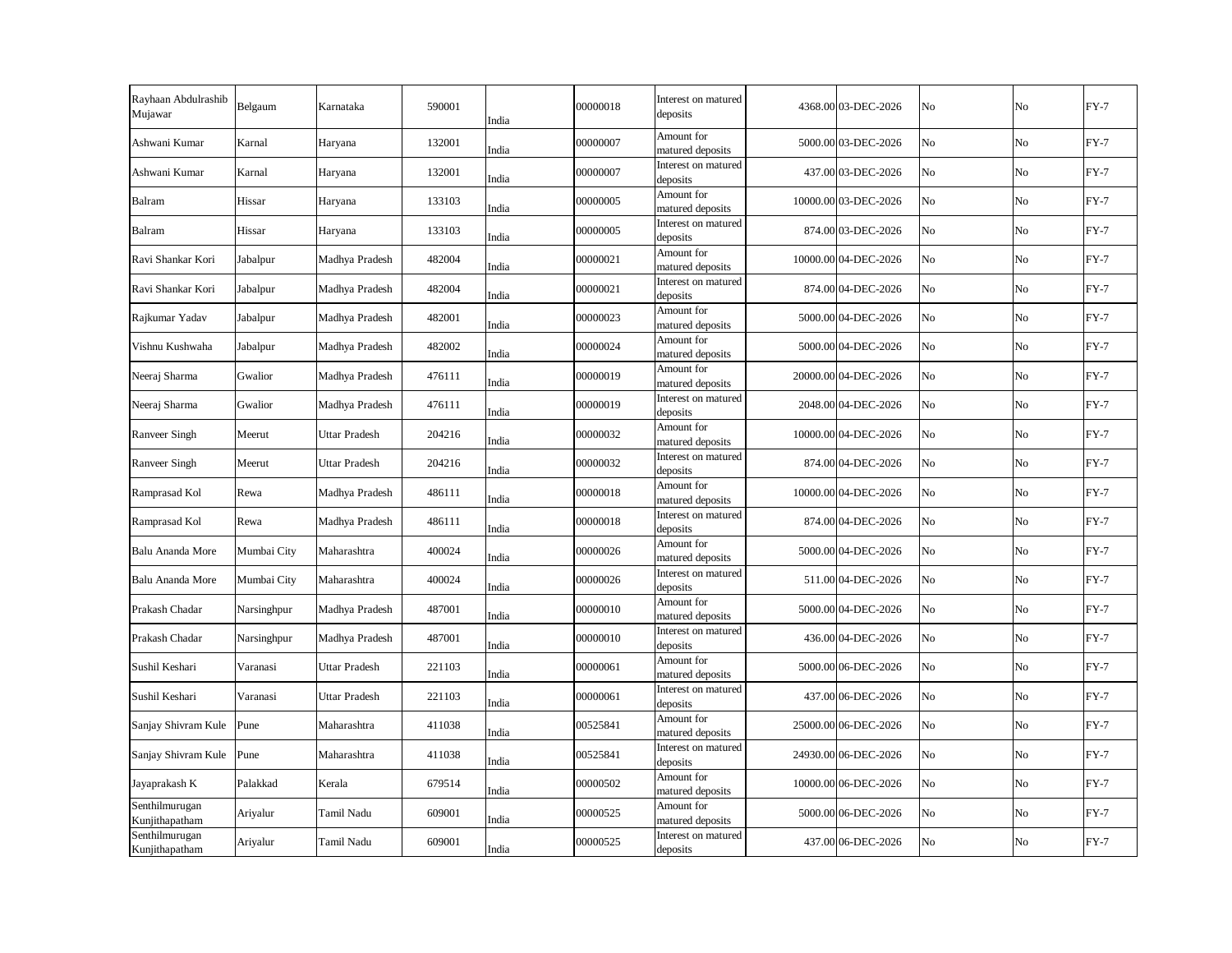| | | | | | | | | | | | |
|---|---|---|---|---|---|---|---|---|---|---|---|
| Rayhaan Abdulrashib Mujawar | Belgaum | Karnataka | 590001 | India | 00000018 | Interest on matured deposits | 4368.00 | 03-DEC-2026 | No | No | FY-7 |
| Ashwani Kumar | Karnal | Haryana | 132001 | India | 00000007 | Amount for matured deposits | 5000.00 | 03-DEC-2026 | No | No | FY-7 |
| Ashwani Kumar | Karnal | Haryana | 132001 | India | 00000007 | Interest on matured deposits | 437.00 | 03-DEC-2026 | No | No | FY-7 |
| Balram | Hissar | Haryana | 133103 | India | 00000005 | Amount for matured deposits | 10000.00 | 03-DEC-2026 | No | No | FY-7 |
| Balram | Hissar | Haryana | 133103 | India | 00000005 | Interest on matured deposits | 874.00 | 03-DEC-2026 | No | No | FY-7 |
| Ravi Shankar Kori | Jabalpur | Madhya Pradesh | 482004 | India | 00000021 | Amount for matured deposits | 10000.00 | 04-DEC-2026 | No | No | FY-7 |
| Ravi Shankar Kori | Jabalpur | Madhya Pradesh | 482004 | India | 00000021 | Interest on matured deposits | 874.00 | 04-DEC-2026 | No | No | FY-7 |
| Rajkumar Yadav | Jabalpur | Madhya Pradesh | 482001 | India | 00000023 | Amount for matured deposits | 5000.00 | 04-DEC-2026 | No | No | FY-7 |
| Vishnu Kushwaha | Jabalpur | Madhya Pradesh | 482002 | India | 00000024 | Amount for matured deposits | 5000.00 | 04-DEC-2026 | No | No | FY-7 |
| Neeraj Sharma | Gwalior | Madhya Pradesh | 476111 | India | 00000019 | Amount for matured deposits | 20000.00 | 04-DEC-2026 | No | No | FY-7 |
| Neeraj Sharma | Gwalior | Madhya Pradesh | 476111 | India | 00000019 | Interest on matured deposits | 2048.00 | 04-DEC-2026 | No | No | FY-7 |
| Ranveer Singh | Meerut | Uttar Pradesh | 204216 | India | 00000032 | Amount for matured deposits | 10000.00 | 04-DEC-2026 | No | No | FY-7 |
| Ranveer Singh | Meerut | Uttar Pradesh | 204216 | India | 00000032 | Interest on matured deposits | 874.00 | 04-DEC-2026 | No | No | FY-7 |
| Ramprasad Kol | Rewa | Madhya Pradesh | 486111 | India | 00000018 | Amount for matured deposits | 10000.00 | 04-DEC-2026 | No | No | FY-7 |
| Ramprasad Kol | Rewa | Madhya Pradesh | 486111 | India | 00000018 | Interest on matured deposits | 874.00 | 04-DEC-2026 | No | No | FY-7 |
| Balu Ananda More | Mumbai City | Maharashtra | 400024 | India | 00000026 | Amount for matured deposits | 5000.00 | 04-DEC-2026 | No | No | FY-7 |
| Balu Ananda More | Mumbai City | Maharashtra | 400024 | India | 00000026 | Interest on matured deposits | 511.00 | 04-DEC-2026 | No | No | FY-7 |
| Prakash Chadar | Narsinghpur | Madhya Pradesh | 487001 | India | 00000010 | Amount for matured deposits | 5000.00 | 04-DEC-2026 | No | No | FY-7 |
| Prakash Chadar | Narsinghpur | Madhya Pradesh | 487001 | India | 00000010 | Interest on matured deposits | 436.00 | 04-DEC-2026 | No | No | FY-7 |
| Sushil Keshari | Varanasi | Uttar Pradesh | 221103 | India | 00000061 | Amount for matured deposits | 5000.00 | 06-DEC-2026 | No | No | FY-7 |
| Sushil Keshari | Varanasi | Uttar Pradesh | 221103 | India | 00000061 | Interest on matured deposits | 437.00 | 06-DEC-2026 | No | No | FY-7 |
| Sanjay Shivram Kule | Pune | Maharashtra | 411038 | India | 00525841 | Amount for matured deposits | 25000.00 | 06-DEC-2026 | No | No | FY-7 |
| Sanjay Shivram Kule | Pune | Maharashtra | 411038 | India | 00525841 | Interest on matured deposits | 24930.00 | 06-DEC-2026 | No | No | FY-7 |
| Jayaprakash K | Palakkad | Kerala | 679514 | India | 00000502 | Amount for matured deposits | 10000.00 | 06-DEC-2026 | No | No | FY-7 |
| Senthilmurugan Kunjithapatham | Ariyalur | Tamil Nadu | 609001 | India | 00000525 | Amount for matured deposits | 5000.00 | 06-DEC-2026 | No | No | FY-7 |
| Senthilmurugan Kunjithapatham | Ariyalur | Tamil Nadu | 609001 | India | 00000525 | Interest on matured deposits | 437.00 | 06-DEC-2026 | No | No | FY-7 |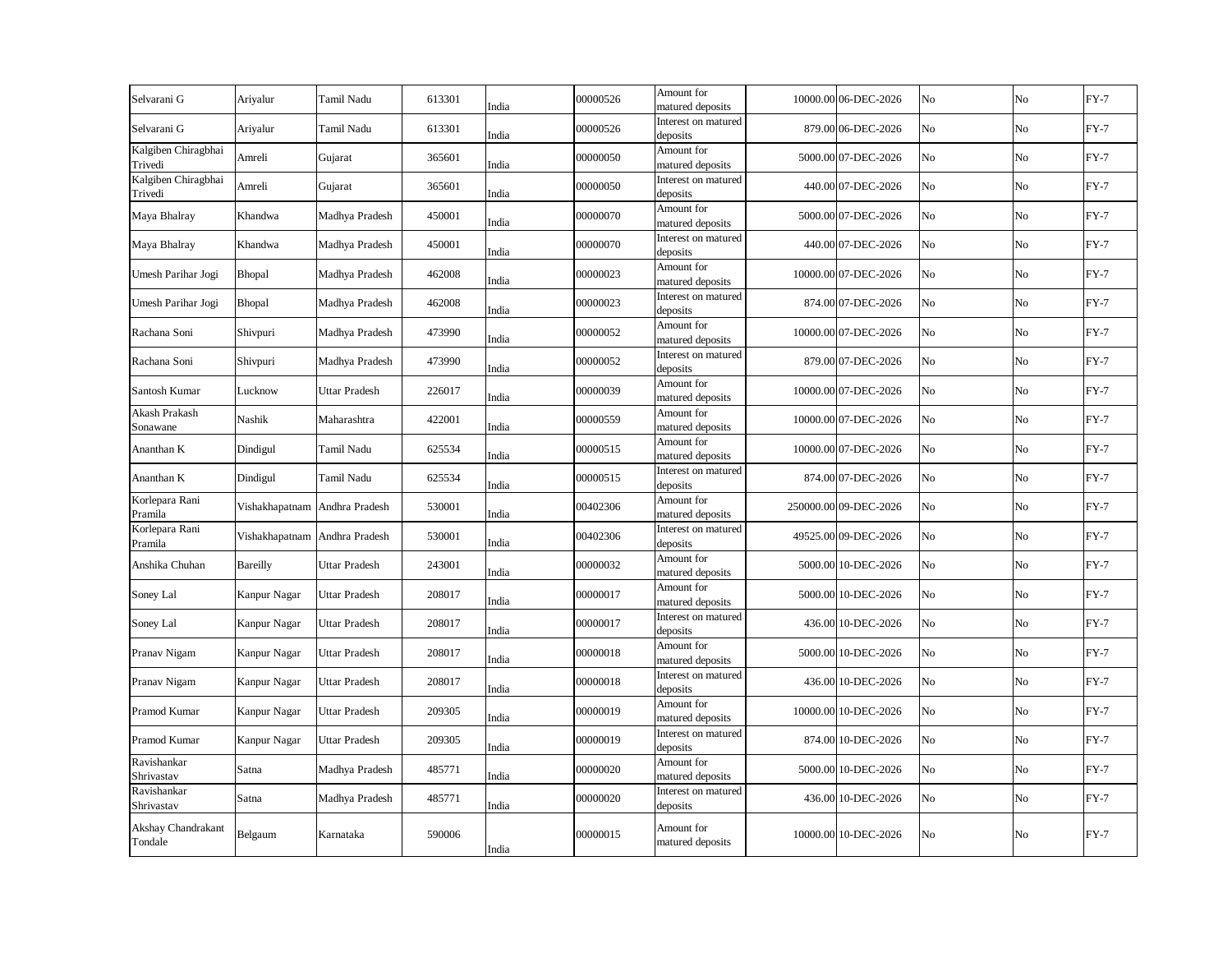| | | | | | | | | | | | |
|---|---|---|---|---|---|---|---|---|---|---|---|
| Selvarani G | Ariyalur | Tamil Nadu | 613301 | India | 00000526 | Amount for matured deposits | 10000.00 | 06-DEC-2026 | No | No | FY-7 |
| Selvarani G | Ariyalur | Tamil Nadu | 613301 | India | 00000526 | Interest on matured deposits | 879.00 | 06-DEC-2026 | No | No | FY-7 |
| Kalgiben Chiragbhai Trivedi | Amreli | Gujarat | 365601 | India | 00000050 | Amount for matured deposits | 5000.00 | 07-DEC-2026 | No | No | FY-7 |
| Kalgiben Chiragbhai Trivedi | Amreli | Gujarat | 365601 | India | 00000050 | Interest on matured deposits | 440.00 | 07-DEC-2026 | No | No | FY-7 |
| Maya Bhalray | Khandwa | Madhya Pradesh | 450001 | India | 00000070 | Amount for matured deposits | 5000.00 | 07-DEC-2026 | No | No | FY-7 |
| Maya Bhalray | Khandwa | Madhya Pradesh | 450001 | India | 00000070 | Interest on matured deposits | 440.00 | 07-DEC-2026 | No | No | FY-7 |
| Umesh Parihar Jogi | Bhopal | Madhya Pradesh | 462008 | India | 00000023 | Amount for matured deposits | 10000.00 | 07-DEC-2026 | No | No | FY-7 |
| Umesh Parihar Jogi | Bhopal | Madhya Pradesh | 462008 | India | 00000023 | Interest on matured deposits | 874.00 | 07-DEC-2026 | No | No | FY-7 |
| Rachana Soni | Shivpuri | Madhya Pradesh | 473990 | India | 00000052 | Amount for matured deposits | 10000.00 | 07-DEC-2026 | No | No | FY-7 |
| Rachana Soni | Shivpuri | Madhya Pradesh | 473990 | India | 00000052 | Interest on matured deposits | 879.00 | 07-DEC-2026 | No | No | FY-7 |
| Santosh Kumar | Lucknow | Uttar Pradesh | 226017 | India | 00000039 | Amount for matured deposits | 10000.00 | 07-DEC-2026 | No | No | FY-7 |
| Akash Prakash Sonawane | Nashik | Maharashtra | 422001 | India | 00000559 | Amount for matured deposits | 10000.00 | 07-DEC-2026 | No | No | FY-7 |
| Ananthan K | Dindigul | Tamil Nadu | 625534 | India | 00000515 | Amount for matured deposits | 10000.00 | 07-DEC-2026 | No | No | FY-7 |
| Ananthan K | Dindigul | Tamil Nadu | 625534 | India | 00000515 | Interest on matured deposits | 874.00 | 07-DEC-2026 | No | No | FY-7 |
| Korlepara Rani Pramila | Vishakhapatnam | Andhra Pradesh | 530001 | India | 00402306 | Amount for matured deposits | 250000.00 | 09-DEC-2026 | No | No | FY-7 |
| Korlepara Rani Pramila | Vishakhapatnam | Andhra Pradesh | 530001 | India | 00402306 | Interest on matured deposits | 49525.00 | 09-DEC-2026 | No | No | FY-7 |
| Anshika Chuhan | Bareilly | Uttar Pradesh | 243001 | India | 00000032 | Amount for matured deposits | 5000.00 | 10-DEC-2026 | No | No | FY-7 |
| Soney Lal | Kanpur Nagar | Uttar Pradesh | 208017 | India | 00000017 | Amount for matured deposits | 5000.00 | 10-DEC-2026 | No | No | FY-7 |
| Soney Lal | Kanpur Nagar | Uttar Pradesh | 208017 | India | 00000017 | Interest on matured deposits | 436.00 | 10-DEC-2026 | No | No | FY-7 |
| Pranav Nigam | Kanpur Nagar | Uttar Pradesh | 208017 | India | 00000018 | Amount for matured deposits | 5000.00 | 10-DEC-2026 | No | No | FY-7 |
| Pranav Nigam | Kanpur Nagar | Uttar Pradesh | 208017 | India | 00000018 | Interest on matured deposits | 436.00 | 10-DEC-2026 | No | No | FY-7 |
| Pramod Kumar | Kanpur Nagar | Uttar Pradesh | 209305 | India | 00000019 | Amount for matured deposits | 10000.00 | 10-DEC-2026 | No | No | FY-7 |
| Pramod Kumar | Kanpur Nagar | Uttar Pradesh | 209305 | India | 00000019 | Interest on matured deposits | 874.00 | 10-DEC-2026 | No | No | FY-7 |
| Ravishankar Shrivastav | Satna | Madhya Pradesh | 485771 | India | 00000020 | Amount for matured deposits | 5000.00 | 10-DEC-2026 | No | No | FY-7 |
| Ravishankar Shrivastav | Satna | Madhya Pradesh | 485771 | India | 00000020 | Interest on matured deposits | 436.00 | 10-DEC-2026 | No | No | FY-7 |
| Akshay Chandrakant Tondale | Belgaum | Karnataka | 590006 | India | 00000015 | Amount for matured deposits | 10000.00 | 10-DEC-2026 | No | No | FY-7 |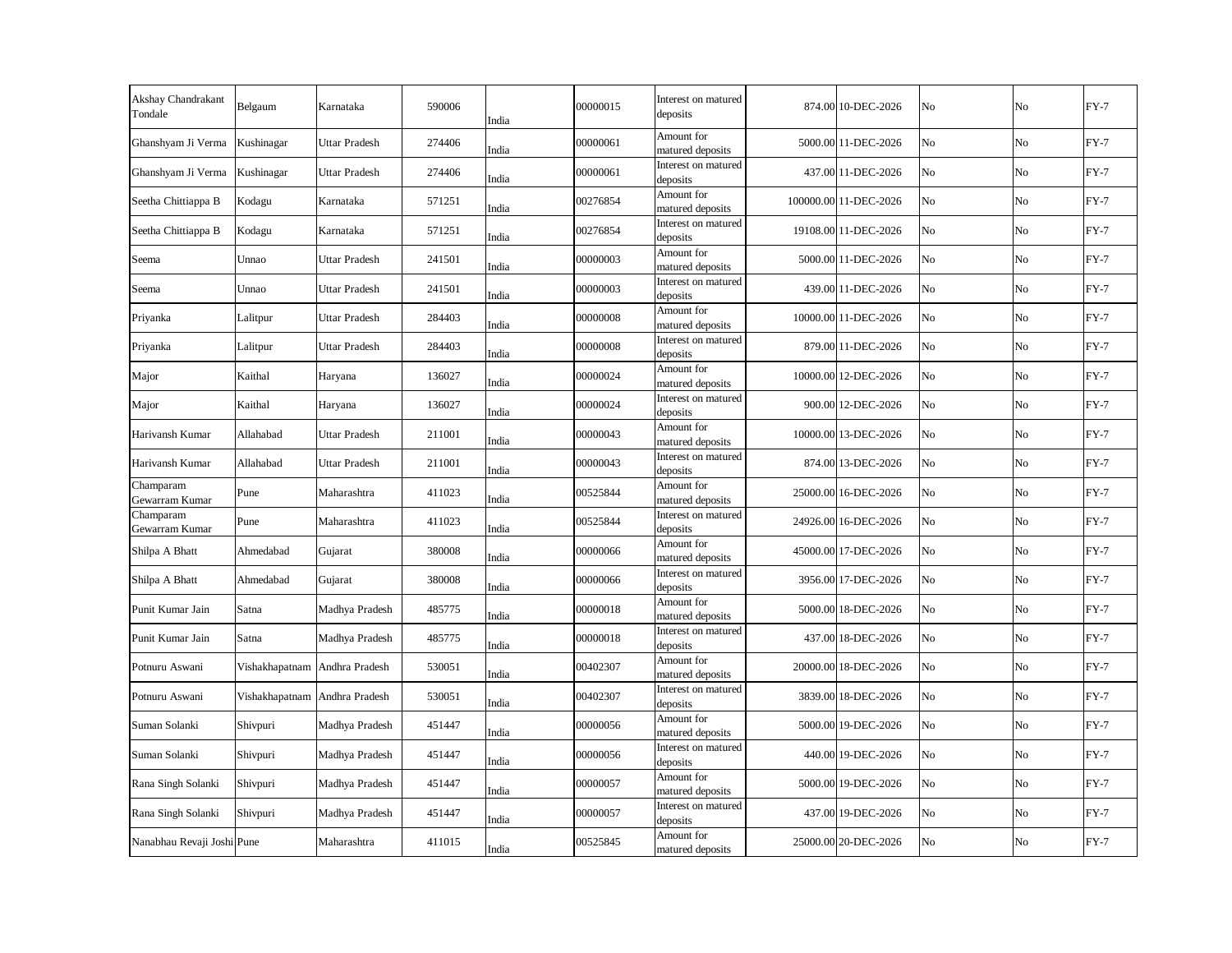| | | | | | | | | | | | |
|---|---|---|---|---|---|---|---|---|---|---|---|
| Akshay Chandrakant Tondale | Belgaum | Karnataka | 590006 | India | 00000015 | Interest on matured deposits | 874.00 | 10-DEC-2026 | No | No | FY-7 |
| Ghanshyam Ji Verma | Kushinagar | Uttar Pradesh | 274406 | India | 00000061 | Amount for matured deposits | 5000.00 | 11-DEC-2026 | No | No | FY-7 |
| Ghanshyam Ji Verma | Kushinagar | Uttar Pradesh | 274406 | India | 00000061 | Interest on matured deposits | 437.00 | 11-DEC-2026 | No | No | FY-7 |
| Seetha Chittiappa B | Kodagu | Karnataka | 571251 | India | 00276854 | Amount for matured deposits | 100000.00 | 11-DEC-2026 | No | No | FY-7 |
| Seetha Chittiappa B | Kodagu | Karnataka | 571251 | India | 00276854 | Interest on matured deposits | 19108.00 | 11-DEC-2026 | No | No | FY-7 |
| Seema | Unnao | Uttar Pradesh | 241501 | India | 00000003 | Amount for matured deposits | 5000.00 | 11-DEC-2026 | No | No | FY-7 |
| Seema | Unnao | Uttar Pradesh | 241501 | India | 00000003 | Interest on matured deposits | 439.00 | 11-DEC-2026 | No | No | FY-7 |
| Priyanka | Lalitpur | Uttar Pradesh | 284403 | India | 00000008 | Amount for matured deposits | 10000.00 | 11-DEC-2026 | No | No | FY-7 |
| Priyanka | Lalitpur | Uttar Pradesh | 284403 | India | 00000008 | Interest on matured deposits | 879.00 | 11-DEC-2026 | No | No | FY-7 |
| Major | Kaithal | Haryana | 136027 | India | 00000024 | Amount for matured deposits | 10000.00 | 12-DEC-2026 | No | No | FY-7 |
| Major | Kaithal | Haryana | 136027 | India | 00000024 | Interest on matured deposits | 900.00 | 12-DEC-2026 | No | No | FY-7 |
| Harivansh Kumar | Allahabad | Uttar Pradesh | 211001 | India | 00000043 | Amount for matured deposits | 10000.00 | 13-DEC-2026 | No | No | FY-7 |
| Harivansh Kumar | Allahabad | Uttar Pradesh | 211001 | India | 00000043 | Interest on matured deposits | 874.00 | 13-DEC-2026 | No | No | FY-7 |
| Champaram Gewarram Kumar | Pune | Maharashtra | 411023 | India | 00525844 | Amount for matured deposits | 25000.00 | 16-DEC-2026 | No | No | FY-7 |
| Champaram Gewarram Kumar | Pune | Maharashtra | 411023 | India | 00525844 | Interest on matured deposits | 24926.00 | 16-DEC-2026 | No | No | FY-7 |
| Shilpa A Bhatt | Ahmedabad | Gujarat | 380008 | India | 00000066 | Amount for matured deposits | 45000.00 | 17-DEC-2026 | No | No | FY-7 |
| Shilpa A Bhatt | Ahmedabad | Gujarat | 380008 | India | 00000066 | Interest on matured deposits | 3956.00 | 17-DEC-2026 | No | No | FY-7 |
| Punit Kumar Jain | Satna | Madhya Pradesh | 485775 | India | 00000018 | Amount for matured deposits | 5000.00 | 18-DEC-2026 | No | No | FY-7 |
| Punit Kumar Jain | Satna | Madhya Pradesh | 485775 | India | 00000018 | Interest on matured deposits | 437.00 | 18-DEC-2026 | No | No | FY-7 |
| Potnuru Aswani | Vishakhapatnam | Andhra Pradesh | 530051 | India | 00402307 | Amount for matured deposits | 20000.00 | 18-DEC-2026 | No | No | FY-7 |
| Potnuru Aswani | Vishakhapatnam | Andhra Pradesh | 530051 | India | 00402307 | Interest on matured deposits | 3839.00 | 18-DEC-2026 | No | No | FY-7 |
| Suman Solanki | Shivpuri | Madhya Pradesh | 451447 | India | 00000056 | Amount for matured deposits | 5000.00 | 19-DEC-2026 | No | No | FY-7 |
| Suman Solanki | Shivpuri | Madhya Pradesh | 451447 | India | 00000056 | Interest on matured deposits | 440.00 | 19-DEC-2026 | No | No | FY-7 |
| Rana Singh Solanki | Shivpuri | Madhya Pradesh | 451447 | India | 00000057 | Amount for matured deposits | 5000.00 | 19-DEC-2026 | No | No | FY-7 |
| Rana Singh Solanki | Shivpuri | Madhya Pradesh | 451447 | India | 00000057 | Interest on matured deposits | 437.00 | 19-DEC-2026 | No | No | FY-7 |
| Nanabhau Revaji Joshi | Pune | Maharashtra | 411015 | India | 00525845 | Amount for matured deposits | 25000.00 | 20-DEC-2026 | No | No | FY-7 |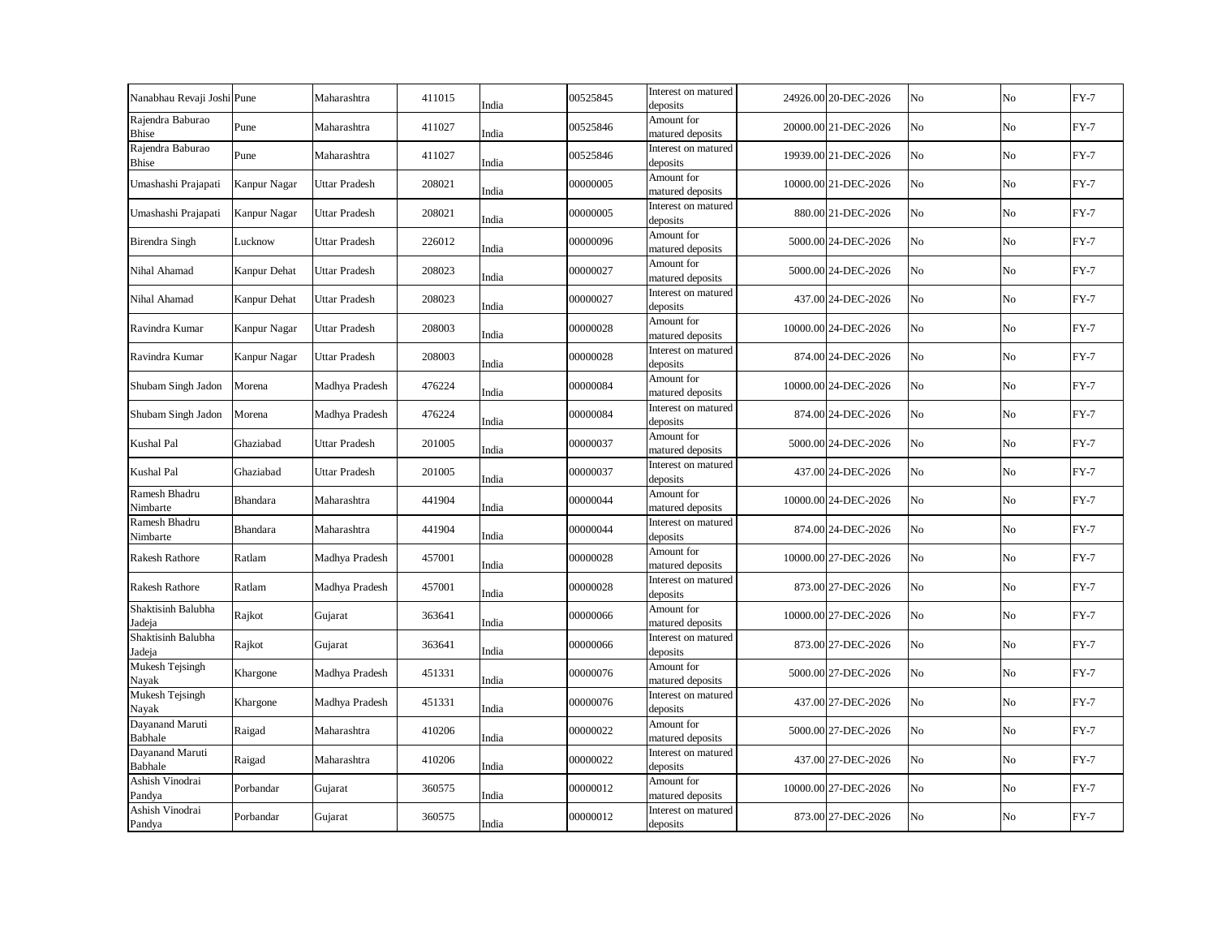| Nanabhau Revaji Joshi | Pune | Maharashtra | 411015 | India | 00525845 | Interest on matured deposits | 24926.00 | 20-DEC-2026 | No | No | FY-7 |
|---|---|---|---|---|---|---|---|---|---|---|---|
| Rajendra Baburao Bhise | Pune | Maharashtra | 411027 | India | 00525846 | Amount for matured deposits | 20000.00 | 21-DEC-2026 | No | No | FY-7 |
| Rajendra Baburao Bhise | Pune | Maharashtra | 411027 | India | 00525846 | Interest on matured deposits | 19939.00 | 21-DEC-2026 | No | No | FY-7 |
| Umashashi Prajapati | Kanpur Nagar | Uttar Pradesh | 208021 | India | 00000005 | Amount for matured deposits | 10000.00 | 21-DEC-2026 | No | No | FY-7 |
| Umashashi Prajapati | Kanpur Nagar | Uttar Pradesh | 208021 | India | 00000005 | Interest on matured deposits | 880.00 | 21-DEC-2026 | No | No | FY-7 |
| Birendra Singh | Lucknow | Uttar Pradesh | 226012 | India | 00000096 | Amount for matured deposits | 5000.00 | 24-DEC-2026 | No | No | FY-7 |
| Nihal Ahamad | Kanpur Dehat | Uttar Pradesh | 208023 | India | 00000027 | Amount for matured deposits | 5000.00 | 24-DEC-2026 | No | No | FY-7 |
| Nihal Ahamad | Kanpur Dehat | Uttar Pradesh | 208023 | India | 00000027 | Interest on matured deposits | 437.00 | 24-DEC-2026 | No | No | FY-7 |
| Ravindra Kumar | Kanpur Nagar | Uttar Pradesh | 208003 | India | 00000028 | Amount for matured deposits | 10000.00 | 24-DEC-2026 | No | No | FY-7 |
| Ravindra Kumar | Kanpur Nagar | Uttar Pradesh | 208003 | India | 00000028 | Interest on matured deposits | 874.00 | 24-DEC-2026 | No | No | FY-7 |
| Shubam Singh Jadon | Morena | Madhya Pradesh | 476224 | India | 00000084 | Amount for matured deposits | 10000.00 | 24-DEC-2026 | No | No | FY-7 |
| Shubam Singh Jadon | Morena | Madhya Pradesh | 476224 | India | 00000084 | Interest on matured deposits | 874.00 | 24-DEC-2026 | No | No | FY-7 |
| Kushal Pal | Ghaziabad | Uttar Pradesh | 201005 | India | 00000037 | Amount for matured deposits | 5000.00 | 24-DEC-2026 | No | No | FY-7 |
| Kushal Pal | Ghaziabad | Uttar Pradesh | 201005 | India | 00000037 | Interest on matured deposits | 437.00 | 24-DEC-2026 | No | No | FY-7 |
| Ramesh Bhadru Nimbarte | Bhandara | Maharashtra | 441904 | India | 00000044 | Amount for matured deposits | 10000.00 | 24-DEC-2026 | No | No | FY-7 |
| Ramesh Bhadru Nimbarte | Bhandara | Maharashtra | 441904 | India | 00000044 | Interest on matured deposits | 874.00 | 24-DEC-2026 | No | No | FY-7 |
| Rakesh Rathore | Ratlam | Madhya Pradesh | 457001 | India | 00000028 | Amount for matured deposits | 10000.00 | 27-DEC-2026 | No | No | FY-7 |
| Rakesh Rathore | Ratlam | Madhya Pradesh | 457001 | India | 00000028 | Interest on matured deposits | 873.00 | 27-DEC-2026 | No | No | FY-7 |
| Shaktisinh Balubha Jadeja | Rajkot | Gujarat | 363641 | India | 00000066 | Amount for matured deposits | 10000.00 | 27-DEC-2026 | No | No | FY-7 |
| Shaktisinh Balubha Jadeja | Rajkot | Gujarat | 363641 | India | 00000066 | Interest on matured deposits | 873.00 | 27-DEC-2026 | No | No | FY-7 |
| Mukesh Tejsingh Nayak | Khargone | Madhya Pradesh | 451331 | India | 00000076 | Amount for matured deposits | 5000.00 | 27-DEC-2026 | No | No | FY-7 |
| Mukesh Tejsingh Nayak | Khargone | Madhya Pradesh | 451331 | India | 00000076 | Interest on matured deposits | 437.00 | 27-DEC-2026 | No | No | FY-7 |
| Dayanand Maruti Babhale | Raigad | Maharashtra | 410206 | India | 00000022 | Amount for matured deposits | 5000.00 | 27-DEC-2026 | No | No | FY-7 |
| Dayanand Maruti Babhale | Raigad | Maharashtra | 410206 | India | 00000022 | Interest on matured deposits | 437.00 | 27-DEC-2026 | No | No | FY-7 |
| Ashish Vinodrai Pandya | Porbandar | Gujarat | 360575 | India | 00000012 | Amount for matured deposits | 10000.00 | 27-DEC-2026 | No | No | FY-7 |
| Ashish Vinodrai Pandya | Porbandar | Gujarat | 360575 | India | 00000012 | Interest on matured deposits | 873.00 | 27-DEC-2026 | No | No | FY-7 |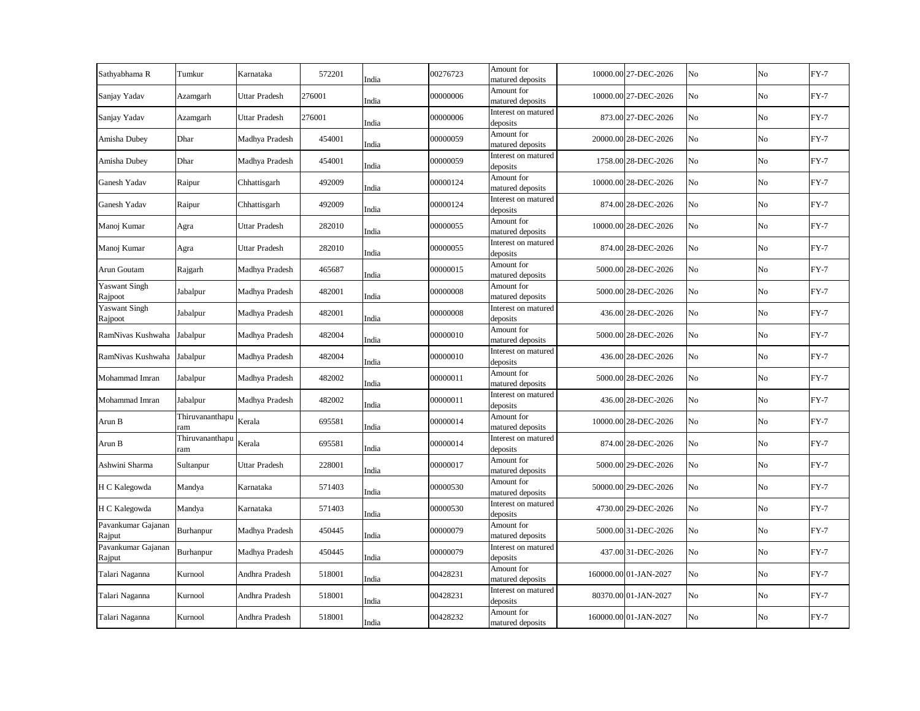| Sathyabhama R | Tumkur | Karnataka | 572201 | India | 00276723 | Amount for matured deposits | 10000.00 | 27-DEC-2026 | No | No | FY-7 |
|---|---|---|---|---|---|---|---|---|---|---|---|
| Sanjay Yadav | Azamgarh | Uttar Pradesh | 276001 | India | 00000006 | Amount for matured deposits | 10000.00 | 27-DEC-2026 | No | No | FY-7 |
| Sanjay Yadav | Azamgarh | Uttar Pradesh | 276001 | India | 00000006 | Interest on matured deposits | 873.00 | 27-DEC-2026 | No | No | FY-7 |
| Amisha Dubey | Dhar | Madhya Pradesh | 454001 | India | 00000059 | Amount for matured deposits | 20000.00 | 28-DEC-2026 | No | No | FY-7 |
| Amisha Dubey | Dhar | Madhya Pradesh | 454001 | India | 00000059 | Interest on matured deposits | 1758.00 | 28-DEC-2026 | No | No | FY-7 |
| Ganesh Yadav | Raipur | Chhattisgarh | 492009 | India | 00000124 | Amount for matured deposits | 10000.00 | 28-DEC-2026 | No | No | FY-7 |
| Ganesh Yadav | Raipur | Chhattisgarh | 492009 | India | 00000124 | Interest on matured deposits | 874.00 | 28-DEC-2026 | No | No | FY-7 |
| Manoj Kumar | Agra | Uttar Pradesh | 282010 | India | 00000055 | Amount for matured deposits | 10000.00 | 28-DEC-2026 | No | No | FY-7 |
| Manoj Kumar | Agra | Uttar Pradesh | 282010 | India | 00000055 | Interest on matured deposits | 874.00 | 28-DEC-2026 | No | No | FY-7 |
| Arun Goutam | Rajgarh | Madhya Pradesh | 465687 | India | 00000015 | Amount for matured deposits | 5000.00 | 28-DEC-2026 | No | No | FY-7 |
| Yaswant Singh Rajpoot | Jabalpur | Madhya Pradesh | 482001 | India | 00000008 | Amount for matured deposits | 5000.00 | 28-DEC-2026 | No | No | FY-7 |
| Yaswant Singh Rajpoot | Jabalpur | Madhya Pradesh | 482001 | India | 00000008 | Interest on matured deposits | 436.00 | 28-DEC-2026 | No | No | FY-7 |
| RamNivas Kushwaha | Jabalpur | Madhya Pradesh | 482004 | India | 00000010 | Amount for matured deposits | 5000.00 | 28-DEC-2026 | No | No | FY-7 |
| RamNivas Kushwaha | Jabalpur | Madhya Pradesh | 482004 | India | 00000010 | Interest on matured deposits | 436.00 | 28-DEC-2026 | No | No | FY-7 |
| Mohammad Imran | Jabalpur | Madhya Pradesh | 482002 | India | 00000011 | Amount for matured deposits | 5000.00 | 28-DEC-2026 | No | No | FY-7 |
| Mohammad Imran | Jabalpur | Madhya Pradesh | 482002 | India | 00000011 | Interest on matured deposits | 436.00 | 28-DEC-2026 | No | No | FY-7 |
| Arun B | Thiruvananthapuram | Kerala | 695581 | India | 00000014 | Amount for matured deposits | 10000.00 | 28-DEC-2026 | No | No | FY-7 |
| Arun B | Thiruvananthapuram | Kerala | 695581 | India | 00000014 | Interest on matured deposits | 874.00 | 28-DEC-2026 | No | No | FY-7 |
| Ashwini Sharma | Sultanpur | Uttar Pradesh | 228001 | India | 00000017 | Amount for matured deposits | 5000.00 | 29-DEC-2026 | No | No | FY-7 |
| H C Kalegowda | Mandya | Karnataka | 571403 | India | 00000530 | Amount for matured deposits | 50000.00 | 29-DEC-2026 | No | No | FY-7 |
| H C Kalegowda | Mandya | Karnataka | 571403 | India | 00000530 | Interest on matured deposits | 4730.00 | 29-DEC-2026 | No | No | FY-7 |
| Pavankumar Gajanan Rajput | Burhanpur | Madhya Pradesh | 450445 | India | 00000079 | Amount for matured deposits | 5000.00 | 31-DEC-2026 | No | No | FY-7 |
| Pavankumar Gajanan Rajput | Burhanpur | Madhya Pradesh | 450445 | India | 00000079 | Interest on matured deposits | 437.00 | 31-DEC-2026 | No | No | FY-7 |
| Talari Naganna | Kurnool | Andhra Pradesh | 518001 | India | 00428231 | Amount for matured deposits | 160000.00 | 01-JAN-2027 | No | No | FY-7 |
| Talari Naganna | Kurnool | Andhra Pradesh | 518001 | India | 00428231 | Interest on matured deposits | 80370.00 | 01-JAN-2027 | No | No | FY-7 |
| Talari Naganna | Kurnool | Andhra Pradesh | 518001 | India | 00428232 | Amount for matured deposits | 160000.00 | 01-JAN-2027 | No | No | FY-7 |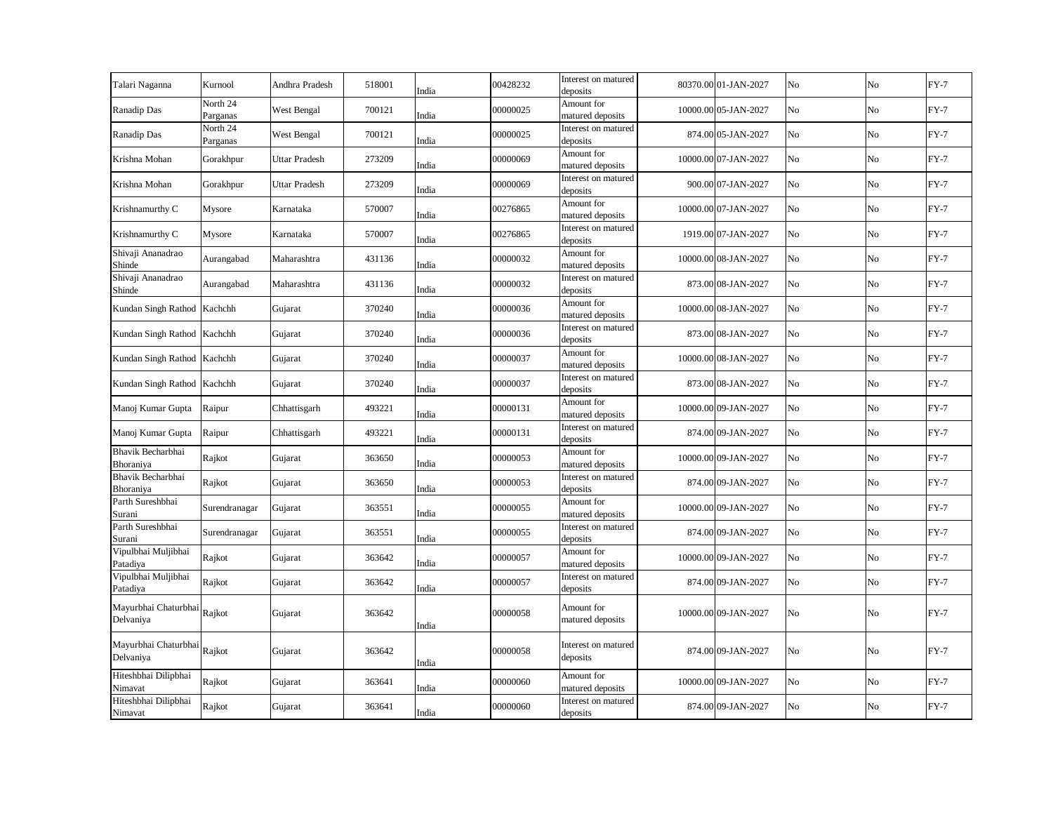| | | | | | | | | | | | |
|---|---|---|---|---|---|---|---|---|---|---|---|
| Talari Naganna | Kurnool | Andhra Pradesh | 518001 | India | 00428232 | Interest on matured deposits | 80370.00 | 01-JAN-2027 | No | No | FY-7 |
| Ranadip Das | North 24 Parganas | West Bengal | 700121 | India | 00000025 | Amount for matured deposits | 10000.00 | 05-JAN-2027 | No | No | FY-7 |
| Ranadip Das | North 24 Parganas | West Bengal | 700121 | India | 00000025 | Interest on matured deposits | 874.00 | 05-JAN-2027 | No | No | FY-7 |
| Krishna Mohan | Gorakhpur | Uttar Pradesh | 273209 | India | 00000069 | Amount for matured deposits | 10000.00 | 07-JAN-2027 | No | No | FY-7 |
| Krishna Mohan | Gorakhpur | Uttar Pradesh | 273209 | India | 00000069 | Interest on matured deposits | 900.00 | 07-JAN-2027 | No | No | FY-7 |
| Krishnamurthy C | Mysore | Karnataka | 570007 | India | 00276865 | Amount for matured deposits | 10000.00 | 07-JAN-2027 | No | No | FY-7 |
| Krishnamurthy C | Mysore | Karnataka | 570007 | India | 00276865 | Interest on matured deposits | 1919.00 | 07-JAN-2027 | No | No | FY-7 |
| Shivaji Ananadrao Shinde | Aurangabad | Maharashtra | 431136 | India | 00000032 | Amount for matured deposits | 10000.00 | 08-JAN-2027 | No | No | FY-7 |
| Shivaji Ananadrao Shinde | Aurangabad | Maharashtra | 431136 | India | 00000032 | Interest on matured deposits | 873.00 | 08-JAN-2027 | No | No | FY-7 |
| Kundan Singh Rathod | Kachchh | Gujarat | 370240 | India | 00000036 | Amount for matured deposits | 10000.00 | 08-JAN-2027 | No | No | FY-7 |
| Kundan Singh Rathod | Kachchh | Gujarat | 370240 | India | 00000036 | Interest on matured deposits | 873.00 | 08-JAN-2027 | No | No | FY-7 |
| Kundan Singh Rathod | Kachchh | Gujarat | 370240 | India | 00000037 | Amount for matured deposits | 10000.00 | 08-JAN-2027 | No | No | FY-7 |
| Kundan Singh Rathod | Kachchh | Gujarat | 370240 | India | 00000037 | Interest on matured deposits | 873.00 | 08-JAN-2027 | No | No | FY-7 |
| Manoj Kumar Gupta | Raipur | Chhattisgarh | 493221 | India | 00000131 | Amount for matured deposits | 10000.00 | 09-JAN-2027 | No | No | FY-7 |
| Manoj Kumar Gupta | Raipur | Chhattisgarh | 493221 | India | 00000131 | Interest on matured deposits | 874.00 | 09-JAN-2027 | No | No | FY-7 |
| Bhavik Becharbhai Bhoraniya | Rajkot | Gujarat | 363650 | India | 00000053 | Amount for matured deposits | 10000.00 | 09-JAN-2027 | No | No | FY-7 |
| Bhavik Becharbhai Bhoraniya | Rajkot | Gujarat | 363650 | India | 00000053 | Interest on matured deposits | 874.00 | 09-JAN-2027 | No | No | FY-7 |
| Parth Sureshbhai Surani | Surendranagar | Gujarat | 363551 | India | 00000055 | Amount for matured deposits | 10000.00 | 09-JAN-2027 | No | No | FY-7 |
| Parth Sureshbhai Surani | Surendranagar | Gujarat | 363551 | India | 00000055 | Interest on matured deposits | 874.00 | 09-JAN-2027 | No | No | FY-7 |
| Vipulbhai Muljibhai Patadiya | Rajkot | Gujarat | 363642 | India | 00000057 | Amount for matured deposits | 10000.00 | 09-JAN-2027 | No | No | FY-7 |
| Vipulbhai Muljibhai Patadiya | Rajkot | Gujarat | 363642 | India | 00000057 | Interest on matured deposits | 874.00 | 09-JAN-2027 | No | No | FY-7 |
| Mayurbhai Chaturbhai Delvaniya | Rajkot | Gujarat | 363642 | India | 00000058 | Amount for matured deposits | 10000.00 | 09-JAN-2027 | No | No | FY-7 |
| Mayurbhai Chaturbhai Delvaniya | Rajkot | Gujarat | 363642 | India | 00000058 | Interest on matured deposits | 874.00 | 09-JAN-2027 | No | No | FY-7 |
| Hiteshbhai Dilipbhai Nimavat | Rajkot | Gujarat | 363641 | India | 00000060 | Amount for matured deposits | 10000.00 | 09-JAN-2027 | No | No | FY-7 |
| Hiteshbhai Dilipbhai Nimavat | Rajkot | Gujarat | 363641 | India | 00000060 | Interest on matured deposits | 874.00 | 09-JAN-2027 | No | No | FY-7 |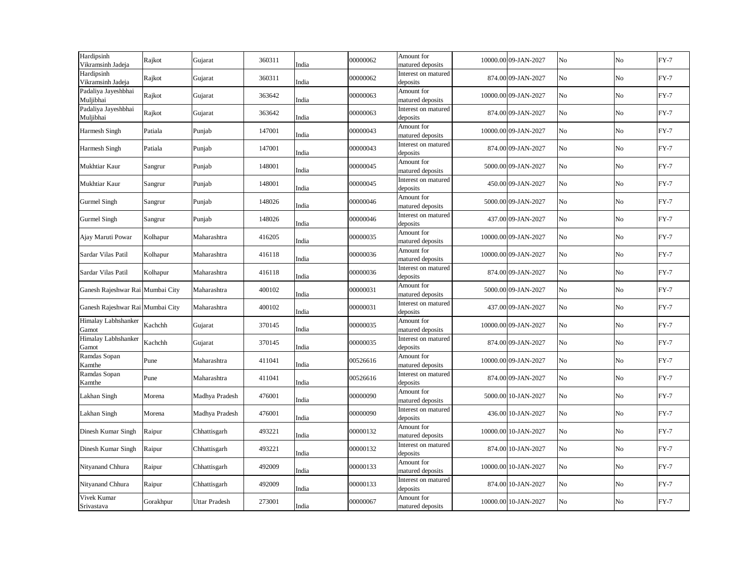| Hardipsinh Vikramsinh Jadeja | Rajkot | Gujarat | 360311 | India | 00000062 | Amount for matured deposits | 10000.00 | 09-JAN-2027 | No | No | FY-7 |
|---|---|---|---|---|---|---|---|---|---|---|---|
| Hardipsinh Vikramsinh Jadeja | Rajkot | Gujarat | 360311 | India | 00000062 | Interest on matured deposits | 874.00 | 09-JAN-2027 | No | No | FY-7 |
| Padaliya Jayeshbhai Muljibhai | Rajkot | Gujarat | 363642 | India | 00000063 | Amount for matured deposits | 10000.00 | 09-JAN-2027 | No | No | FY-7 |
| Padaliya Jayeshbhai Muljibhai | Rajkot | Gujarat | 363642 | India | 00000063 | Interest on matured deposits | 874.00 | 09-JAN-2027 | No | No | FY-7 |
| Harmesh Singh | Patiala | Punjab | 147001 | India | 00000043 | Amount for matured deposits | 10000.00 | 09-JAN-2027 | No | No | FY-7 |
| Harmesh Singh | Patiala | Punjab | 147001 | India | 00000043 | Interest on matured deposits | 874.00 | 09-JAN-2027 | No | No | FY-7 |
| Mukhtiar Kaur | Sangrur | Punjab | 148001 | India | 00000045 | Amount for matured deposits | 5000.00 | 09-JAN-2027 | No | No | FY-7 |
| Mukhtiar Kaur | Sangrur | Punjab | 148001 | India | 00000045 | Interest on matured deposits | 450.00 | 09-JAN-2027 | No | No | FY-7 |
| Gurmel Singh | Sangrur | Punjab | 148026 | India | 00000046 | Amount for matured deposits | 5000.00 | 09-JAN-2027 | No | No | FY-7 |
| Gurmel Singh | Sangrur | Punjab | 148026 | India | 00000046 | Interest on matured deposits | 437.00 | 09-JAN-2027 | No | No | FY-7 |
| Ajay Maruti Powar | Kolhapur | Maharashtra | 416205 | India | 00000035 | Amount for matured deposits | 10000.00 | 09-JAN-2027 | No | No | FY-7 |
| Sardar Vilas Patil | Kolhapur | Maharashtra | 416118 | India | 00000036 | Amount for matured deposits | 10000.00 | 09-JAN-2027 | No | No | FY-7 |
| Sardar Vilas Patil | Kolhapur | Maharashtra | 416118 | India | 00000036 | Interest on matured deposits | 874.00 | 09-JAN-2027 | No | No | FY-7 |
| Ganesh Rajeshwar Rai | Mumbai City | Maharashtra | 400102 | India | 00000031 | Amount for matured deposits | 5000.00 | 09-JAN-2027 | No | No | FY-7 |
| Ganesh Rajeshwar Rai | Mumbai City | Maharashtra | 400102 | India | 00000031 | Interest on matured deposits | 437.00 | 09-JAN-2027 | No | No | FY-7 |
| Himalay Labhshanker Gamot | Kachchh | Gujarat | 370145 | India | 00000035 | Amount for matured deposits | 10000.00 | 09-JAN-2027 | No | No | FY-7 |
| Himalay Labhshanker Gamot | Kachchh | Gujarat | 370145 | India | 00000035 | Interest on matured deposits | 874.00 | 09-JAN-2027 | No | No | FY-7 |
| Ramdas Sopan Kamthe | Pune | Maharashtra | 411041 | India | 00526616 | Amount for matured deposits | 10000.00 | 09-JAN-2027 | No | No | FY-7 |
| Ramdas Sopan Kamthe | Pune | Maharashtra | 411041 | India | 00526616 | Interest on matured deposits | 874.00 | 09-JAN-2027 | No | No | FY-7 |
| Lakhan Singh | Morena | Madhya Pradesh | 476001 | India | 00000090 | Amount for matured deposits | 5000.00 | 10-JAN-2027 | No | No | FY-7 |
| Lakhan Singh | Morena | Madhya Pradesh | 476001 | India | 00000090 | Interest on matured deposits | 436.00 | 10-JAN-2027 | No | No | FY-7 |
| Dinesh Kumar Singh | Raipur | Chhattisgarh | 493221 | India | 00000132 | Amount for matured deposits | 10000.00 | 10-JAN-2027 | No | No | FY-7 |
| Dinesh Kumar Singh | Raipur | Chhattisgarh | 493221 | India | 00000132 | Interest on matured deposits | 874.00 | 10-JAN-2027 | No | No | FY-7 |
| Nityanand Chhura | Raipur | Chhattisgarh | 492009 | India | 00000133 | Amount for matured deposits | 10000.00 | 10-JAN-2027 | No | No | FY-7 |
| Nityanand Chhura | Raipur | Chhattisgarh | 492009 | India | 00000133 | Interest on matured deposits | 874.00 | 10-JAN-2027 | No | No | FY-7 |
| Vivek Kumar Srivastava | Gorakhpur | Uttar Pradesh | 273001 | India | 00000067 | Amount for matured deposits | 10000.00 | 10-JAN-2027 | No | No | FY-7 |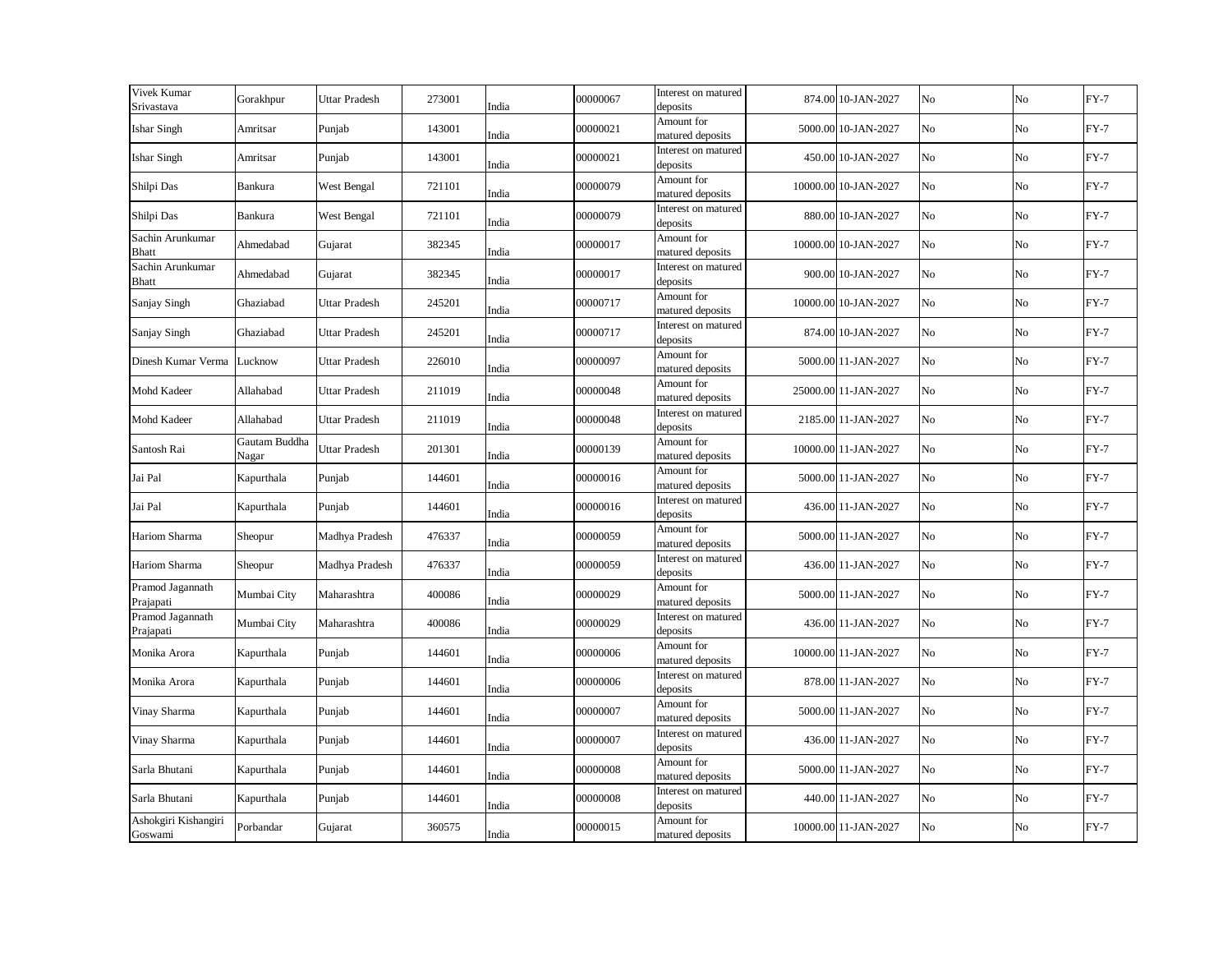| Vivek Kumar Srivastava | Gorakhpur | Uttar Pradesh | 273001 | India | 00000067 | Interest on matured deposits | 874.00 | 10-JAN-2027 | No | No | FY-7 |
|---|---|---|---|---|---|---|---|---|---|---|---|
| Ishar Singh | Amritsar | Punjab | 143001 | India | 00000021 | Amount for matured deposits | 5000.00 | 10-JAN-2027 | No | No | FY-7 |
| Ishar Singh | Amritsar | Punjab | 143001 | India | 00000021 | Interest on matured deposits | 450.00 | 10-JAN-2027 | No | No | FY-7 |
| Shilpi Das | Bankura | West Bengal | 721101 | India | 00000079 | Amount for matured deposits | 10000.00 | 10-JAN-2027 | No | No | FY-7 |
| Shilpi Das | Bankura | West Bengal | 721101 | India | 00000079 | Interest on matured deposits | 880.00 | 10-JAN-2027 | No | No | FY-7 |
| Sachin Arunkumar Bhatt | Ahmedabad | Gujarat | 382345 | India | 00000017 | Amount for matured deposits | 10000.00 | 10-JAN-2027 | No | No | FY-7 |
| Sachin Arunkumar Bhatt | Ahmedabad | Gujarat | 382345 | India | 00000017 | Interest on matured deposits | 900.00 | 10-JAN-2027 | No | No | FY-7 |
| Sanjay Singh | Ghaziabad | Uttar Pradesh | 245201 | India | 00000717 | Amount for matured deposits | 10000.00 | 10-JAN-2027 | No | No | FY-7 |
| Sanjay Singh | Ghaziabad | Uttar Pradesh | 245201 | India | 00000717 | Interest on matured deposits | 874.00 | 10-JAN-2027 | No | No | FY-7 |
| Dinesh Kumar Verma | Lucknow | Uttar Pradesh | 226010 | India | 00000097 | Amount for matured deposits | 5000.00 | 11-JAN-2027 | No | No | FY-7 |
| Mohd Kadeer | Allahabad | Uttar Pradesh | 211019 | India | 00000048 | Amount for matured deposits | 25000.00 | 11-JAN-2027 | No | No | FY-7 |
| Mohd Kadeer | Allahabad | Uttar Pradesh | 211019 | India | 00000048 | Interest on matured deposits | 2185.00 | 11-JAN-2027 | No | No | FY-7 |
| Santosh Rai | Gautam Buddha Nagar | Uttar Pradesh | 201301 | India | 00000139 | Amount for matured deposits | 10000.00 | 11-JAN-2027 | No | No | FY-7 |
| Jai Pal | Kapurthala | Punjab | 144601 | India | 00000016 | Amount for matured deposits | 5000.00 | 11-JAN-2027 | No | No | FY-7 |
| Jai Pal | Kapurthala | Punjab | 144601 | India | 00000016 | Interest on matured deposits | 436.00 | 11-JAN-2027 | No | No | FY-7 |
| Hariom Sharma | Sheopur | Madhya Pradesh | 476337 | India | 00000059 | Amount for matured deposits | 5000.00 | 11-JAN-2027 | No | No | FY-7 |
| Hariom Sharma | Sheopur | Madhya Pradesh | 476337 | India | 00000059 | Interest on matured deposits | 436.00 | 11-JAN-2027 | No | No | FY-7 |
| Pramod Jagannath Prajapati | Mumbai City | Maharashtra | 400086 | India | 00000029 | Amount for matured deposits | 5000.00 | 11-JAN-2027 | No | No | FY-7 |
| Pramod Jagannath Prajapati | Mumbai City | Maharashtra | 400086 | India | 00000029 | Interest on matured deposits | 436.00 | 11-JAN-2027 | No | No | FY-7 |
| Monika Arora | Kapurthala | Punjab | 144601 | India | 00000006 | Amount for matured deposits | 10000.00 | 11-JAN-2027 | No | No | FY-7 |
| Monika Arora | Kapurthala | Punjab | 144601 | India | 00000006 | Interest on matured deposits | 878.00 | 11-JAN-2027 | No | No | FY-7 |
| Vinay Sharma | Kapurthala | Punjab | 144601 | India | 00000007 | Amount for matured deposits | 5000.00 | 11-JAN-2027 | No | No | FY-7 |
| Vinay Sharma | Kapurthala | Punjab | 144601 | India | 00000007 | Interest on matured deposits | 436.00 | 11-JAN-2027 | No | No | FY-7 |
| Sarla Bhutani | Kapurthala | Punjab | 144601 | India | 00000008 | Amount for matured deposits | 5000.00 | 11-JAN-2027 | No | No | FY-7 |
| Sarla Bhutani | Kapurthala | Punjab | 144601 | India | 00000008 | Interest on matured deposits | 440.00 | 11-JAN-2027 | No | No | FY-7 |
| Ashokgiri Kishangiri Goswami | Porbandar | Gujarat | 360575 | India | 00000015 | Amount for matured deposits | 10000.00 | 11-JAN-2027 | No | No | FY-7 |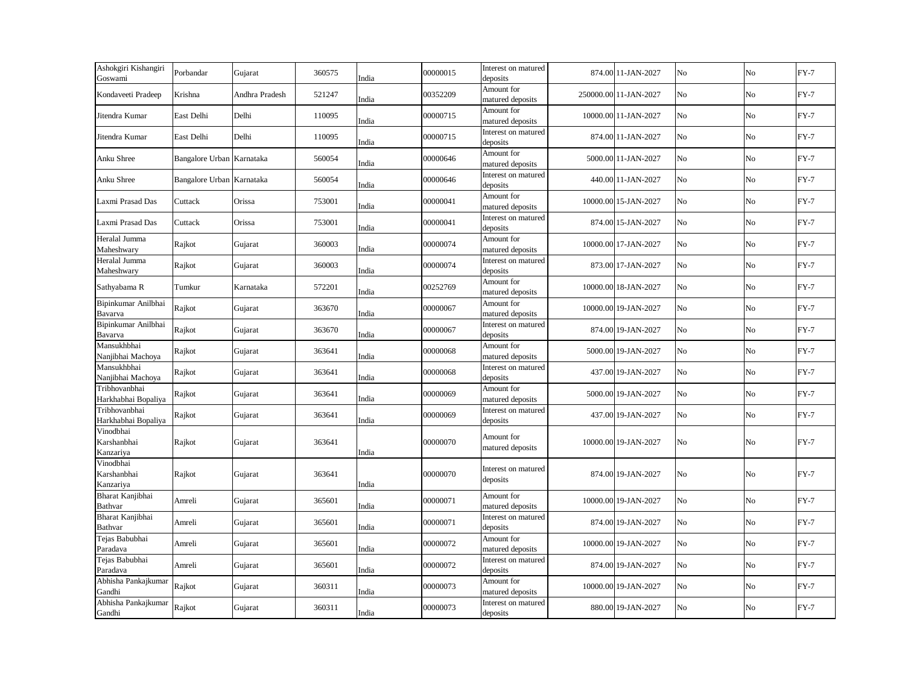| | | | | | | | | | | | |
|---|---|---|---|---|---|---|---|---|---|---|---|
| Ashokgiri Kishangiri Goswami | Porbandar | Gujarat | 360575 | India | 00000015 | Interest on matured deposits | 874.00 | 11-JAN-2027 | No | No | FY-7 |
| Kondaveeti Pradeep | Krishna | Andhra Pradesh | 521247 | India | 00352209 | Amount for matured deposits | 250000.00 | 11-JAN-2027 | No | No | FY-7 |
| Jitendra Kumar | East Delhi | Delhi | 110095 | India | 00000715 | Amount for matured deposits | 10000.00 | 11-JAN-2027 | No | No | FY-7 |
| Jitendra Kumar | East Delhi | Delhi | 110095 | India | 00000715 | Interest on matured deposits | 874.00 | 11-JAN-2027 | No | No | FY-7 |
| Anku Shree | Bangalore Urban | Karnataka | 560054 | India | 00000646 | Amount for matured deposits | 5000.00 | 11-JAN-2027 | No | No | FY-7 |
| Anku Shree | Bangalore Urban | Karnataka | 560054 | India | 00000646 | Interest on matured deposits | 440.00 | 11-JAN-2027 | No | No | FY-7 |
| Laxmi Prasad Das | Cuttack | Orissa | 753001 | India | 00000041 | Amount for matured deposits | 10000.00 | 15-JAN-2027 | No | No | FY-7 |
| Laxmi Prasad Das | Cuttack | Orissa | 753001 | India | 00000041 | Interest on matured deposits | 874.00 | 15-JAN-2027 | No | No | FY-7 |
| Heralal Jumma Maheshwary | Rajkot | Gujarat | 360003 | India | 00000074 | Amount for matured deposits | 10000.00 | 17-JAN-2027 | No | No | FY-7 |
| Heralal Jumma Maheshwary | Rajkot | Gujarat | 360003 | India | 00000074 | Interest on matured deposits | 873.00 | 17-JAN-2027 | No | No | FY-7 |
| Sathyabama R | Tumkur | Karnataka | 572201 | India | 00252769 | Amount for matured deposits | 10000.00 | 18-JAN-2027 | No | No | FY-7 |
| Bipinkumar Anilbhai Bavarva | Rajkot | Gujarat | 363670 | India | 00000067 | Amount for matured deposits | 10000.00 | 19-JAN-2027 | No | No | FY-7 |
| Bipinkumar Anilbhai Bavarva | Rajkot | Gujarat | 363670 | India | 00000067 | Interest on matured deposits | 874.00 | 19-JAN-2027 | No | No | FY-7 |
| Mansukhbhai Nanjibhai Machoya | Rajkot | Gujarat | 363641 | India | 00000068 | Amount for matured deposits | 5000.00 | 19-JAN-2027 | No | No | FY-7 |
| Mansukhbhai Nanjibhai Machoya | Rajkot | Gujarat | 363641 | India | 00000068 | Interest on matured deposits | 437.00 | 19-JAN-2027 | No | No | FY-7 |
| Tribhovanbhai Harkhabhai Bopaliya | Rajkot | Gujarat | 363641 | India | 00000069 | Amount for matured deposits | 5000.00 | 19-JAN-2027 | No | No | FY-7 |
| Tribhovanbhai Harkhabhai Bopaliya | Rajkot | Gujarat | 363641 | India | 00000069 | Interest on matured deposits | 437.00 | 19-JAN-2027 | No | No | FY-7 |
| Vinodbhai Karshanbhai Kanzariya | Rajkot | Gujarat | 363641 | India | 00000070 | Amount for matured deposits | 10000.00 | 19-JAN-2027 | No | No | FY-7 |
| Vinodbhai Karshanbhai Kanzariya | Rajkot | Gujarat | 363641 | India | 00000070 | Interest on matured deposits | 874.00 | 19-JAN-2027 | No | No | FY-7 |
| Bharat Kanjibhai Bathvar | Amreli | Gujarat | 365601 | India | 00000071 | Amount for matured deposits | 10000.00 | 19-JAN-2027 | No | No | FY-7 |
| Bharat Kanjibhai Bathvar | Amreli | Gujarat | 365601 | India | 00000071 | Interest on matured deposits | 874.00 | 19-JAN-2027 | No | No | FY-7 |
| Tejas Babubhai Paradava | Amreli | Gujarat | 365601 | India | 00000072 | Amount for matured deposits | 10000.00 | 19-JAN-2027 | No | No | FY-7 |
| Tejas Babubhai Paradava | Amreli | Gujarat | 365601 | India | 00000072 | Interest on matured deposits | 874.00 | 19-JAN-2027 | No | No | FY-7 |
| Abhisha Pankajkumar Gandhi | Rajkot | Gujarat | 360311 | India | 00000073 | Amount for matured deposits | 10000.00 | 19-JAN-2027 | No | No | FY-7 |
| Abhisha Pankajkumar Gandhi | Rajkot | Gujarat | 360311 | India | 00000073 | Interest on matured deposits | 880.00 | 19-JAN-2027 | No | No | FY-7 |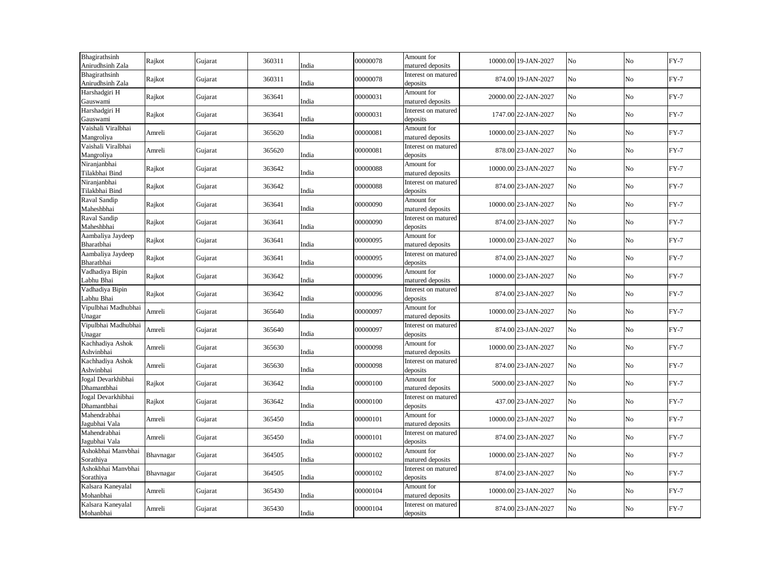| | | | | | | | | | | | |
|---|---|---|---|---|---|---|---|---|---|---|---|
| Bhagirathsinh Anirudhsinh Zala | Rajkot | Gujarat | 360311 | India | 00000078 | Amount for matured deposits | 10000.00 | 19-JAN-2027 | No | No | FY-7 |
| Bhagirathsinh Anirudhsinh Zala | Rajkot | Gujarat | 360311 | India | 00000078 | Interest on matured deposits | 874.00 | 19-JAN-2027 | No | No | FY-7 |
| Harshadgiri H Gauswami | Rajkot | Gujarat | 363641 | India | 00000031 | Amount for matured deposits | 20000.00 | 22-JAN-2027 | No | No | FY-7 |
| Harshadgiri H Gauswami | Rajkot | Gujarat | 363641 | India | 00000031 | Interest on matured deposits | 1747.00 | 22-JAN-2027 | No | No | FY-7 |
| Vaishali Viralbhai Mangroliya | Amreli | Gujarat | 365620 | India | 00000081 | Amount for matured deposits | 10000.00 | 23-JAN-2027 | No | No | FY-7 |
| Vaishali Viralbhai Mangroliya | Amreli | Gujarat | 365620 | India | 00000081 | Interest on matured deposits | 878.00 | 23-JAN-2027 | No | No | FY-7 |
| Niranjanbhai Tilakbhai Bind | Rajkot | Gujarat | 363642 | India | 00000088 | Amount for matured deposits | 10000.00 | 23-JAN-2027 | No | No | FY-7 |
| Niranjanbhai Tilakbhai Bind | Rajkot | Gujarat | 363642 | India | 00000088 | Interest on matured deposits | 874.00 | 23-JAN-2027 | No | No | FY-7 |
| Raval Sandip Maheshbhai | Rajkot | Gujarat | 363641 | India | 00000090 | Amount for matured deposits | 10000.00 | 23-JAN-2027 | No | No | FY-7 |
| Raval Sandip Maheshbhai | Rajkot | Gujarat | 363641 | India | 00000090 | Interest on matured deposits | 874.00 | 23-JAN-2027 | No | No | FY-7 |
| Aambaliya Jaydeep Bharatbhai | Rajkot | Gujarat | 363641 | India | 00000095 | Amount for matured deposits | 10000.00 | 23-JAN-2027 | No | No | FY-7 |
| Aambaliya Jaydeep Bharatbhai | Rajkot | Gujarat | 363641 | India | 00000095 | Interest on matured deposits | 874.00 | 23-JAN-2027 | No | No | FY-7 |
| Vadhadiya Bipin Labhu Bhai | Rajkot | Gujarat | 363642 | India | 00000096 | Amount for matured deposits | 10000.00 | 23-JAN-2027 | No | No | FY-7 |
| Vadhadiya Bipin Labhu Bhai | Rajkot | Gujarat | 363642 | India | 00000096 | Interest on matured deposits | 874.00 | 23-JAN-2027 | No | No | FY-7 |
| Vipulbhai Madhubhai Unagar | Amreli | Gujarat | 365640 | India | 00000097 | Amount for matured deposits | 10000.00 | 23-JAN-2027 | No | No | FY-7 |
| Vipulbhai Madhubhai Unagar | Amreli | Gujarat | 365640 | India | 00000097 | Interest on matured deposits | 874.00 | 23-JAN-2027 | No | No | FY-7 |
| Kachhadiya Ashok Ashvinbhai | Amreli | Gujarat | 365630 | India | 00000098 | Amount for matured deposits | 10000.00 | 23-JAN-2027 | No | No | FY-7 |
| Kachhadiya Ashok Ashvinbhai | Amreli | Gujarat | 365630 | India | 00000098 | Interest on matured deposits | 874.00 | 23-JAN-2027 | No | No | FY-7 |
| Jogal Devarkhibhai Dhamantbhai | Rajkot | Gujarat | 363642 | India | 00000100 | Amount for matured deposits | 5000.00 | 23-JAN-2027 | No | No | FY-7 |
| Jogal Devarkhibhai Dhamantbhai | Rajkot | Gujarat | 363642 | India | 00000100 | Interest on matured deposits | 437.00 | 23-JAN-2027 | No | No | FY-7 |
| Mahendrabhai Jagubhai Vala | Amreli | Gujarat | 365450 | India | 00000101 | Amount for matured deposits | 10000.00 | 23-JAN-2027 | No | No | FY-7 |
| Mahendrabhai Jagubhai Vala | Amreli | Gujarat | 365450 | India | 00000101 | Interest on matured deposits | 874.00 | 23-JAN-2027 | No | No | FY-7 |
| Ashokbhai Manvbhai Sorathiya | Bhavnagar | Gujarat | 364505 | India | 00000102 | Amount for matured deposits | 10000.00 | 23-JAN-2027 | No | No | FY-7 |
| Ashokbhai Manvbhai Sorathiya | Bhavnagar | Gujarat | 364505 | India | 00000102 | Interest on matured deposits | 874.00 | 23-JAN-2027 | No | No | FY-7 |
| Kalsara Kaneyalal Mohanbhai | Amreli | Gujarat | 365430 | India | 00000104 | Amount for matured deposits | 10000.00 | 23-JAN-2027 | No | No | FY-7 |
| Kalsara Kaneyalal Mohanbhai | Amreli | Gujarat | 365430 | India | 00000104 | Interest on matured deposits | 874.00 | 23-JAN-2027 | No | No | FY-7 |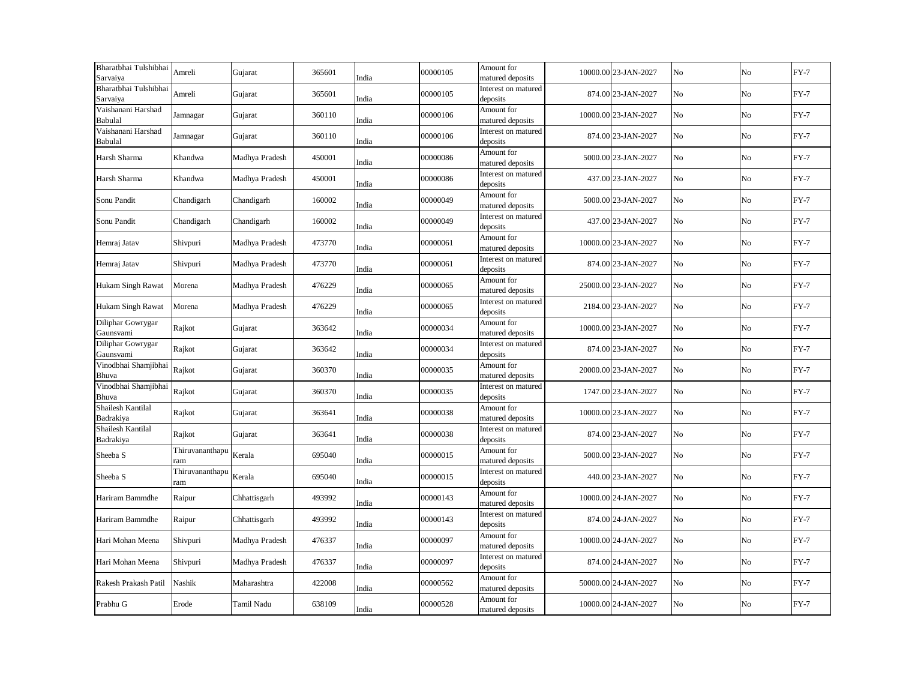| | | | | | | | | | | | |
|---|---|---|---|---|---|---|---|---|---|---|---|
| Bharatbhai Tulshibhai Sarvaiya | Amreli | Gujarat | 365601 | India | 00000105 | Amount for matured deposits | 10000.00 | 23-JAN-2027 | No | No | FY-7 |
| Bharatbhai Tulshibhai Sarvaiya | Amreli | Gujarat | 365601 | India | 00000105 | Interest on matured deposits | 874.00 | 23-JAN-2027 | No | No | FY-7 |
| Vaishanani Harshad Babulal | Jamnagar | Gujarat | 360110 | India | 00000106 | Amount for matured deposits | 10000.00 | 23-JAN-2027 | No | No | FY-7 |
| Vaishanani Harshad Babulal | Jamnagar | Gujarat | 360110 | India | 00000106 | Interest on matured deposits | 874.00 | 23-JAN-2027 | No | No | FY-7 |
| Harsh Sharma | Khandwa | Madhya Pradesh | 450001 | India | 00000086 | Amount for matured deposits | 5000.00 | 23-JAN-2027 | No | No | FY-7 |
| Harsh Sharma | Khandwa | Madhya Pradesh | 450001 | India | 00000086 | Interest on matured deposits | 437.00 | 23-JAN-2027 | No | No | FY-7 |
| Sonu Pandit | Chandigarh | Chandigarh | 160002 | India | 00000049 | Amount for matured deposits | 5000.00 | 23-JAN-2027 | No | No | FY-7 |
| Sonu Pandit | Chandigarh | Chandigarh | 160002 | India | 00000049 | Interest on matured deposits | 437.00 | 23-JAN-2027 | No | No | FY-7 |
| Hemraj Jatav | Shivpuri | Madhya Pradesh | 473770 | India | 00000061 | Amount for matured deposits | 10000.00 | 23-JAN-2027 | No | No | FY-7 |
| Hemraj Jatav | Shivpuri | Madhya Pradesh | 473770 | India | 00000061 | Interest on matured deposits | 874.00 | 23-JAN-2027 | No | No | FY-7 |
| Hukam Singh Rawat | Morena | Madhya Pradesh | 476229 | India | 00000065 | Amount for matured deposits | 25000.00 | 23-JAN-2027 | No | No | FY-7 |
| Hukam Singh Rawat | Morena | Madhya Pradesh | 476229 | India | 00000065 | Interest on matured deposits | 2184.00 | 23-JAN-2027 | No | No | FY-7 |
| Diliphar Gowrygar Gaunsvami | Rajkot | Gujarat | 363642 | India | 00000034 | Amount for matured deposits | 10000.00 | 23-JAN-2027 | No | No | FY-7 |
| Diliphar Gowrygar Gaunsvami | Rajkot | Gujarat | 363642 | India | 00000034 | Interest on matured deposits | 874.00 | 23-JAN-2027 | No | No | FY-7 |
| Vinodbhai Shamjibhai Bhuva | Rajkot | Gujarat | 360370 | India | 00000035 | Amount for matured deposits | 20000.00 | 23-JAN-2027 | No | No | FY-7 |
| Vinodbhai Shamjibhai Bhuva | Rajkot | Gujarat | 360370 | India | 00000035 | Interest on matured deposits | 1747.00 | 23-JAN-2027 | No | No | FY-7 |
| Shailesh Kantilal Badrakiya | Rajkot | Gujarat | 363641 | India | 00000038 | Amount for matured deposits | 10000.00 | 23-JAN-2027 | No | No | FY-7 |
| Shailesh Kantilal Badrakiya | Rajkot | Gujarat | 363641 | India | 00000038 | Interest on matured deposits | 874.00 | 23-JAN-2027 | No | No | FY-7 |
| Sheeba S | Thiruvananthapuram | Kerala | 695040 | India | 00000015 | Amount for matured deposits | 5000.00 | 23-JAN-2027 | No | No | FY-7 |
| Sheeba S | Thiruvananthapuram | Kerala | 695040 | India | 00000015 | Interest on matured deposits | 440.00 | 23-JAN-2027 | No | No | FY-7 |
| Hariram Bammdhe | Raipur | Chhattisgarh | 493992 | India | 00000143 | Amount for matured deposits | 10000.00 | 24-JAN-2027 | No | No | FY-7 |
| Hariram Bammdhe | Raipur | Chhattisgarh | 493992 | India | 00000143 | Interest on matured deposits | 874.00 | 24-JAN-2027 | No | No | FY-7 |
| Hari Mohan Meena | Shivpuri | Madhya Pradesh | 476337 | India | 00000097 | Amount for matured deposits | 10000.00 | 24-JAN-2027 | No | No | FY-7 |
| Hari Mohan Meena | Shivpuri | Madhya Pradesh | 476337 | India | 00000097 | Interest on matured deposits | 874.00 | 24-JAN-2027 | No | No | FY-7 |
| Rakesh Prakash Patil | Nashik | Maharashtra | 422008 | India | 00000562 | Amount for matured deposits | 50000.00 | 24-JAN-2027 | No | No | FY-7 |
| Prabhu G | Erode | Tamil Nadu | 638109 | India | 00000528 | Amount for matured deposits | 10000.00 | 24-JAN-2027 | No | No | FY-7 |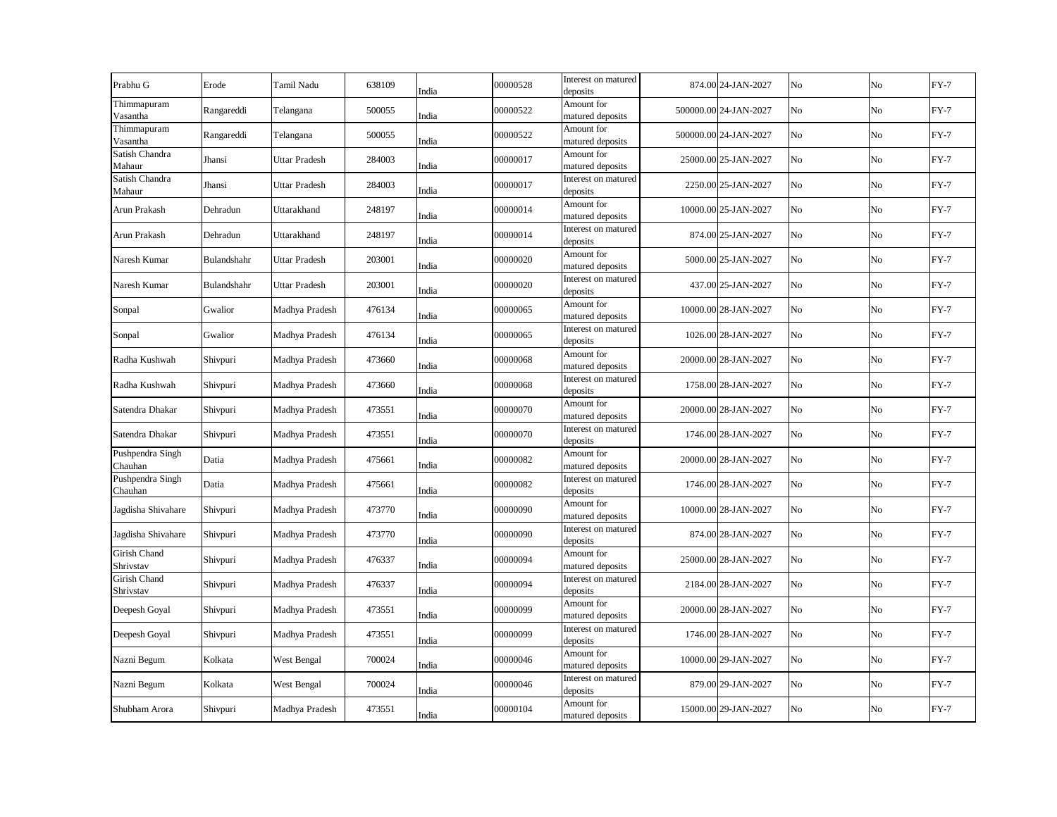| | | | | | | | | | | | |
|---|---|---|---|---|---|---|---|---|---|---|---|
| Prabhu G | Erode | Tamil Nadu | 638109 | India | 00000528 | Interest on matured deposits | 874.00 | 24-JAN-2027 | No | No | FY-7 |
| Thimmapuram Vasantha | Rangareddi | Telangana | 500055 | India | 00000522 | Amount for matured deposits | 500000.00 | 24-JAN-2027 | No | No | FY-7 |
| Thimmapuram Vasantha | Rangareddi | Telangana | 500055 | India | 00000522 | Amount for matured deposits | 500000.00 | 24-JAN-2027 | No | No | FY-7 |
| Satish Chandra Mahaur | Jhansi | Uttar Pradesh | 284003 | India | 00000017 | Amount for matured deposits | 25000.00 | 25-JAN-2027 | No | No | FY-7 |
| Satish Chandra Mahaur | Jhansi | Uttar Pradesh | 284003 | India | 00000017 | Interest on matured deposits | 2250.00 | 25-JAN-2027 | No | No | FY-7 |
| Arun Prakash | Dehradun | Uttarakhand | 248197 | India | 00000014 | Amount for matured deposits | 10000.00 | 25-JAN-2027 | No | No | FY-7 |
| Arun Prakash | Dehradun | Uttarakhand | 248197 | India | 00000014 | Interest on matured deposits | 874.00 | 25-JAN-2027 | No | No | FY-7 |
| Naresh Kumar | Bulandshahr | Uttar Pradesh | 203001 | India | 00000020 | Amount for matured deposits | 5000.00 | 25-JAN-2027 | No | No | FY-7 |
| Naresh Kumar | Bulandshahr | Uttar Pradesh | 203001 | India | 00000020 | Interest on matured deposits | 437.00 | 25-JAN-2027 | No | No | FY-7 |
| Sonpal | Gwalior | Madhya Pradesh | 476134 | India | 00000065 | Amount for matured deposits | 10000.00 | 28-JAN-2027 | No | No | FY-7 |
| Sonpal | Gwalior | Madhya Pradesh | 476134 | India | 00000065 | Interest on matured deposits | 1026.00 | 28-JAN-2027 | No | No | FY-7 |
| Radha Kushwah | Shivpuri | Madhya Pradesh | 473660 | India | 00000068 | Amount for matured deposits | 20000.00 | 28-JAN-2027 | No | No | FY-7 |
| Radha Kushwah | Shivpuri | Madhya Pradesh | 473660 | India | 00000068 | Interest on matured deposits | 1758.00 | 28-JAN-2027 | No | No | FY-7 |
| Satendra Dhakar | Shivpuri | Madhya Pradesh | 473551 | India | 00000070 | Amount for matured deposits | 20000.00 | 28-JAN-2027 | No | No | FY-7 |
| Satendra Dhakar | Shivpuri | Madhya Pradesh | 473551 | India | 00000070 | Interest on matured deposits | 1746.00 | 28-JAN-2027 | No | No | FY-7 |
| Pushpendra Singh Chauhan | Datia | Madhya Pradesh | 475661 | India | 00000082 | Amount for matured deposits | 20000.00 | 28-JAN-2027 | No | No | FY-7 |
| Pushpendra Singh Chauhan | Datia | Madhya Pradesh | 475661 | India | 00000082 | Interest on matured deposits | 1746.00 | 28-JAN-2027 | No | No | FY-7 |
| Jagdisha Shivahare | Shivpuri | Madhya Pradesh | 473770 | India | 00000090 | Amount for matured deposits | 10000.00 | 28-JAN-2027 | No | No | FY-7 |
| Jagdisha Shivahare | Shivpuri | Madhya Pradesh | 473770 | India | 00000090 | Interest on matured deposits | 874.00 | 28-JAN-2027 | No | No | FY-7 |
| Girish Chand Shrivstav | Shivpuri | Madhya Pradesh | 476337 | India | 00000094 | Amount for matured deposits | 25000.00 | 28-JAN-2027 | No | No | FY-7 |
| Girish Chand Shrivstav | Shivpuri | Madhya Pradesh | 476337 | India | 00000094 | Interest on matured deposits | 2184.00 | 28-JAN-2027 | No | No | FY-7 |
| Deepesh Goyal | Shivpuri | Madhya Pradesh | 473551 | India | 00000099 | Amount for matured deposits | 20000.00 | 28-JAN-2027 | No | No | FY-7 |
| Deepesh Goyal | Shivpuri | Madhya Pradesh | 473551 | India | 00000099 | Interest on matured deposits | 1746.00 | 28-JAN-2027 | No | No | FY-7 |
| Nazni Begum | Kolkata | West Bengal | 700024 | India | 00000046 | Amount for matured deposits | 10000.00 | 29-JAN-2027 | No | No | FY-7 |
| Nazni Begum | Kolkata | West Bengal | 700024 | India | 00000046 | Interest on matured deposits | 879.00 | 29-JAN-2027 | No | No | FY-7 |
| Shubham Arora | Shivpuri | Madhya Pradesh | 473551 | India | 00000104 | Amount for matured deposits | 15000.00 | 29-JAN-2027 | No | No | FY-7 |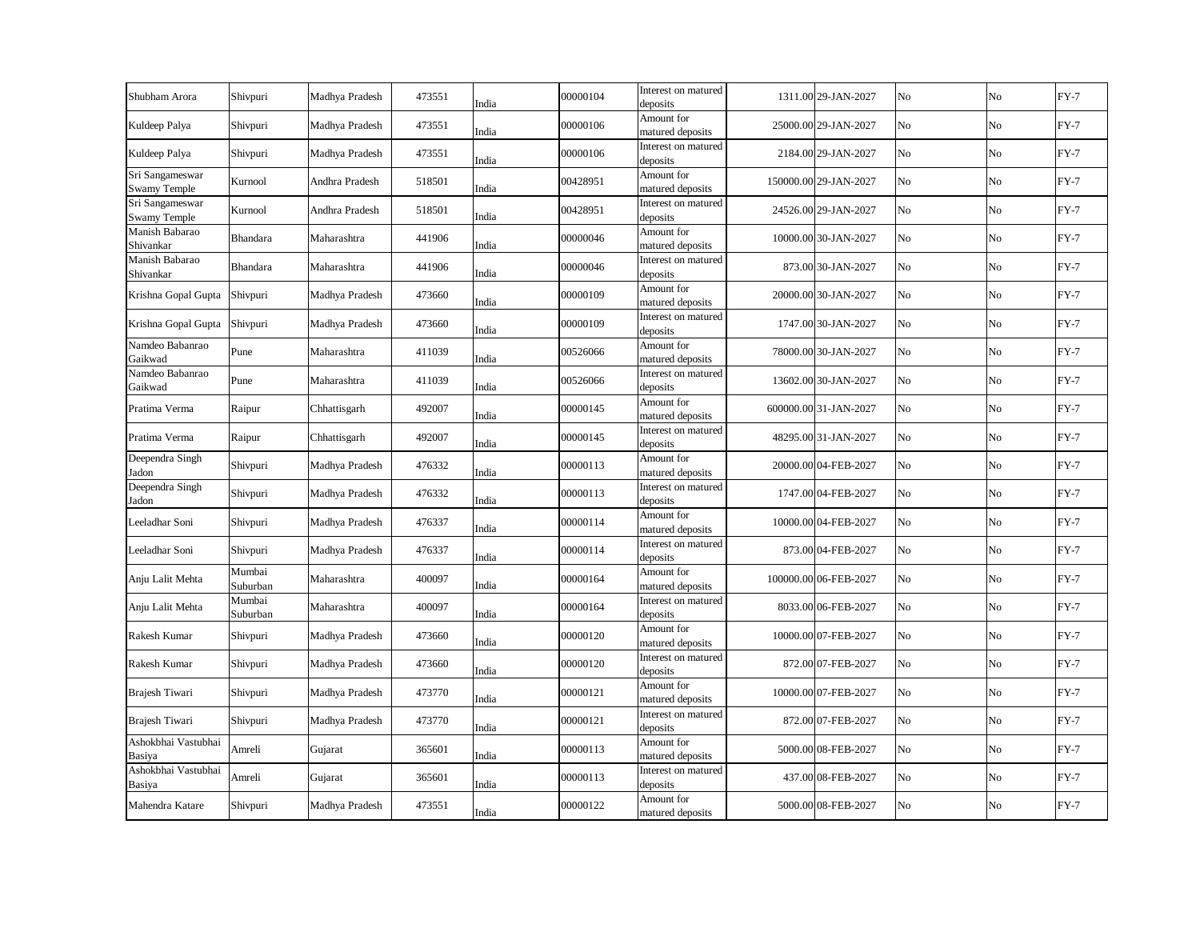| | | | | | | | | | | | |
|---|---|---|---|---|---|---|---|---|---|---|---|
| Shubham Arora | Shivpuri | Madhya Pradesh | 473551 | India | 00000104 | Interest on matured deposits | 1311.00 | 29-JAN-2027 | No | No | FY-7 |
| Kuldeep Palya | Shivpuri | Madhya Pradesh | 473551 | India | 00000106 | Amount for matured deposits | 25000.00 | 29-JAN-2027 | No | No | FY-7 |
| Kuldeep Palya | Shivpuri | Madhya Pradesh | 473551 | India | 00000106 | Interest on matured deposits | 2184.00 | 29-JAN-2027 | No | No | FY-7 |
| Sri Sangameswar Swamy Temple | Kurnool | Andhra Pradesh | 518501 | India | 00428951 | Amount for matured deposits | 150000.00 | 29-JAN-2027 | No | No | FY-7 |
| Sri Sangameswar Swamy Temple | Kurnool | Andhra Pradesh | 518501 | India | 00428951 | Interest on matured deposits | 24526.00 | 29-JAN-2027 | No | No | FY-7 |
| Manish Babarao Shivankar | Bhandara | Maharashtra | 441906 | India | 00000046 | Amount for matured deposits | 10000.00 | 30-JAN-2027 | No | No | FY-7 |
| Manish Babarao Shivankar | Bhandara | Maharashtra | 441906 | India | 00000046 | Interest on matured deposits | 873.00 | 30-JAN-2027 | No | No | FY-7 |
| Krishna Gopal Gupta | Shivpuri | Madhya Pradesh | 473660 | India | 00000109 | Amount for matured deposits | 20000.00 | 30-JAN-2027 | No | No | FY-7 |
| Krishna Gopal Gupta | Shivpuri | Madhya Pradesh | 473660 | India | 00000109 | Interest on matured deposits | 1747.00 | 30-JAN-2027 | No | No | FY-7 |
| Namdeo Babanrao Gaikwad | Pune | Maharashtra | 411039 | India | 00526066 | Amount for matured deposits | 78000.00 | 30-JAN-2027 | No | No | FY-7 |
| Namdeo Babanrao Gaikwad | Pune | Maharashtra | 411039 | India | 00526066 | Interest on matured deposits | 13602.00 | 30-JAN-2027 | No | No | FY-7 |
| Pratima Verma | Raipur | Chhattisgarh | 492007 | India | 00000145 | Amount for matured deposits | 600000.00 | 31-JAN-2027 | No | No | FY-7 |
| Pratima Verma | Raipur | Chhattisgarh | 492007 | India | 00000145 | Interest on matured deposits | 48295.00 | 31-JAN-2027 | No | No | FY-7 |
| Deependra Singh Jadon | Shivpuri | Madhya Pradesh | 476332 | India | 00000113 | Amount for matured deposits | 20000.00 | 04-FEB-2027 | No | No | FY-7 |
| Deependra Singh Jadon | Shivpuri | Madhya Pradesh | 476332 | India | 00000113 | Interest on matured deposits | 1747.00 | 04-FEB-2027 | No | No | FY-7 |
| Leeladhar Soni | Shivpuri | Madhya Pradesh | 476337 | India | 00000114 | Amount for matured deposits | 10000.00 | 04-FEB-2027 | No | No | FY-7 |
| Leeladhar Soni | Shivpuri | Madhya Pradesh | 476337 | India | 00000114 | Interest on matured deposits | 873.00 | 04-FEB-2027 | No | No | FY-7 |
| Anju Lalit Mehta | Mumbai Suburban | Maharashtra | 400097 | India | 00000164 | Amount for matured deposits | 100000.00 | 06-FEB-2027 | No | No | FY-7 |
| Anju Lalit Mehta | Mumbai Suburban | Maharashtra | 400097 | India | 00000164 | Interest on matured deposits | 8033.00 | 06-FEB-2027 | No | No | FY-7 |
| Rakesh Kumar | Shivpuri | Madhya Pradesh | 473660 | India | 00000120 | Amount for matured deposits | 10000.00 | 07-FEB-2027 | No | No | FY-7 |
| Rakesh Kumar | Shivpuri | Madhya Pradesh | 473660 | India | 00000120 | Interest on matured deposits | 872.00 | 07-FEB-2027 | No | No | FY-7 |
| Brajesh Tiwari | Shivpuri | Madhya Pradesh | 473770 | India | 00000121 | Amount for matured deposits | 10000.00 | 07-FEB-2027 | No | No | FY-7 |
| Brajesh Tiwari | Shivpuri | Madhya Pradesh | 473770 | India | 00000121 | Interest on matured deposits | 872.00 | 07-FEB-2027 | No | No | FY-7 |
| Ashokbhai Vastubhai Basiya | Amreli | Gujarat | 365601 | India | 00000113 | Amount for matured deposits | 5000.00 | 08-FEB-2027 | No | No | FY-7 |
| Ashokbhai Vastubhai Basiya | Amreli | Gujarat | 365601 | India | 00000113 | Interest on matured deposits | 437.00 | 08-FEB-2027 | No | No | FY-7 |
| Mahendra Katare | Shivpuri | Madhya Pradesh | 473551 | India | 00000122 | Amount for matured deposits | 5000.00 | 08-FEB-2027 | No | No | FY-7 |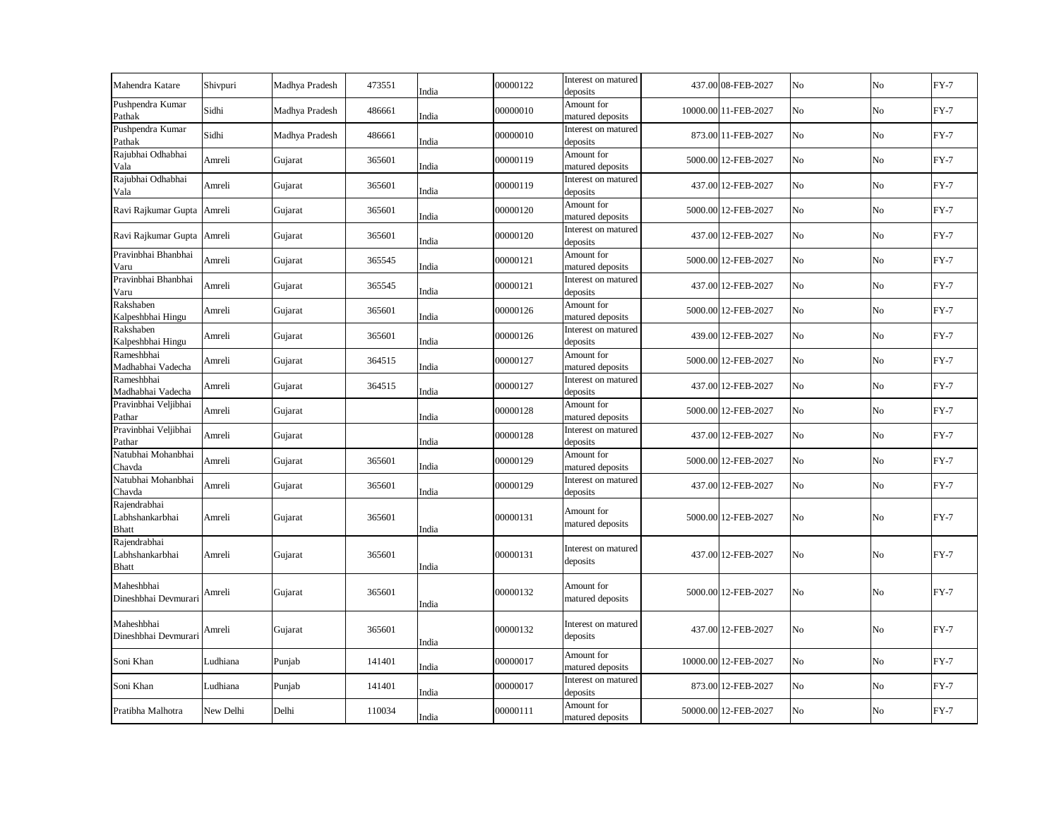| | | | | | | | | | | | |
|---|---|---|---|---|---|---|---|---|---|---|---|
| Mahendra Katare | Shivpuri | Madhya Pradesh | 473551 | India | 00000122 | Interest on matured deposits | 437.00 | 08-FEB-2027 | No | No | FY-7 |
| Pushpendra Kumar Pathak | Sidhi | Madhya Pradesh | 486661 | India | 00000010 | Amount for matured deposits | 10000.00 | 11-FEB-2027 | No | No | FY-7 |
| Pushpendra Kumar Pathak | Sidhi | Madhya Pradesh | 486661 | India | 00000010 | Interest on matured deposits | 873.00 | 11-FEB-2027 | No | No | FY-7 |
| Rajubhai Odhabhai Vala | Amreli | Gujarat | 365601 | India | 00000119 | Amount for matured deposits | 5000.00 | 12-FEB-2027 | No | No | FY-7 |
| Rajubhai Odhabhai Vala | Amreli | Gujarat | 365601 | India | 00000119 | Interest on matured deposits | 437.00 | 12-FEB-2027 | No | No | FY-7 |
| Ravi Rajkumar Gupta | Amreli | Gujarat | 365601 | India | 00000120 | Amount for matured deposits | 5000.00 | 12-FEB-2027 | No | No | FY-7 |
| Ravi Rajkumar Gupta | Amreli | Gujarat | 365601 | India | 00000120 | Interest on matured deposits | 437.00 | 12-FEB-2027 | No | No | FY-7 |
| Pravinbhai Bhanbhai Varu | Amreli | Gujarat | 365545 | India | 00000121 | Amount for matured deposits | 5000.00 | 12-FEB-2027 | No | No | FY-7 |
| Pravinbhai Bhanbhai Varu | Amreli | Gujarat | 365545 | India | 00000121 | Interest on matured deposits | 437.00 | 12-FEB-2027 | No | No | FY-7 |
| Rakshaben Kalpeshbhai Hingu | Amreli | Gujarat | 365601 | India | 00000126 | Amount for matured deposits | 5000.00 | 12-FEB-2027 | No | No | FY-7 |
| Rakshaben Kalpeshbhai Hingu | Amreli | Gujarat | 365601 | India | 00000126 | Interest on matured deposits | 439.00 | 12-FEB-2027 | No | No | FY-7 |
| Rameshbhai Madhabhai Vadecha | Amreli | Gujarat | 364515 | India | 00000127 | Amount for matured deposits | 5000.00 | 12-FEB-2027 | No | No | FY-7 |
| Rameshbhai Madhabhai Vadecha | Amreli | Gujarat | 364515 | India | 00000127 | Interest on matured deposits | 437.00 | 12-FEB-2027 | No | No | FY-7 |
| Pravinbhai Veljibhai Pathar | Amreli | Gujarat | | India | 00000128 | Amount for matured deposits | 5000.00 | 12-FEB-2027 | No | No | FY-7 |
| Pravinbhai Veljibhai Pathar | Amreli | Gujarat | | India | 00000128 | Interest on matured deposits | 437.00 | 12-FEB-2027 | No | No | FY-7 |
| Natubhai Mohanbhai Chavda | Amreli | Gujarat | 365601 | India | 00000129 | Amount for matured deposits | 5000.00 | 12-FEB-2027 | No | No | FY-7 |
| Natubhai Mohanbhai Chavda | Amreli | Gujarat | 365601 | India | 00000129 | Interest on matured deposits | 437.00 | 12-FEB-2027 | No | No | FY-7 |
| Rajendrabhai Labhshankarbhai Bhatt | Amreli | Gujarat | 365601 | India | 00000131 | Amount for matured deposits | 5000.00 | 12-FEB-2027 | No | No | FY-7 |
| Rajendrabhai Labhshankarbhai Bhatt | Amreli | Gujarat | 365601 | India | 00000131 | Interest on matured deposits | 437.00 | 12-FEB-2027 | No | No | FY-7 |
| Maheshbhai Dineshbhai Devmurari | Amreli | Gujarat | 365601 | India | 00000132 | Amount for matured deposits | 5000.00 | 12-FEB-2027 | No | No | FY-7 |
| Maheshbhai Dineshbhai Devmurari | Amreli | Gujarat | 365601 | India | 00000132 | Interest on matured deposits | 437.00 | 12-FEB-2027 | No | No | FY-7 |
| Soni Khan | Ludhiana | Punjab | 141401 | India | 00000017 | Amount for matured deposits | 10000.00 | 12-FEB-2027 | No | No | FY-7 |
| Soni Khan | Ludhiana | Punjab | 141401 | India | 00000017 | Interest on matured deposits | 873.00 | 12-FEB-2027 | No | No | FY-7 |
| Pratibha Malhotra | New Delhi | Delhi | 110034 | India | 00000111 | Amount for matured deposits | 50000.00 | 12-FEB-2027 | No | No | FY-7 |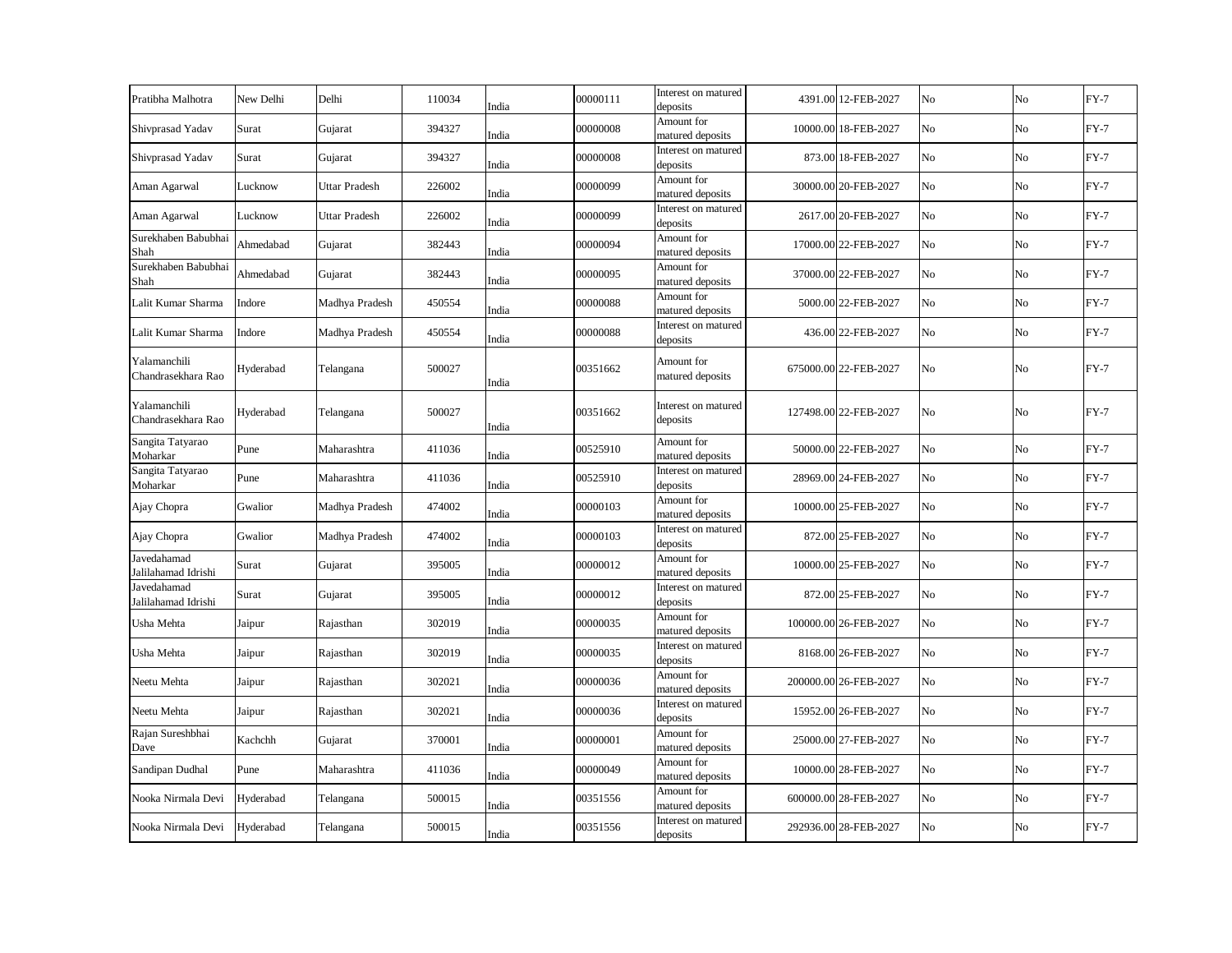| | | | | | | | | | | | |
|---|---|---|---|---|---|---|---|---|---|---|---|
| Pratibha Malhotra | New Delhi | Delhi | 110034 | India | 00000111 | Interest on matured deposits | 4391.00 | 12-FEB-2027 | No | No | FY-7 |
| Shivprasad Yadav | Surat | Gujarat | 394327 | India | 00000008 | Amount for matured deposits | 10000.00 | 18-FEB-2027 | No | No | FY-7 |
| Shivprasad Yadav | Surat | Gujarat | 394327 | India | 00000008 | Interest on matured deposits | 873.00 | 18-FEB-2027 | No | No | FY-7 |
| Aman Agarwal | Lucknow | Uttar Pradesh | 226002 | India | 00000099 | Amount for matured deposits | 30000.00 | 20-FEB-2027 | No | No | FY-7 |
| Aman Agarwal | Lucknow | Uttar Pradesh | 226002 | India | 00000099 | Interest on matured deposits | 2617.00 | 20-FEB-2027 | No | No | FY-7 |
| Surekhaben Babubhai Shah | Ahmedabad | Gujarat | 382443 | India | 00000094 | Amount for matured deposits | 17000.00 | 22-FEB-2027 | No | No | FY-7 |
| Surekhaben Babubhai Shah | Ahmedabad | Gujarat | 382443 | India | 00000095 | Amount for matured deposits | 37000.00 | 22-FEB-2027 | No | No | FY-7 |
| Lalit Kumar Sharma | Indore | Madhya Pradesh | 450554 | India | 00000088 | Amount for matured deposits | 5000.00 | 22-FEB-2027 | No | No | FY-7 |
| Lalit Kumar Sharma | Indore | Madhya Pradesh | 450554 | India | 00000088 | Interest on matured deposits | 436.00 | 22-FEB-2027 | No | No | FY-7 |
| Yalamanchili Chandrasekhara Rao | Hyderabad | Telangana | 500027 | India | 00351662 | Amount for matured deposits | 675000.00 | 22-FEB-2027 | No | No | FY-7 |
| Yalamanchili Chandrasekhara Rao | Hyderabad | Telangana | 500027 | India | 00351662 | Interest on matured deposits | 127498.00 | 22-FEB-2027 | No | No | FY-7 |
| Sangita Tatyarao Moharkar | Pune | Maharashtra | 411036 | India | 00525910 | Amount for matured deposits | 50000.00 | 22-FEB-2027 | No | No | FY-7 |
| Sangita Tatyarao Moharkar | Pune | Maharashtra | 411036 | India | 00525910 | Interest on matured deposits | 28969.00 | 24-FEB-2027 | No | No | FY-7 |
| Ajay Chopra | Gwalior | Madhya Pradesh | 474002 | India | 00000103 | Amount for matured deposits | 10000.00 | 25-FEB-2027 | No | No | FY-7 |
| Ajay Chopra | Gwalior | Madhya Pradesh | 474002 | India | 00000103 | Interest on matured deposits | 872.00 | 25-FEB-2027 | No | No | FY-7 |
| Javedahamad Jalilahamad Idrishi | Surat | Gujarat | 395005 | India | 00000012 | Amount for matured deposits | 10000.00 | 25-FEB-2027 | No | No | FY-7 |
| Javedahamad Jalilahamad Idrishi | Surat | Gujarat | 395005 | India | 00000012 | Interest on matured deposits | 872.00 | 25-FEB-2027 | No | No | FY-7 |
| Usha Mehta | Jaipur | Rajasthan | 302019 | India | 00000035 | Amount for matured deposits | 100000.00 | 26-FEB-2027 | No | No | FY-7 |
| Usha Mehta | Jaipur | Rajasthan | 302019 | India | 00000035 | Interest on matured deposits | 8168.00 | 26-FEB-2027 | No | No | FY-7 |
| Neetu Mehta | Jaipur | Rajasthan | 302021 | India | 00000036 | Amount for matured deposits | 200000.00 | 26-FEB-2027 | No | No | FY-7 |
| Neetu Mehta | Jaipur | Rajasthan | 302021 | India | 00000036 | Interest on matured deposits | 15952.00 | 26-FEB-2027 | No | No | FY-7 |
| Rajan Sureshbhai Dave | Kachchh | Gujarat | 370001 | India | 00000001 | Amount for matured deposits | 25000.00 | 27-FEB-2027 | No | No | FY-7 |
| Sandipan Dudhal | Pune | Maharashtra | 411036 | India | 00000049 | Amount for matured deposits | 10000.00 | 28-FEB-2027 | No | No | FY-7 |
| Nooka Nirmala Devi | Hyderabad | Telangana | 500015 | India | 00351556 | Amount for matured deposits | 600000.00 | 28-FEB-2027 | No | No | FY-7 |
| Nooka Nirmala Devi | Hyderabad | Telangana | 500015 | India | 00351556 | Interest on matured deposits | 292936.00 | 28-FEB-2027 | No | No | FY-7 |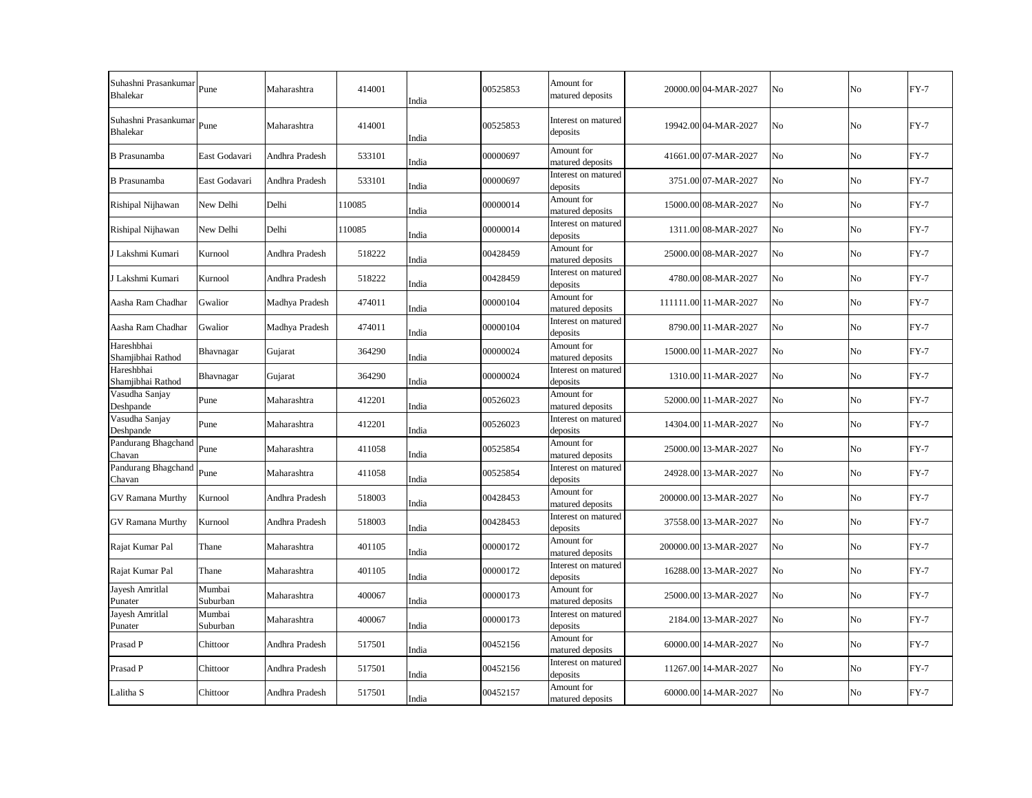| | | | | | | | | | | | |
|---|---|---|---|---|---|---|---|---|---|---|---|
| Suhashni Prasankumar Bhalekar | Pune | Maharashtra | 414001 | India | 00525853 | Amount for matured deposits | 20000.00 | 04-MAR-2027 | No | No | FY-7 |
| Suhashni Prasankumar Bhalekar | Pune | Maharashtra | 414001 | India | 00525853 | Interest on matured deposits | 19942.00 | 04-MAR-2027 | No | No | FY-7 |
| B Prasunamba | East Godavari | Andhra Pradesh | 533101 | India | 00000697 | Amount for matured deposits | 41661.00 | 07-MAR-2027 | No | No | FY-7 |
| B Prasunamba | East Godavari | Andhra Pradesh | 533101 | India | 00000697 | Interest on matured deposits | 3751.00 | 07-MAR-2027 | No | No | FY-7 |
| Rishipal Nijhawan | New Delhi | Delhi | 110085 | India | 00000014 | Amount for matured deposits | 15000.00 | 08-MAR-2027 | No | No | FY-7 |
| Rishipal Nijhawan | New Delhi | Delhi | 110085 | India | 00000014 | Interest on matured deposits | 1311.00 | 08-MAR-2027 | No | No | FY-7 |
| J Lakshmi Kumari | Kurnool | Andhra Pradesh | 518222 | India | 00428459 | Amount for matured deposits | 25000.00 | 08-MAR-2027 | No | No | FY-7 |
| J Lakshmi Kumari | Kurnool | Andhra Pradesh | 518222 | India | 00428459 | Interest on matured deposits | 4780.00 | 08-MAR-2027 | No | No | FY-7 |
| Aasha Ram Chadhar | Gwalior | Madhya Pradesh | 474011 | India | 00000104 | Amount for matured deposits | 111111.00 | 11-MAR-2027 | No | No | FY-7 |
| Aasha Ram Chadhar | Gwalior | Madhya Pradesh | 474011 | India | 00000104 | Interest on matured deposits | 8790.00 | 11-MAR-2027 | No | No | FY-7 |
| Hareshbhai Shamjibhai Rathod | Bhavnagar | Gujarat | 364290 | India | 00000024 | Amount for matured deposits | 15000.00 | 11-MAR-2027 | No | No | FY-7 |
| Hareshbhai Shamjibhai Rathod | Bhavnagar | Gujarat | 364290 | India | 00000024 | Interest on matured deposits | 1310.00 | 11-MAR-2027 | No | No | FY-7 |
| Vasudha Sanjay Deshpande | Pune | Maharashtra | 412201 | India | 00526023 | Amount for matured deposits | 52000.00 | 11-MAR-2027 | No | No | FY-7 |
| Vasudha Sanjay Deshpande | Pune | Maharashtra | 412201 | India | 00526023 | Interest on matured deposits | 14304.00 | 11-MAR-2027 | No | No | FY-7 |
| Pandurang Bhagchand Chavan | Pune | Maharashtra | 411058 | India | 00525854 | Amount for matured deposits | 25000.00 | 13-MAR-2027 | No | No | FY-7 |
| Pandurang Bhagchand Chavan | Pune | Maharashtra | 411058 | India | 00525854 | Interest on matured deposits | 24928.00 | 13-MAR-2027 | No | No | FY-7 |
| GV Ramana Murthy | Kurnool | Andhra Pradesh | 518003 | India | 00428453 | Amount for matured deposits | 200000.00 | 13-MAR-2027 | No | No | FY-7 |
| GV Ramana Murthy | Kurnool | Andhra Pradesh | 518003 | India | 00428453 | Interest on matured deposits | 37558.00 | 13-MAR-2027 | No | No | FY-7 |
| Rajat Kumar Pal | Thane | Maharashtra | 401105 | India | 00000172 | Amount for matured deposits | 200000.00 | 13-MAR-2027 | No | No | FY-7 |
| Rajat Kumar Pal | Thane | Maharashtra | 401105 | India | 00000172 | Interest on matured deposits | 16288.00 | 13-MAR-2027 | No | No | FY-7 |
| Jayesh Amritlal Punater | Mumbai Suburban | Maharashtra | 400067 | India | 00000173 | Amount for matured deposits | 25000.00 | 13-MAR-2027 | No | No | FY-7 |
| Jayesh Amritlal Punater | Mumbai Suburban | Maharashtra | 400067 | India | 00000173 | Interest on matured deposits | 2184.00 | 13-MAR-2027 | No | No | FY-7 |
| Prasad P | Chittoor | Andhra Pradesh | 517501 | India | 00452156 | Amount for matured deposits | 60000.00 | 14-MAR-2027 | No | No | FY-7 |
| Prasad P | Chittoor | Andhra Pradesh | 517501 | India | 00452156 | Interest on matured deposits | 11267.00 | 14-MAR-2027 | No | No | FY-7 |
| Lalitha S | Chittoor | Andhra Pradesh | 517501 | India | 00452157 | Amount for matured deposits | 60000.00 | 14-MAR-2027 | No | No | FY-7 |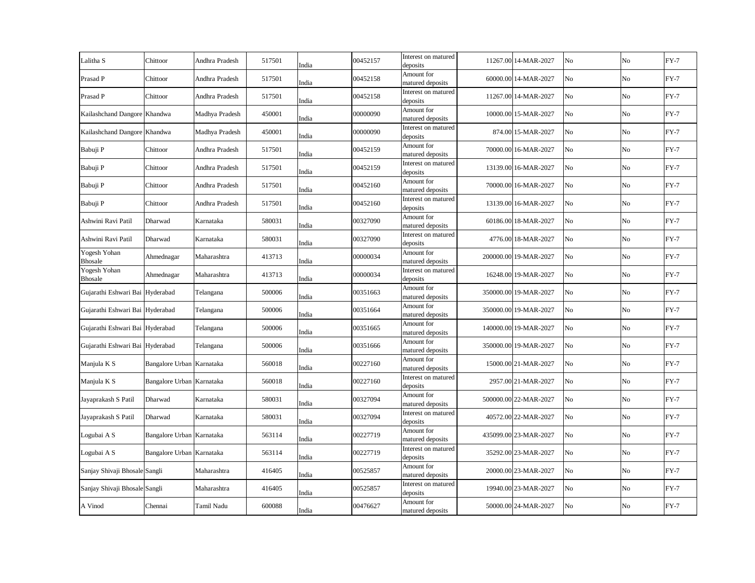| | | | | | | | | | | |
|---|---|---|---|---|---|---|---|---|---|---|
| Lalitha S | Chittoor | Andhra Pradesh | 517501 | India | 00452157 | Interest on matured deposits | 11267.00 | 14-MAR-2027 | No | No | FY-7 |
| Prasad P | Chittoor | Andhra Pradesh | 517501 | India | 00452158 | Amount for matured deposits | 60000.00 | 14-MAR-2027 | No | No | FY-7 |
| Prasad P | Chittoor | Andhra Pradesh | 517501 | India | 00452158 | Interest on matured deposits | 11267.00 | 14-MAR-2027 | No | No | FY-7 |
| Kailashchand Dangore | Khandwa | Madhya Pradesh | 450001 | India | 00000090 | Amount for matured deposits | 10000.00 | 15-MAR-2027 | No | No | FY-7 |
| Kailashchand Dangore | Khandwa | Madhya Pradesh | 450001 | India | 00000090 | Interest on matured deposits | 874.00 | 15-MAR-2027 | No | No | FY-7 |
| Babuji P | Chittoor | Andhra Pradesh | 517501 | India | 00452159 | Amount for matured deposits | 70000.00 | 16-MAR-2027 | No | No | FY-7 |
| Babuji P | Chittoor | Andhra Pradesh | 517501 | India | 00452159 | Interest on matured deposits | 13139.00 | 16-MAR-2027 | No | No | FY-7 |
| Babuji P | Chittoor | Andhra Pradesh | 517501 | India | 00452160 | Amount for matured deposits | 70000.00 | 16-MAR-2027 | No | No | FY-7 |
| Babuji P | Chittoor | Andhra Pradesh | 517501 | India | 00452160 | Interest on matured deposits | 13139.00 | 16-MAR-2027 | No | No | FY-7 |
| Ashwini Ravi Patil | Dharwad | Karnataka | 580031 | India | 00327090 | Amount for matured deposits | 60186.00 | 18-MAR-2027 | No | No | FY-7 |
| Ashwini Ravi Patil | Dharwad | Karnataka | 580031 | India | 00327090 | Interest on matured deposits | 4776.00 | 18-MAR-2027 | No | No | FY-7 |
| Yogesh Yohan Bhosale | Ahmednagar | Maharashtra | 413713 | India | 00000034 | Amount for matured deposits | 200000.00 | 19-MAR-2027 | No | No | FY-7 |
| Yogesh Yohan Bhosale | Ahmednagar | Maharashtra | 413713 | India | 00000034 | Interest on matured deposits | 16248.00 | 19-MAR-2027 | No | No | FY-7 |
| Gujarathi Eshwari Bai | Hyderabad | Telangana | 500006 | India | 00351663 | Amount for matured deposits | 350000.00 | 19-MAR-2027 | No | No | FY-7 |
| Gujarathi Eshwari Bai | Hyderabad | Telangana | 500006 | India | 00351664 | Amount for matured deposits | 350000.00 | 19-MAR-2027 | No | No | FY-7 |
| Gujarathi Eshwari Bai | Hyderabad | Telangana | 500006 | India | 00351665 | Amount for matured deposits | 140000.00 | 19-MAR-2027 | No | No | FY-7 |
| Gujarathi Eshwari Bai | Hyderabad | Telangana | 500006 | India | 00351666 | Amount for matured deposits | 350000.00 | 19-MAR-2027 | No | No | FY-7 |
| Manjula K S | Bangalore Urban | Karnataka | 560018 | India | 00227160 | Amount for matured deposits | 15000.00 | 21-MAR-2027 | No | No | FY-7 |
| Manjula K S | Bangalore Urban | Karnataka | 560018 | India | 00227160 | Interest on matured deposits | 2957.00 | 21-MAR-2027 | No | No | FY-7 |
| Jayaprakash S Patil | Dharwad | Karnataka | 580031 | India | 00327094 | Amount for matured deposits | 500000.00 | 22-MAR-2027 | No | No | FY-7 |
| Jayaprakash S Patil | Dharwad | Karnataka | 580031 | India | 00327094 | Interest on matured deposits | 40572.00 | 22-MAR-2027 | No | No | FY-7 |
| Logubai A S | Bangalore Urban | Karnataka | 563114 | India | 00227719 | Amount for matured deposits | 435099.00 | 23-MAR-2027 | No | No | FY-7 |
| Logubai A S | Bangalore Urban | Karnataka | 563114 | India | 00227719 | Interest on matured deposits | 35292.00 | 23-MAR-2027 | No | No | FY-7 |
| Sanjay Shivaji Bhosale | Sangli | Maharashtra | 416405 | India | 00525857 | Amount for matured deposits | 20000.00 | 23-MAR-2027 | No | No | FY-7 |
| Sanjay Shivaji Bhosale | Sangli | Maharashtra | 416405 | India | 00525857 | Interest on matured deposits | 19940.00 | 23-MAR-2027 | No | No | FY-7 |
| A Vinod | Chennai | Tamil Nadu | 600088 | India | 00476627 | Amount for matured deposits | 50000.00 | 24-MAR-2027 | No | No | FY-7 |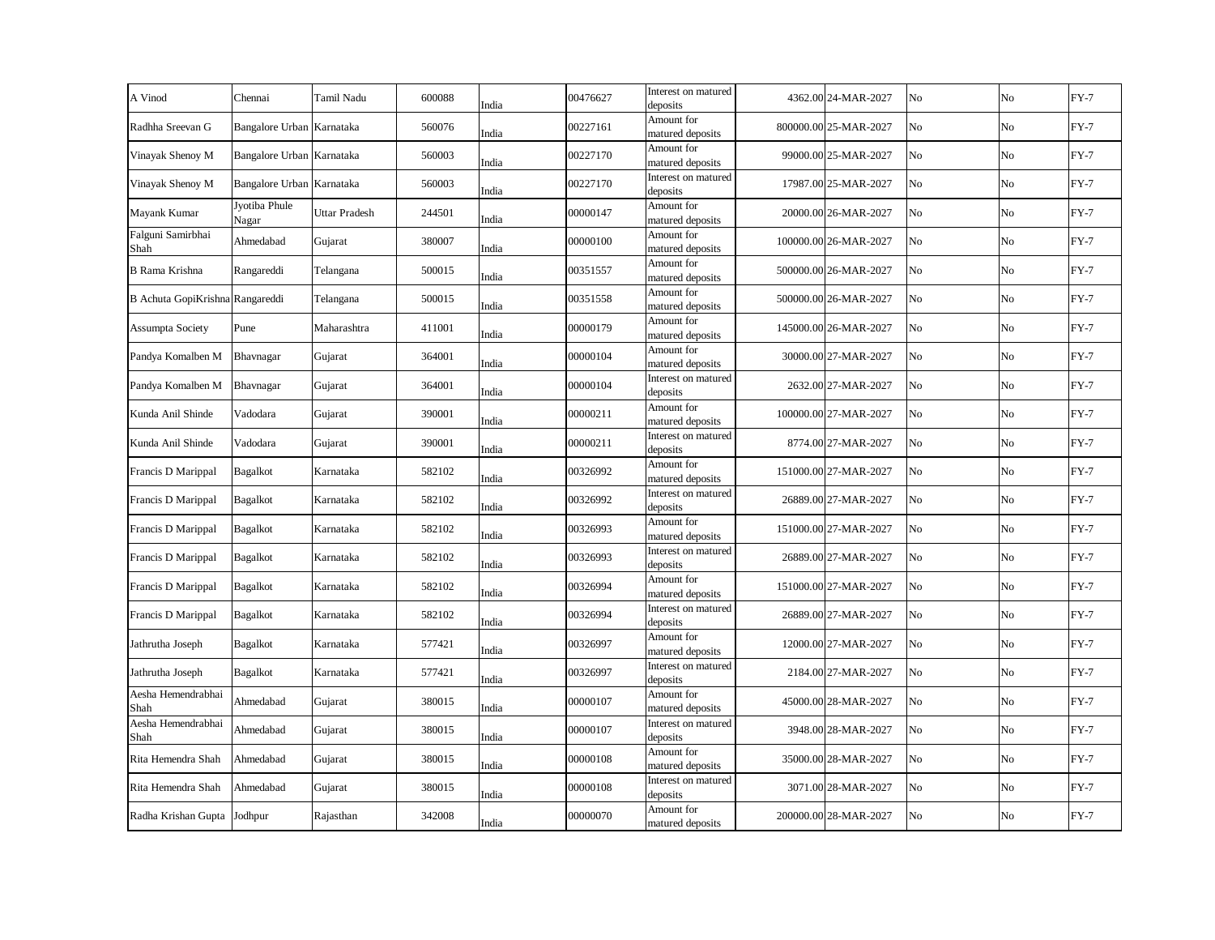| A Vinod | Chennai | Tamil Nadu | 600088 | India | 00476627 | Interest on matured deposits | 4362.00 | 24-MAR-2027 | No | No | FY-7 |
|---|---|---|---|---|---|---|---|---|---|---|---|
| Radhha Sreevan G | Bangalore Urban | Karnataka | 560076 | India | 00227161 | Amount for matured deposits | 800000.00 | 25-MAR-2027 | No | No | FY-7 |
| Vinayak Shenoy M | Bangalore Urban | Karnataka | 560003 | India | 00227170 | Amount for matured deposits | 99000.00 | 25-MAR-2027 | No | No | FY-7 |
| Vinayak Shenoy M | Bangalore Urban | Karnataka | 560003 | India | 00227170 | Interest on matured deposits | 17987.00 | 25-MAR-2027 | No | No | FY-7 |
| Mayank Kumar | Jyotiba Phule Nagar | Uttar Pradesh | 244501 | India | 00000147 | Amount for matured deposits | 20000.00 | 26-MAR-2027 | No | No | FY-7 |
| Falguni Samirbhai Shah | Ahmedabad | Gujarat | 380007 | India | 00000100 | Amount for matured deposits | 100000.00 | 26-MAR-2027 | No | No | FY-7 |
| B Rama Krishna | Rangareddi | Telangana | 500015 | India | 00351557 | Amount for matured deposits | 500000.00 | 26-MAR-2027 | No | No | FY-7 |
| B Achuta GopiKrishna | Rangareddi | Telangana | 500015 | India | 00351558 | Amount for matured deposits | 500000.00 | 26-MAR-2027 | No | No | FY-7 |
| Assumpta Society | Pune | Maharashtra | 411001 | India | 00000179 | Amount for matured deposits | 145000.00 | 26-MAR-2027 | No | No | FY-7 |
| Pandya Komalben M | Bhavnagar | Gujarat | 364001 | India | 00000104 | Amount for matured deposits | 30000.00 | 27-MAR-2027 | No | No | FY-7 |
| Pandya Komalben M | Bhavnagar | Gujarat | 364001 | India | 00000104 | Interest on matured deposits | 2632.00 | 27-MAR-2027 | No | No | FY-7 |
| Kunda Anil Shinde | Vadodara | Gujarat | 390001 | India | 00000211 | Amount for matured deposits | 100000.00 | 27-MAR-2027 | No | No | FY-7 |
| Kunda Anil Shinde | Vadodara | Gujarat | 390001 | India | 00000211 | Interest on matured deposits | 8774.00 | 27-MAR-2027 | No | No | FY-7 |
| Francis D Marippal | Bagalkot | Karnataka | 582102 | India | 00326992 | Amount for matured deposits | 151000.00 | 27-MAR-2027 | No | No | FY-7 |
| Francis D Marippal | Bagalkot | Karnataka | 582102 | India | 00326992 | Interest on matured deposits | 26889.00 | 27-MAR-2027 | No | No | FY-7 |
| Francis D Marippal | Bagalkot | Karnataka | 582102 | India | 00326993 | Amount for matured deposits | 151000.00 | 27-MAR-2027 | No | No | FY-7 |
| Francis D Marippal | Bagalkot | Karnataka | 582102 | India | 00326993 | Interest on matured deposits | 26889.00 | 27-MAR-2027 | No | No | FY-7 |
| Francis D Marippal | Bagalkot | Karnataka | 582102 | India | 00326994 | Amount for matured deposits | 151000.00 | 27-MAR-2027 | No | No | FY-7 |
| Francis D Marippal | Bagalkot | Karnataka | 582102 | India | 00326994 | Interest on matured deposits | 26889.00 | 27-MAR-2027 | No | No | FY-7 |
| Jathrutha Joseph | Bagalkot | Karnataka | 577421 | India | 00326997 | Amount for matured deposits | 12000.00 | 27-MAR-2027 | No | No | FY-7 |
| Jathrutha Joseph | Bagalkot | Karnataka | 577421 | India | 00326997 | Interest on matured deposits | 2184.00 | 27-MAR-2027 | No | No | FY-7 |
| Aesha Hemendrabhai Shah | Ahmedabad | Gujarat | 380015 | India | 00000107 | Amount for matured deposits | 45000.00 | 28-MAR-2027 | No | No | FY-7 |
| Aesha Hemendrabhai Shah | Ahmedabad | Gujarat | 380015 | India | 00000107 | Interest on matured deposits | 3948.00 | 28-MAR-2027 | No | No | FY-7 |
| Rita Hemendra Shah | Ahmedabad | Gujarat | 380015 | India | 00000108 | Amount for matured deposits | 35000.00 | 28-MAR-2027 | No | No | FY-7 |
| Rita Hemendra Shah | Ahmedabad | Gujarat | 380015 | India | 00000108 | Interest on matured deposits | 3071.00 | 28-MAR-2027 | No | No | FY-7 |
| Radha Krishan Gupta | Jodhpur | Rajasthan | 342008 | India | 00000070 | Amount for matured deposits | 200000.00 | 28-MAR-2027 | No | No | FY-7 |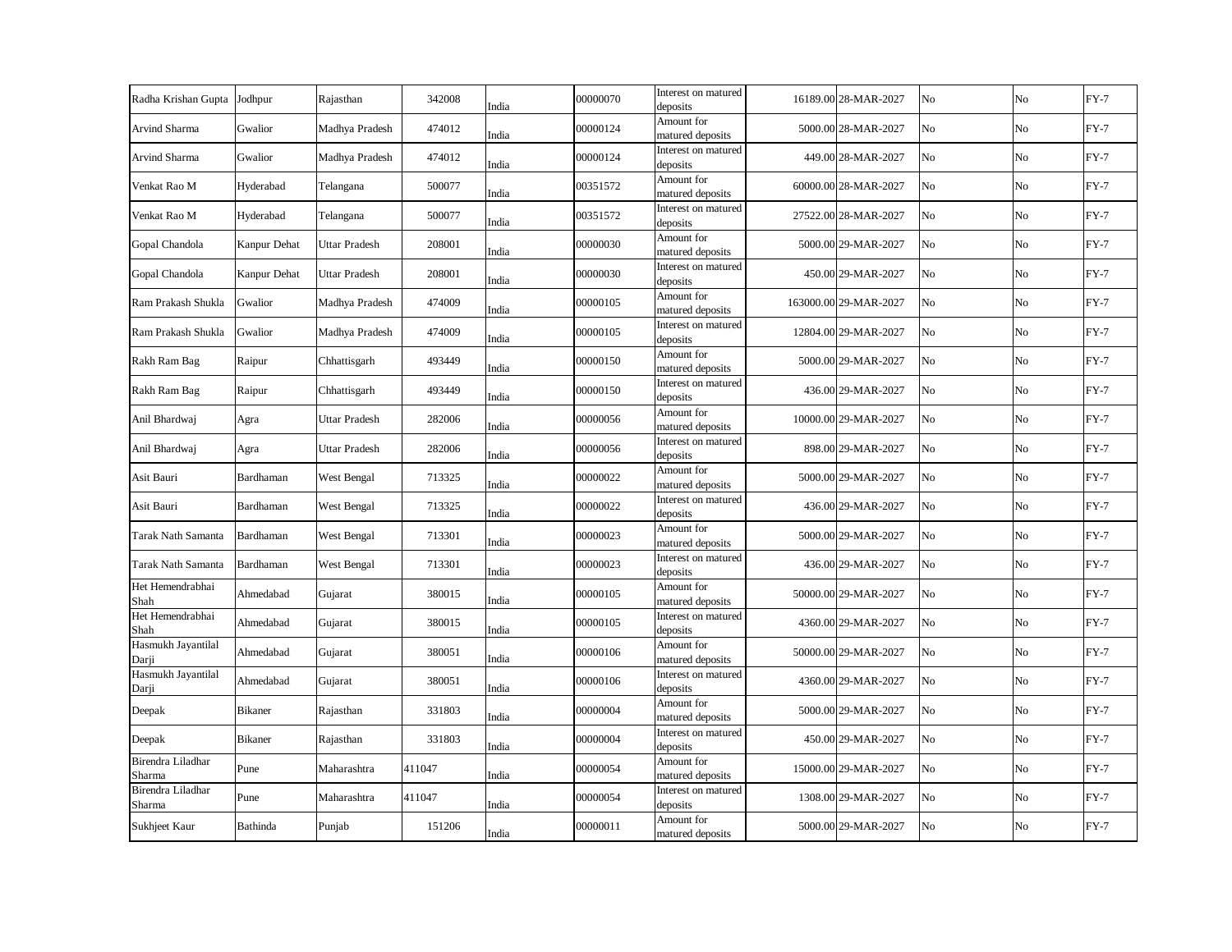| | | | | | | | | | | | |
|---|---|---|---|---|---|---|---|---|---|---|---|
| Radha Krishan Gupta | Jodhpur | Rajasthan | 342008 | India | 00000070 | Interest on matured deposits | 16189.00 | 28-MAR-2027 | No | No | FY-7 |
| Arvind Sharma | Gwalior | Madhya Pradesh | 474012 | India | 00000124 | Amount for matured deposits | 5000.00 | 28-MAR-2027 | No | No | FY-7 |
| Arvind Sharma | Gwalior | Madhya Pradesh | 474012 | India | 00000124 | Interest on matured deposits | 449.00 | 28-MAR-2027 | No | No | FY-7 |
| Venkat Rao M | Hyderabad | Telangana | 500077 | India | 00351572 | Amount for matured deposits | 60000.00 | 28-MAR-2027 | No | No | FY-7 |
| Venkat Rao M | Hyderabad | Telangana | 500077 | India | 00351572 | Interest on matured deposits | 27522.00 | 28-MAR-2027 | No | No | FY-7 |
| Gopal Chandola | Kanpur Dehat | Uttar Pradesh | 208001 | India | 00000030 | Amount for matured deposits | 5000.00 | 29-MAR-2027 | No | No | FY-7 |
| Gopal Chandola | Kanpur Dehat | Uttar Pradesh | 208001 | India | 00000030 | Interest on matured deposits | 450.00 | 29-MAR-2027 | No | No | FY-7 |
| Ram Prakash Shukla | Gwalior | Madhya Pradesh | 474009 | India | 00000105 | Amount for matured deposits | 163000.00 | 29-MAR-2027 | No | No | FY-7 |
| Ram Prakash Shukla | Gwalior | Madhya Pradesh | 474009 | India | 00000105 | Interest on matured deposits | 12804.00 | 29-MAR-2027 | No | No | FY-7 |
| Rakh Ram Bag | Raipur | Chhattisgarh | 493449 | India | 00000150 | Amount for matured deposits | 5000.00 | 29-MAR-2027 | No | No | FY-7 |
| Rakh Ram Bag | Raipur | Chhattisgarh | 493449 | India | 00000150 | Interest on matured deposits | 436.00 | 29-MAR-2027 | No | No | FY-7 |
| Anil Bhardwaj | Agra | Uttar Pradesh | 282006 | India | 00000056 | Amount for matured deposits | 10000.00 | 29-MAR-2027 | No | No | FY-7 |
| Anil Bhardwaj | Agra | Uttar Pradesh | 282006 | India | 00000056 | Interest on matured deposits | 898.00 | 29-MAR-2027 | No | No | FY-7 |
| Asit Bauri | Bardhaman | West Bengal | 713325 | India | 00000022 | Amount for matured deposits | 5000.00 | 29-MAR-2027 | No | No | FY-7 |
| Asit Bauri | Bardhaman | West Bengal | 713325 | India | 00000022 | Interest on matured deposits | 436.00 | 29-MAR-2027 | No | No | FY-7 |
| Tarak Nath Samanta | Bardhaman | West Bengal | 713301 | India | 00000023 | Amount for matured deposits | 5000.00 | 29-MAR-2027 | No | No | FY-7 |
| Tarak Nath Samanta | Bardhaman | West Bengal | 713301 | India | 00000023 | Interest on matured deposits | 436.00 | 29-MAR-2027 | No | No | FY-7 |
| Het Hemendrabhai Shah | Ahmedabad | Gujarat | 380015 | India | 00000105 | Amount for matured deposits | 50000.00 | 29-MAR-2027 | No | No | FY-7 |
| Het Hemendrabhai Shah | Ahmedabad | Gujarat | 380015 | India | 00000105 | Interest on matured deposits | 4360.00 | 29-MAR-2027 | No | No | FY-7 |
| Hasmukh Jayantilal Darji | Ahmedabad | Gujarat | 380051 | India | 00000106 | Amount for matured deposits | 50000.00 | 29-MAR-2027 | No | No | FY-7 |
| Hasmukh Jayantilal Darji | Ahmedabad | Gujarat | 380051 | India | 00000106 | Interest on matured deposits | 4360.00 | 29-MAR-2027 | No | No | FY-7 |
| Deepak | Bikaner | Rajasthan | 331803 | India | 00000004 | Amount for matured deposits | 5000.00 | 29-MAR-2027 | No | No | FY-7 |
| Deepak | Bikaner | Rajasthan | 331803 | India | 00000004 | Interest on matured deposits | 450.00 | 29-MAR-2027 | No | No | FY-7 |
| Birendra Liladhar Sharma | Pune | Maharashtra | 411047 | India | 00000054 | Amount for matured deposits | 15000.00 | 29-MAR-2027 | No | No | FY-7 |
| Birendra Liladhar Sharma | Pune | Maharashtra | 411047 | India | 00000054 | Interest on matured deposits | 1308.00 | 29-MAR-2027 | No | No | FY-7 |
| Sukhjeet Kaur | Bathinda | Punjab | 151206 | India | 00000011 | Amount for matured deposits | 5000.00 | 29-MAR-2027 | No | No | FY-7 |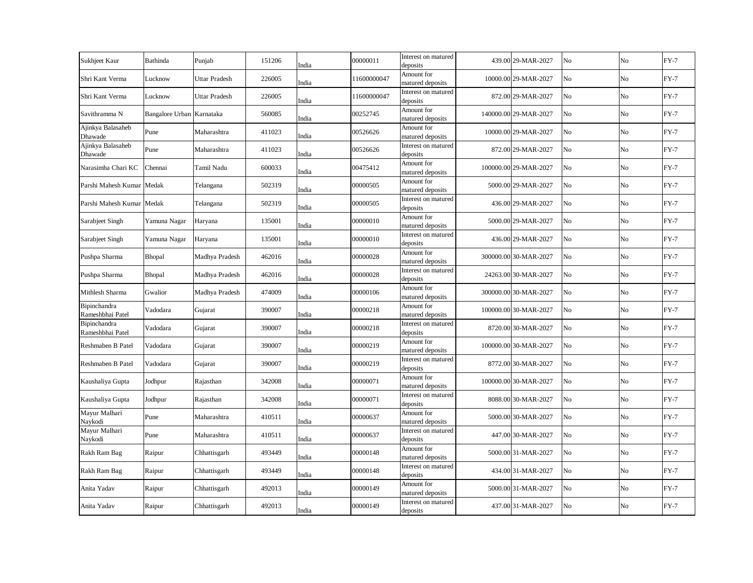| | | | | | | | | | | | |
|---|---|---|---|---|---|---|---|---|---|---|---|
| Sukhjeet Kaur | Bathinda | Punjab | 151206 | India | 00000011 | Interest on matured deposits | 439.00 | 29-MAR-2027 | No | No | FY-7 |
| Shri Kant Verma | Lucknow | Uttar Pradesh | 226005 | India | 11600000047 | Amount for matured deposits | 10000.00 | 29-MAR-2027 | No | No | FY-7 |
| Shri Kant Verma | Lucknow | Uttar Pradesh | 226005 | India | 11600000047 | Interest on matured deposits | 872.00 | 29-MAR-2027 | No | No | FY-7 |
| Savithramma N | Bangalore Urban | Karnataka | 560085 | India | 00252745 | Amount for matured deposits | 140000.00 | 29-MAR-2027 | No | No | FY-7 |
| Ajinkya Balasaheb Dhawade | Pune | Maharashtra | 411023 | India | 00526626 | Amount for matured deposits | 10000.00 | 29-MAR-2027 | No | No | FY-7 |
| Ajinkya Balasaheb Dhawade | Pune | Maharashtra | 411023 | India | 00526626 | Interest on matured deposits | 872.00 | 29-MAR-2027 | No | No | FY-7 |
| Narasimha Chari KC | Chennai | Tamil Nadu | 600033 | India | 00475412 | Amount for matured deposits | 100000.00 | 29-MAR-2027 | No | No | FY-7 |
| Parshi Mahesh Kumar | Medak | Telangana | 502319 | India | 00000505 | Amount for matured deposits | 5000.00 | 29-MAR-2027 | No | No | FY-7 |
| Parshi Mahesh Kumar | Medak | Telangana | 502319 | India | 00000505 | Interest on matured deposits | 436.00 | 29-MAR-2027 | No | No | FY-7 |
| Sarabjeet Singh | Yamuna Nagar | Haryana | 135001 | India | 00000010 | Amount for matured deposits | 5000.00 | 29-MAR-2027 | No | No | FY-7 |
| Sarabjeet Singh | Yamuna Nagar | Haryana | 135001 | India | 00000010 | Interest on matured deposits | 436.00 | 29-MAR-2027 | No | No | FY-7 |
| Pushpa Sharma | Bhopal | Madhya Pradesh | 462016 | India | 00000028 | Amount for matured deposits | 300000.00 | 30-MAR-2027 | No | No | FY-7 |
| Pushpa Sharma | Bhopal | Madhya Pradesh | 462016 | India | 00000028 | Interest on matured deposits | 24263.00 | 30-MAR-2027 | No | No | FY-7 |
| Mithlesh Sharma | Gwalior | Madhya Pradesh | 474009 | India | 00000106 | Amount for matured deposits | 300000.00 | 30-MAR-2027 | No | No | FY-7 |
| Bipinchandra Rameshbhai Patel | Vadodara | Gujarat | 390007 | India | 00000218 | Amount for matured deposits | 100000.00 | 30-MAR-2027 | No | No | FY-7 |
| Bipinchandra Rameshbhai Patel | Vadodara | Gujarat | 390007 | India | 00000218 | Interest on matured deposits | 8720.00 | 30-MAR-2027 | No | No | FY-7 |
| Reshmaben B Patel | Vadodara | Gujarat | 390007 | India | 00000219 | Amount for matured deposits | 100000.00 | 30-MAR-2027 | No | No | FY-7 |
| Reshmaben B Patel | Vadodara | Gujarat | 390007 | India | 00000219 | Interest on matured deposits | 8772.00 | 30-MAR-2027 | No | No | FY-7 |
| Kaushaliya Gupta | Jodhpur | Rajasthan | 342008 | India | 00000071 | Amount for matured deposits | 100000.00 | 30-MAR-2027 | No | No | FY-7 |
| Kaushaliya Gupta | Jodhpur | Rajasthan | 342008 | India | 00000071 | Interest on matured deposits | 8088.00 | 30-MAR-2027 | No | No | FY-7 |
| Mayur Malhari Naykodi | Pune | Maharashtra | 410511 | India | 00000637 | Amount for matured deposits | 5000.00 | 30-MAR-2027 | No | No | FY-7 |
| Mayur Malhari Naykodi | Pune | Maharashtra | 410511 | India | 00000637 | Interest on matured deposits | 447.00 | 30-MAR-2027 | No | No | FY-7 |
| Rakh Ram Bag | Raipur | Chhattisgarh | 493449 | India | 00000148 | Amount for matured deposits | 5000.00 | 31-MAR-2027 | No | No | FY-7 |
| Rakh Ram Bag | Raipur | Chhattisgarh | 493449 | India | 00000148 | Interest on matured deposits | 434.00 | 31-MAR-2027 | No | No | FY-7 |
| Anita Yadav | Raipur | Chhattisgarh | 492013 | India | 00000149 | Amount for matured deposits | 5000.00 | 31-MAR-2027 | No | No | FY-7 |
| Anita Yadav | Raipur | Chhattisgarh | 492013 | India | 00000149 | Interest on matured deposits | 437.00 | 31-MAR-2027 | No | No | FY-7 |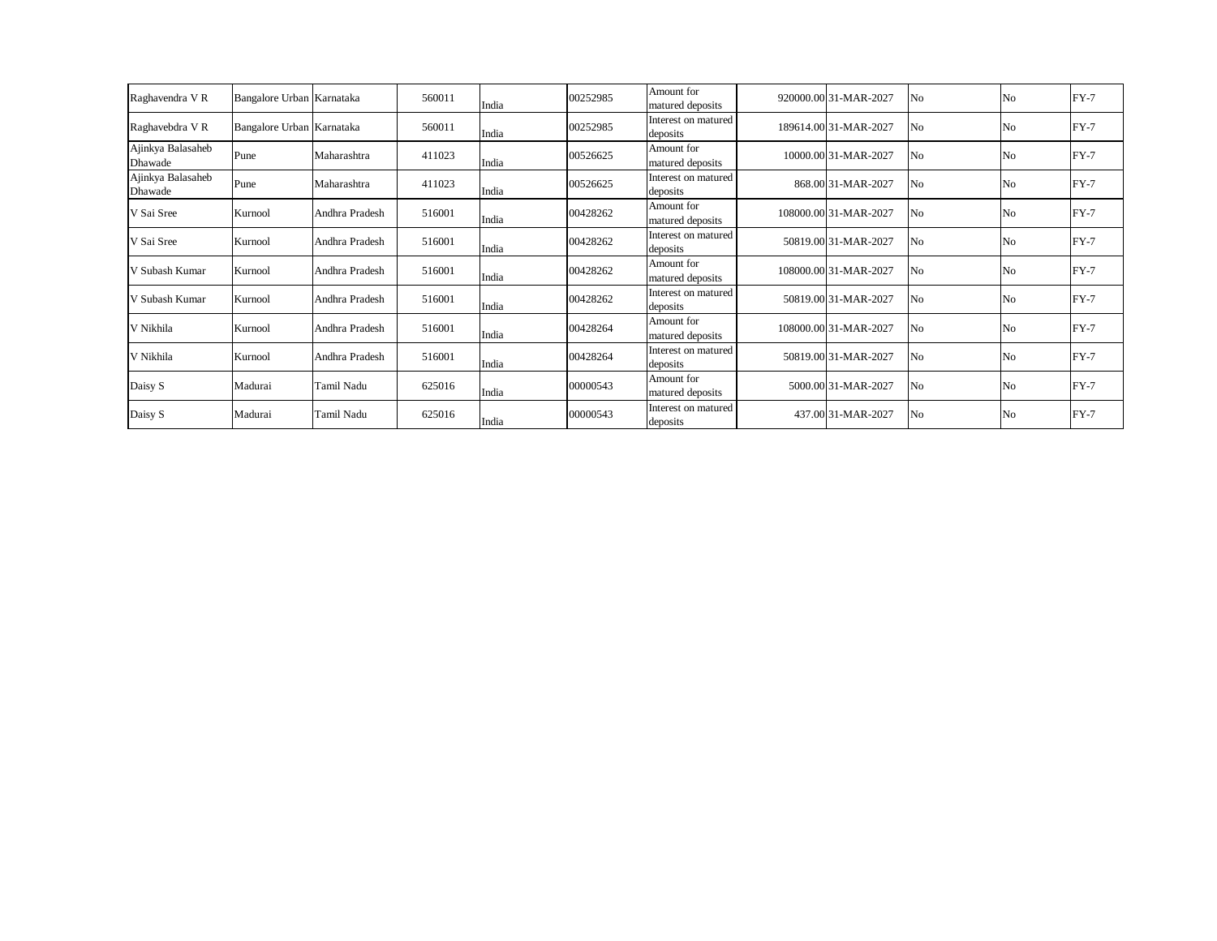| | | | | | | | | | | | |
|---|---|---|---|---|---|---|---|---|---|---|---|
| Raghavendra V R | Bangalore Urban | Karnataka | 560011 | India | 00252985 | Amount for matured deposits | 920000.00 | 31-MAR-2027 | No | No | FY-7 |
| Raghavebdra V R | Bangalore Urban | Karnataka | 560011 | India | 00252985 | Interest on matured deposits | 189614.00 | 31-MAR-2027 | No | No | FY-7 |
| Ajinkya Balasaheb Dhawade | Pune | Maharashtra | 411023 | India | 00526625 | Amount for matured deposits | 10000.00 | 31-MAR-2027 | No | No | FY-7 |
| Ajinkya Balasaheb Dhawade | Pune | Maharashtra | 411023 | India | 00526625 | Interest on matured deposits | 868.00 | 31-MAR-2027 | No | No | FY-7 |
| V Sai Sree | Kurnool | Andhra Pradesh | 516001 | India | 00428262 | Amount for matured deposits | 108000.00 | 31-MAR-2027 | No | No | FY-7 |
| V Sai Sree | Kurnool | Andhra Pradesh | 516001 | India | 00428262 | Interest on matured deposits | 50819.00 | 31-MAR-2027 | No | No | FY-7 |
| V Subash Kumar | Kurnool | Andhra Pradesh | 516001 | India | 00428262 | Amount for matured deposits | 108000.00 | 31-MAR-2027 | No | No | FY-7 |
| V Subash Kumar | Kurnool | Andhra Pradesh | 516001 | India | 00428262 | Interest on matured deposits | 50819.00 | 31-MAR-2027 | No | No | FY-7 |
| V Nikhila | Kurnool | Andhra Pradesh | 516001 | India | 00428264 | Amount for matured deposits | 108000.00 | 31-MAR-2027 | No | No | FY-7 |
| V Nikhila | Kurnool | Andhra Pradesh | 516001 | India | 00428264 | Interest on matured deposits | 50819.00 | 31-MAR-2027 | No | No | FY-7 |
| Daisy S | Madurai | Tamil Nadu | 625016 | India | 00000543 | Amount for matured deposits | 5000.00 | 31-MAR-2027 | No | No | FY-7 |
| Daisy S | Madurai | Tamil Nadu | 625016 | India | 00000543 | Interest on matured deposits | 437.00 | 31-MAR-2027 | No | No | FY-7 |